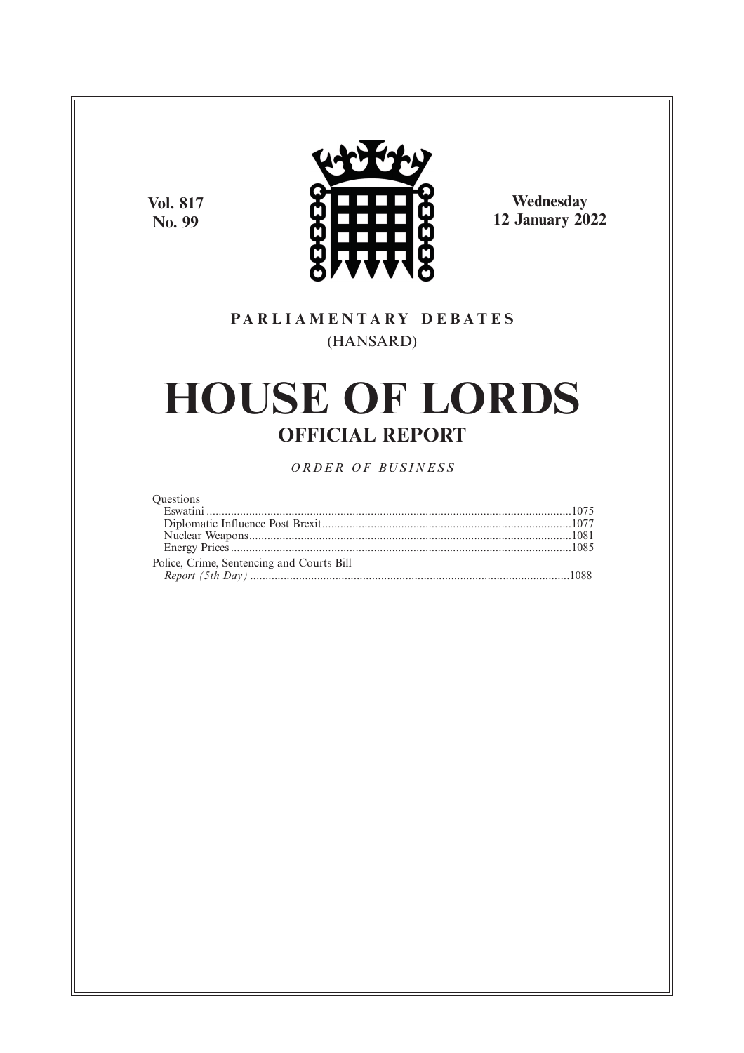Vol. 817
No. 99

Wednesday
12 January 2022

**PARLIAMENTARY DEBATES**
(HANSARD)

# HOUSE OF LORDS

## OFFICIAL REPORT

*ORDER OF BUSINESS*

Questions
- Eswatini ....................................................................................................................1075
- Diplomatic Influence Post Brexit ...............................................................................1077
- Nuclear Weapons ........................................................................................................1081
- Energy Prices ..............................................................................................................1085

Police, Crime, Sentencing and Courts Bill
- *Report (5th Day)* ......................................................................................................1088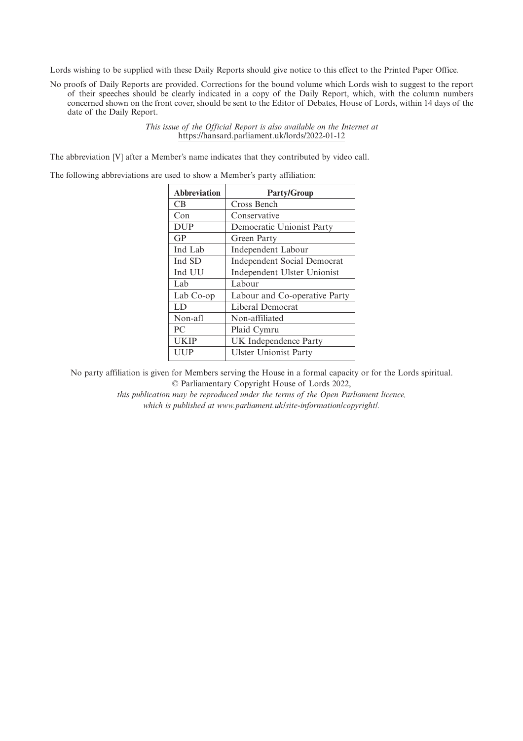Lords wishing to be supplied with these Daily Reports should give notice to this effect to the Printed Paper Office.

No proofs of Daily Reports are provided. Corrections for the bound volume which Lords wish to suggest to the report of their speeches should be clearly indicated in a copy of the Daily Report, which, with the column numbers concerned shown on the front cover, should be sent to the Editor of Debates, House of Lords, within 14 days of the date of the Daily Report.

*This issue of the Official Report is also available on the Internet at*
https://hansard.parliament.uk/lords/2022-01-12

The abbreviation [V] after a Member's name indicates that they contributed by video call.

The following abbreviations are used to show a Member's party affiliation:

| Abbreviation | Party/Group |
|---|---|
| CB | Cross Bench |
| Con | Conservative |
| DUP | Democratic Unionist Party |
| GP | Green Party |
| Ind Lab | Independent Labour |
| Ind SD | Independent Social Democrat |
| Ind UU | Independent Ulster Unionist |
| Lab | Labour |
| Lab Co-op | Labour and Co-operative Party |
| LD | Liberal Democrat |
| Non-afl | Non-affiliated |
| PC | Plaid Cymru |
| UKIP | UK Independence Party |
| UUP | Ulster Unionist Party |

No party affiliation is given for Members serving the House in a formal capacity or for the Lords spiritual.

© Parliamentary Copyright House of Lords 2022,

*this publication may be reproduced under the terms of the Open Parliament licence, which is published at www.parliament.uk/site-information/copyright/.*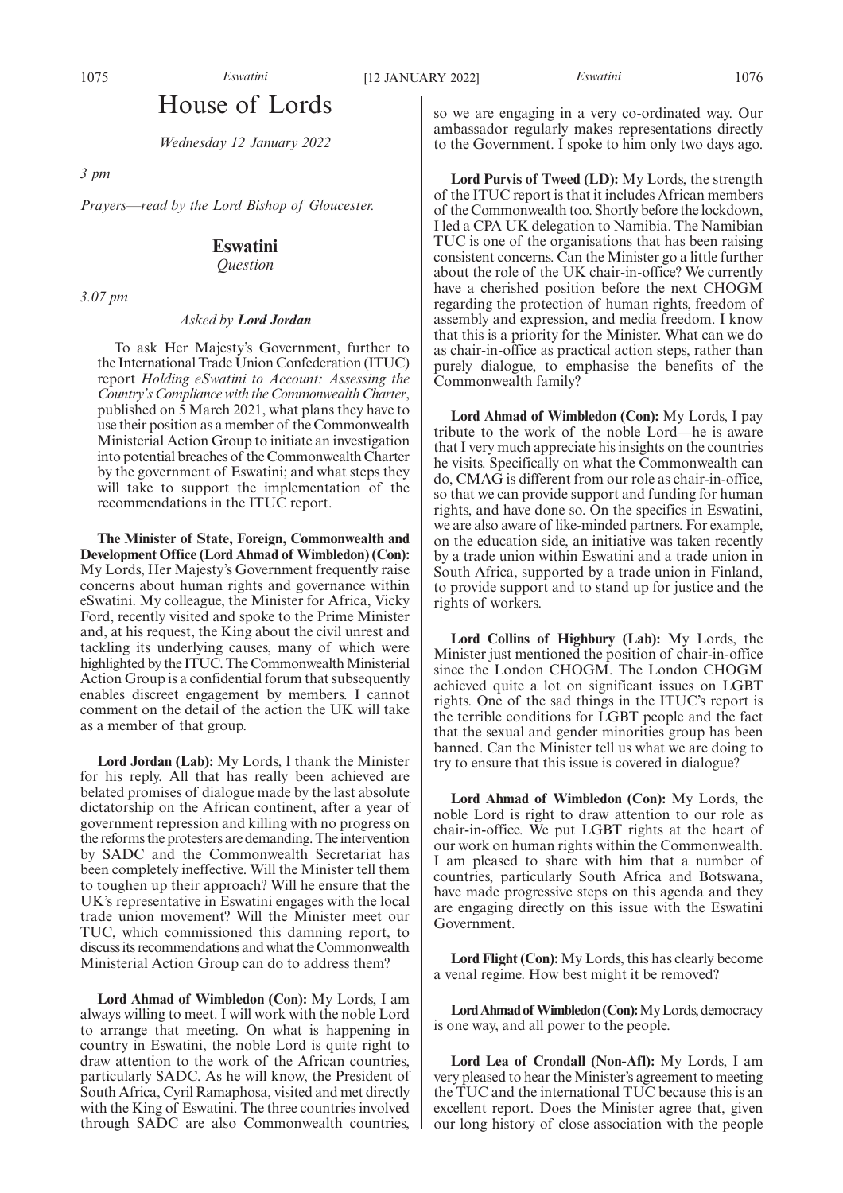# House of Lords

*Wednesday 12 January 2022*

*3 pm*

*Prayers—read by the Lord Bishop of Gloucester.*

## Eswatini

*Question*

*3.07 pm*

*Asked by* ***Lord Jordan***

To ask Her Majesty's Government, further to the International Trade Union Confederation (ITUC) report *Holding eSwatini to Account: Assessing the Country's Compliance with the Commonwealth Charter*, published on 5 March 2021, what plans they have to use their position as a member of the Commonwealth Ministerial Action Group to initiate an investigation into potential breaches of the Commonwealth Charter by the government of Eswatini; and what steps they will take to support the implementation of the recommendations in the ITUC report.

**The Minister of State, Foreign, Commonwealth and Development Office (Lord Ahmad of Wimbledon) (Con):** My Lords, Her Majesty's Government frequently raise concerns about human rights and governance within eSwatini. My colleague, the Minister for Africa, Vicky Ford, recently visited and spoke to the Prime Minister and, at his request, the King about the civil unrest and tackling its underlying causes, many of which were highlighted by the ITUC. The Commonwealth Ministerial Action Group is a confidential forum that subsequently enables discreet engagement by members. I cannot comment on the detail of the action the UK will take as a member of that group.

**Lord Jordan (Lab):** My Lords, I thank the Minister for his reply. All that has really been achieved are belated promises of dialogue made by the last absolute dictatorship on the African continent, after a year of government repression and killing with no progress on the reforms the protesters are demanding. The intervention by SADC and the Commonwealth Secretariat has been completely ineffective. Will the Minister tell them to toughen up their approach? Will he ensure that the UK's representative in Eswatini engages with the local trade union movement? Will the Minister meet our TUC, which commissioned this damning report, to discuss its recommendations and what the Commonwealth Ministerial Action Group can do to address them?

**Lord Ahmad of Wimbledon (Con):** My Lords, I am always willing to meet. I will work with the noble Lord to arrange that meeting. On what is happening in country in Eswatini, the noble Lord is quite right to draw attention to the work of the African countries, particularly SADC. As he will know, the President of South Africa, Cyril Ramaphosa, visited and met directly with the King of Eswatini. The three countries involved through SADC are also Commonwealth countries, so we are engaging in a very co-ordinated way. Our ambassador regularly makes representations directly to the Government. I spoke to him only two days ago.

**Lord Purvis of Tweed (LD):** My Lords, the strength of the ITUC report is that it includes African members of the Commonwealth too. Shortly before the lockdown, I led a CPA UK delegation to Namibia. The Namibian TUC is one of the organisations that has been raising consistent concerns. Can the Minister go a little further about the role of the UK chair-in-office? We currently have a cherished position before the next CHOGM regarding the protection of human rights, freedom of assembly and expression, and media freedom. I know that this is a priority for the Minister. What can we do as chair-in-office as practical action steps, rather than purely dialogue, to emphasise the benefits of the Commonwealth family?

**Lord Ahmad of Wimbledon (Con):** My Lords, I pay tribute to the work of the noble Lord—he is aware that I very much appreciate his insights on the countries he visits. Specifically on what the Commonwealth can do, CMAG is different from our role as chair-in-office, so that we can provide support and funding for human rights, and have done so. On the specifics in Eswatini, we are also aware of like-minded partners. For example, on the education side, an initiative was taken recently by a trade union within Eswatini and a trade union in South Africa, supported by a trade union in Finland, to provide support and to stand up for justice and the rights of workers.

**Lord Collins of Highbury (Lab):** My Lords, the Minister just mentioned the position of chair-in-office since the London CHOGM. The London CHOGM achieved quite a lot on significant issues on LGBT rights. One of the sad things in the ITUC's report is the terrible conditions for LGBT people and the fact that the sexual and gender minorities group has been banned. Can the Minister tell us what we are doing to try to ensure that this issue is covered in dialogue?

**Lord Ahmad of Wimbledon (Con):** My Lords, the noble Lord is right to draw attention to our role as chair-in-office. We put LGBT rights at the heart of our work on human rights within the Commonwealth. I am pleased to share with him that a number of countries, particularly South Africa and Botswana, have made progressive steps on this agenda and they are engaging directly on this issue with the Eswatini Government.

**Lord Flight (Con):** My Lords, this has clearly become a venal regime. How best might it be removed?

**Lord Ahmad of Wimbledon (Con):** My Lords, democracy is one way, and all power to the people.

**Lord Lea of Crondall (Non-Afl):** My Lords, I am very pleased to hear the Minister's agreement to meeting the TUC and the international TUC because this is an excellent report. Does the Minister agree that, given our long history of close association with the people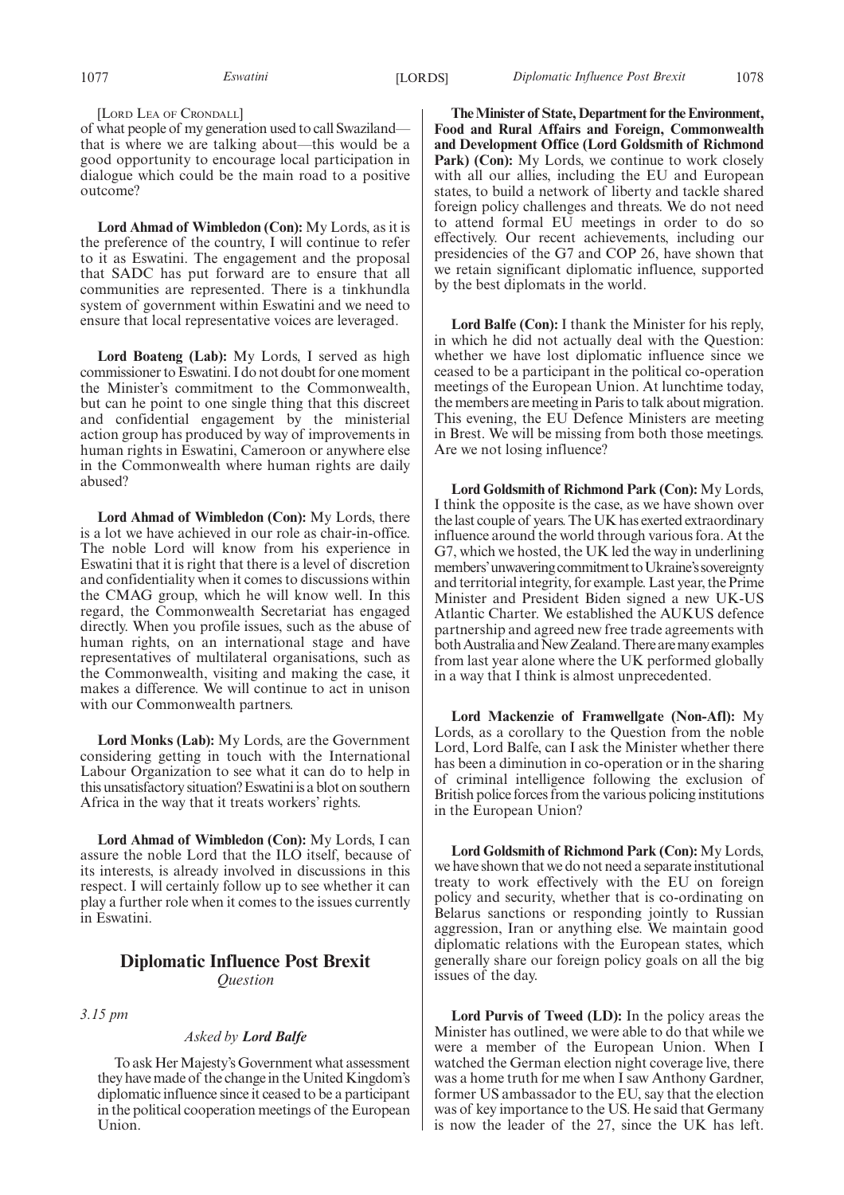[Lord Lea of Crondall]

of what people of my generation used to call Swaziland—that is where we are talking about—this would be a good opportunity to encourage local participation in dialogue which could be the main road to a positive outcome?

**Lord Ahmad of Wimbledon (Con):** My Lords, as it is the preference of the country, I will continue to refer to it as Eswatini. The engagement and the proposal that SADC has put forward are to ensure that all communities are represented. There is a tinkhundla system of government within Eswatini and we need to ensure that local representative voices are leveraged.

**Lord Boateng (Lab):** My Lords, I served as high commissioner to Eswatini. I do not doubt for one moment the Minister's commitment to the Commonwealth, but can he point to one single thing that this discreet and confidential engagement by the ministerial action group has produced by way of improvements in human rights in Eswatini, Cameroon or anywhere else in the Commonwealth where human rights are daily abused?

**Lord Ahmad of Wimbledon (Con):** My Lords, there is a lot we have achieved in our role as chair-in-office. The noble Lord will know from his experience in Eswatini that it is right that there is a level of discretion and confidentiality when it comes to discussions within the CMAG group, which he will know well. In this regard, the Commonwealth Secretariat has engaged directly. When you profile issues, such as the abuse of human rights, on an international stage and have representatives of multilateral organisations, such as the Commonwealth, visiting and making the case, it makes a difference. We will continue to act in unison with our Commonwealth partners.

**Lord Monks (Lab):** My Lords, are the Government considering getting in touch with the International Labour Organization to see what it can do to help in this unsatisfactory situation? Eswatini is a blot on southern Africa in the way that it treats workers' rights.

**Lord Ahmad of Wimbledon (Con):** My Lords, I can assure the noble Lord that the ILO itself, because of its interests, is already involved in discussions in this respect. I will certainly follow up to see whether it can play a further role when it comes to the issues currently in Eswatini.

## Diplomatic Influence Post Brexit

*Question*

*3.15 pm*

*Asked by* ***Lord Balfe***

To ask Her Majesty's Government what assessment they have made of the change in the United Kingdom's diplomatic influence since it ceased to be a participant in the political cooperation meetings of the European Union.

**The Minister of State, Department for the Environment, Food and Rural Affairs and Foreign, Commonwealth and Development Office (Lord Goldsmith of Richmond Park) (Con):** My Lords, we continue to work closely with all our allies, including the EU and European states, to build a network of liberty and tackle shared foreign policy challenges and threats. We do not need to attend formal EU meetings in order to do so effectively. Our recent achievements, including our presidencies of the G7 and COP 26, have shown that we retain significant diplomatic influence, supported by the best diplomats in the world.

**Lord Balfe (Con):** I thank the Minister for his reply, in which he did not actually deal with the Question: whether we have lost diplomatic influence since we ceased to be a participant in the political co-operation meetings of the European Union. At lunchtime today, the members are meeting in Paris to talk about migration. This evening, the EU Defence Ministers are meeting in Brest. We will be missing from both those meetings. Are we not losing influence?

**Lord Goldsmith of Richmond Park (Con):** My Lords, I think the opposite is the case, as we have shown over the last couple of years. The UK has exerted extraordinary influence around the world through various fora. At the G7, which we hosted, the UK led the way in underlining members' unwavering commitment to Ukraine's sovereignty and territorial integrity, for example. Last year, the Prime Minister and President Biden signed a new UK-US Atlantic Charter. We established the AUKUS defence partnership and agreed new free trade agreements with both Australia and New Zealand. There are many examples from last year alone where the UK performed globally in a way that I think is almost unprecedented.

**Lord Mackenzie of Framwellgate (Non-Afl):** My Lords, as a corollary to the Question from the noble Lord, Lord Balfe, can I ask the Minister whether there has been a diminution in co-operation or in the sharing of criminal intelligence following the exclusion of British police forces from the various policing institutions in the European Union?

**Lord Goldsmith of Richmond Park (Con):** My Lords, we have shown that we do not need a separate institutional treaty to work effectively with the EU on foreign policy and security, whether that is co-ordinating on Belarus sanctions or responding jointly to Russian aggression, Iran or anything else. We maintain good diplomatic relations with the European states, which generally share our foreign policy goals on all the big issues of the day.

**Lord Purvis of Tweed (LD):** In the policy areas the Minister has outlined, we were able to do that while we were a member of the European Union. When I watched the German election night coverage live, there was a home truth for me when I saw Anthony Gardner, former US ambassador to the EU, say that the election was of key importance to the US. He said that Germany is now the leader of the 27, since the UK has left.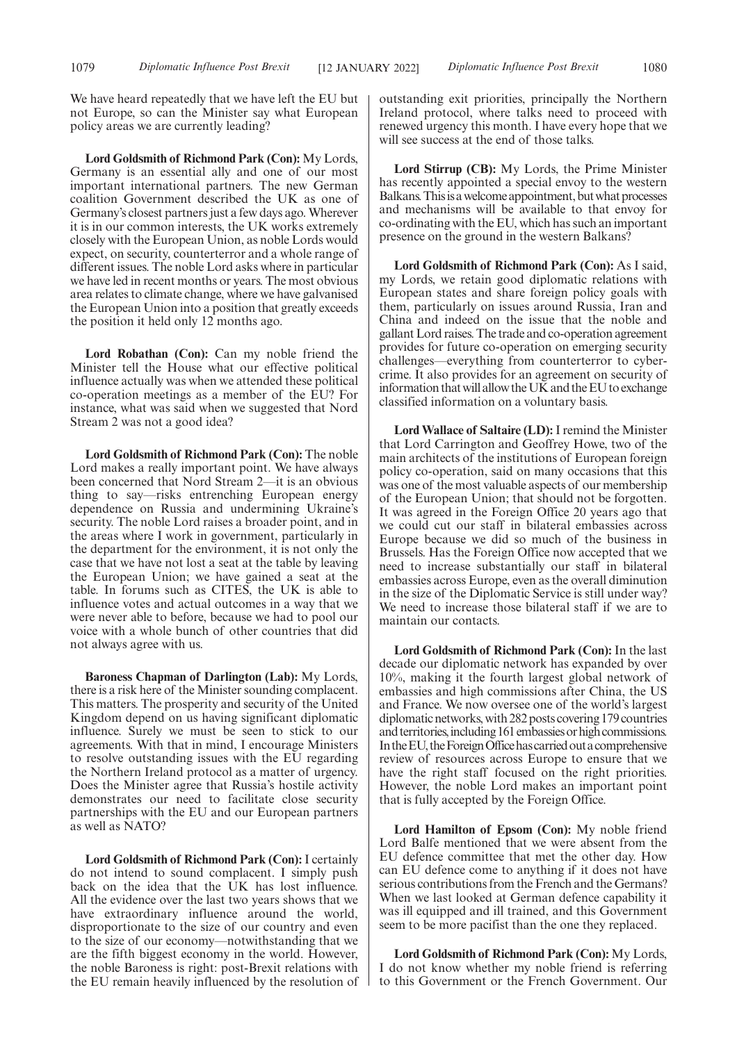We have heard repeatedly that we have left the EU but not Europe, so can the Minister say what European policy areas we are currently leading?

**Lord Goldsmith of Richmond Park (Con):** My Lords, Germany is an essential ally and one of our most important international partners. The new German coalition Government described the UK as one of Germany's closest partners just a few days ago. Wherever it is in our common interests, the UK works extremely closely with the European Union, as noble Lords would expect, on security, counterterror and a whole range of different issues. The noble Lord asks where in particular we have led in recent months or years. The most obvious area relates to climate change, where we have galvanised the European Union into a position that greatly exceeds the position it held only 12 months ago.

**Lord Robathan (Con):** Can my noble friend the Minister tell the House what our effective political influence actually was when we attended these political co-operation meetings as a member of the EU? For instance, what was said when we suggested that Nord Stream 2 was not a good idea?

**Lord Goldsmith of Richmond Park (Con):** The noble Lord makes a really important point. We have always been concerned that Nord Stream 2—it is an obvious thing to say—risks entrenching European energy dependence on Russia and undermining Ukraine's security. The noble Lord raises a broader point, and in the areas where I work in government, particularly in the department for the environment, it is not only the case that we have not lost a seat at the table by leaving the European Union; we have gained a seat at the table. In forums such as CITES, the UK is able to influence votes and actual outcomes in a way that we were never able to before, because we had to pool our voice with a whole bunch of other countries that did not always agree with us.

**Baroness Chapman of Darlington (Lab):** My Lords, there is a risk here of the Minister sounding complacent. This matters. The prosperity and security of the United Kingdom depend on us having significant diplomatic influence. Surely we must be seen to stick to our agreements. With that in mind, I encourage Ministers to resolve outstanding issues with the EU regarding the Northern Ireland protocol as a matter of urgency. Does the Minister agree that Russia's hostile activity demonstrates our need to facilitate close security partnerships with the EU and our European partners as well as NATO?

**Lord Goldsmith of Richmond Park (Con):** I certainly do not intend to sound complacent. I simply push back on the idea that the UK has lost influence. All the evidence over the last two years shows that we have extraordinary influence around the world, disproportionate to the size of our country and even to the size of our economy—notwithstanding that we are the fifth biggest economy in the world. However, the noble Baroness is right: post-Brexit relations with the EU remain heavily influenced by the resolution of outstanding exit priorities, principally the Northern Ireland protocol, where talks need to proceed with renewed urgency this month. I have every hope that we will see success at the end of those talks.

**Lord Stirrup (CB):** My Lords, the Prime Minister has recently appointed a special envoy to the western Balkans. This is a welcome appointment, but what processes and mechanisms will be available to that envoy for co-ordinating with the EU, which has such an important presence on the ground in the western Balkans?

**Lord Goldsmith of Richmond Park (Con):** As I said, my Lords, we retain good diplomatic relations with European states and share foreign policy goals with them, particularly on issues around Russia, Iran and China and indeed on the issue that the noble and gallant Lord raises. The trade and co-operation agreement provides for future co-operation on emerging security challenges—everything from counterterror to cyber-crime. It also provides for an agreement on security of information that will allow the UK and the EU to exchange classified information on a voluntary basis.

**Lord Wallace of Saltaire (LD):** I remind the Minister that Lord Carrington and Geoffrey Howe, two of the main architects of the institutions of European foreign policy co-operation, said on many occasions that this was one of the most valuable aspects of our membership of the European Union; that should not be forgotten. It was agreed in the Foreign Office 20 years ago that we could cut our staff in bilateral embassies across Europe because we did so much of the business in Brussels. Has the Foreign Office now accepted that we need to increase substantially our staff in bilateral embassies across Europe, even as the overall diminution in the size of the Diplomatic Service is still under way? We need to increase those bilateral staff if we are to maintain our contacts.

**Lord Goldsmith of Richmond Park (Con):** In the last decade our diplomatic network has expanded by over 10%, making it the fourth largest global network of embassies and high commissions after China, the US and France. We now oversee one of the world's largest diplomatic networks, with 282 posts covering 179 countries and territories, including 161 embassies or high commissions. In the EU, the Foreign Office has carried out a comprehensive review of resources across Europe to ensure that we have the right staff focused on the right priorities. However, the noble Lord makes an important point that is fully accepted by the Foreign Office.

**Lord Hamilton of Epsom (Con):** My noble friend Lord Balfe mentioned that we were absent from the EU defence committee that met the other day. How can EU defence come to anything if it does not have serious contributions from the French and the Germans? When we last looked at German defence capability it was ill equipped and ill trained, and this Government seem to be more pacifist than the one they replaced.

**Lord Goldsmith of Richmond Park (Con):** My Lords, I do not know whether my noble friend is referring to this Government or the French Government. Our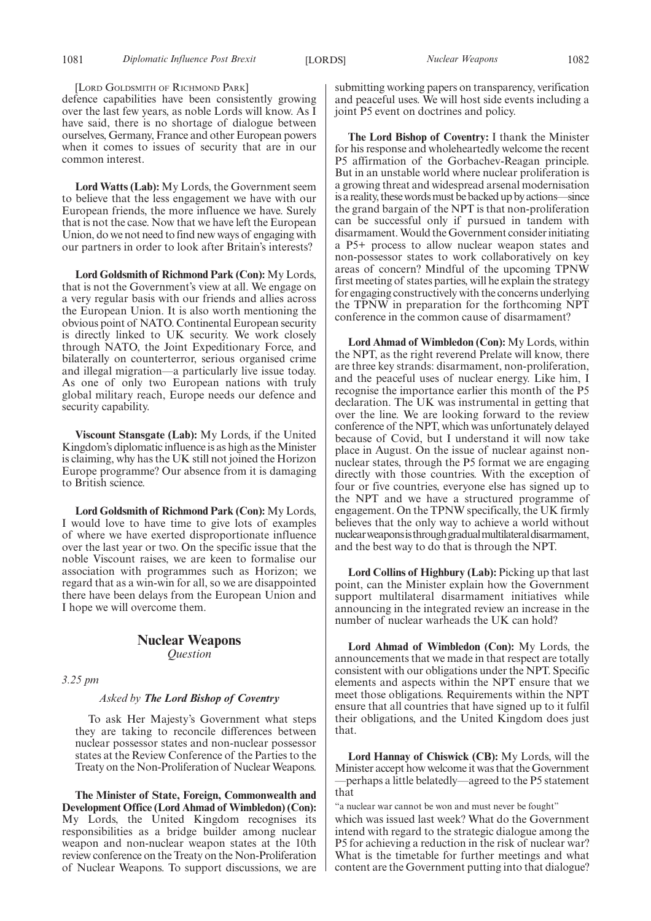[Lord Goldsmith of Richmond Park]

defence capabilities have been consistently growing over the last few years, as noble Lords will know. As I have said, there is no shortage of dialogue between ourselves, Germany, France and other European powers when it comes to issues of security that are in our common interest.

**Lord Watts (Lab):** My Lords, the Government seem to believe that the less engagement we have with our European friends, the more influence we have. Surely that is not the case. Now that we have left the European Union, do we not need to find new ways of engaging with our partners in order to look after Britain's interests?

**Lord Goldsmith of Richmond Park (Con):** My Lords, that is not the Government's view at all. We engage on a very regular basis with our friends and allies across the European Union. It is also worth mentioning the obvious point of NATO. Continental European security is directly linked to UK security. We work closely through NATO, the Joint Expeditionary Force, and bilaterally on counterterror, serious organised crime and illegal migration—a particularly live issue today. As one of only two European nations with truly global military reach, Europe needs our defence and security capability.

**Viscount Stansgate (Lab):** My Lords, if the United Kingdom's diplomatic influence is as high as the Minister is claiming, why has the UK still not joined the Horizon Europe programme? Our absence from it is damaging to British science.

**Lord Goldsmith of Richmond Park (Con):** My Lords, I would love to have time to give lots of examples of where we have exerted disproportionate influence over the last year or two. On the specific issue that the noble Viscount raises, we are keen to formalise our association with programmes such as Horizon; we regard that as a win-win for all, so we are disappointed there have been delays from the European Union and I hope we will overcome them.

## Nuclear Weapons

*Question*

*3.25 pm*

*Asked by* ***The Lord Bishop of Coventry***

To ask Her Majesty's Government what steps they are taking to reconcile differences between nuclear possessor states and non-nuclear possessor states at the Review Conference of the Parties to the Treaty on the Non-Proliferation of Nuclear Weapons.

**The Minister of State, Foreign, Commonwealth and Development Office (Lord Ahmad of Wimbledon) (Con):** My Lords, the United Kingdom recognises its responsibilities as a bridge builder among nuclear weapon and non-nuclear weapon states at the 10th review conference on the Treaty on the Non-Proliferation of Nuclear Weapons. To support discussions, we are submitting working papers on transparency, verification and peaceful uses. We will host side events including a joint P5 event on doctrines and policy.

**The Lord Bishop of Coventry:** I thank the Minister for his response and wholeheartedly welcome the recent P5 affirmation of the Gorbachev-Reagan principle. But in an unstable world where nuclear proliferation is a growing threat and widespread arsenal modernisation is a reality, these words must be backed up by actions—since the grand bargain of the NPT is that non-proliferation can be successful only if pursued in tandem with disarmament. Would the Government consider initiating a P5+ process to allow nuclear weapon states and non-possessor states to work collaboratively on key areas of concern? Mindful of the upcoming TPNW first meeting of states parties, will he explain the strategy for engaging constructively with the concerns underlying the TPNW in preparation for the forthcoming NPT conference in the common cause of disarmament?

**Lord Ahmad of Wimbledon (Con):** My Lords, within the NPT, as the right reverend Prelate will know, there are three key strands: disarmament, non-proliferation, and the peaceful uses of nuclear energy. Like him, I recognise the importance earlier this month of the P5 declaration. The UK was instrumental in getting that over the line. We are looking forward to the review conference of the NPT, which was unfortunately delayed because of Covid, but I understand it will now take place in August. On the issue of nuclear against non-nuclear states, through the P5 format we are engaging directly with those countries. With the exception of four or five countries, everyone else has signed up to the NPT and we have a structured programme of engagement. On the TPNW specifically, the UK firmly believes that the only way to achieve a world without nuclear weapons is through gradual multilateral disarmament, and the best way to do that is through the NPT.

**Lord Collins of Highbury (Lab):** Picking up that last point, can the Minister explain how the Government support multilateral disarmament initiatives while announcing in the integrated review an increase in the number of nuclear warheads the UK can hold?

**Lord Ahmad of Wimbledon (Con):** My Lords, the announcements that we made in that respect are totally consistent with our obligations under the NPT. Specific elements and aspects within the NPT ensure that we meet those obligations. Requirements within the NPT ensure that all countries that have signed up to it fulfil their obligations, and the United Kingdom does just that.

**Lord Hannay of Chiswick (CB):** My Lords, will the Minister accept how welcome it was that the Government —perhaps a little belatedly—agreed to the P5 statement that

"a nuclear war cannot be won and must never be fought"

which was issued last week? What do the Government intend with regard to the strategic dialogue among the P5 for achieving a reduction in the risk of nuclear war? What is the timetable for further meetings and what content are the Government putting into that dialogue?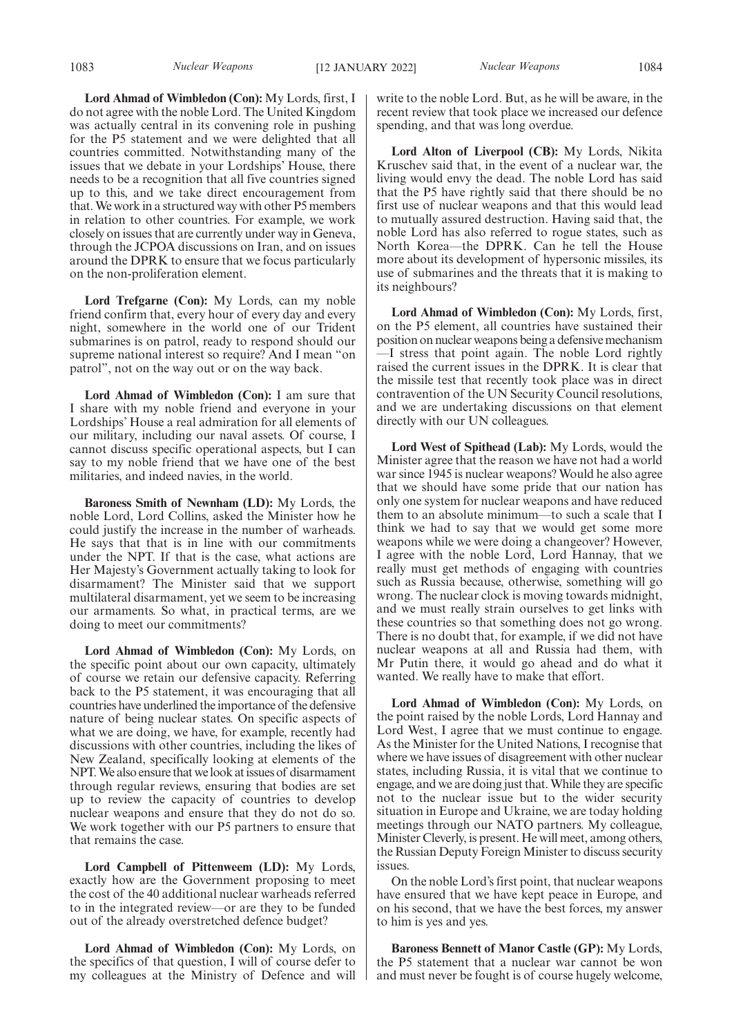**Lord Ahmad of Wimbledon (Con):** My Lords, first, I do not agree with the noble Lord. The United Kingdom was actually central in its convening role in pushing for the P5 statement and we were delighted that all countries committed. Notwithstanding many of the issues that we debate in your Lordships' House, there needs to be a recognition that all five countries signed up to this, and we take direct encouragement from that. We work in a structured way with other P5 members in relation to other countries. For example, we work closely on issues that are currently under way in Geneva, through the JCPOA discussions on Iran, and on issues around the DPRK to ensure that we focus particularly on the non-proliferation element.

**Lord Trefgarne (Con):** My Lords, can my noble friend confirm that, every hour of every day and every night, somewhere in the world one of our Trident submarines is on patrol, ready to respond should our supreme national interest so require? And I mean "on patrol", not on the way out or on the way back.

**Lord Ahmad of Wimbledon (Con):** I am sure that I share with my noble friend and everyone in your Lordships' House a real admiration for all elements of our military, including our naval assets. Of course, I cannot discuss specific operational aspects, but I can say to my noble friend that we have one of the best militaries, and indeed navies, in the world.

**Baroness Smith of Newnham (LD):** My Lords, the noble Lord, Lord Collins, asked the Minister how he could justify the increase in the number of warheads. He says that that is in line with our commitments under the NPT. If that is the case, what actions are Her Majesty's Government actually taking to look for disarmament? The Minister said that we support multilateral disarmament, yet we seem to be increasing our armaments. So what, in practical terms, are we doing to meet our commitments?

**Lord Ahmad of Wimbledon (Con):** My Lords, on the specific point about our own capacity, ultimately of course we retain our defensive capacity. Referring back to the P5 statement, it was encouraging that all countries have underlined the importance of the defensive nature of being nuclear states. On specific aspects of what we are doing, we have, for example, recently had discussions with other countries, including the likes of New Zealand, specifically looking at elements of the NPT. We also ensure that we look at issues of disarmament through regular reviews, ensuring that bodies are set up to review the capacity of countries to develop nuclear weapons and ensure that they do not do so. We work together with our P5 partners to ensure that that remains the case.

**Lord Campbell of Pittenweem (LD):** My Lords, exactly how are the Government proposing to meet the cost of the 40 additional nuclear warheads referred to in the integrated review—or are they to be funded out of the already overstretched defence budget?

**Lord Ahmad of Wimbledon (Con):** My Lords, on the specifics of that question, I will of course defer to my colleagues at the Ministry of Defence and will write to the noble Lord. But, as he will be aware, in the recent review that took place we increased our defence spending, and that was long overdue.

**Lord Alton of Liverpool (CB):** My Lords, Nikita Kruschev said that, in the event of a nuclear war, the living would envy the dead. The noble Lord has said that the P5 have rightly said that there should be no first use of nuclear weapons and that this would lead to mutually assured destruction. Having said that, the noble Lord has also referred to rogue states, such as North Korea—the DPRK. Can he tell the House more about its development of hypersonic missiles, its use of submarines and the threats that it is making to its neighbours?

**Lord Ahmad of Wimbledon (Con):** My Lords, first, on the P5 element, all countries have sustained their position on nuclear weapons being a defensive mechanism—I stress that point again. The noble Lord rightly raised the current issues in the DPRK. It is clear that the missile test that recently took place was in direct contravention of the UN Security Council resolutions, and we are undertaking discussions on that element directly with our UN colleagues.

**Lord West of Spithead (Lab):** My Lords, would the Minister agree that the reason we have not had a world war since 1945 is nuclear weapons? Would he also agree that we should have some pride that our nation has only one system for nuclear weapons and have reduced them to an absolute minimum—to such a scale that I think we had to say that we would get some more weapons while we were doing a changeover? However, I agree with the noble Lord, Lord Hannay, that we really must get methods of engaging with countries such as Russia because, otherwise, something will go wrong. The nuclear clock is moving towards midnight, and we must really strain ourselves to get links with these countries so that something does not go wrong. There is no doubt that, for example, if we did not have nuclear weapons at all and Russia had them, with Mr Putin there, it would go ahead and do what it wanted. We really have to make that effort.

**Lord Ahmad of Wimbledon (Con):** My Lords, on the point raised by the noble Lords, Lord Hannay and Lord West, I agree that we must continue to engage. As the Minister for the United Nations, I recognise that where we have issues of disagreement with other nuclear states, including Russia, it is vital that we continue to engage, and we are doing just that. While they are specific not to the nuclear issue but to the wider security situation in Europe and Ukraine, we are today holding meetings through our NATO partners. My colleague, Minister Cleverly, is present. He will meet, among others, the Russian Deputy Foreign Minister to discuss security issues.

On the noble Lord's first point, that nuclear weapons have ensured that we have kept peace in Europe, and on his second, that we have the best forces, my answer to him is yes and yes.

**Baroness Bennett of Manor Castle (GP):** My Lords, the P5 statement that a nuclear war cannot be won and must never be fought is of course hugely welcome,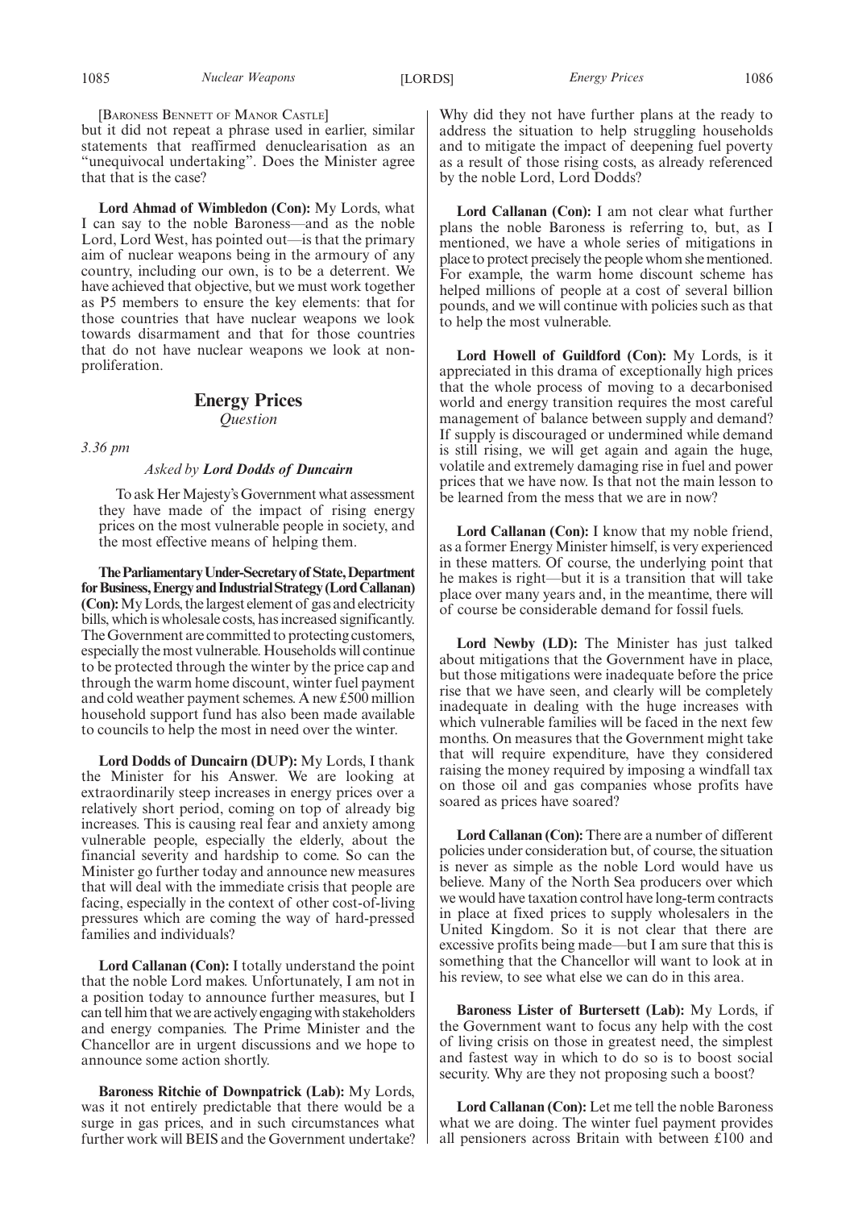[Baroness Bennett of Manor Castle]

but it did not repeat a phrase used in earlier, similar statements that reaffirmed denuclearisation as an "unequivocal undertaking". Does the Minister agree that that is the case?

**Lord Ahmad of Wimbledon (Con):** My Lords, what I can say to the noble Baroness—and as the noble Lord, Lord West, has pointed out—is that the primary aim of nuclear weapons being in the armoury of any country, including our own, is to be a deterrent. We have achieved that objective, but we must work together as P5 members to ensure the key elements: that for those countries that have nuclear weapons we look towards disarmament and that for those countries that do not have nuclear weapons we look at non-proliferation.

## Energy Prices

*Question*

*3.36 pm*

*Asked by* ***Lord Dodds of Duncairn***

To ask Her Majesty's Government what assessment they have made of the impact of rising energy prices on the most vulnerable people in society, and the most effective means of helping them.

**The Parliamentary Under-Secretary of State, Department for Business, Energy and Industrial Strategy (Lord Callanan) (Con):** My Lords, the largest element of gas and electricity bills, which is wholesale costs, has increased significantly. The Government are committed to protecting customers, especially the most vulnerable. Households will continue to be protected through the winter by the price cap and through the warm home discount, winter fuel payment and cold weather payment schemes. A new £500 million household support fund has also been made available to councils to help the most in need over the winter.

**Lord Dodds of Duncairn (DUP):** My Lords, I thank the Minister for his Answer. We are looking at extraordinarily steep increases in energy prices over a relatively short period, coming on top of already big increases. This is causing real fear and anxiety among vulnerable people, especially the elderly, about the financial severity and hardship to come. So can the Minister go further today and announce new measures that will deal with the immediate crisis that people are facing, especially in the context of other cost-of-living pressures which are coming the way of hard-pressed families and individuals?

**Lord Callanan (Con):** I totally understand the point that the noble Lord makes. Unfortunately, I am not in a position today to announce further measures, but I can tell him that we are actively engaging with stakeholders and energy companies. The Prime Minister and the Chancellor are in urgent discussions and we hope to announce some action shortly.

**Baroness Ritchie of Downpatrick (Lab):** My Lords, was it not entirely predictable that there would be a surge in gas prices, and in such circumstances what further work will BEIS and the Government undertake? Why did they not have further plans at the ready to address the situation to help struggling households and to mitigate the impact of deepening fuel poverty as a result of those rising costs, as already referenced by the noble Lord, Lord Dodds?

**Lord Callanan (Con):** I am not clear what further plans the noble Baroness is referring to, but, as I mentioned, we have a whole series of mitigations in place to protect precisely the people whom she mentioned. For example, the warm home discount scheme has helped millions of people at a cost of several billion pounds, and we will continue with policies such as that to help the most vulnerable.

**Lord Howell of Guildford (Con):** My Lords, is it appreciated in this drama of exceptionally high prices that the whole process of moving to a decarbonised world and energy transition requires the most careful management of balance between supply and demand? If supply is discouraged or undermined while demand is still rising, we will get again and again the huge, volatile and extremely damaging rise in fuel and power prices that we have now. Is that not the main lesson to be learned from the mess that we are in now?

**Lord Callanan (Con):** I know that my noble friend, as a former Energy Minister himself, is very experienced in these matters. Of course, the underlying point that he makes is right—but it is a transition that will take place over many years and, in the meantime, there will of course be considerable demand for fossil fuels.

**Lord Newby (LD):** The Minister has just talked about mitigations that the Government have in place, but those mitigations were inadequate before the price rise that we have seen, and clearly will be completely inadequate in dealing with the huge increases with which vulnerable families will be faced in the next few months. On measures that the Government might take that will require expenditure, have they considered raising the money required by imposing a windfall tax on those oil and gas companies whose profits have soared as prices have soared?

**Lord Callanan (Con):** There are a number of different policies under consideration but, of course, the situation is never as simple as the noble Lord would have us believe. Many of the North Sea producers over which we would have taxation control have long-term contracts in place at fixed prices to supply wholesalers in the United Kingdom. So it is not clear that there are excessive profits being made—but I am sure that this is something that the Chancellor will want to look at in his review, to see what else we can do in this area.

**Baroness Lister of Burtersett (Lab):** My Lords, if the Government want to focus any help with the cost of living crisis on those in greatest need, the simplest and fastest way in which to do so is to boost social security. Why are they not proposing such a boost?

**Lord Callanan (Con):** Let me tell the noble Baroness what we are doing. The winter fuel payment provides all pensioners across Britain with between £100 and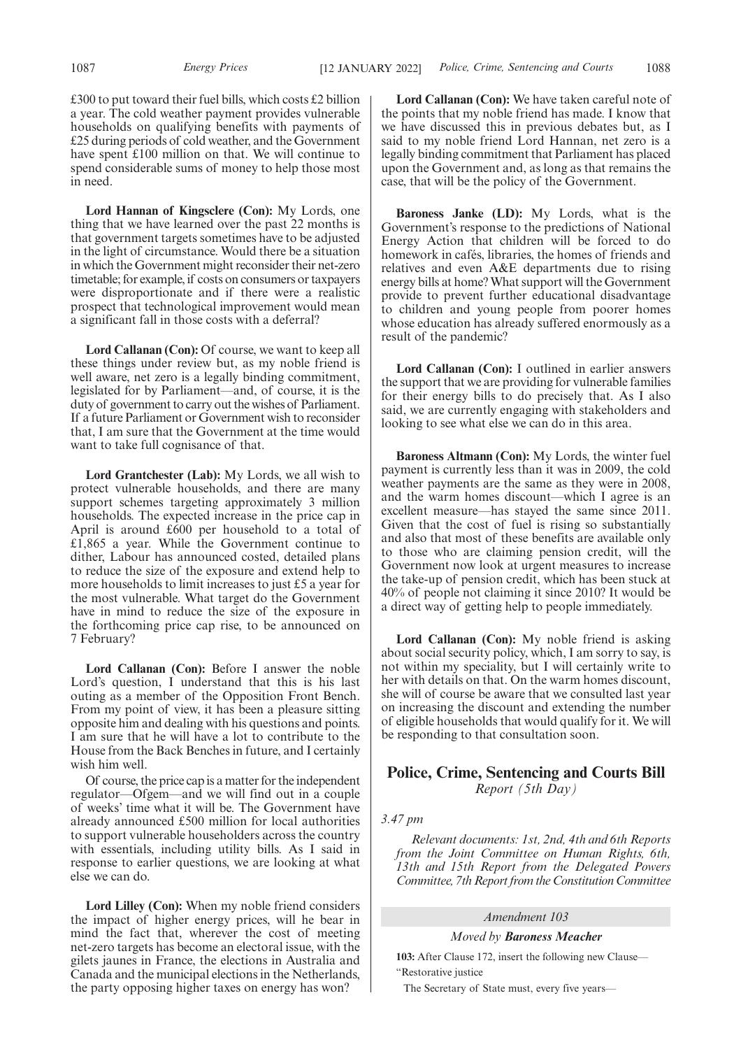£300 to put toward their fuel bills, which costs £2 billion a year. The cold weather payment provides vulnerable households on qualifying benefits with payments of £25 during periods of cold weather, and the Government have spent £100 million on that. We will continue to spend considerable sums of money to help those most in need.

**Lord Hannan of Kingsclere (Con):** My Lords, one thing that we have learned over the past 22 months is that government targets sometimes have to be adjusted in the light of circumstance. Would there be a situation in which the Government might reconsider their net-zero timetable; for example, if costs on consumers or taxpayers were disproportionate and if there were a realistic prospect that technological improvement would mean a significant fall in those costs with a deferral?

**Lord Callanan (Con):** Of course, we want to keep all these things under review but, as my noble friend is well aware, net zero is a legally binding commitment, legislated for by Parliament—and, of course, it is the duty of government to carry out the wishes of Parliament. If a future Parliament or Government wish to reconsider that, I am sure that the Government at the time would want to take full cognisance of that.

**Lord Grantchester (Lab):** My Lords, we all wish to protect vulnerable households, and there are many support schemes targeting approximately 3 million households. The expected increase in the price cap in April is around £600 per household to a total of £1,865 a year. While the Government continue to dither, Labour has announced costed, detailed plans to reduce the size of the exposure and extend help to more households to limit increases to just £5 a year for the most vulnerable. What target do the Government have in mind to reduce the size of the exposure in the forthcoming price cap rise, to be announced on 7 February?

**Lord Callanan (Con):** Before I answer the noble Lord's question, I understand that this is his last outing as a member of the Opposition Front Bench. From my point of view, it has been a pleasure sitting opposite him and dealing with his questions and points. I am sure that he will have a lot to contribute to the House from the Back Benches in future, and I certainly wish him well.

Of course, the price cap is a matter for the independent regulator—Ofgem—and we will find out in a couple of weeks' time what it will be. The Government have already announced £500 million for local authorities to support vulnerable householders across the country with essentials, including utility bills. As I said in response to earlier questions, we are looking at what else we can do.

**Lord Lilley (Con):** When my noble friend considers the impact of higher energy prices, will he bear in mind the fact that, wherever the cost of meeting net-zero targets has become an electoral issue, with the gilets jaunes in France, the elections in Australia and Canada and the municipal elections in the Netherlands, the party opposing higher taxes on energy has won?

**Lord Callanan (Con):** We have taken careful note of the points that my noble friend has made. I know that we have discussed this in previous debates but, as I said to my noble friend Lord Hannan, net zero is a legally binding commitment that Parliament has placed upon the Government and, as long as that remains the case, that will be the policy of the Government.

**Baroness Janke (LD):** My Lords, what is the Government's response to the predictions of National Energy Action that children will be forced to do homework in cafés, libraries, the homes of friends and relatives and even A&E departments due to rising energy bills at home? What support will the Government provide to prevent further educational disadvantage to children and young people from poorer homes whose education has already suffered enormously as a result of the pandemic?

**Lord Callanan (Con):** I outlined in earlier answers the support that we are providing for vulnerable families for their energy bills to do precisely that. As I also said, we are currently engaging with stakeholders and looking to see what else we can do in this area.

**Baroness Altmann (Con):** My Lords, the winter fuel payment is currently less than it was in 2009, the cold weather payments are the same as they were in 2008, and the warm homes discount—which I agree is an excellent measure—has stayed the same since 2011. Given that the cost of fuel is rising so substantially and also that most of these benefits are available only to those who are claiming pension credit, will the Government now look at urgent measures to increase the take-up of pension credit, which has been stuck at 40% of people not claiming it since 2010? It would be a direct way of getting help to people immediately.

**Lord Callanan (Con):** My noble friend is asking about social security policy, which, I am sorry to say, is not within my speciality, but I will certainly write to her with details on that. On the warm homes discount, she will of course be aware that we consulted last year on increasing the discount and extending the number of eligible households that would qualify for it. We will be responding to that consultation soon.

## Police, Crime, Sentencing and Courts Bill

*Report (5th Day)*

*3.47 pm*

*Relevant documents: 1st, 2nd, 4th and 6th Reports from the Joint Committee on Human Rights, 6th, 13th and 15th Report from the Delegated Powers Committee, 7th Report from the Constitution Committee*

*Amendment 103*

*Moved by* ***Baroness Meacher***

**103:** After Clause 172, insert the following new Clause—

"Restorative justice

The Secretary of State must, every five years—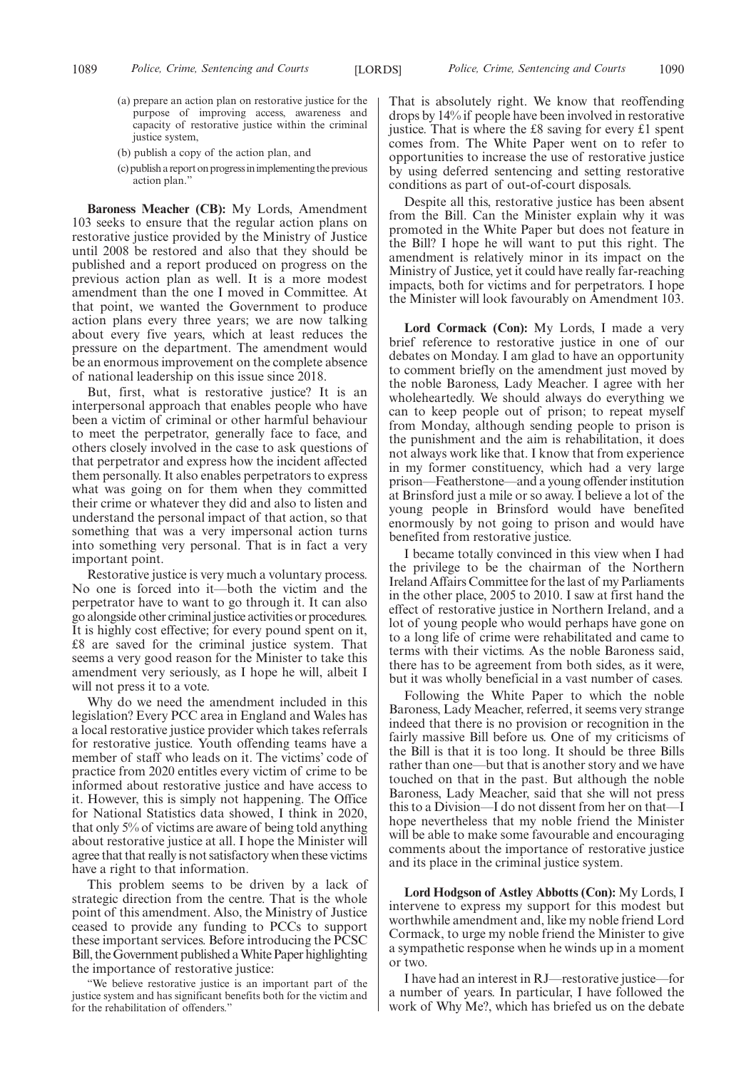(a) prepare an action plan on restorative justice for the purpose of improving access, awareness and capacity of restorative justice within the criminal justice system,

(b) publish a copy of the action plan, and

(c) publish a report on progress in implementing the previous action plan."

**Baroness Meacher (CB):** My Lords, Amendment 103 seeks to ensure that the regular action plans on restorative justice provided by the Ministry of Justice until 2008 be restored and also that they should be published and a report produced on progress on the previous action plan as well. It is a more modest amendment than the one I moved in Committee. At that point, we wanted the Government to produce action plans every three years; we are now talking about every five years, which at least reduces the pressure on the department. The amendment would be an enormous improvement on the complete absence of national leadership on this issue since 2018.

But, first, what is restorative justice? It is an interpersonal approach that enables people who have been a victim of criminal or other harmful behaviour to meet the perpetrator, generally face to face, and others closely involved in the case to ask questions of that perpetrator and express how the incident affected them personally. It also enables perpetrators to express what was going on for them when they committed their crime or whatever they did and also to listen and understand the personal impact of that action, so that something that was a very impersonal action turns into something very personal. That is in fact a very important point.

Restorative justice is very much a voluntary process. No one is forced into it—both the victim and the perpetrator have to want to go through it. It can also go alongside other criminal justice activities or procedures. It is highly cost effective; for every pound spent on it, £8 are saved for the criminal justice system. That seems a very good reason for the Minister to take this amendment very seriously, as I hope he will, albeit I will not press it to a vote.

Why do we need the amendment included in this legislation? Every PCC area in England and Wales has a local restorative justice provider which takes referrals for restorative justice. Youth offending teams have a member of staff who leads on it. The victims' code of practice from 2020 entitles every victim of crime to be informed about restorative justice and have access to it. However, this is simply not happening. The Office for National Statistics data showed, I think in 2020, that only 5% of victims are aware of being told anything about restorative justice at all. I hope the Minister will agree that that really is not satisfactory when these victims have a right to that information.

This problem seems to be driven by a lack of strategic direction from the centre. That is the whole point of this amendment. Also, the Ministry of Justice ceased to provide any funding to PCCs to support these important services. Before introducing the PCSC Bill, the Government published a White Paper highlighting the importance of restorative justice:

"We believe restorative justice is an important part of the justice system and has significant benefits both for the victim and for the rehabilitation of offenders."

That is absolutely right. We know that reoffending drops by 14% if people have been involved in restorative justice. That is where the £8 saving for every £1 spent comes from. The White Paper went on to refer to opportunities to increase the use of restorative justice by using deferred sentencing and setting restorative conditions as part of out-of-court disposals.

Despite all this, restorative justice has been absent from the Bill. Can the Minister explain why it was promoted in the White Paper but does not feature in the Bill? I hope he will want to put this right. The amendment is relatively minor in its impact on the Ministry of Justice, yet it could have really far-reaching impacts, both for victims and for perpetrators. I hope the Minister will look favourably on Amendment 103.

**Lord Cormack (Con):** My Lords, I made a very brief reference to restorative justice in one of our debates on Monday. I am glad to have an opportunity to comment briefly on the amendment just moved by the noble Baroness, Lady Meacher. I agree with her wholeheartedly. We should always do everything we can to keep people out of prison; to repeat myself from Monday, although sending people to prison is the punishment and the aim is rehabilitation, it does not always work like that. I know that from experience in my former constituency, which had a very large prison—Featherstone—and a young offender institution at Brinsford just a mile or so away. I believe a lot of the young people in Brinsford would have benefited enormously by not going to prison and would have benefited from restorative justice.

I became totally convinced in this view when I had the privilege to be the chairman of the Northern Ireland Affairs Committee for the last of my Parliaments in the other place, 2005 to 2010. I saw at first hand the effect of restorative justice in Northern Ireland, and a lot of young people who would perhaps have gone on to a long life of crime were rehabilitated and came to terms with their victims. As the noble Baroness said, there has to be agreement from both sides, as it were, but it was wholly beneficial in a vast number of cases.

Following the White Paper to which the noble Baroness, Lady Meacher, referred, it seems very strange indeed that there is no provision or recognition in the fairly massive Bill before us. One of my criticisms of the Bill is that it is too long. It should be three Bills rather than one—but that is another story and we have touched on that in the past. But although the noble Baroness, Lady Meacher, said that she will not press this to a Division—I do not dissent from her on that—I hope nevertheless that my noble friend the Minister will be able to make some favourable and encouraging comments about the importance of restorative justice and its place in the criminal justice system.

**Lord Hodgson of Astley Abbotts (Con):** My Lords, I intervene to express my support for this modest but worthwhile amendment and, like my noble friend Lord Cormack, to urge my noble friend the Minister to give a sympathetic response when he winds up in a moment or two.

I have had an interest in RJ—restorative justice—for a number of years. In particular, I have followed the work of Why Me?, which has briefed us on the debate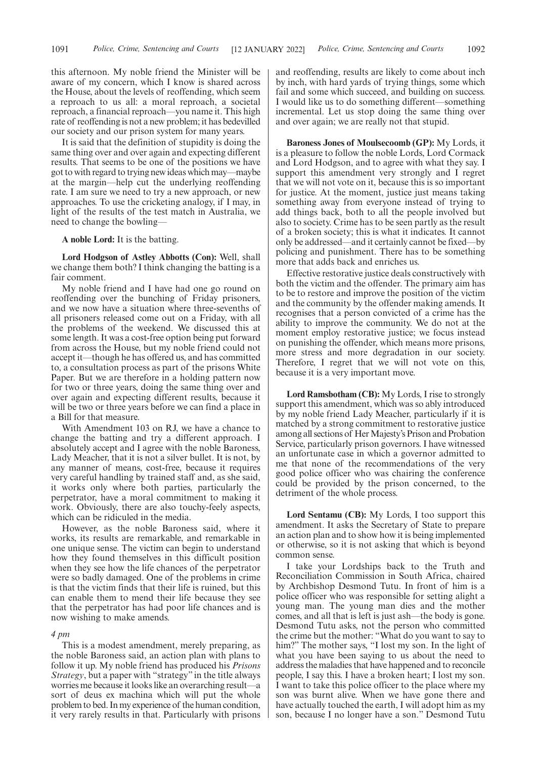this afternoon. My noble friend the Minister will be aware of my concern, which I know is shared across the House, about the levels of reoffending, which seem a reproach to us all: a moral reproach, a societal reproach, a financial reproach—you name it. This high rate of reoffending is not a new problem; it has bedevilled our society and our prison system for many years.

It is said that the definition of stupidity is doing the same thing over and over again and expecting different results. That seems to be one of the positions we have got to with regard to trying new ideas which may—maybe at the margin—help cut the underlying reoffending rate. I am sure we need to try a new approach, or new approaches. To use the cricketing analogy, if I may, in light of the results of the test match in Australia, we need to change the bowling—

**A noble Lord:** It is the batting.

**Lord Hodgson of Astley Abbotts (Con):** Well, shall we change them both? I think changing the batting is a fair comment.

My noble friend and I have had one go round on reoffending over the bunching of Friday prisoners, and we now have a situation where three-sevenths of all prisoners released come out on a Friday, with all the problems of the weekend. We discussed this at some length. It was a cost-free option being put forward from across the House, but my noble friend could not accept it—though he has offered us, and has committed to, a consultation process as part of the prisons White Paper. But we are therefore in a holding pattern now for two or three years, doing the same thing over and over again and expecting different results, because it will be two or three years before we can find a place in a Bill for that measure.

With Amendment 103 on RJ, we have a chance to change the batting and try a different approach. I absolutely accept and I agree with the noble Baroness, Lady Meacher, that it is not a silver bullet. It is not, by any manner of means, cost-free, because it requires very careful handling by trained staff and, as she said, it works only where both parties, particularly the perpetrator, have a moral commitment to making it work. Obviously, there are also touchy-feely aspects, which can be ridiculed in the media.

However, as the noble Baroness said, where it works, its results are remarkable, and remarkable in one unique sense. The victim can begin to understand how they found themselves in this difficult position when they see how the life chances of the perpetrator were so badly damaged. One of the problems in crime is that the victim finds that their life is ruined, but this can enable them to mend their life because they see that the perpetrator has had poor life chances and is now wishing to make amends.

*4 pm*

This is a modest amendment, merely preparing, as the noble Baroness said, an action plan with plans to follow it up. My noble friend has produced his *Prisons Strategy*, but a paper with "strategy" in the title always worries me because it looks like an overarching result—a sort of deus ex machina which will put the whole problem to bed. In my experience of the human condition, it very rarely results in that. Particularly with prisons and reoffending, results are likely to come about inch by inch, with hard yards of trying things, some which fail and some which succeed, and building on success. I would like us to do something different—something incremental. Let us stop doing the same thing over and over again; we are really not that stupid.

**Baroness Jones of Moulsecoomb (GP):** My Lords, it is a pleasure to follow the noble Lords, Lord Cormack and Lord Hodgson, and to agree with what they say. I support this amendment very strongly and I regret that we will not vote on it, because this is so important for justice. At the moment, justice just means taking something away from everyone instead of trying to add things back, both to all the people involved but also to society. Crime has to be seen partly as the result of a broken society; this is what it indicates. It cannot only be addressed—and it certainly cannot be fixed—by policing and punishment. There has to be something more that adds back and enriches us.

Effective restorative justice deals constructively with both the victim and the offender. The primary aim has to be to restore and improve the position of the victim and the community by the offender making amends. It recognises that a person convicted of a crime has the ability to improve the community. We do not at the moment employ restorative justice; we focus instead on punishing the offender, which means more prisons, more stress and more degradation in our society. Therefore, I regret that we will not vote on this, because it is a very important move.

**Lord Ramsbotham (CB):** My Lords, I rise to strongly support this amendment, which was so ably introduced by my noble friend Lady Meacher, particularly if it is matched by a strong commitment to restorative justice among all sections of Her Majesty's Prison and Probation Service, particularly prison governors. I have witnessed an unfortunate case in which a governor admitted to me that none of the recommendations of the very good police officer who was chairing the conference could be provided by the prison concerned, to the detriment of the whole process.

**Lord Sentamu (CB):** My Lords, I too support this amendment. It asks the Secretary of State to prepare an action plan and to show how it is being implemented or otherwise, so it is not asking that which is beyond common sense.

I take your Lordships back to the Truth and Reconciliation Commission in South Africa, chaired by Archbishop Desmond Tutu. In front of him is a police officer who was responsible for setting alight a young man. The young man dies and the mother comes, and all that is left is just ash—the body is gone. Desmond Tutu asks, not the person who committed the crime but the mother: "What do you want to say to him?" The mother says, "I lost my son. In the light of what you have been saying to us about the need to address the maladies that have happened and to reconcile people, I say this. I have a broken heart; I lost my son. I want to take this police officer to the place where my son was burnt alive. When we have gone there and have actually touched the earth, I will adopt him as my son, because I no longer have a son." Desmond Tutu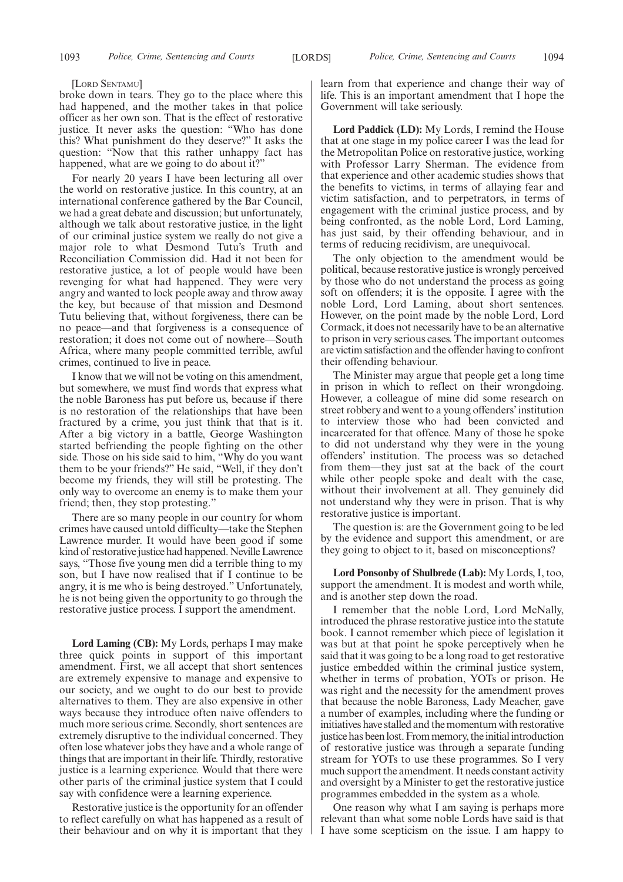[Lord Sentamu]

broke down in tears. They go to the place where this had happened, and the mother takes in that police officer as her own son. That is the effect of restorative justice. It never asks the question: "Who has done this? What punishment do they deserve?" It asks the question: "Now that this rather unhappy fact has happened, what are we going to do about it?"

For nearly 20 years I have been lecturing all over the world on restorative justice. In this country, at an international conference gathered by the Bar Council, we had a great debate and discussion; but unfortunately, although we talk about restorative justice, in the light of our criminal justice system we really do not give a major role to what Desmond Tutu's Truth and Reconciliation Commission did. Had it not been for restorative justice, a lot of people would have been revenging for what had happened. They were very angry and wanted to lock people away and throw away the key, but because of that mission and Desmond Tutu believing that, without forgiveness, there can be no peace—and that forgiveness is a consequence of restoration; it does not come out of nowhere—South Africa, where many people committed terrible, awful crimes, continued to live in peace.

I know that we will not be voting on this amendment, but somewhere, we must find words that express what the noble Baroness has put before us, because if there is no restoration of the relationships that have been fractured by a crime, you just think that that is it. After a big victory in a battle, George Washington started befriending the people fighting on the other side. Those on his side said to him, "Why do you want them to be your friends?" He said, "Well, if they don't become my friends, they will still be protesting. The only way to overcome an enemy is to make them your friend; then, they stop protesting."

There are so many people in our country for whom crimes have caused untold difficulty—take the Stephen Lawrence murder. It would have been good if some kind of restorative justice had happened. Neville Lawrence says, "Those five young men did a terrible thing to my son, but I have now realised that if I continue to be angry, it is me who is being destroyed." Unfortunately, he is not being given the opportunity to go through the restorative justice process. I support the amendment.

**Lord Laming (CB):** My Lords, perhaps I may make three quick points in support of this important amendment. First, we all accept that short sentences are extremely expensive to manage and expensive to our society, and we ought to do our best to provide alternatives to them. They are also expensive in other ways because they introduce often naive offenders to much more serious crime. Secondly, short sentences are extremely disruptive to the individual concerned. They often lose whatever jobs they have and a whole range of things that are important in their life. Thirdly, restorative justice is a learning experience. Would that there were other parts of the criminal justice system that I could say with confidence were a learning experience.

Restorative justice is the opportunity for an offender to reflect carefully on what has happened as a result of their behaviour and on why it is important that they learn from that experience and change their way of life. This is an important amendment that I hope the Government will take seriously.

**Lord Paddick (LD):** My Lords, I remind the House that at one stage in my police career I was the lead for the Metropolitan Police on restorative justice, working with Professor Larry Sherman. The evidence from that experience and other academic studies shows that the benefits to victims, in terms of allaying fear and victim satisfaction, and to perpetrators, in terms of engagement with the criminal justice process, and by being confronted, as the noble Lord, Lord Laming, has just said, by their offending behaviour, and in terms of reducing recidivism, are unequivocal.

The only objection to the amendment would be political, because restorative justice is wrongly perceived by those who do not understand the process as going soft on offenders; it is the opposite. I agree with the noble Lord, Lord Laming, about short sentences. However, on the point made by the noble Lord, Lord Cormack, it does not necessarily have to be an alternative to prison in very serious cases. The important outcomes are victim satisfaction and the offender having to confront their offending behaviour.

The Minister may argue that people get a long time in prison in which to reflect on their wrongdoing. However, a colleague of mine did some research on street robbery and went to a young offenders' institution to interview those who had been convicted and incarcerated for that offence. Many of those he spoke to did not understand why they were in the young offenders' institution. The process was so detached from them—they just sat at the back of the court while other people spoke and dealt with the case, without their involvement at all. They genuinely did not understand why they were in prison. That is why restorative justice is important.

The question is: are the Government going to be led by the evidence and support this amendment, or are they going to object to it, based on misconceptions?

**Lord Ponsonby of Shulbrede (Lab):** My Lords, I, too, support the amendment. It is modest and worth while, and is another step down the road.

I remember that the noble Lord, Lord McNally, introduced the phrase restorative justice into the statute book. I cannot remember which piece of legislation it was but at that point he spoke perceptively when he said that it was going to be a long road to get restorative justice embedded within the criminal justice system, whether in terms of probation, YOTs or prison. He was right and the necessity for the amendment proves that because the noble Baroness, Lady Meacher, gave a number of examples, including where the funding or initiatives have stalled and the momentum with restorative justice has been lost. From memory, the initial introduction of restorative justice was through a separate funding stream for YOTs to use these programmes. So I very much support the amendment. It needs constant activity and oversight by a Minister to get the restorative justice programmes embedded in the system as a whole.

One reason why what I am saying is perhaps more relevant than what some noble Lords have said is that I have some scepticism on the issue. I am happy to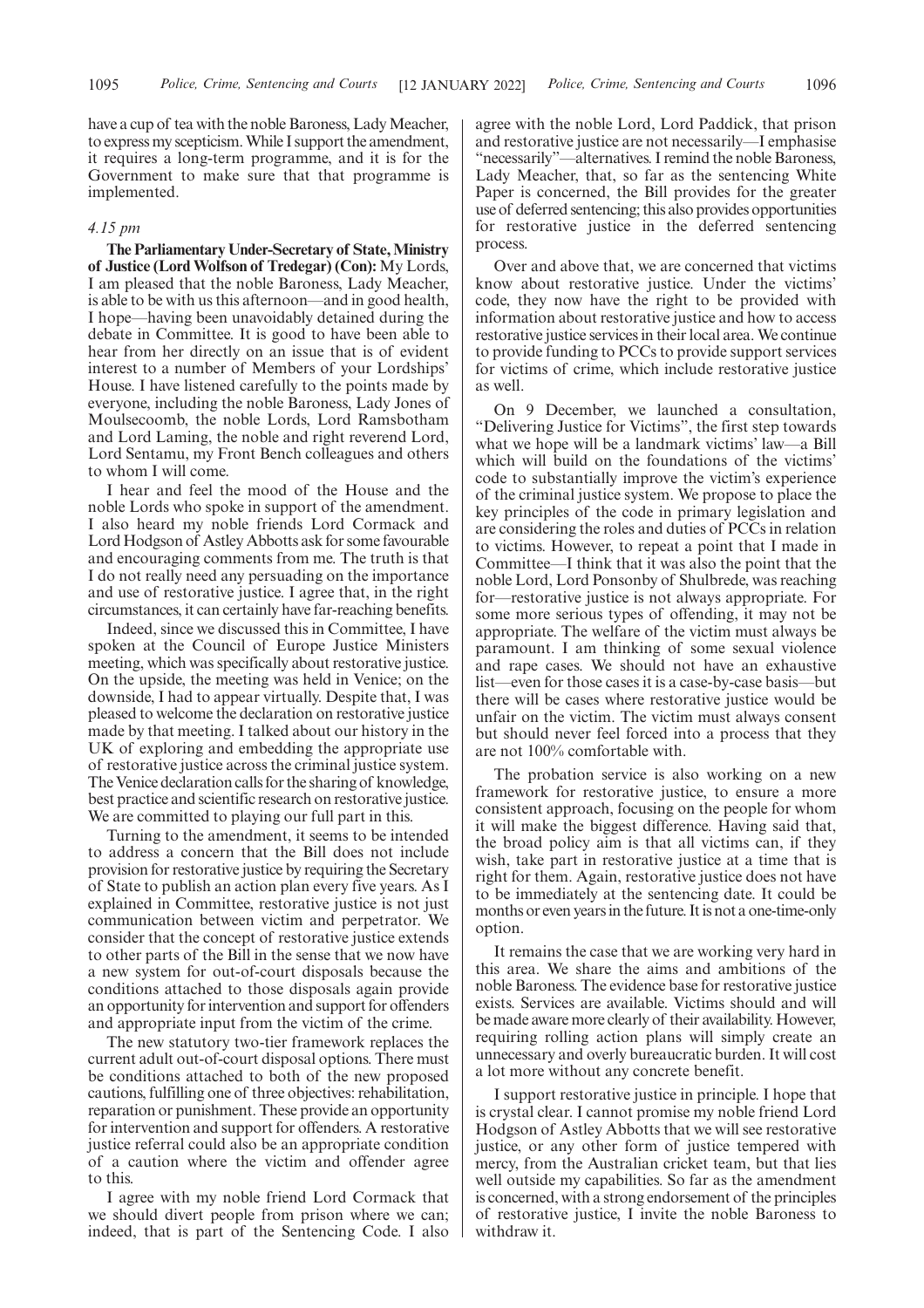have a cup of tea with the noble Baroness, Lady Meacher, to express my scepticism. While I support the amendment, it requires a long-term programme, and it is for the Government to make sure that that programme is implemented.

*4.15 pm*

**The Parliamentary Under-Secretary of State, Ministry of Justice (Lord Wolfson of Tredegar) (Con):** My Lords, I am pleased that the noble Baroness, Lady Meacher, is able to be with us this afternoon—and in good health, I hope—having been unavoidably detained during the debate in Committee. It is good to have been able to hear from her directly on an issue that is of evident interest to a number of Members of your Lordships' House. I have listened carefully to the points made by everyone, including the noble Baroness, Lady Jones of Moulsecoomb, the noble Lords, Lord Ramsbotham and Lord Laming, the noble and right reverend Lord, Lord Sentamu, my Front Bench colleagues and others to whom I will come.

I hear and feel the mood of the House and the noble Lords who spoke in support of the amendment. I also heard my noble friends Lord Cormack and Lord Hodgson of Astley Abbotts ask for some favourable and encouraging comments from me. The truth is that I do not really need any persuading on the importance and use of restorative justice. I agree that, in the right circumstances, it can certainly have far-reaching benefits.

Indeed, since we discussed this in Committee, I have spoken at the Council of Europe Justice Ministers meeting, which was specifically about restorative justice. On the upside, the meeting was held in Venice; on the downside, I had to appear virtually. Despite that, I was pleased to welcome the declaration on restorative justice made by that meeting. I talked about our history in the UK of exploring and embedding the appropriate use of restorative justice across the criminal justice system. The Venice declaration calls for the sharing of knowledge, best practice and scientific research on restorative justice. We are committed to playing our full part in this.

Turning to the amendment, it seems to be intended to address a concern that the Bill does not include provision for restorative justice by requiring the Secretary of State to publish an action plan every five years. As I explained in Committee, restorative justice is not just communication between victim and perpetrator. We consider that the concept of restorative justice extends to other parts of the Bill in the sense that we now have a new system for out-of-court disposals because the conditions attached to those disposals again provide an opportunity for intervention and support for offenders and appropriate input from the victim of the crime.

The new statutory two-tier framework replaces the current adult out-of-court disposal options. There must be conditions attached to both of the new proposed cautions, fulfilling one of three objectives: rehabilitation, reparation or punishment. These provide an opportunity for intervention and support for offenders. A restorative justice referral could also be an appropriate condition of a caution where the victim and offender agree to this.

I agree with my noble friend Lord Cormack that we should divert people from prison where we can; indeed, that is part of the Sentencing Code. I also agree with the noble Lord, Lord Paddick, that prison and restorative justice are not necessarily—I emphasise "necessarily"—alternatives. I remind the noble Baroness, Lady Meacher, that, so far as the sentencing White Paper is concerned, the Bill provides for the greater use of deferred sentencing; this also provides opportunities for restorative justice in the deferred sentencing process.

Over and above that, we are concerned that victims know about restorative justice. Under the victims' code, they now have the right to be provided with information about restorative justice and how to access restorative justice services in their local area. We continue to provide funding to PCCs to provide support services for victims of crime, which include restorative justice as well.

On 9 December, we launched a consultation, "Delivering Justice for Victims", the first step towards what we hope will be a landmark victims' law—a Bill which will build on the foundations of the victims' code to substantially improve the victim's experience of the criminal justice system. We propose to place the key principles of the code in primary legislation and are considering the roles and duties of PCCs in relation to victims. However, to repeat a point that I made in Committee—I think that it was also the point that the noble Lord, Lord Ponsonby of Shulbrede, was reaching for—restorative justice is not always appropriate. For some more serious types of offending, it may not be appropriate. The welfare of the victim must always be paramount. I am thinking of some sexual violence and rape cases. We should not have an exhaustive list—even for those cases it is a case-by-case basis—but there will be cases where restorative justice would be unfair on the victim. The victim must always consent but should never feel forced into a process that they are not 100% comfortable with.

The probation service is also working on a new framework for restorative justice, to ensure a more consistent approach, focusing on the people for whom it will make the biggest difference. Having said that, the broad policy aim is that all victims can, if they wish, take part in restorative justice at a time that is right for them. Again, restorative justice does not have to be immediately at the sentencing date. It could be months or even years in the future. It is not a one-time-only option.

It remains the case that we are working very hard in this area. We share the aims and ambitions of the noble Baroness. The evidence base for restorative justice exists. Services are available. Victims should and will be made aware more clearly of their availability. However, requiring rolling action plans will simply create an unnecessary and overly bureaucratic burden. It will cost a lot more without any concrete benefit.

I support restorative justice in principle. I hope that is crystal clear. I cannot promise my noble friend Lord Hodgson of Astley Abbotts that we will see restorative justice, or any other form of justice tempered with mercy, from the Australian cricket team, but that lies well outside my capabilities. So far as the amendment is concerned, with a strong endorsement of the principles of restorative justice, I invite the noble Baroness to withdraw it.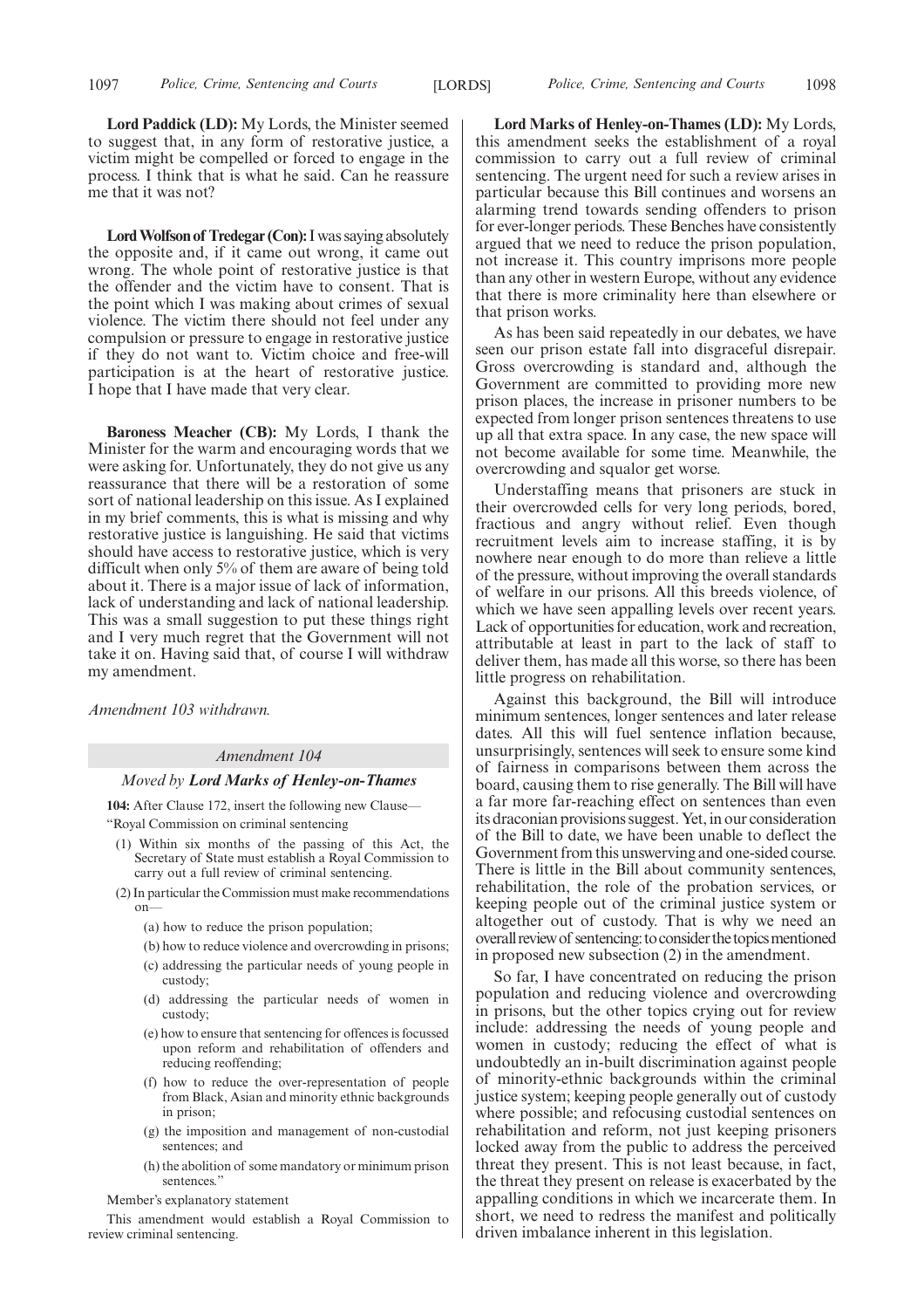**Lord Paddick (LD):** My Lords, the Minister seemed to suggest that, in any form of restorative justice, a victim might be compelled or forced to engage in the process. I think that is what he said. Can he reassure me that it was not?

**Lord Wolfson of Tredegar (Con):** I was saying absolutely the opposite and, if it came out wrong, it came out wrong. The whole point of restorative justice is that the offender and the victim have to consent. That is the point which I was making about crimes of sexual violence. The victim there should not feel under any compulsion or pressure to engage in restorative justice if they do not want to. Victim choice and free-will participation is at the heart of restorative justice. I hope that I have made that very clear.

**Baroness Meacher (CB):** My Lords, I thank the Minister for the warm and encouraging words that we were asking for. Unfortunately, they do not give us any reassurance that there will be a restoration of some sort of national leadership on this issue. As I explained in my brief comments, this is what is missing and why restorative justice is languishing. He said that victims should have access to restorative justice, which is very difficult when only 5% of them are aware of being told about it. There is a major issue of lack of information, lack of understanding and lack of national leadership. This was a small suggestion to put these things right and I very much regret that the Government will not take it on. Having said that, of course I will withdraw my amendment.

*Amendment 103 withdrawn.*

### *Amendment 104*

#### *Moved by **Lord Marks of Henley-on-Thames***

**104:** After Clause 172, insert the following new Clause—

"Royal Commission on criminal sentencing

(1) Within six months of the passing of this Act, the Secretary of State must establish a Royal Commission to carry out a full review of criminal sentencing.

(2) In particular the Commission must make recommendations on—

(a) how to reduce the prison population;

(b) how to reduce violence and overcrowding in prisons;

(c) addressing the particular needs of young people in custody;

(d) addressing the particular needs of women in custody;

(e) how to ensure that sentencing for offences is focussed upon reform and rehabilitation of offenders and reducing reoffending;

(f) how to reduce the over-representation of people from Black, Asian and minority ethnic backgrounds in prison;

(g) the imposition and management of non-custodial sentences; and

(h) the abolition of some mandatory or minimum prison sentences."

Member's explanatory statement

This amendment would establish a Royal Commission to review criminal sentencing.

**Lord Marks of Henley-on-Thames (LD):** My Lords, this amendment seeks the establishment of a royal commission to carry out a full review of criminal sentencing. The urgent need for such a review arises in particular because this Bill continues and worsens an alarming trend towards sending offenders to prison for ever-longer periods. These Benches have consistently argued that we need to reduce the prison population, not increase it. This country imprisons more people than any other in western Europe, without any evidence that there is more criminality here than elsewhere or that prison works.

As has been said repeatedly in our debates, we have seen our prison estate fall into disgraceful disrepair. Gross overcrowding is standard and, although the Government are committed to providing more new prison places, the increase in prisoner numbers to be expected from longer prison sentences threatens to use up all that extra space. In any case, the new space will not become available for some time. Meanwhile, the overcrowding and squalor get worse.

Understaffing means that prisoners are stuck in their overcrowded cells for very long periods, bored, fractious and angry without relief. Even though recruitment levels aim to increase staffing, it is by nowhere near enough to do more than relieve a little of the pressure, without improving the overall standards of welfare in our prisons. All this breeds violence, of which we have seen appalling levels over recent years. Lack of opportunities for education, work and recreation, attributable at least in part to the lack of staff to deliver them, has made all this worse, so there has been little progress on rehabilitation.

Against this background, the Bill will introduce minimum sentences, longer sentences and later release dates. All this will fuel sentence inflation because, unsurprisingly, sentences will seek to ensure some kind of fairness in comparisons between them across the board, causing them to rise generally. The Bill will have a far more far-reaching effect on sentences than even its draconian provisions suggest. Yet, in our consideration of the Bill to date, we have been unable to deflect the Government from this unswerving and one-sided course. There is little in the Bill about community sentences, rehabilitation, the role of the probation services, or keeping people out of the criminal justice system or altogether out of custody. That is why we need an overall review of sentencing: to consider the topics mentioned in proposed new subsection (2) in the amendment.

So far, I have concentrated on reducing the prison population and reducing violence and overcrowding in prisons, but the other topics crying out for review include: addressing the needs of young people and women in custody; reducing the effect of what is undoubtedly an in-built discrimination against people of minority-ethnic backgrounds within the criminal justice system; keeping people generally out of custody where possible; and refocusing custodial sentences on rehabilitation and reform, not just keeping prisoners locked away from the public to address the perceived threat they present. This is not least because, in fact, the threat they present on release is exacerbated by the appalling conditions in which we incarcerate them. In short, we need to redress the manifest and politically driven imbalance inherent in this legislation.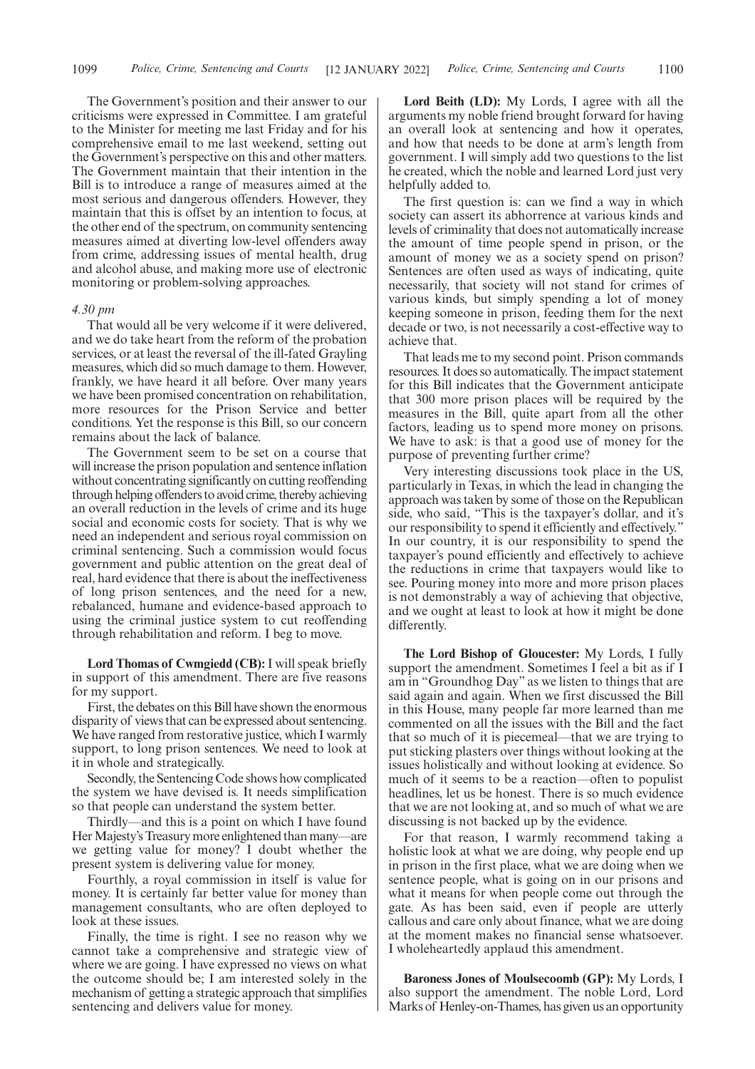The Government's position and their answer to our criticisms were expressed in Committee. I am grateful to the Minister for meeting me last Friday and for his comprehensive email to me last weekend, setting out the Government's perspective on this and other matters. The Government maintain that their intention in the Bill is to introduce a range of measures aimed at the most serious and dangerous offenders. However, they maintain that this is offset by an intention to focus, at the other end of the spectrum, on community sentencing measures aimed at diverting low-level offenders away from crime, addressing issues of mental health, drug and alcohol abuse, and making more use of electronic monitoring or problem-solving approaches.

*4.30 pm*

That would all be very welcome if it were delivered, and we do take heart from the reform of the probation services, or at least the reversal of the ill-fated Grayling measures, which did so much damage to them. However, frankly, we have heard it all before. Over many years we have been promised concentration on rehabilitation, more resources for the Prison Service and better conditions. Yet the response is this Bill, so our concern remains about the lack of balance.

The Government seem to be set on a course that will increase the prison population and sentence inflation without concentrating significantly on cutting reoffending through helping offenders to avoid crime, thereby achieving an overall reduction in the levels of crime and its huge social and economic costs for society. That is why we need an independent and serious royal commission on criminal sentencing. Such a commission would focus government and public attention on the great deal of real, hard evidence that there is about the ineffectiveness of long prison sentences, and the need for a new, rebalanced, humane and evidence-based approach to using the criminal justice system to cut reoffending through rehabilitation and reform. I beg to move.

**Lord Thomas of Cwmgiedd (CB):** I will speak briefly in support of this amendment. There are five reasons for my support.

First, the debates on this Bill have shown the enormous disparity of views that can be expressed about sentencing. We have ranged from restorative justice, which I warmly support, to long prison sentences. We need to look at it in whole and strategically.

Secondly, the Sentencing Code shows how complicated the system we have devised is. It needs simplification so that people can understand the system better.

Thirdly—and this is a point on which I have found Her Majesty's Treasury more enlightened than many—are we getting value for money? I doubt whether the present system is delivering value for money.

Fourthly, a royal commission in itself is value for money. It is certainly far better value for money than management consultants, who are often deployed to look at these issues.

Finally, the time is right. I see no reason why we cannot take a comprehensive and strategic view of where we are going. I have expressed no views on what the outcome should be; I am interested solely in the mechanism of getting a strategic approach that simplifies sentencing and delivers value for money.

**Lord Beith (LD):** My Lords, I agree with all the arguments my noble friend brought forward for having an overall look at sentencing and how it operates, and how that needs to be done at arm's length from government. I will simply add two questions to the list he created, which the noble and learned Lord just very helpfully added to.

The first question is: can we find a way in which society can assert its abhorrence at various kinds and levels of criminality that does not automatically increase the amount of time people spend in prison, or the amount of money we as a society spend on prison? Sentences are often used as ways of indicating, quite necessarily, that society will not stand for crimes of various kinds, but simply spending a lot of money keeping someone in prison, feeding them for the next decade or two, is not necessarily a cost-effective way to achieve that.

That leads me to my second point. Prison commands resources. It does so automatically. The impact statement for this Bill indicates that the Government anticipate that 300 more prison places will be required by the measures in the Bill, quite apart from all the other factors, leading us to spend more money on prisons. We have to ask: is that a good use of money for the purpose of preventing further crime?

Very interesting discussions took place in the US, particularly in Texas, in which the lead in changing the approach was taken by some of those on the Republican side, who said, "This is the taxpayer's dollar, and it's our responsibility to spend it efficiently and effectively." In our country, it is our responsibility to spend the taxpayer's pound efficiently and effectively to achieve the reductions in crime that taxpayers would like to see. Pouring money into more and more prison places is not demonstrably a way of achieving that objective, and we ought at least to look at how it might be done differently.

**The Lord Bishop of Gloucester:** My Lords, I fully support the amendment. Sometimes I feel a bit as if I am in "Groundhog Day" as we listen to things that are said again and again. When we first discussed the Bill in this House, many people far more learned than me commented on all the issues with the Bill and the fact that so much of it is piecemeal—that we are trying to put sticking plasters over things without looking at the issues holistically and without looking at evidence. So much of it seems to be a reaction—often to populist headlines, let us be honest. There is so much evidence that we are not looking at, and so much of what we are discussing is not backed up by the evidence.

For that reason, I warmly recommend taking a holistic look at what we are doing, why people end up in prison in the first place, what we are doing when we sentence people, what is going on in our prisons and what it means for when people come out through the gate. As has been said, even if people are utterly callous and care only about finance, what we are doing at the moment makes no financial sense whatsoever. I wholeheartedly applaud this amendment.

**Baroness Jones of Moulsecoomb (GP):** My Lords, I also support the amendment. The noble Lord, Lord Marks of Henley-on-Thames, has given us an opportunity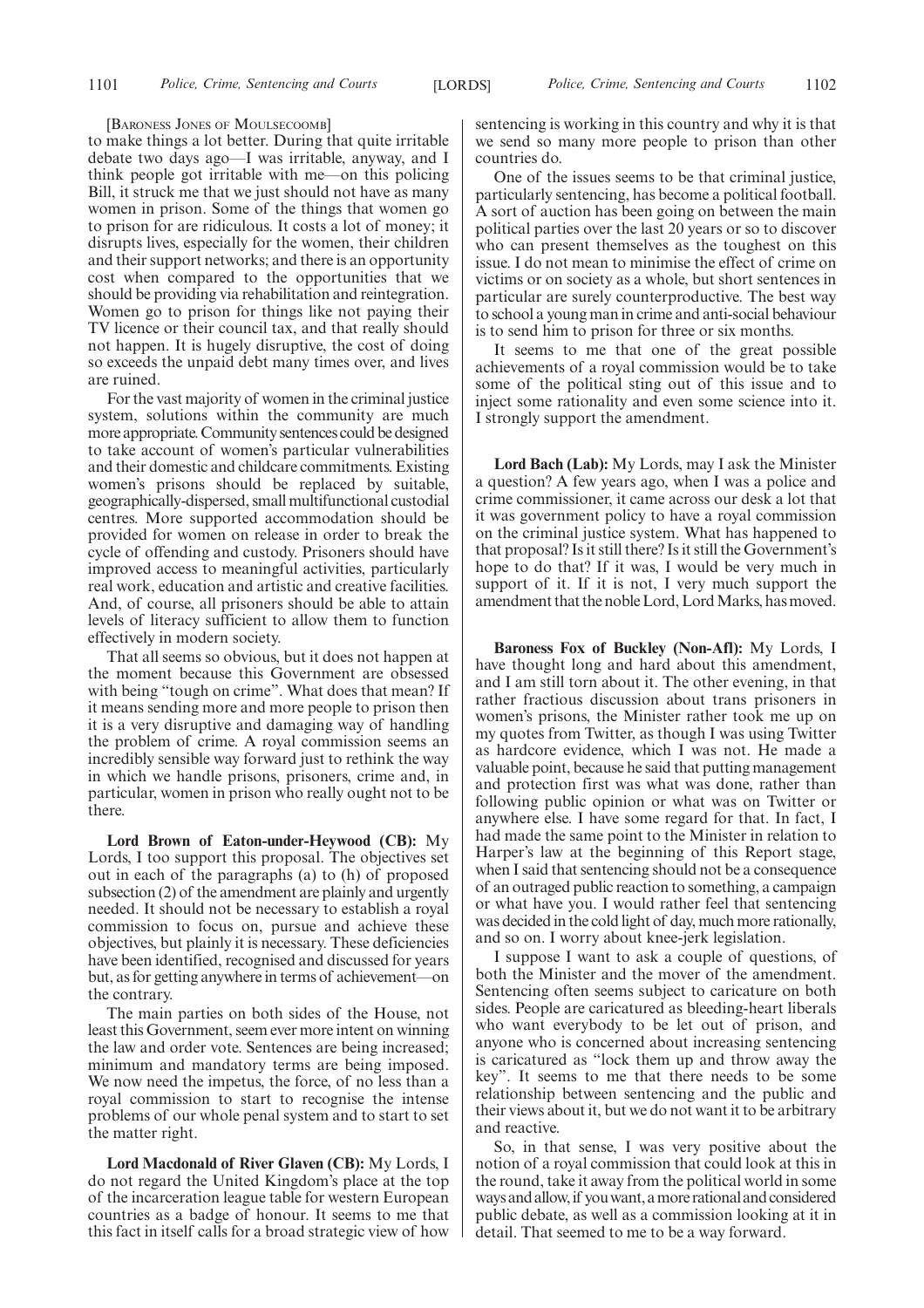[BARONESS JONES OF MOULSECOOMB]

to make things a lot better. During that quite irritable debate two days ago—I was irritable, anyway, and I think people got irritable with me—on this policing Bill, it struck me that we just should not have as many women in prison. Some of the things that women go to prison for are ridiculous. It costs a lot of money; it disrupts lives, especially for the women, their children and their support networks; and there is an opportunity cost when compared to the opportunities that we should be providing via rehabilitation and reintegration. Women go to prison for things like not paying their TV licence or their council tax, and that really should not happen. It is hugely disruptive, the cost of doing so exceeds the unpaid debt many times over, and lives are ruined.

For the vast majority of women in the criminal justice system, solutions within the community are much more appropriate. Community sentences could be designed to take account of women's particular vulnerabilities and their domestic and childcare commitments. Existing women's prisons should be replaced by suitable, geographically-dispersed, small multifunctional custodial centres. More supported accommodation should be provided for women on release in order to break the cycle of offending and custody. Prisoners should have improved access to meaningful activities, particularly real work, education and artistic and creative facilities. And, of course, all prisoners should be able to attain levels of literacy sufficient to allow them to function effectively in modern society.

That all seems so obvious, but it does not happen at the moment because this Government are obsessed with being "tough on crime". What does that mean? If it means sending more and more people to prison then it is a very disruptive and damaging way of handling the problem of crime. A royal commission seems an incredibly sensible way forward just to rethink the way in which we handle prisons, prisoners, crime and, in particular, women in prison who really ought not to be there.

**Lord Brown of Eaton-under-Heywood (CB):** My Lords, I too support this proposal. The objectives set out in each of the paragraphs (a) to (h) of proposed subsection (2) of the amendment are plainly and urgently needed. It should not be necessary to establish a royal commission to focus on, pursue and achieve these objectives, but plainly it is necessary. These deficiencies have been identified, recognised and discussed for years but, as for getting anywhere in terms of achievement—on the contrary.

The main parties on both sides of the House, not least this Government, seem ever more intent on winning the law and order vote. Sentences are being increased; minimum and mandatory terms are being imposed. We now need the impetus, the force, of no less than a royal commission to start to recognise the intense problems of our whole penal system and to start to set the matter right.

**Lord Macdonald of River Glaven (CB):** My Lords, I do not regard the United Kingdom's place at the top of the incarceration league table for western European countries as a badge of honour. It seems to me that this fact in itself calls for a broad strategic view of how sentencing is working in this country and why it is that we send so many more people to prison than other countries do.

One of the issues seems to be that criminal justice, particularly sentencing, has become a political football. A sort of auction has been going on between the main political parties over the last 20 years or so to discover who can present themselves as the toughest on this issue. I do not mean to minimise the effect of crime on victims or on society as a whole, but short sentences in particular are surely counterproductive. The best way to school a young man in crime and anti-social behaviour is to send him to prison for three or six months.

It seems to me that one of the great possible achievements of a royal commission would be to take some of the political sting out of this issue and to inject some rationality and even some science into it. I strongly support the amendment.

**Lord Bach (Lab):** My Lords, may I ask the Minister a question? A few years ago, when I was a police and crime commissioner, it came across our desk a lot that it was government policy to have a royal commission on the criminal justice system. What has happened to that proposal? Is it still there? Is it still the Government's hope to do that? If it was, I would be very much in support of it. If it is not, I very much support the amendment that the noble Lord, Lord Marks, has moved.

**Baroness Fox of Buckley (Non-Afl):** My Lords, I have thought long and hard about this amendment, and I am still torn about it. The other evening, in that rather fractious discussion about trans prisoners in women's prisons, the Minister rather took me up on my quotes from Twitter, as though I was using Twitter as hardcore evidence, which I was not. He made a valuable point, because he said that putting management and protection first was what was done, rather than following public opinion or what was on Twitter or anywhere else. I have some regard for that. In fact, I had made the same point to the Minister in relation to Harper's law at the beginning of this Report stage, when I said that sentencing should not be a consequence of an outraged public reaction to something, a campaign or what have you. I would rather feel that sentencing was decided in the cold light of day, much more rationally, and so on. I worry about knee-jerk legislation.

I suppose I want to ask a couple of questions, of both the Minister and the mover of the amendment. Sentencing often seems subject to caricature on both sides. People are caricatured as bleeding-heart liberals who want everybody to be let out of prison, and anyone who is concerned about increasing sentencing is caricatured as "lock them up and throw away the key". It seems to me that there needs to be some relationship between sentencing and the public and their views about it, but we do not want it to be arbitrary and reactive.

So, in that sense, I was very positive about the notion of a royal commission that could look at this in the round, take it away from the political world in some ways and allow, if you want, a more rational and considered public debate, as well as a commission looking at it in detail. That seemed to me to be a way forward.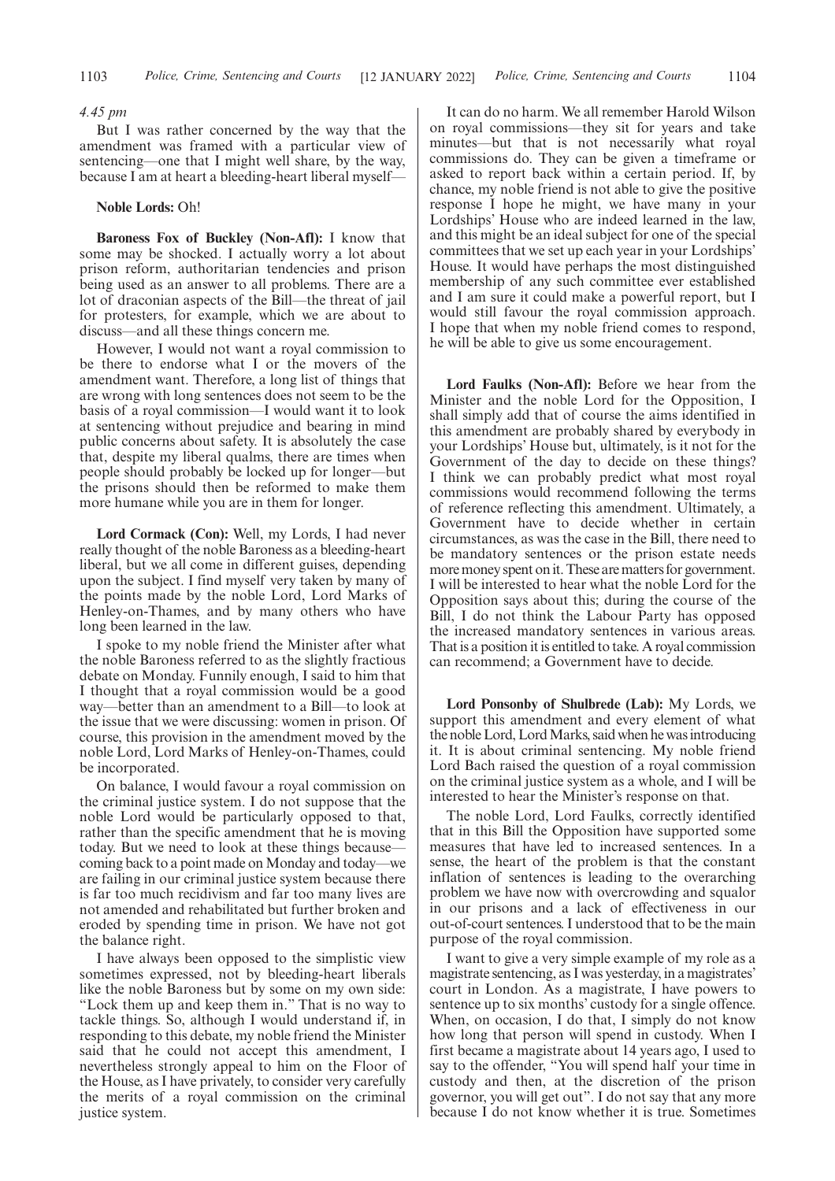*4.45 pm*

But I was rather concerned by the way that the amendment was framed with a particular view of sentencing—one that I might well share, by the way, because I am at heart a bleeding-heart liberal myself—

**Noble Lords:** Oh!

**Baroness Fox of Buckley (Non-Afl):** I know that some may be shocked. I actually worry a lot about prison reform, authoritarian tendencies and prison being used as an answer to all problems. There are a lot of draconian aspects of the Bill—the threat of jail for protesters, for example, which we are about to discuss—and all these things concern me.

However, I would not want a royal commission to be there to endorse what I or the movers of the amendment want. Therefore, a long list of things that are wrong with long sentences does not seem to be the basis of a royal commission—I would want it to look at sentencing without prejudice and bearing in mind public concerns about safety. It is absolutely the case that, despite my liberal qualms, there are times when people should probably be locked up for longer—but the prisons should then be reformed to make them more humane while you are in them for longer.

**Lord Cormack (Con):** Well, my Lords, I had never really thought of the noble Baroness as a bleeding-heart liberal, but we all come in different guises, depending upon the subject. I find myself very taken by many of the points made by the noble Lord, Lord Marks of Henley-on-Thames, and by many others who have long been learned in the law.

I spoke to my noble friend the Minister after what the noble Baroness referred to as the slightly fractious debate on Monday. Funnily enough, I said to him that I thought that a royal commission would be a good way—better than an amendment to a Bill—to look at the issue that we were discussing: women in prison. Of course, this provision in the amendment moved by the noble Lord, Lord Marks of Henley-on-Thames, could be incorporated.

On balance, I would favour a royal commission on the criminal justice system. I do not suppose that the noble Lord would be particularly opposed to that, rather than the specific amendment that he is moving today. But we need to look at these things because—coming back to a point made on Monday and today—we are failing in our criminal justice system because there is far too much recidivism and far too many lives are not amended and rehabilitated but further broken and eroded by spending time in prison. We have not got the balance right.

I have always been opposed to the simplistic view sometimes expressed, not by bleeding-heart liberals like the noble Baroness but by some on my own side: "Lock them up and keep them in." That is no way to tackle things. So, although I would understand if, in responding to this debate, my noble friend the Minister said that he could not accept this amendment, I nevertheless strongly appeal to him on the Floor of the House, as I have privately, to consider very carefully the merits of a royal commission on the criminal justice system.

It can do no harm. We all remember Harold Wilson on royal commissions—they sit for years and take minutes—but that is not necessarily what royal commissions do. They can be given a timeframe or asked to report back within a certain period. If, by chance, my noble friend is not able to give the positive response I hope he might, we have many in your Lordships' House who are indeed learned in the law, and this might be an ideal subject for one of the special committees that we set up each year in your Lordships' House. It would have perhaps the most distinguished membership of any such committee ever established and I am sure it could make a powerful report, but I would still favour the royal commission approach. I hope that when my noble friend comes to respond, he will be able to give us some encouragement.

**Lord Faulks (Non-Afl):** Before we hear from the Minister and the noble Lord for the Opposition, I shall simply add that of course the aims identified in this amendment are probably shared by everybody in your Lordships' House but, ultimately, is it not for the Government of the day to decide on these things? I think we can probably predict what most royal commissions would recommend following the terms of reference reflecting this amendment. Ultimately, a Government have to decide whether in certain circumstances, as was the case in the Bill, there need to be mandatory sentences or the prison estate needs more money spent on it. These are matters for government. I will be interested to hear what the noble Lord for the Opposition says about this; during the course of the Bill, I do not think the Labour Party has opposed the increased mandatory sentences in various areas. That is a position it is entitled to take. A royal commission can recommend; a Government have to decide.

**Lord Ponsonby of Shulbrede (Lab):** My Lords, we support this amendment and every element of what the noble Lord, Lord Marks, said when he was introducing it. It is about criminal sentencing. My noble friend Lord Bach raised the question of a royal commission on the criminal justice system as a whole, and I will be interested to hear the Minister's response on that.

The noble Lord, Lord Faulks, correctly identified that in this Bill the Opposition have supported some measures that have led to increased sentences. In a sense, the heart of the problem is that the constant inflation of sentences is leading to the overarching problem we have now with overcrowding and squalor in our prisons and a lack of effectiveness in our out-of-court sentences. I understood that to be the main purpose of the royal commission.

I want to give a very simple example of my role as a magistrate sentencing, as I was yesterday, in a magistrates' court in London. As a magistrate, I have powers to sentence up to six months' custody for a single offence. When, on occasion, I do that, I simply do not know how long that person will spend in custody. When I first became a magistrate about 14 years ago, I used to say to the offender, "You will spend half your time in custody and then, at the discretion of the prison governor, you will get out". I do not say that any more because I do not know whether it is true. Sometimes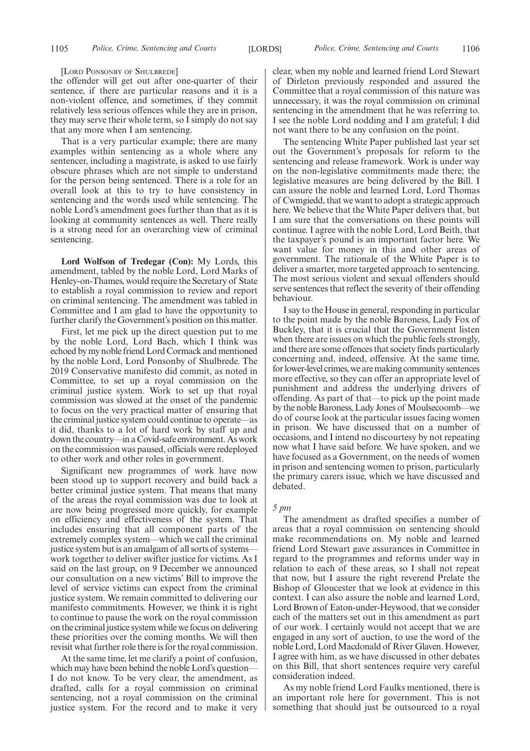[LORD PONSONBY OF SHULBREDE]

the offender will get out after one-quarter of their sentence, if there are particular reasons and it is a non-violent offence, and sometimes, if they commit relatively less serious offences while they are in prison, they may serve their whole term, so I simply do not say that any more when I am sentencing.

That is a very particular example; there are many examples within sentencing as a whole where any sentencer, including a magistrate, is asked to use fairly obscure phrases which are not simple to understand for the person being sentenced. There is a role for an overall look at this to try to have consistency in sentencing and the words used while sentencing. The noble Lord's amendment goes further than that as it is looking at community sentences as well. There really is a strong need for an overarching view of criminal sentencing.

**Lord Wolfson of Tredegar (Con):** My Lords, this amendment, tabled by the noble Lord, Lord Marks of Henley-on-Thames, would require the Secretary of State to establish a royal commission to review and report on criminal sentencing. The amendment was tabled in Committee and I am glad to have the opportunity to further clarify the Government's position on this matter.

First, let me pick up the direct question put to me by the noble Lord, Lord Bach, which I think was echoed by my noble friend Lord Cormack and mentioned by the noble Lord, Lord Ponsonby of Shulbrede. The 2019 Conservative manifesto did commit, as noted in Committee, to set up a royal commission on the criminal justice system. Work to set up that royal commission was slowed at the onset of the pandemic to focus on the very practical matter of ensuring that the criminal justice system could continue to operate—as it did, thanks to a lot of hard work by staff up and down the country—in a Covid-safe environment. As work on the commission was paused, officials were redeployed to other work and other roles in government.

Significant new programmes of work have now been stood up to support recovery and build back a better criminal justice system. That means that many of the areas the royal commission was due to look at are now being progressed more quickly, for example on efficiency and effectiveness of the system. That includes ensuring that all component parts of the extremely complex system—which we call the criminal justice system but is an amalgam of all sorts of systems—work together to deliver swifter justice for victims. As I said on the last group, on 9 December we announced our consultation on a new victims' Bill to improve the level of service victims can expect from the criminal justice system. We remain committed to delivering our manifesto commitments. However, we think it is right to continue to pause the work on the royal commission on the criminal justice system while we focus on delivering these priorities over the coming months. We will then revisit what further role there is for the royal commission.

At the same time, let me clarify a point of confusion, which may have been behind the noble Lord's question—I do not know. To be very clear, the amendment, as drafted, calls for a royal commission on criminal sentencing, not a royal commission on the criminal justice system. For the record and to make it very clear, when my noble and learned friend Lord Stewart of Dirleton previously responded and assured the Committee that a royal commission of this nature was unnecessary, it was the royal commission on criminal sentencing in the amendment that he was referring to. I see the noble Lord nodding and I am grateful; I did not want there to be any confusion on the point.

The sentencing White Paper published last year set out the Government's proposals for reform to the sentencing and release framework. Work is under way on the non-legislative commitments made there; the legislative measures are being delivered by the Bill. I can assure the noble and learned Lord, Lord Thomas of Cwmgiedd, that we want to adopt a strategic approach here. We believe that the White Paper delivers that, but I am sure that the conversations on these points will continue. I agree with the noble Lord, Lord Beith, that the taxpayer's pound is an important factor here. We want value for money in this and other areas of government. The rationale of the White Paper is to deliver a smarter, more targeted approach to sentencing. The most serious violent and sexual offenders should serve sentences that reflect the severity of their offending behaviour.

I say to the House in general, responding in particular to the point made by the noble Baroness, Lady Fox of Buckley, that it is crucial that the Government listen when there are issues on which the public feels strongly, and there are some offences that society finds particularly concerning and, indeed, offensive. At the same time, for lower-level crimes, we are making community sentences more effective, so they can offer an appropriate level of punishment and address the underlying drivers of offending. As part of that—to pick up the point made by the noble Baroness, Lady Jones of Moulsecoomb—we do of course look at the particular issues facing women in prison. We have discussed that on a number of occasions, and I intend no discourtesy by not repeating now what I have said before. We have spoken, and we have focused as a Government, on the needs of women in prison and sentencing women to prison, particularly the primary carers issue, which we have discussed and debated.

*5 pm*

The amendment as drafted specifies a number of areas that a royal commission on sentencing should make recommendations on. My noble and learned friend Lord Stewart gave assurances in Committee in regard to the programmes and reforms under way in relation to each of these areas, so I shall not repeat that now, but I assure the right reverend Prelate the Bishop of Gloucester that we look at evidence in this context. I can also assure the noble and learned Lord, Lord Brown of Eaton-under-Heywood, that we consider each of the matters set out in this amendment as part of our work. I certainly would not accept that we are engaged in any sort of auction, to use the word of the noble Lord, Lord Macdonald of River Glaven. However, I agree with him, as we have discussed in other debates on this Bill, that short sentences require very careful consideration indeed.

As my noble friend Lord Faulks mentioned, there is an important role here for government. This is not something that should just be outsourced to a royal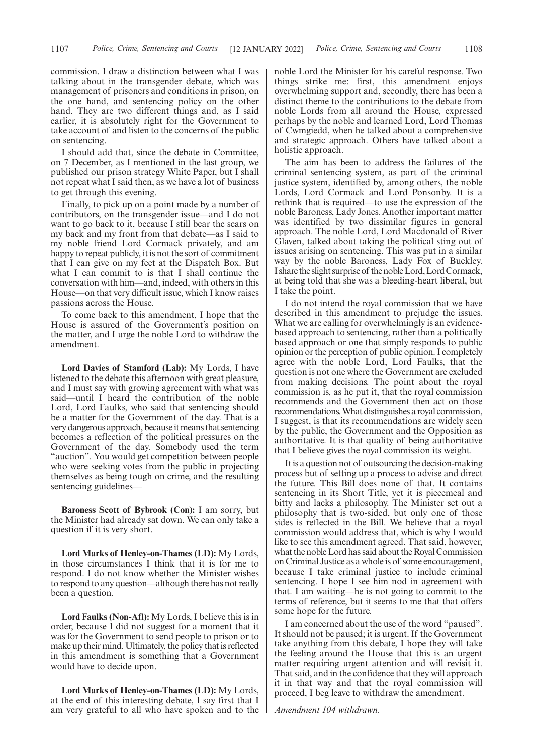commission. I draw a distinction between what I was talking about in the transgender debate, which was management of prisoners and conditions in prison, on the one hand, and sentencing policy on the other hand. They are two different things and, as I said earlier, it is absolutely right for the Government to take account of and listen to the concerns of the public on sentencing.

I should add that, since the debate in Committee, on 7 December, as I mentioned in the last group, we published our prison strategy White Paper, but I shall not repeat what I said then, as we have a lot of business to get through this evening.

Finally, to pick up on a point made by a number of contributors, on the transgender issue—and I do not want to go back to it, because I still bear the scars on my back and my front from that debate—as I said to my noble friend Lord Cormack privately, and am happy to repeat publicly, it is not the sort of commitment that I can give on my feet at the Dispatch Box. But what I can commit to is that I shall continue the conversation with him—and, indeed, with others in this House—on that very difficult issue, which I know raises passions across the House.

To come back to this amendment, I hope that the House is assured of the Government's position on the matter, and I urge the noble Lord to withdraw the amendment.

**Lord Davies of Stamford (Lab):** My Lords, I have listened to the debate this afternoon with great pleasure, and I must say with growing agreement with what was said—until I heard the contribution of the noble Lord, Lord Faulks, who said that sentencing should be a matter for the Government of the day. That is a very dangerous approach, because it means that sentencing becomes a reflection of the political pressures on the Government of the day. Somebody used the term "auction". You would get competition between people who were seeking votes from the public in projecting themselves as being tough on crime, and the resulting sentencing guidelines—

**Baroness Scott of Bybrook (Con):** I am sorry, but the Minister had already sat down. We can only take a question if it is very short.

**Lord Marks of Henley-on-Thames (LD):** My Lords, in those circumstances I think that it is for me to respond. I do not know whether the Minister wishes to respond to any question—although there has not really been a question.

**Lord Faulks (Non-Afl):** My Lords, I believe this is in order, because I did not suggest for a moment that it was for the Government to send people to prison or to make up their mind. Ultimately, the policy that is reflected in this amendment is something that a Government would have to decide upon.

**Lord Marks of Henley-on-Thames (LD):** My Lords, at the end of this interesting debate, I say first that I am very grateful to all who have spoken and to the noble Lord the Minister for his careful response. Two things strike me: first, this amendment enjoys overwhelming support and, secondly, there has been a distinct theme to the contributions to the debate from noble Lords from all around the House, expressed perhaps by the noble and learned Lord, Lord Thomas of Cwmgiedd, when he talked about a comprehensive and strategic approach. Others have talked about a holistic approach.

The aim has been to address the failures of the criminal sentencing system, as part of the criminal justice system, identified by, among others, the noble Lords, Lord Cormack and Lord Ponsonby. It is a rethink that is required—to use the expression of the noble Baroness, Lady Jones. Another important matter was identified by two dissimilar figures in general approach. The noble Lord, Lord Macdonald of River Glaven, talked about taking the political sting out of issues arising on sentencing. This was put in a similar way by the noble Baroness, Lady Fox of Buckley. I share the slight surprise of the noble Lord, Lord Cormack, at being told that she was a bleeding-heart liberal, but I take the point.

I do not intend the royal commission that we have described in this amendment to prejudge the issues. What we are calling for overwhelmingly is an evidence-based approach to sentencing, rather than a politically based approach or one that simply responds to public opinion or the perception of public opinion. I completely agree with the noble Lord, Lord Faulks, that the question is not one where the Government are excluded from making decisions. The point about the royal commission is, as he put it, that the royal commission recommends and the Government then act on those recommendations. What distinguishes a royal commission, I suggest, is that its recommendations are widely seen by the public, the Government and the Opposition as authoritative. It is that quality of being authoritative that I believe gives the royal commission its weight.

It is a question not of outsourcing the decision-making process but of setting up a process to advise and direct the future. This Bill does none of that. It contains sentencing in its Short Title, yet it is piecemeal and bitty and lacks a philosophy. The Minister set out a philosophy that is two-sided, but only one of those sides is reflected in the Bill. We believe that a royal commission would address that, which is why I would like to see this amendment agreed. That said, however, what the noble Lord has said about the Royal Commission on Criminal Justice as a whole is of some encouragement, because I take criminal justice to include criminal sentencing. I hope I see him nod in agreement with that. I am waiting—he is not going to commit to the terms of reference, but it seems to me that that offers some hope for the future.

I am concerned about the use of the word "paused". It should not be paused; it is urgent. If the Government take anything from this debate, I hope they will take the feeling around the House that this is an urgent matter requiring urgent attention and will revisit it. That said, and in the confidence that they will approach it in that way and that the royal commission will proceed, I beg leave to withdraw the amendment.

*Amendment 104 withdrawn.*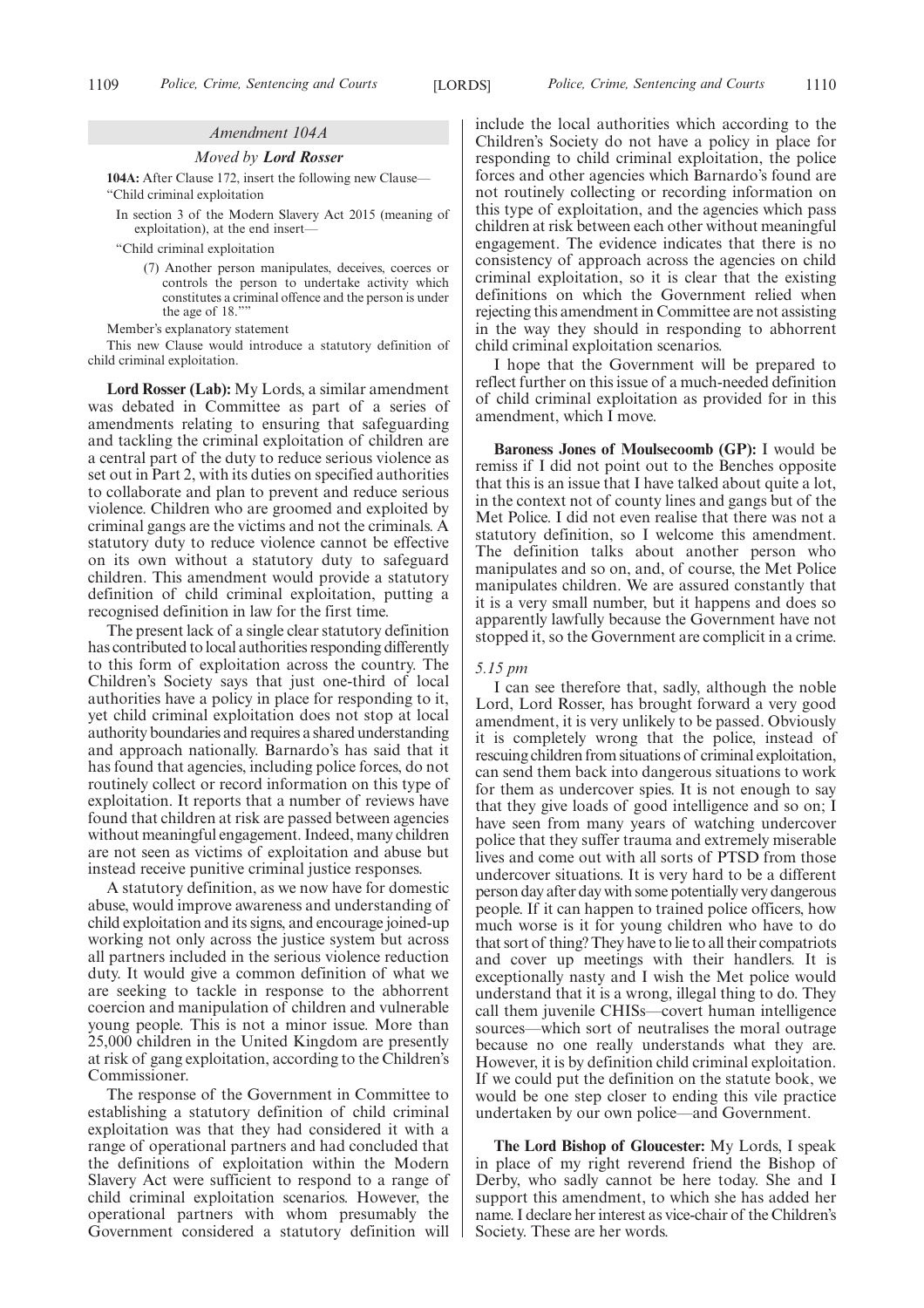### *Amendment 104A*

*Moved by* ***Lord Rosser***

**104A:** After Clause 172, insert the following new Clause—
"Child criminal exploitation

In section 3 of the Modern Slavery Act 2015 (meaning of exploitation), at the end insert—

"Child criminal exploitation

(7) Another person manipulates, deceives, coerces or controls the person to undertake activity which constitutes a criminal offence and the person is under the age of 18.""

Member's explanatory statement

This new Clause would introduce a statutory definition of child criminal exploitation.

**Lord Rosser (Lab):** My Lords, a similar amendment was debated in Committee as part of a series of amendments relating to ensuring that safeguarding and tackling the criminal exploitation of children are a central part of the duty to reduce serious violence as set out in Part 2, with its duties on specified authorities to collaborate and plan to prevent and reduce serious violence. Children who are groomed and exploited by criminal gangs are the victims and not the criminals. A statutory duty to reduce violence cannot be effective on its own without a statutory duty to safeguard children. This amendment would provide a statutory definition of child criminal exploitation, putting a recognised definition in law for the first time.

The present lack of a single clear statutory definition has contributed to local authorities responding differently to this form of exploitation across the country. The Children's Society says that just one-third of local authorities have a policy in place for responding to it, yet child criminal exploitation does not stop at local authority boundaries and requires a shared understanding and approach nationally. Barnardo's has said that it has found that agencies, including police forces, do not routinely collect or record information on this type of exploitation. It reports that a number of reviews have found that children at risk are passed between agencies without meaningful engagement. Indeed, many children are not seen as victims of exploitation and abuse but instead receive punitive criminal justice responses.

A statutory definition, as we now have for domestic abuse, would improve awareness and understanding of child exploitation and its signs, and encourage joined-up working not only across the justice system but across all partners included in the serious violence reduction duty. It would give a common definition of what we are seeking to tackle in response to the abhorrent coercion and manipulation of children and vulnerable young people. This is not a minor issue. More than 25,000 children in the United Kingdom are presently at risk of gang exploitation, according to the Children's Commissioner.

The response of the Government in Committee to establishing a statutory definition of child criminal exploitation was that they had considered it with a range of operational partners and had concluded that the definitions of exploitation within the Modern Slavery Act were sufficient to respond to a range of child criminal exploitation scenarios. However, the operational partners with whom presumably the Government considered a statutory definition will include the local authorities which according to the Children's Society do not have a policy in place for responding to child criminal exploitation, the police forces and other agencies which Barnardo's found are not routinely collecting or recording information on this type of exploitation, and the agencies which pass children at risk between each other without meaningful engagement. The evidence indicates that there is no consistency of approach across the agencies on child criminal exploitation, so it is clear that the existing definitions on which the Government relied when rejecting this amendment in Committee are not assisting in the way they should in responding to abhorrent child criminal exploitation scenarios.

I hope that the Government will be prepared to reflect further on this issue of a much-needed definition of child criminal exploitation as provided for in this amendment, which I move.

**Baroness Jones of Moulsecoomb (GP):** I would be remiss if I did not point out to the Benches opposite that this is an issue that I have talked about quite a lot, in the context not of county lines and gangs but of the Met Police. I did not even realise that there was not a statutory definition, so I welcome this amendment. The definition talks about another person who manipulates and so on, and, of course, the Met Police manipulates children. We are assured constantly that it is a very small number, but it happens and does so apparently lawfully because the Government have not stopped it, so the Government are complicit in a crime.

*5.15 pm*

I can see therefore that, sadly, although the noble Lord, Lord Rosser, has brought forward a very good amendment, it is very unlikely to be passed. Obviously it is completely wrong that the police, instead of rescuing children from situations of criminal exploitation, can send them back into dangerous situations to work for them as undercover spies. It is not enough to say that they give loads of good intelligence and so on; I have seen from many years of watching undercover police that they suffer trauma and extremely miserable lives and come out with all sorts of PTSD from those undercover situations. It is very hard to be a different person day after day with some potentially very dangerous people. If it can happen to trained police officers, how much worse is it for young children who have to do that sort of thing? They have to lie to all their compatriots and cover up meetings with their handlers. It is exceptionally nasty and I wish the Met police would understand that it is a wrong, illegal thing to do. They call them juvenile CHISs—covert human intelligence sources—which sort of neutralises the moral outrage because no one really understands what they are. However, it is by definition child criminal exploitation. If we could put the definition on the statute book, we would be one step closer to ending this vile practice undertaken by our own police—and Government.

**The Lord Bishop of Gloucester:** My Lords, I speak in place of my right reverend friend the Bishop of Derby, who sadly cannot be here today. She and I support this amendment, to which she has added her name. I declare her interest as vice-chair of the Children's Society. These are her words.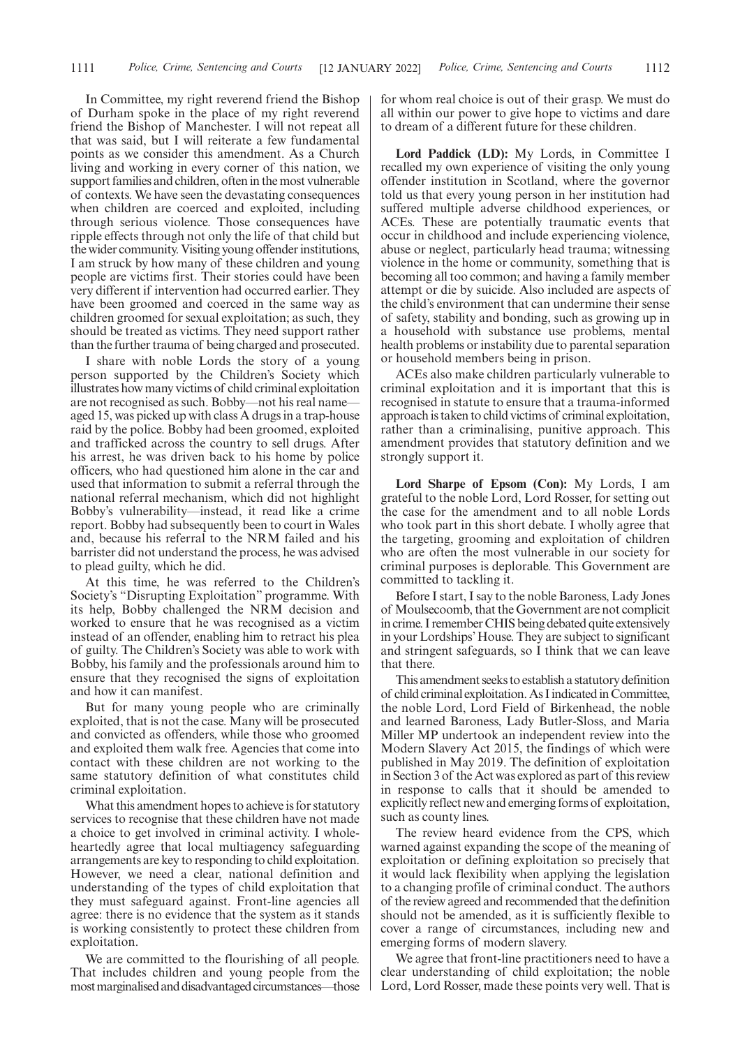In Committee, my right reverend friend the Bishop of Durham spoke in the place of my right reverend friend the Bishop of Manchester. I will not repeat all that was said, but I will reiterate a few fundamental points as we consider this amendment. As a Church living and working in every corner of this nation, we support families and children, often in the most vulnerable of contexts. We have seen the devastating consequences when children are coerced and exploited, including through serious violence. Those consequences have ripple effects through not only the life of that child but the wider community. Visiting young offender institutions, I am struck by how many of these children and young people are victims first. Their stories could have been very different if intervention had occurred earlier. They have been groomed and coerced in the same way as children groomed for sexual exploitation; as such, they should be treated as victims. They need support rather than the further trauma of being charged and prosecuted.

I share with noble Lords the story of a young person supported by the Children's Society which illustrates how many victims of child criminal exploitation are not recognised as such. Bobby—not his real name—aged 15, was picked up with class A drugs in a trap-house raid by the police. Bobby had been groomed, exploited and trafficked across the country to sell drugs. After his arrest, he was driven back to his home by police officers, who had questioned him alone in the car and used that information to submit a referral through the national referral mechanism, which did not highlight Bobby's vulnerability—instead, it read like a crime report. Bobby had subsequently been to court in Wales and, because his referral to the NRM failed and his barrister did not understand the process, he was advised to plead guilty, which he did.

At this time, he was referred to the Children's Society's "Disrupting Exploitation" programme. With its help, Bobby challenged the NRM decision and worked to ensure that he was recognised as a victim instead of an offender, enabling him to retract his plea of guilty. The Children's Society was able to work with Bobby, his family and the professionals around him to ensure that they recognised the signs of exploitation and how it can manifest.

But for many young people who are criminally exploited, that is not the case. Many will be prosecuted and convicted as offenders, while those who groomed and exploited them walk free. Agencies that come into contact with these children are not working to the same statutory definition of what constitutes child criminal exploitation.

What this amendment hopes to achieve is for statutory services to recognise that these children have not made a choice to get involved in criminal activity. I wholeheartedly agree that local multiagency safeguarding arrangements are key to responding to child exploitation. However, we need a clear, national definition and understanding of the types of child exploitation that they must safeguard against. Front-line agencies all agree: there is no evidence that the system as it stands is working consistently to protect these children from exploitation.

We are committed to the flourishing of all people. That includes children and young people from the most marginalised and disadvantaged circumstances—those for whom real choice is out of their grasp. We must do all within our power to give hope to victims and dare to dream of a different future for these children.

**Lord Paddick (LD):** My Lords, in Committee I recalled my own experience of visiting the only young offender institution in Scotland, where the governor told us that every young person in her institution had suffered multiple adverse childhood experiences, or ACEs. These are potentially traumatic events that occur in childhood and include experiencing violence, abuse or neglect, particularly head trauma; witnessing violence in the home or community, something that is becoming all too common; and having a family member attempt or die by suicide. Also included are aspects of the child's environment that can undermine their sense of safety, stability and bonding, such as growing up in a household with substance use problems, mental health problems or instability due to parental separation or household members being in prison.

ACEs also make children particularly vulnerable to criminal exploitation and it is important that this is recognised in statute to ensure that a trauma-informed approach is taken to child victims of criminal exploitation, rather than a criminalising, punitive approach. This amendment provides that statutory definition and we strongly support it.

**Lord Sharpe of Epsom (Con):** My Lords, I am grateful to the noble Lord, Lord Rosser, for setting out the case for the amendment and to all noble Lords who took part in this short debate. I wholly agree that the targeting, grooming and exploitation of children who are often the most vulnerable in our society for criminal purposes is deplorable. This Government are committed to tackling it.

Before I start, I say to the noble Baroness, Lady Jones of Moulsecoomb, that the Government are not complicit in crime. I remember CHIS being debated quite extensively in your Lordships' House. They are subject to significant and stringent safeguards, so I think that we can leave that there.

This amendment seeks to establish a statutory definition of child criminal exploitation. As I indicated in Committee, the noble Lord, Lord Field of Birkenhead, the noble and learned Baroness, Lady Butler-Sloss, and Maria Miller MP undertook an independent review into the Modern Slavery Act 2015, the findings of which were published in May 2019. The definition of exploitation in Section 3 of the Act was explored as part of this review in response to calls that it should be amended to explicitly reflect new and emerging forms of exploitation, such as county lines.

The review heard evidence from the CPS, which warned against expanding the scope of the meaning of exploitation or defining exploitation so precisely that it would lack flexibility when applying the legislation to a changing profile of criminal conduct. The authors of the review agreed and recommended that the definition should not be amended, as it is sufficiently flexible to cover a range of circumstances, including new and emerging forms of modern slavery.

We agree that front-line practitioners need to have a clear understanding of child exploitation; the noble Lord, Lord Rosser, made these points very well. That is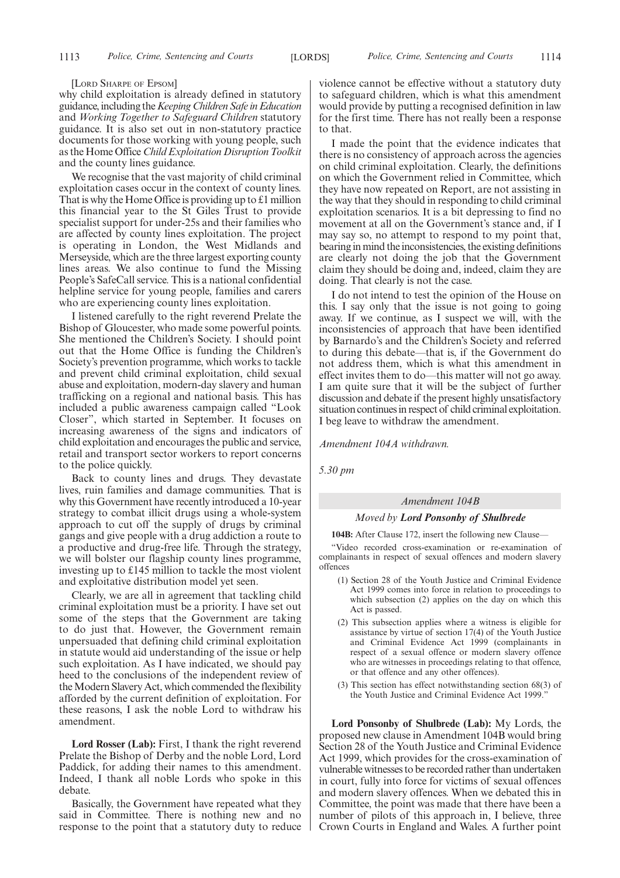[LORD SHARPE OF EPSOM]

why child exploitation is already defined in statutory guidance, including the *Keeping Children Safe in Education* and *Working Together to Safeguard Children* statutory guidance. It is also set out in non-statutory practice documents for those working with young people, such as the Home Office *Child Exploitation Disruption Toolkit* and the county lines guidance.

We recognise that the vast majority of child criminal exploitation cases occur in the context of county lines. That is why the Home Office is providing up to £1 million this financial year to the St Giles Trust to provide specialist support for under-25s and their families who are affected by county lines exploitation. The project is operating in London, the West Midlands and Merseyside, which are the three largest exporting county lines areas. We also continue to fund the Missing People's SafeCall service. This is a national confidential helpline service for young people, families and carers who are experiencing county lines exploitation.

I listened carefully to the right reverend Prelate the Bishop of Gloucester, who made some powerful points. She mentioned the Children's Society. I should point out that the Home Office is funding the Children's Society's prevention programme, which works to tackle and prevent child criminal exploitation, child sexual abuse and exploitation, modern-day slavery and human trafficking on a regional and national basis. This has included a public awareness campaign called "Look Closer", which started in September. It focuses on increasing awareness of the signs and indicators of child exploitation and encourages the public and service, retail and transport sector workers to report concerns to the police quickly.

Back to county lines and drugs. They devastate lives, ruin families and damage communities. That is why this Government have recently introduced a 10-year strategy to combat illicit drugs using a whole-system approach to cut off the supply of drugs by criminal gangs and give people with a drug addiction a route to a productive and drug-free life. Through the strategy, we will bolster our flagship county lines programme, investing up to £145 million to tackle the most violent and exploitative distribution model yet seen.

Clearly, we are all in agreement that tackling child criminal exploitation must be a priority. I have set out some of the steps that the Government are taking to do just that. However, the Government remain unpersuaded that defining child criminal exploitation in statute would aid understanding of the issue or help such exploitation. As I have indicated, we should pay heed to the conclusions of the independent review of the Modern Slavery Act, which commended the flexibility afforded by the current definition of exploitation. For these reasons, I ask the noble Lord to withdraw his amendment.

**Lord Rosser (Lab):** First, I thank the right reverend Prelate the Bishop of Derby and the noble Lord, Lord Paddick, for adding their names to this amendment. Indeed, I thank all noble Lords who spoke in this debate.

Basically, the Government have repeated what they said in Committee. There is nothing new and no response to the point that a statutory duty to reduce violence cannot be effective without a statutory duty to safeguard children, which is what this amendment would provide by putting a recognised definition in law for the first time. There has not really been a response to that.

I made the point that the evidence indicates that there is no consistency of approach across the agencies on child criminal exploitation. Clearly, the definitions on which the Government relied in Committee, which they have now repeated on Report, are not assisting in the way that they should in responding to child criminal exploitation scenarios. It is a bit depressing to find no movement at all on the Government's stance and, if I may say so, no attempt to respond to my point that, bearing in mind the inconsistencies, the existing definitions are clearly not doing the job that the Government claim they should be doing and, indeed, claim they are doing. That clearly is not the case.

I do not intend to test the opinion of the House on this. I say only that the issue is not going to going away. If we continue, as I suspect we will, with the inconsistencies of approach that have been identified by Barnardo's and the Children's Society and referred to during this debate—that is, if the Government do not address them, which is what this amendment in effect invites them to do—this matter will not go away. I am quite sure that it will be the subject of further discussion and debate if the present highly unsatisfactory situation continues in respect of child criminal exploitation. I beg leave to withdraw the amendment.

*Amendment 104A withdrawn.*

*5.30 pm*

*Amendment 104B*

*Moved by* ***Lord Ponsonby of Shulbrede***

**104B:** After Clause 172, insert the following new Clause—

"Video recorded cross-examination or re-examination of complainants in respect of sexual offences and modern slavery offences

(1) Section 28 of the Youth Justice and Criminal Evidence Act 1999 comes into force in relation to proceedings to which subsection (2) applies on the day on which this Act is passed.

(2) This subsection applies where a witness is eligible for assistance by virtue of section 17(4) of the Youth Justice and Criminal Evidence Act 1999 (complainants in respect of a sexual offence or modern slavery offence who are witnesses in proceedings relating to that offence, or that offence and any other offences).

(3) This section has effect notwithstanding section 68(3) of the Youth Justice and Criminal Evidence Act 1999."

**Lord Ponsonby of Shulbrede (Lab):** My Lords, the proposed new clause in Amendment 104B would bring Section 28 of the Youth Justice and Criminal Evidence Act 1999, which provides for the cross-examination of vulnerable witnesses to be recorded rather than undertaken in court, fully into force for victims of sexual offences and modern slavery offences. When we debated this in Committee, the point was made that there have been a number of pilots of this approach in, I believe, three Crown Courts in England and Wales. A further point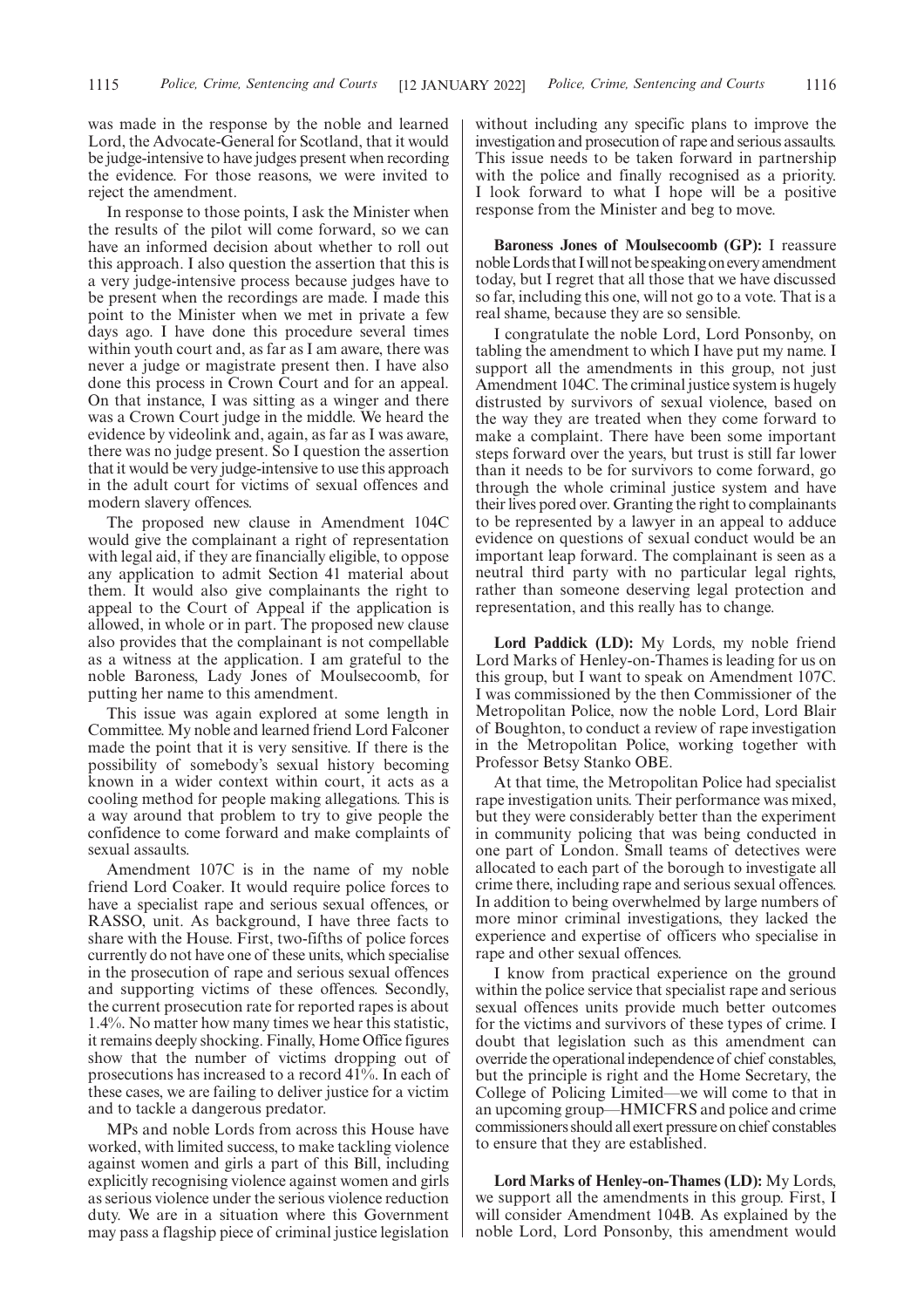was made in the response by the noble and learned Lord, the Advocate-General for Scotland, that it would be judge-intensive to have judges present when recording the evidence. For those reasons, we were invited to reject the amendment.

In response to those points, I ask the Minister when the results of the pilot will come forward, so we can have an informed decision about whether to roll out this approach. I also question the assertion that this is a very judge-intensive process because judges have to be present when the recordings are made. I made this point to the Minister when we met in private a few days ago. I have done this procedure several times within youth court and, as far as I am aware, there was never a judge or magistrate present then. I have also done this process in Crown Court and for an appeal. On that instance, I was sitting as a winger and there was a Crown Court judge in the middle. We heard the evidence by videolink and, again, as far as I was aware, there was no judge present. So I question the assertion that it would be very judge-intensive to use this approach in the adult court for victims of sexual offences and modern slavery offences.

The proposed new clause in Amendment 104C would give the complainant a right of representation with legal aid, if they are financially eligible, to oppose any application to admit Section 41 material about them. It would also give complainants the right to appeal to the Court of Appeal if the application is allowed, in whole or in part. The proposed new clause also provides that the complainant is not compellable as a witness at the application. I am grateful to the noble Baroness, Lady Jones of Moulsecoomb, for putting her name to this amendment.

This issue was again explored at some length in Committee. My noble and learned friend Lord Falconer made the point that it is very sensitive. If there is the possibility of somebody's sexual history becoming known in a wider context within court, it acts as a cooling method for people making allegations. This is a way around that problem to try to give people the confidence to come forward and make complaints of sexual assaults.

Amendment 107C is in the name of my noble friend Lord Coaker. It would require police forces to have a specialist rape and serious sexual offences, or RASSO, unit. As background, I have three facts to share with the House. First, two-fifths of police forces currently do not have one of these units, which specialise in the prosecution of rape and serious sexual offences and supporting victims of these offences. Secondly, the current prosecution rate for reported rapes is about 1.4%. No matter how many times we hear this statistic, it remains deeply shocking. Finally, Home Office figures show that the number of victims dropping out of prosecutions has increased to a record 41%. In each of these cases, we are failing to deliver justice for a victim and to tackle a dangerous predator.

MPs and noble Lords from across this House have worked, with limited success, to make tackling violence against women and girls a part of this Bill, including explicitly recognising violence against women and girls as serious violence under the serious violence reduction duty. We are in a situation where this Government may pass a flagship piece of criminal justice legislation without including any specific plans to improve the investigation and prosecution of rape and serious assaults. This issue needs to be taken forward in partnership with the police and finally recognised as a priority. I look forward to what I hope will be a positive response from the Minister and beg to move.

**Baroness Jones of Moulsecoomb (GP):** I reassure noble Lords that I will not be speaking on every amendment today, but I regret that all those that we have discussed so far, including this one, will not go to a vote. That is a real shame, because they are so sensible.

I congratulate the noble Lord, Lord Ponsonby, on tabling the amendment to which I have put my name. I support all the amendments in this group, not just Amendment 104C. The criminal justice system is hugely distrusted by survivors of sexual violence, based on the way they are treated when they come forward to make a complaint. There have been some important steps forward over the years, but trust is still far lower than it needs to be for survivors to come forward, go through the whole criminal justice system and have their lives pored over. Granting the right to complainants to be represented by a lawyer in an appeal to adduce evidence on questions of sexual conduct would be an important leap forward. The complainant is seen as a neutral third party with no particular legal rights, rather than someone deserving legal protection and representation, and this really has to change.

**Lord Paddick (LD):** My Lords, my noble friend Lord Marks of Henley-on-Thames is leading for us on this group, but I want to speak on Amendment 107C. I was commissioned by the then Commissioner of the Metropolitan Police, now the noble Lord, Lord Blair of Boughton, to conduct a review of rape investigation in the Metropolitan Police, working together with Professor Betsy Stanko OBE.

At that time, the Metropolitan Police had specialist rape investigation units. Their performance was mixed, but they were considerably better than the experiment in community policing that was being conducted in one part of London. Small teams of detectives were allocated to each part of the borough to investigate all crime there, including rape and serious sexual offences. In addition to being overwhelmed by large numbers of more minor criminal investigations, they lacked the experience and expertise of officers who specialise in rape and other sexual offences.

I know from practical experience on the ground within the police service that specialist rape and serious sexual offences units provide much better outcomes for the victims and survivors of these types of crime. I doubt that legislation such as this amendment can override the operational independence of chief constables, but the principle is right and the Home Secretary, the College of Policing Limited—we will come to that in an upcoming group—HMICFRS and police and crime commissioners should all exert pressure on chief constables to ensure that they are established.

**Lord Marks of Henley-on-Thames (LD):** My Lords, we support all the amendments in this group. First, I will consider Amendment 104B. As explained by the noble Lord, Lord Ponsonby, this amendment would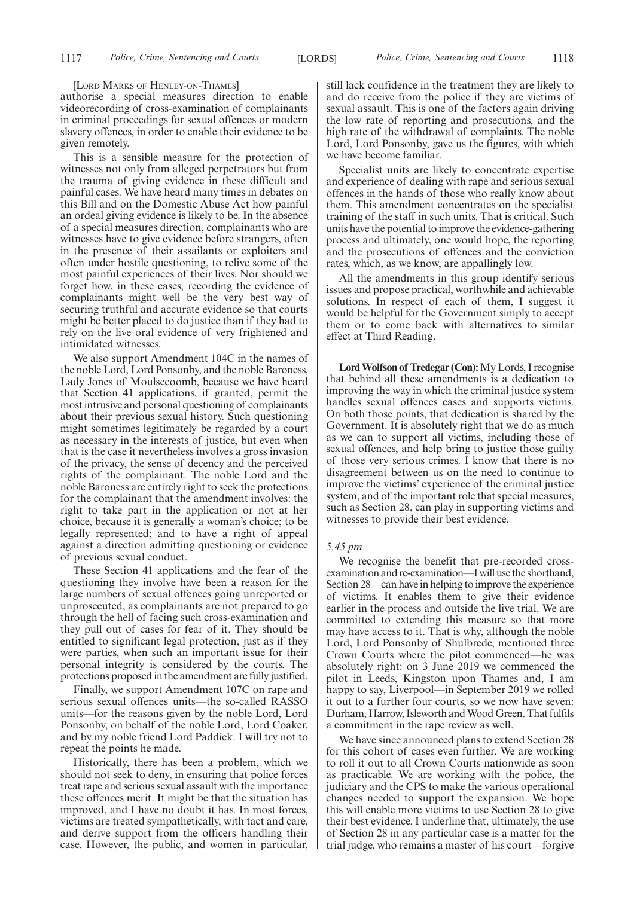[LORD MARKS OF HENLEY-ON-THAMES]

authorise a special measures direction to enable videorecording of cross-examination of complainants in criminal proceedings for sexual offences or modern slavery offences, in order to enable their evidence to be given remotely.

This is a sensible measure for the protection of witnesses not only from alleged perpetrators but from the trauma of giving evidence in these difficult and painful cases. We have heard many times in debates on this Bill and on the Domestic Abuse Act how painful an ordeal giving evidence is likely to be. In the absence of a special measures direction, complainants who are witnesses have to give evidence before strangers, often in the presence of their assailants or exploiters and often under hostile questioning, to relive some of the most painful experiences of their lives. Nor should we forget how, in these cases, recording the evidence of complainants might well be the very best way of securing truthful and accurate evidence so that courts might be better placed to do justice than if they had to rely on the live oral evidence of very frightened and intimidated witnesses.

We also support Amendment 104C in the names of the noble Lord, Lord Ponsonby, and the noble Baroness, Lady Jones of Moulsecoomb, because we have heard that Section 41 applications, if granted, permit the most intrusive and personal questioning of complainants about their previous sexual history. Such questioning might sometimes legitimately be regarded by a court as necessary in the interests of justice, but even when that is the case it nevertheless involves a gross invasion of the privacy, the sense of decency and the perceived rights of the complainant. The noble Lord and the noble Baroness are entirely right to seek the protections for the complainant that the amendment involves: the right to take part in the application or not at her choice, because it is generally a woman's choice; to be legally represented; and to have a right of appeal against a direction admitting questioning or evidence of previous sexual conduct.

These Section 41 applications and the fear of the questioning they involve have been a reason for the large numbers of sexual offences going unreported or unprosecuted, as complainants are not prepared to go through the hell of facing such cross-examination and they pull out of cases for fear of it. They should be entitled to significant legal protection, just as if they were parties, when such an important issue for their personal integrity is considered by the courts. The protections proposed in the amendment are fully justified.

Finally, we support Amendment 107C on rape and serious sexual offences units—the so-called RASSO units—for the reasons given by the noble Lord, Lord Ponsonby, on behalf of the noble Lord, Lord Coaker, and by my noble friend Lord Paddick. I will try not to repeat the points he made.

Historically, there has been a problem, which we should not seek to deny, in ensuring that police forces treat rape and serious sexual assault with the importance these offences merit. It might be that the situation has improved, and I have no doubt it has. In most forces, victims are treated sympathetically, with tact and care, and derive support from the officers handling their case. However, the public, and women in particular, still lack confidence in the treatment they are likely to and do receive from the police if they are victims of sexual assault. This is one of the factors again driving the low rate of reporting and prosecutions, and the high rate of the withdrawal of complaints. The noble Lord, Lord Ponsonby, gave us the figures, with which we have become familiar.

Specialist units are likely to concentrate expertise and experience of dealing with rape and serious sexual offences in the hands of those who really know about them. This amendment concentrates on the specialist training of the staff in such units. That is critical. Such units have the potential to improve the evidence-gathering process and ultimately, one would hope, the reporting and the prosecutions of offences and the conviction rates, which, as we know, are appallingly low.

All the amendments in this group identify serious issues and propose practical, worthwhile and achievable solutions. In respect of each of them, I suggest it would be helpful for the Government simply to accept them or to come back with alternatives to similar effect at Third Reading.

**Lord Wolfson of Tredegar (Con):** My Lords, I recognise that behind all these amendments is a dedication to improving the way in which the criminal justice system handles sexual offences cases and supports victims. On both those points, that dedication is shared by the Government. It is absolutely right that we do as much as we can to support all victims, including those of sexual offences, and help bring to justice those guilty of those very serious crimes. I know that there is no disagreement between us on the need to continue to improve the victims' experience of the criminal justice system, and of the important role that special measures, such as Section 28, can play in supporting victims and witnesses to provide their best evidence.

*5.45 pm*

We recognise the benefit that pre-recorded cross-examination and re-examination—I will use the shorthand, Section 28—can have in helping to improve the experience of victims. It enables them to give their evidence earlier in the process and outside the live trial. We are committed to extending this measure so that more may have access to it. That is why, although the noble Lord, Lord Ponsonby of Shulbrede, mentioned three Crown Courts where the pilot commenced—he was absolutely right: on 3 June 2019 we commenced the pilot in Leeds, Kingston upon Thames and, I am happy to say, Liverpool—in September 2019 we rolled it out to a further four courts, so we now have seven: Durham, Harrow, Isleworth and Wood Green. That fulfils a commitment in the rape review as well.

We have since announced plans to extend Section 28 for this cohort of cases even further. We are working to roll it out to all Crown Courts nationwide as soon as practicable. We are working with the police, the judiciary and the CPS to make the various operational changes needed to support the expansion. We hope this will enable more victims to use Section 28 to give their best evidence. I underline that, ultimately, the use of Section 28 in any particular case is a matter for the trial judge, who remains a master of his court—forgive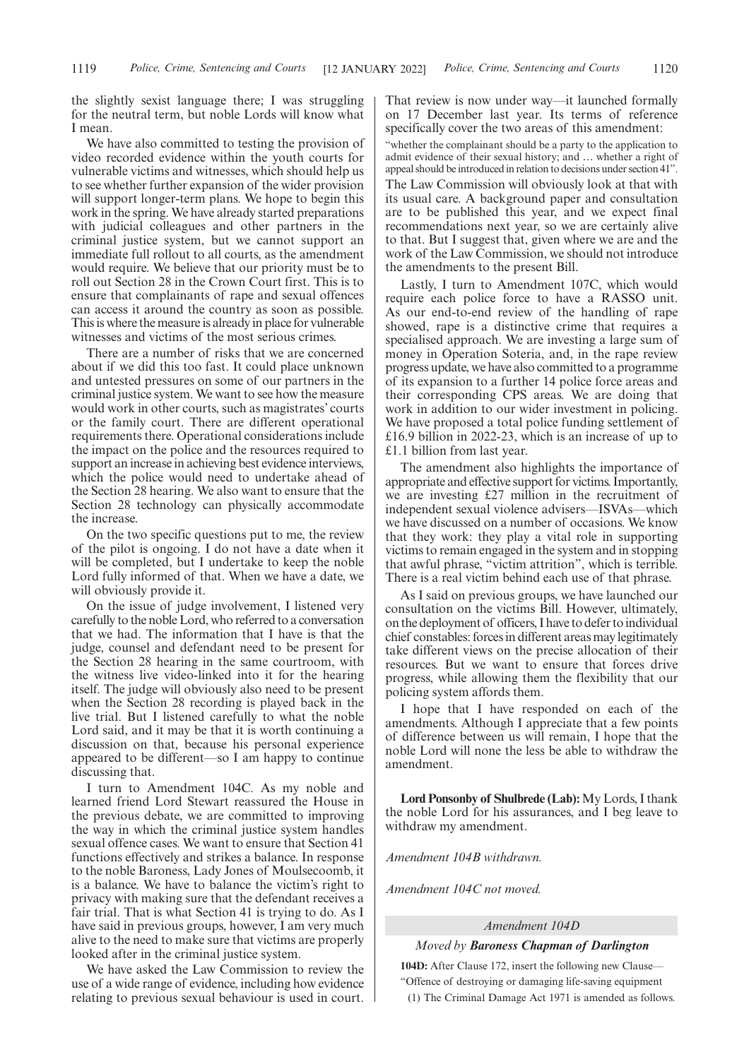the slightly sexist language there; I was struggling for the neutral term, but noble Lords will know what I mean.

We have also committed to testing the provision of video recorded evidence within the youth courts for vulnerable victims and witnesses, which should help us to see whether further expansion of the wider provision will support longer-term plans. We hope to begin this work in the spring. We have already started preparations with judicial colleagues and other partners in the criminal justice system, but we cannot support an immediate full rollout to all courts, as the amendment would require. We believe that our priority must be to roll out Section 28 in the Crown Court first. This is to ensure that complainants of rape and sexual offences can access it around the country as soon as possible. This is where the measure is already in place for vulnerable witnesses and victims of the most serious crimes.

There are a number of risks that we are concerned about if we did this too fast. It could place unknown and untested pressures on some of our partners in the criminal justice system. We want to see how the measure would work in other courts, such as magistrates' courts or the family court. There are different operational requirements there. Operational considerations include the impact on the police and the resources required to support an increase in achieving best evidence interviews, which the police would need to undertake ahead of the Section 28 hearing. We also want to ensure that the Section 28 technology can physically accommodate the increase.

On the two specific questions put to me, the review of the pilot is ongoing. I do not have a date when it will be completed, but I undertake to keep the noble Lord fully informed of that. When we have a date, we will obviously provide it.

On the issue of judge involvement, I listened very carefully to the noble Lord, who referred to a conversation that we had. The information that I have is that the judge, counsel and defendant need to be present for the Section 28 hearing in the same courtroom, with the witness live video-linked into it for the hearing itself. The judge will obviously also need to be present when the Section 28 recording is played back in the live trial. But I listened carefully to what the noble Lord said, and it may be that it is worth continuing a discussion on that, because his personal experience appeared to be different—so I am happy to continue discussing that.

I turn to Amendment 104C. As my noble and learned friend Lord Stewart reassured the House in the previous debate, we are committed to improving the way in which the criminal justice system handles sexual offence cases. We want to ensure that Section 41 functions effectively and strikes a balance. In response to the noble Baroness, Lady Jones of Moulsecoomb, it is a balance. We have to balance the victim's right to privacy with making sure that the defendant receives a fair trial. That is what Section 41 is trying to do. As I have said in previous groups, however, I am very much alive to the need to make sure that victims are properly looked after in the criminal justice system.

We have asked the Law Commission to review the use of a wide range of evidence, including how evidence relating to previous sexual behaviour is used in court. That review is now under way—it launched formally on 17 December last year. Its terms of reference specifically cover the two areas of this amendment:

"whether the complainant should be a party to the application to admit evidence of their sexual history; and … whether a right of appeal should be introduced in relation to decisions under section 41".

The Law Commission will obviously look at that with its usual care. A background paper and consultation are to be published this year, and we expect final recommendations next year, so we are certainly alive to that. But I suggest that, given where we are and the work of the Law Commission, we should not introduce the amendments to the present Bill.

Lastly, I turn to Amendment 107C, which would require each police force to have a RASSO unit. As our end-to-end review of the handling of rape showed, rape is a distinctive crime that requires a specialised approach. We are investing a large sum of money in Operation Soteria, and, in the rape review progress update, we have also committed to a programme of its expansion to a further 14 police force areas and their corresponding CPS areas. We are doing that work in addition to our wider investment in policing. We have proposed a total police funding settlement of £16.9 billion in 2022-23, which is an increase of up to £1.1 billion from last year.

The amendment also highlights the importance of appropriate and effective support for victims. Importantly, we are investing £27 million in the recruitment of independent sexual violence advisers—ISVAs—which we have discussed on a number of occasions. We know that they work: they play a vital role in supporting victims to remain engaged in the system and in stopping that awful phrase, "victim attrition", which is terrible. There is a real victim behind each use of that phrase.

As I said on previous groups, we have launched our consultation on the victims Bill. However, ultimately, on the deployment of officers, I have to defer to individual chief constables: forces in different areas may legitimately take different views on the precise allocation of their resources. But we want to ensure that forces drive progress, while allowing them the flexibility that our policing system affords them.

I hope that I have responded on each of the amendments. Although I appreciate that a few points of difference between us will remain, I hope that the noble Lord will none the less be able to withdraw the amendment.

**Lord Ponsonby of Shulbrede (Lab):** My Lords, I thank the noble Lord for his assurances, and I beg leave to withdraw my amendment.

*Amendment 104B withdrawn.*

*Amendment 104C not moved.*

*Amendment 104D*

*Moved by* ***Baroness Chapman of Darlington***

**104D:** After Clause 172, insert the following new Clause—

"Offence of destroying or damaging life-saving equipment

(1) The Criminal Damage Act 1971 is amended as follows.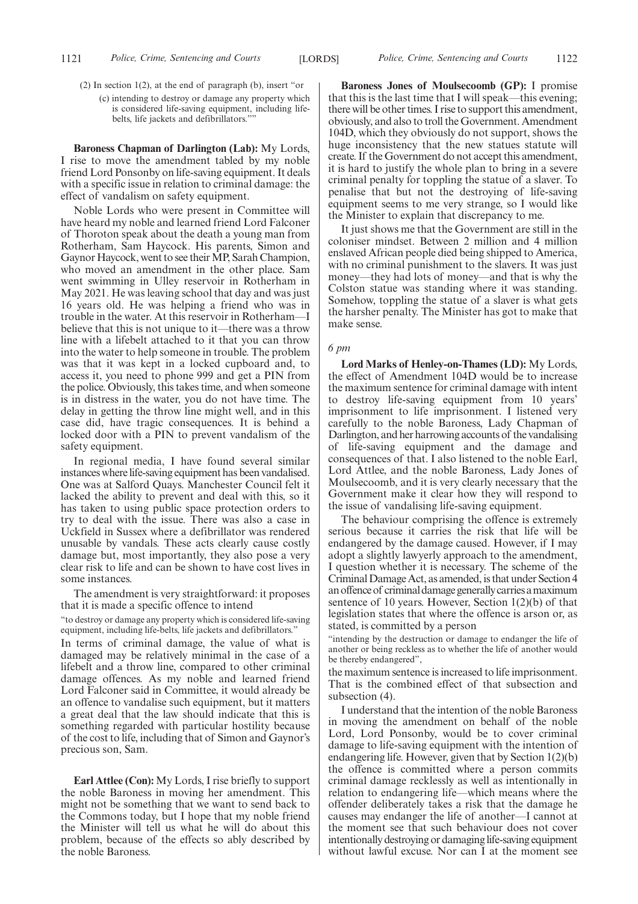(2) In section 1(2), at the end of paragraph (b), insert "or

(c) intending to destroy or damage any property which is considered life-saving equipment, including life-belts, life jackets and defibrillators.""

**Baroness Chapman of Darlington (Lab):** My Lords, I rise to move the amendment tabled by my noble friend Lord Ponsonby on life-saving equipment. It deals with a specific issue in relation to criminal damage: the effect of vandalism on safety equipment.

Noble Lords who were present in Committee will have heard my noble and learned friend Lord Falconer of Thoroton speak about the death a young man from Rotherham, Sam Haycock. His parents, Simon and Gaynor Haycock, went to see their MP, Sarah Champion, who moved an amendment in the other place. Sam went swimming in Ulley reservoir in Rotherham in May 2021. He was leaving school that day and was just 16 years old. He was helping a friend who was in trouble in the water. At this reservoir in Rotherham—I believe that this is not unique to it—there was a throw line with a lifebelt attached to it that you can throw into the water to help someone in trouble. The problem was that it was kept in a locked cupboard and, to access it, you need to phone 999 and get a PIN from the police. Obviously, this takes time, and when someone is in distress in the water, you do not have time. The delay in getting the throw line might well, and in this case did, have tragic consequences. It is behind a locked door with a PIN to prevent vandalism of the safety equipment.

In regional media, I have found several similar instances where life-saving equipment has been vandalised. One was at Salford Quays. Manchester Council felt it lacked the ability to prevent and deal with this, so it has taken to using public space protection orders to try to deal with the issue. There was also a case in Uckfield in Sussex where a defibrillator was rendered unusable by vandals. These acts clearly cause costly damage but, most importantly, they also pose a very clear risk to life and can be shown to have cost lives in some instances.

The amendment is very straightforward: it proposes that it is made a specific offence to intend

"to destroy or damage any property which is considered life-saving equipment, including life-belts, life jackets and defibrillators."

In terms of criminal damage, the value of what is damaged may be relatively minimal in the case of a lifebelt and a throw line, compared to other criminal damage offences. As my noble and learned friend Lord Falconer said in Committee, it would already be an offence to vandalise such equipment, but it matters a great deal that the law should indicate that this is something regarded with particular hostility because of the cost to life, including that of Simon and Gaynor's precious son, Sam.

**Earl Attlee (Con):** My Lords, I rise briefly to support the noble Baroness in moving her amendment. This might not be something that we want to send back to the Commons today, but I hope that my noble friend the Minister will tell us what he will do about this problem, because of the effects so ably described by the noble Baroness.

**Baroness Jones of Moulsecoomb (GP):** I promise that this is the last time that I will speak—this evening; there will be other times. I rise to support this amendment, obviously, and also to troll the Government. Amendment 104D, which they obviously do not support, shows the huge inconsistency that the new statues statute will create. If the Government do not accept this amendment, it is hard to justify the whole plan to bring in a severe criminal penalty for toppling the statue of a slaver. To penalise that but not the destroying of life-saving equipment seems to me very strange, so I would like the Minister to explain that discrepancy to me.

It just shows me that the Government are still in the coloniser mindset. Between 2 million and 4 million enslaved African people died being shipped to America, with no criminal punishment to the slavers. It was just money—they had lots of money—and that is why the Colston statue was standing where it was standing. Somehow, toppling the statue of a slaver is what gets the harsher penalty. The Minister has got to make that make sense.

*6 pm*

**Lord Marks of Henley-on-Thames (LD):** My Lords, the effect of Amendment 104D would be to increase the maximum sentence for criminal damage with intent to destroy life-saving equipment from 10 years' imprisonment to life imprisonment. I listened very carefully to the noble Baroness, Lady Chapman of Darlington, and her harrowing accounts of the vandalising of life-saving equipment and the damage and consequences of that. I also listened to the noble Earl, Lord Attlee, and the noble Baroness, Lady Jones of Moulsecoomb, and it is very clearly necessary that the Government make it clear how they will respond to the issue of vandalising life-saving equipment.

The behaviour comprising the offence is extremely serious because it carries the risk that life will be endangered by the damage caused. However, if I may adopt a slightly lawyerly approach to the amendment, I question whether it is necessary. The scheme of the Criminal Damage Act, as amended, is that under Section 4 an offence of criminal damage generally carries a maximum sentence of 10 years. However, Section 1(2)(b) of that legislation states that where the offence is arson or, as stated, is committed by a person

"intending by the destruction or damage to endanger the life of another or being reckless as to whether the life of another would be thereby endangered",

the maximum sentence is increased to life imprisonment. That is the combined effect of that subsection and subsection (4).

I understand that the intention of the noble Baroness in moving the amendment on behalf of the noble Lord, Lord Ponsonby, would be to cover criminal damage to life-saving equipment with the intention of endangering life. However, given that by Section 1(2)(b) the offence is committed where a person commits criminal damage recklessly as well as intentionally in relation to endangering life—which means where the offender deliberately takes a risk that the damage he causes may endanger the life of another—I cannot at the moment see that such behaviour does not cover intentionally destroying or damaging life-saving equipment without lawful excuse. Nor can I at the moment see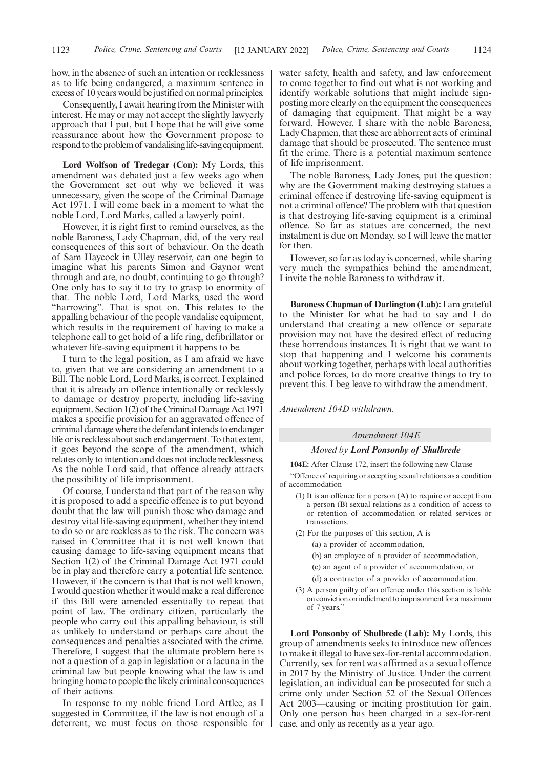how, in the absence of such an intention or recklessness as to life being endangered, a maximum sentence in excess of 10 years would be justified on normal principles.

Consequently, I await hearing from the Minister with interest. He may or may not accept the slightly lawyerly approach that I put, but I hope that he will give some reassurance about how the Government propose to respond to the problem of vandalising life-saving equipment.

**Lord Wolfson of Tredegar (Con):** My Lords, this amendment was debated just a few weeks ago when the Government set out why we believed it was unnecessary, given the scope of the Criminal Damage Act 1971. I will come back in a moment to what the noble Lord, Lord Marks, called a lawyerly point.

However, it is right first to remind ourselves, as the noble Baroness, Lady Chapman, did, of the very real consequences of this sort of behaviour. On the death of Sam Haycock in Ulley reservoir, can one begin to imagine what his parents Simon and Gaynor went through and are, no doubt, continuing to go through? One only has to say it to try to grasp to enormity of that. The noble Lord, Lord Marks, used the word "harrowing". That is spot on. This relates to the appalling behaviour of the people vandalise equipment, which results in the requirement of having to make a telephone call to get hold of a life ring, defibrillator or whatever life-saving equipment it happens to be.

I turn to the legal position, as I am afraid we have to, given that we are considering an amendment to a Bill. The noble Lord, Lord Marks, is correct. I explained that it is already an offence intentionally or recklessly to damage or destroy property, including life-saving equipment. Section 1(2) of the Criminal Damage Act 1971 makes a specific provision for an aggravated offence of criminal damage where the defendant intends to endanger life or is reckless about such endangerment. To that extent, it goes beyond the scope of the amendment, which relates only to intention and does not include recklessness. As the noble Lord said, that offence already attracts the possibility of life imprisonment.

Of course, I understand that part of the reason why it is proposed to add a specific offence is to put beyond doubt that the law will punish those who damage and destroy vital life-saving equipment, whether they intend to do so or are reckless as to the risk. The concern was raised in Committee that it is not well known that causing damage to life-saving equipment means that Section 1(2) of the Criminal Damage Act 1971 could be in play and therefore carry a potential life sentence. However, if the concern is that that is not well known, I would question whether it would make a real difference if this Bill were amended essentially to repeat that point of law. The ordinary citizen, particularly the people who carry out this appalling behaviour, is still as unlikely to understand or perhaps care about the consequences and penalties associated with the crime. Therefore, I suggest that the ultimate problem here is not a question of a gap in legislation or a lacuna in the criminal law but people knowing what the law is and bringing home to people the likely criminal consequences of their actions.

In response to my noble friend Lord Attlee, as I suggested in Committee, if the law is not enough of a deterrent, we must focus on those responsible for water safety, health and safety, and law enforcement to come together to find out what is not working and identify workable solutions that might include signposting more clearly on the equipment the consequences of damaging that equipment. That might be a way forward. However, I share with the noble Baroness, Lady Chapmen, that these are abhorrent acts of criminal damage that should be prosecuted. The sentence must fit the crime. There is a potential maximum sentence of life imprisonment.

The noble Baroness, Lady Jones, put the question: why are the Government making destroying statues a criminal offence if destroying life-saving equipment is not a criminal offence? The problem with that question is that destroying life-saving equipment is a criminal offence. So far as statues are concerned, the next instalment is due on Monday, so I will leave the matter for then.

However, so far as today is concerned, while sharing very much the sympathies behind the amendment, I invite the noble Baroness to withdraw it.

**Baroness Chapman of Darlington (Lab):** I am grateful to the Minister for what he had to say and I do understand that creating a new offence or separate provision may not have the desired effect of reducing these horrendous instances. It is right that we want to stop that happening and I welcome his comments about working together, perhaps with local authorities and police forces, to do more creative things to try to prevent this. I beg leave to withdraw the amendment.

*Amendment 104D withdrawn.*

## *Amendment 104E*

### *Moved by* ***Lord Ponsonby of Shulbrede***

**104E:** After Clause 172, insert the following new Clause—

"Offence of requiring or accepting sexual relations as a condition of accommodation

(1) It is an offence for a person (A) to require or accept from a person (B) sexual relations as a condition of access to or retention of accommodation or related services or transactions.

(2) For the purposes of this section, A is—

(a) a provider of accommodation,

(b) an employee of a provider of accommodation,

(c) an agent of a provider of accommodation, or

(d) a contractor of a provider of accommodation.

(3) A person guilty of an offence under this section is liable on conviction on indictment to imprisonment for a maximum of 7 years."

**Lord Ponsonby of Shulbrede (Lab):** My Lords, this group of amendments seeks to introduce new offences to make it illegal to have sex-for-rental accommodation. Currently, sex for rent was affirmed as a sexual offence in 2017 by the Ministry of Justice. Under the current legislation, an individual can be prosecuted for such a crime only under Section 52 of the Sexual Offences Act 2003—causing or inciting prostitution for gain. Only one person has been charged in a sex-for-rent case, and only as recently as a year ago.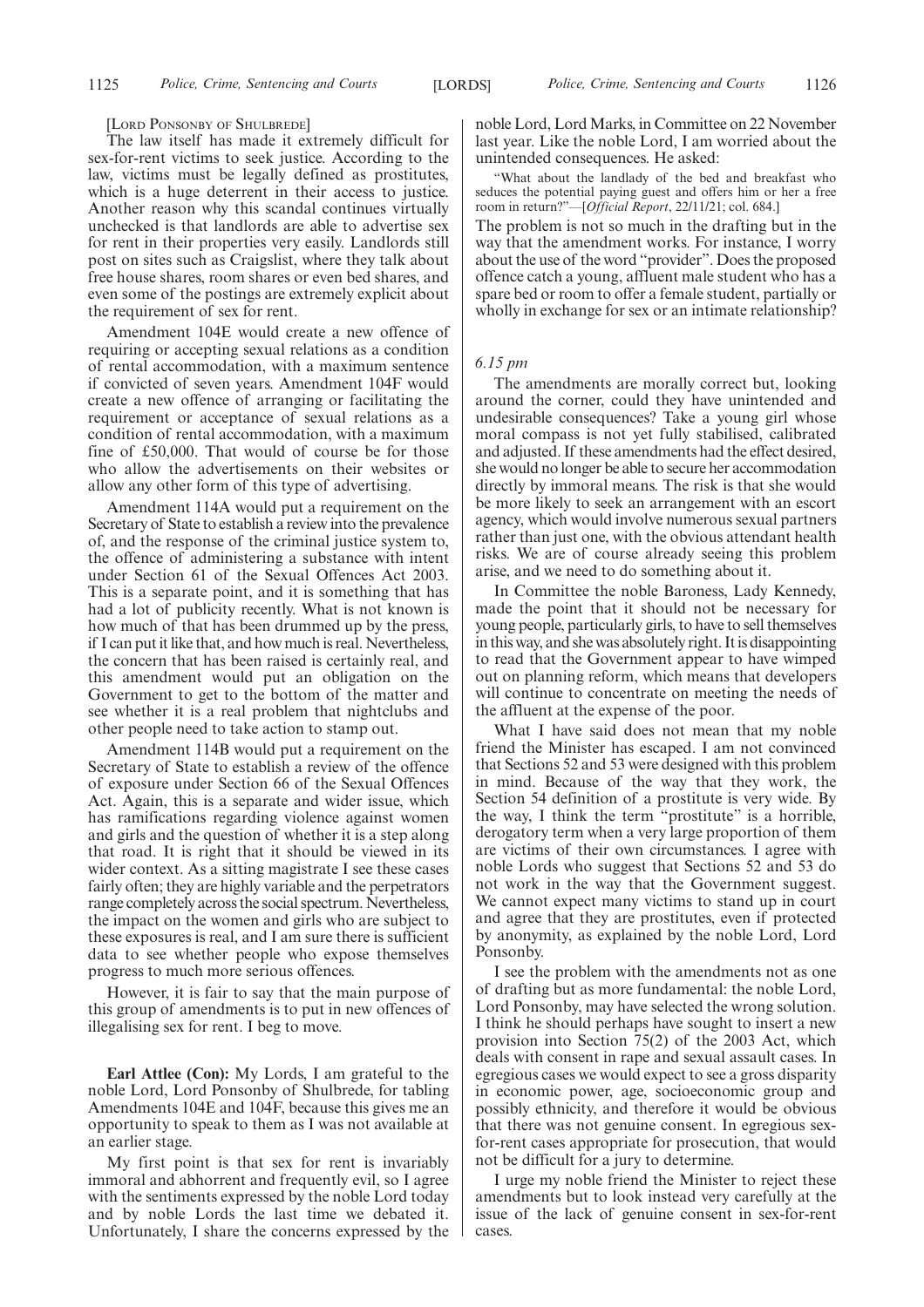[Lord Ponsonby of Shulbrede]

The law itself has made it extremely difficult for sex-for-rent victims to seek justice. According to the law, victims must be legally defined as prostitutes, which is a huge deterrent in their access to justice. Another reason why this scandal continues virtually unchecked is that landlords are able to advertise sex for rent in their properties very easily. Landlords still post on sites such as Craigslist, where they talk about free house shares, room shares or even bed shares, and even some of the postings are extremely explicit about the requirement of sex for rent.

Amendment 104E would create a new offence of requiring or accepting sexual relations as a condition of rental accommodation, with a maximum sentence if convicted of seven years. Amendment 104F would create a new offence of arranging or facilitating the requirement or acceptance of sexual relations as a condition of rental accommodation, with a maximum fine of £50,000. That would of course be for those who allow the advertisements on their websites or allow any other form of this type of advertising.

Amendment 114A would put a requirement on the Secretary of State to establish a review into the prevalence of, and the response of the criminal justice system to, the offence of administering a substance with intent under Section 61 of the Sexual Offences Act 2003. This is a separate point, and it is something that has had a lot of publicity recently. What is not known is how much of that has been drummed up by the press, if I can put it like that, and how much is real. Nevertheless, the concern that has been raised is certainly real, and this amendment would put an obligation on the Government to get to the bottom of the matter and see whether it is a real problem that nightclubs and other people need to take action to stamp out.

Amendment 114B would put a requirement on the Secretary of State to establish a review of the offence of exposure under Section 66 of the Sexual Offences Act. Again, this is a separate and wider issue, which has ramifications regarding violence against women and girls and the question of whether it is a step along that road. It is right that it should be viewed in its wider context. As a sitting magistrate I see these cases fairly often; they are highly variable and the perpetrators range completely across the social spectrum. Nevertheless, the impact on the women and girls who are subject to these exposures is real, and I am sure there is sufficient data to see whether people who expose themselves progress to much more serious offences.

However, it is fair to say that the main purpose of this group of amendments is to put in new offences of illegalising sex for rent. I beg to move.

**Earl Attlee (Con):** My Lords, I am grateful to the noble Lord, Lord Ponsonby of Shulbrede, for tabling Amendments 104E and 104F, because this gives me an opportunity to speak to them as I was not available at an earlier stage.

My first point is that sex for rent is invariably immoral and abhorrent and frequently evil, so I agree with the sentiments expressed by the noble Lord today and by noble Lords the last time we debated it. Unfortunately, I share the concerns expressed by the noble Lord, Lord Marks, in Committee on 22 November last year. Like the noble Lord, I am worried about the unintended consequences. He asked:

> "What about the landlady of the bed and breakfast who seduces the potential paying guest and offers him or her a free room in return?"—[*Official Report*, 22/11/21; col. 684.]

The problem is not so much in the drafting but in the way that the amendment works. For instance, I worry about the use of the word "provider". Does the proposed offence catch a young, affluent male student who has a spare bed or room to offer a female student, partially or wholly in exchange for sex or an intimate relationship?

*6.15 pm*

The amendments are morally correct but, looking around the corner, could they have unintended and undesirable consequences? Take a young girl whose moral compass is not yet fully stabilised, calibrated and adjusted. If these amendments had the effect desired, she would no longer be able to secure her accommodation directly by immoral means. The risk is that she would be more likely to seek an arrangement with an escort agency, which would involve numerous sexual partners rather than just one, with the obvious attendant health risks. We are of course already seeing this problem arise, and we need to do something about it.

In Committee the noble Baroness, Lady Kennedy, made the point that it should not be necessary for young people, particularly girls, to have to sell themselves in this way, and she was absolutely right. It is disappointing to read that the Government appear to have wimped out on planning reform, which means that developers will continue to concentrate on meeting the needs of the affluent at the expense of the poor.

What I have said does not mean that my noble friend the Minister has escaped. I am not convinced that Sections 52 and 53 were designed with this problem in mind. Because of the way that they work, the Section 54 definition of a prostitute is very wide. By the way, I think the term "prostitute" is a horrible, derogatory term when a very large proportion of them are victims of their own circumstances. I agree with noble Lords who suggest that Sections 52 and 53 do not work in the way that the Government suggest. We cannot expect many victims to stand up in court and agree that they are prostitutes, even if protected by anonymity, as explained by the noble Lord, Lord Ponsonby.

I see the problem with the amendments not as one of drafting but as more fundamental: the noble Lord, Lord Ponsonby, may have selected the wrong solution. I think he should perhaps have sought to insert a new provision into Section 75(2) of the 2003 Act, which deals with consent in rape and sexual assault cases. In egregious cases we would expect to see a gross disparity in economic power, age, socioeconomic group and possibly ethnicity, and therefore it would be obvious that there was not genuine consent. In egregious sex-for-rent cases appropriate for prosecution, that would not be difficult for a jury to determine.

I urge my noble friend the Minister to reject these amendments but to look instead very carefully at the issue of the lack of genuine consent in sex-for-rent cases.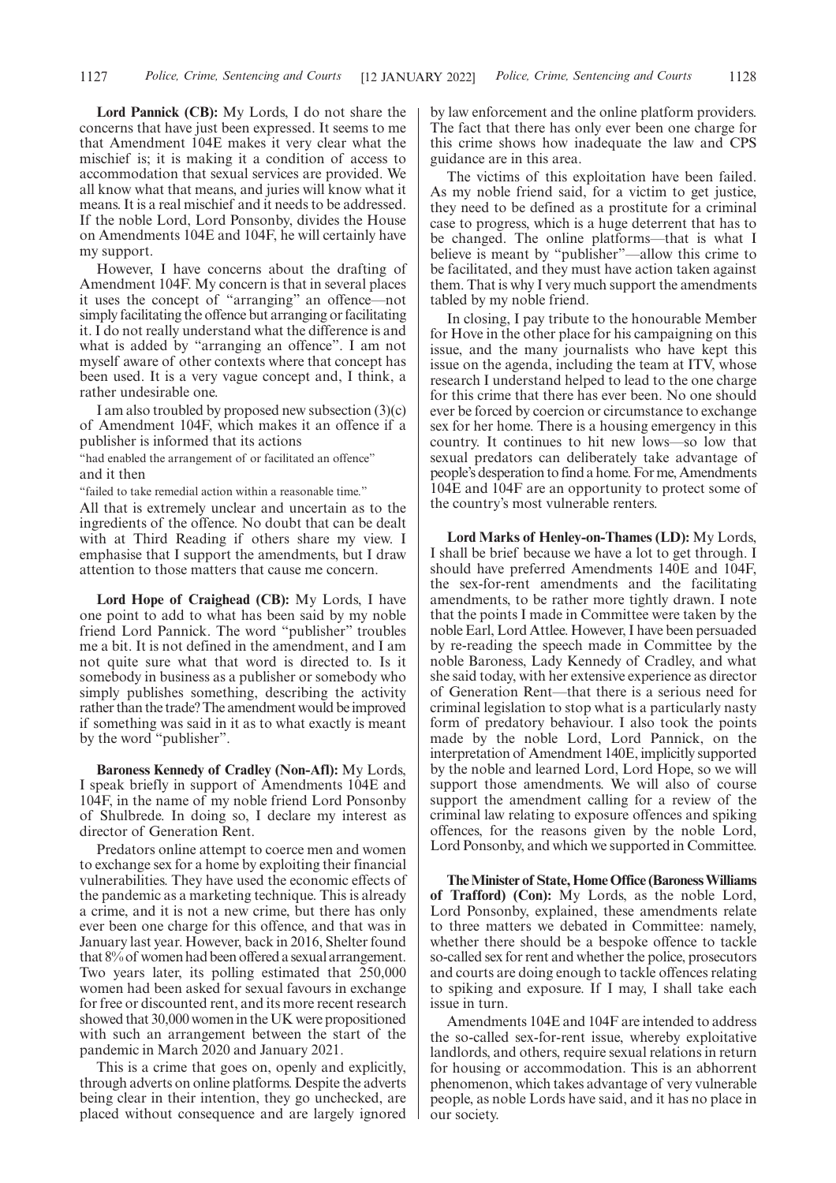**Lord Pannick (CB):** My Lords, I do not share the concerns that have just been expressed. It seems to me that Amendment 104E makes it very clear what the mischief is; it is making it a condition of access to accommodation that sexual services are provided. We all know what that means, and juries will know what it means. It is a real mischief and it needs to be addressed. If the noble Lord, Lord Ponsonby, divides the House on Amendments 104E and 104F, he will certainly have my support.

However, I have concerns about the drafting of Amendment 104F. My concern is that in several places it uses the concept of "arranging" an offence—not simply facilitating the offence but arranging or facilitating it. I do not really understand what the difference is and what is added by "arranging an offence". I am not myself aware of other contexts where that concept has been used. It is a very vague concept and, I think, a rather undesirable one.

I am also troubled by proposed new subsection (3)(c) of Amendment 104F, which makes it an offence if a publisher is informed that its actions

"had enabled the arrangement of or facilitated an offence"

and it then

"failed to take remedial action within a reasonable time."

All that is extremely unclear and uncertain as to the ingredients of the offence. No doubt that can be dealt with at Third Reading if others share my view. I emphasise that I support the amendments, but I draw attention to those matters that cause me concern.

**Lord Hope of Craighead (CB):** My Lords, I have one point to add to what has been said by my noble friend Lord Pannick. The word "publisher" troubles me a bit. It is not defined in the amendment, and I am not quite sure what that word is directed to. Is it somebody in business as a publisher or somebody who simply publishes something, describing the activity rather than the trade? The amendment would be improved if something was said in it as to what exactly is meant by the word "publisher".

**Baroness Kennedy of Cradley (Non-Afl):** My Lords, I speak briefly in support of Amendments 104E and 104F, in the name of my noble friend Lord Ponsonby of Shulbrede. In doing so, I declare my interest as director of Generation Rent.

Predators online attempt to coerce men and women to exchange sex for a home by exploiting their financial vulnerabilities. They have used the economic effects of the pandemic as a marketing technique. This is already a crime, and it is not a new crime, but there has only ever been one charge for this offence, and that was in January last year. However, back in 2016, Shelter found that 8% of women had been offered a sexual arrangement. Two years later, its polling estimated that 250,000 women had been asked for sexual favours in exchange for free or discounted rent, and its more recent research showed that 30,000 women in the UK were propositioned with such an arrangement between the start of the pandemic in March 2020 and January 2021.

This is a crime that goes on, openly and explicitly, through adverts on online platforms. Despite the adverts being clear in their intention, they go unchecked, are placed without consequence and are largely ignored by law enforcement and the online platform providers. The fact that there has only ever been one charge for this crime shows how inadequate the law and CPS guidance are in this area.

The victims of this exploitation have been failed. As my noble friend said, for a victim to get justice, they need to be defined as a prostitute for a criminal case to progress, which is a huge deterrent that has to be changed. The online platforms—that is what I believe is meant by "publisher"—allow this crime to be facilitated, and they must have action taken against them. That is why I very much support the amendments tabled by my noble friend.

In closing, I pay tribute to the honourable Member for Hove in the other place for his campaigning on this issue, and the many journalists who have kept this issue on the agenda, including the team at ITV, whose research I understand helped to lead to the one charge for this crime that there has ever been. No one should ever be forced by coercion or circumstance to exchange sex for her home. There is a housing emergency in this country. It continues to hit new lows—so low that sexual predators can deliberately take advantage of people's desperation to find a home. For me, Amendments 104E and 104F are an opportunity to protect some of the country's most vulnerable renters.

**Lord Marks of Henley-on-Thames (LD):** My Lords, I shall be brief because we have a lot to get through. I should have preferred Amendments 140E and 104F, the sex-for-rent amendments and the facilitating amendments, to be rather more tightly drawn. I note that the points I made in Committee were taken by the noble Earl, Lord Attlee. However, I have been persuaded by re-reading the speech made in Committee by the noble Baroness, Lady Kennedy of Cradley, and what she said today, with her extensive experience as director of Generation Rent—that there is a serious need for criminal legislation to stop what is a particularly nasty form of predatory behaviour. I also took the points made by the noble Lord, Lord Pannick, on the interpretation of Amendment 140E, implicitly supported by the noble and learned Lord, Lord Hope, so we will support those amendments. We will also of course support the amendment calling for a review of the criminal law relating to exposure offences and spiking offences, for the reasons given by the noble Lord, Lord Ponsonby, and which we supported in Committee.

**The Minister of State, Home Office (Baroness Williams of Trafford) (Con):** My Lords, as the noble Lord, Lord Ponsonby, explained, these amendments relate to three matters we debated in Committee: namely, whether there should be a bespoke offence to tackle so-called sex for rent and whether the police, prosecutors and courts are doing enough to tackle offences relating to spiking and exposure. If I may, I shall take each issue in turn.

Amendments 104E and 104F are intended to address the so-called sex-for-rent issue, whereby exploitative landlords, and others, require sexual relations in return for housing or accommodation. This is an abhorrent phenomenon, which takes advantage of very vulnerable people, as noble Lords have said, and it has no place in our society.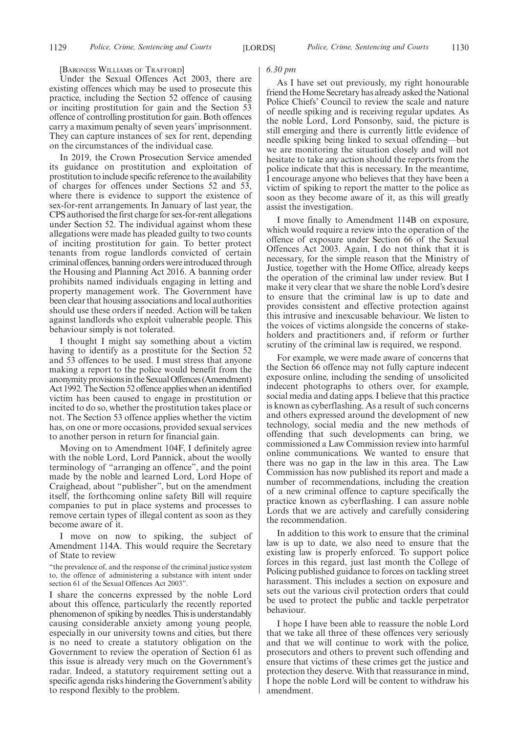[BARONESS WILLIAMS OF TRAFFORD]

Under the Sexual Offences Act 2003, there are existing offences which may be used to prosecute this practice, including the Section 52 offence of causing or inciting prostitution for gain and the Section 53 offence of controlling prostitution for gain. Both offences carry a maximum penalty of seven years' imprisonment. They can capture instances of sex for rent, depending on the circumstances of the individual case.

In 2019, the Crown Prosecution Service amended its guidance on prostitution and exploitation of prostitution to include specific reference to the availability of charges for offences under Sections 52 and 53, where there is evidence to support the existence of sex-for-rent arrangements. In January of last year, the CPS authorised the first charge for sex-for-rent allegations under Section 52. The individual against whom these allegations were made has pleaded guilty to two counts of inciting prostitution for gain. To better protect tenants from rogue landlords convicted of certain criminal offences, banning orders were introduced through the Housing and Planning Act 2016. A banning order prohibits named individuals engaging in letting and property management work. The Government have been clear that housing associations and local authorities should use these orders if needed. Action will be taken against landlords who exploit vulnerable people. This behaviour simply is not tolerated.

I thought I might say something about a victim having to identify as a prostitute for the Section 52 and 53 offences to be used. I must stress that anyone making a report to the police would benefit from the anonymity provisions in the Sexual Offences (Amendment) Act 1992. The Section 52 offence applies when an identified victim has been caused to engage in prostitution or incited to do so, whether the prostitution takes place or not. The Section 53 offence applies whether the victim has, on one or more occasions, provided sexual services to another person in return for financial gain.

Moving on to Amendment 104F, I definitely agree with the noble Lord, Lord Pannick, about the woolly terminology of "arranging an offence", and the point made by the noble and learned Lord, Lord Hope of Craighead, about "publisher", but on the amendment itself, the forthcoming online safety Bill will require companies to put in place systems and processes to remove certain types of illegal content as soon as they become aware of it.

I move on now to spiking, the subject of Amendment 114A. This would require the Secretary of State to review

"the prevalence of, and the response of the criminal justice system to, the offence of administering a substance with intent under section 61 of the Sexual Offences Act 2003".

I share the concerns expressed by the noble Lord about this offence, particularly the recently reported phenomenon of spiking by needles. This is understandably causing considerable anxiety among young people, especially in our university towns and cities, but there is no need to create a statutory obligation on the Government to review the operation of Section 61 as this issue is already very much on the Government's radar. Indeed, a statutory requirement setting out a specific agenda risks hindering the Government's ability to respond flexibly to the problem.

*6.30 pm*

As I have set out previously, my right honourable friend the Home Secretary has already asked the National Police Chiefs' Council to review the scale and nature of needle spiking and is receiving regular updates. As the noble Lord, Lord Ponsonby, said, the picture is still emerging and there is currently little evidence of needle spiking being linked to sexual offending—but we are monitoring the situation closely and will not hesitate to take any action should the reports from the police indicate that this is necessary. In the meantime, I encourage anyone who believes that they have been a victim of spiking to report the matter to the police as soon as they become aware of it, as this will greatly assist the investigation.

I move finally to Amendment 114B on exposure, which would require a review into the operation of the offence of exposure under Section 66 of the Sexual Offences Act 2003. Again, I do not think that it is necessary, for the simple reason that the Ministry of Justice, together with the Home Office, already keeps the operation of the criminal law under review. But I make it very clear that we share the noble Lord's desire to ensure that the criminal law is up to date and provides consistent and effective protection against this intrusive and inexcusable behaviour. We listen to the voices of victims alongside the concerns of stakeholders and practitioners and, if reform or further scrutiny of the criminal law is required, we respond.

For example, we were made aware of concerns that the Section 66 offence may not fully capture indecent exposure online, including the sending of unsolicited indecent photographs to others over, for example, social media and dating apps. I believe that this practice is known as cyberflashing. As a result of such concerns and others expressed around the development of new technology, social media and the new methods of offending that such developments can bring, we commissioned a Law Commission review into harmful online communications. We wanted to ensure that there was no gap in the law in this area. The Law Commission has now published its report and made a number of recommendations, including the creation of a new criminal offence to capture specifically the practice known as cyberflashing. I can assure noble Lords that we are actively and carefully considering the recommendation.

In addition to this work to ensure that the criminal law is up to date, we also need to ensure that the existing law is properly enforced. To support police forces in this regard, just last month the College of Policing published guidance to forces on tackling street harassment. This includes a section on exposure and sets out the various civil protection orders that could be used to protect the public and tackle perpetrator behaviour.

I hope I have been able to reassure the noble Lord that we take all three of these offences very seriously and that we will continue to work with the police, prosecutors and others to prevent such offending and ensure that victims of these crimes get the justice and protection they deserve. With that reassurance in mind, I hope the noble Lord will be content to withdraw his amendment.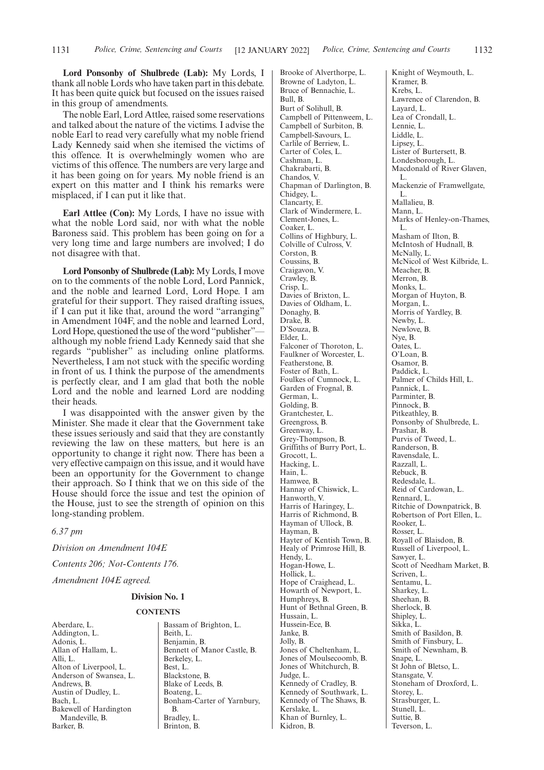**Lord Ponsonby of Shulbrede (Lab):** My Lords, I thank all noble Lords who have taken part in this debate. It has been quite quick but focused on the issues raised in this group of amendments.

The noble Earl, Lord Attlee, raised some reservations and talked about the nature of the victims. I advise the noble Earl to read very carefully what my noble friend Lady Kennedy said when she itemised the victims of this offence. It is overwhelmingly women who are victims of this offence. The numbers are very large and it has been going on for years. My noble friend is an expert on this matter and I think his remarks were misplaced, if I can put it like that.

**Earl Attlee (Con):** My Lords, I have no issue with what the noble Lord said, nor with what the noble Baroness said. This problem has been going on for a very long time and large numbers are involved; I do not disagree with that.

**Lord Ponsonby of Shulbrede (Lab):** My Lords, I move on to the comments of the noble Lord, Lord Pannick, and the noble and learned Lord, Lord Hope. I am grateful for their support. They raised drafting issues, if I can put it like that, around the word "arranging" in Amendment 104F, and the noble and learned Lord, Lord Hope, questioned the use of the word "publisher"—although my noble friend Lady Kennedy said that she regards "publisher" as including online platforms. Nevertheless, I am not stuck with the specific wording in front of us. I think the purpose of the amendments is perfectly clear, and I am glad that both the noble Lord and the noble and learned Lord are nodding their heads.

I was disappointed with the answer given by the Minister. She made it clear that the Government take these issues seriously and said that they are constantly reviewing the law on these matters, but here is an opportunity to change it right now. There has been a very effective campaign on this issue, and it would have been an opportunity for the Government to change their approach. So I think that we on this side of the House should force the issue and test the opinion of the House, just to see the strength of opinion on this long-standing problem.

*6.37 pm*

*Division on Amendment 104E*

*Contents 206; Not-Contents 176.*

*Amendment 104E agreed.*

## Division No. 1

### CONTENTS

Aberdare, L.
Addington, L.
Adonis, L.
Allan of Hallam, L.
Alli, L.
Alton of Liverpool, L.
Anderson of Swansea, L.
Andrews, B.
Austin of Dudley, L.
Bach, L.
Bakewell of Hardington Mandeville, B.
Barker, B.
Bassam of Brighton, L.
Beith, L.
Benjamin, B.
Bennett of Manor Castle, B.
Berkeley, L.
Best, L.
Blackstone, B.
Blake of Leeds, B.
Boateng, L.
Bonham-Carter of Yarnbury, B.
Bradley, L.
Brinton, B.
Brooke of Alverthorpe, L.
Browne of Ladyton, L.
Bruce of Bennachie, L.
Bull, B.
Burt of Solihull, B.
Campbell of Pittenweem, L.
Campbell of Surbiton, B.
Campbell-Savours, L.
Carlile of Berriew, L.
Carter of Coles, L.
Cashman, L.
Chakrabarti, B.
Chandos, V.
Chapman of Darlington, B.
Chidgey, L.
Clancarty, E.
Clark of Windermere, L.
Clement-Jones, L.
Coaker, L.
Collins of Highbury, L.
Colville of Culross, V.
Corston, B.
Coussins, B.
Craigavon, V.
Crawley, B.
Crisp, L.
Davies of Brixton, L.
Davies of Oldham, L.
Donaghy, B.
Drake, B.
D'Souza, B.
Elder, L.
Falconer of Thoroton, L.
Faulkner of Worcester, L.
Featherstone, B.
Foster of Bath, L.
Foulkes of Cumnock, L.
Garden of Frognal, B.
German, L.
Golding, B.
Grantchester, L.
Greengross, B.
Greenway, L.
Grey-Thompson, B.
Griffiths of Burry Port, L.
Grocott, L.
Hacking, L.
Hain, L.
Hamwee, B.
Hannay of Chiswick, L.
Hanworth, V.
Harris of Haringey, L.
Harris of Richmond, B.
Hayman of Ullock, B.
Hayman, B.
Hayter of Kentish Town, B.
Healy of Primrose Hill, B.
Hendy, L.
Hogan-Howe, L.
Hollick, L.
Hope of Craighead, L.
Howarth of Newport, L.
Humphreys, B.
Hunt of Bethnal Green, B.
Hussain, L.
Hussein-Ece, B.
Janke, B.
Jolly, B.
Jones of Cheltenham, L.
Jones of Moulsecoomb, B.
Jones of Whitchurch, B.
Judge, L.
Kennedy of Cradley, B.
Kennedy of Southwark, L.
Kennedy of The Shaws, B.
Kerslake, L.
Khan of Burnley, L.
Kidron, B.
Knight of Weymouth, L.
Kramer, B.
Krebs, L.
Lawrence of Clarendon, B.
Layard, L.
Lea of Crondall, L.
Lennie, L.
Liddle, L.
Lipsey, L.
Lister of Burtersett, B.
Londesborough, L.
Macdonald of River Glaven, L.
Mackenzie of Framwellgate, L.
Mallalieu, B.
Mann, L.
Marks of Henley-on-Thames, L.
Masham of Ilton, B.
McIntosh of Hudnall, B.
McNally, L.
McNicol of West Kilbride, L.
Meacher, B.
Merron, B.
Monks, L.
Morgan of Huyton, B.
Morgan, L.
Morris of Yardley, B.
Newby, L.
Newlove, B.
Nye, B.
Oates, L.
O'Loan, B.
Osamor, B.
Paddick, L.
Palmer of Childs Hill, L.
Pannick, L.
Parminter, B.
Pinnock, B.
Pitkeathley, B.
Ponsonby of Shulbrede, L.
Prashar, B.
Purvis of Tweed, L.
Randerson, B.
Ravensdale, L.
Razzall, L.
Rebuck, B.
Redesdale, L.
Reid of Cardowan, L.
Rennard, L.
Ritchie of Downpatrick, B.
Robertson of Port Ellen, L.
Rooker, L.
Rosser, L.
Royall of Blaisdon, B.
Russell of Liverpool, L.
Sawyer, L.
Scott of Needham Market, B.
Scriven, L.
Sentamu, L.
Sharkey, L.
Sheehan, B.
Sherlock, B.
Shipley, L.
Sikka, L.
Smith of Basildon, B.
Smith of Finsbury, L.
Smith of Newnham, B.
Snape, L.
St John of Bletso, L.
Stansgate, V.
Stoneham of Droxford, L.
Storey, L.
Strasburger, L.
Stunell, L.
Suttie, B.
Teverson, L.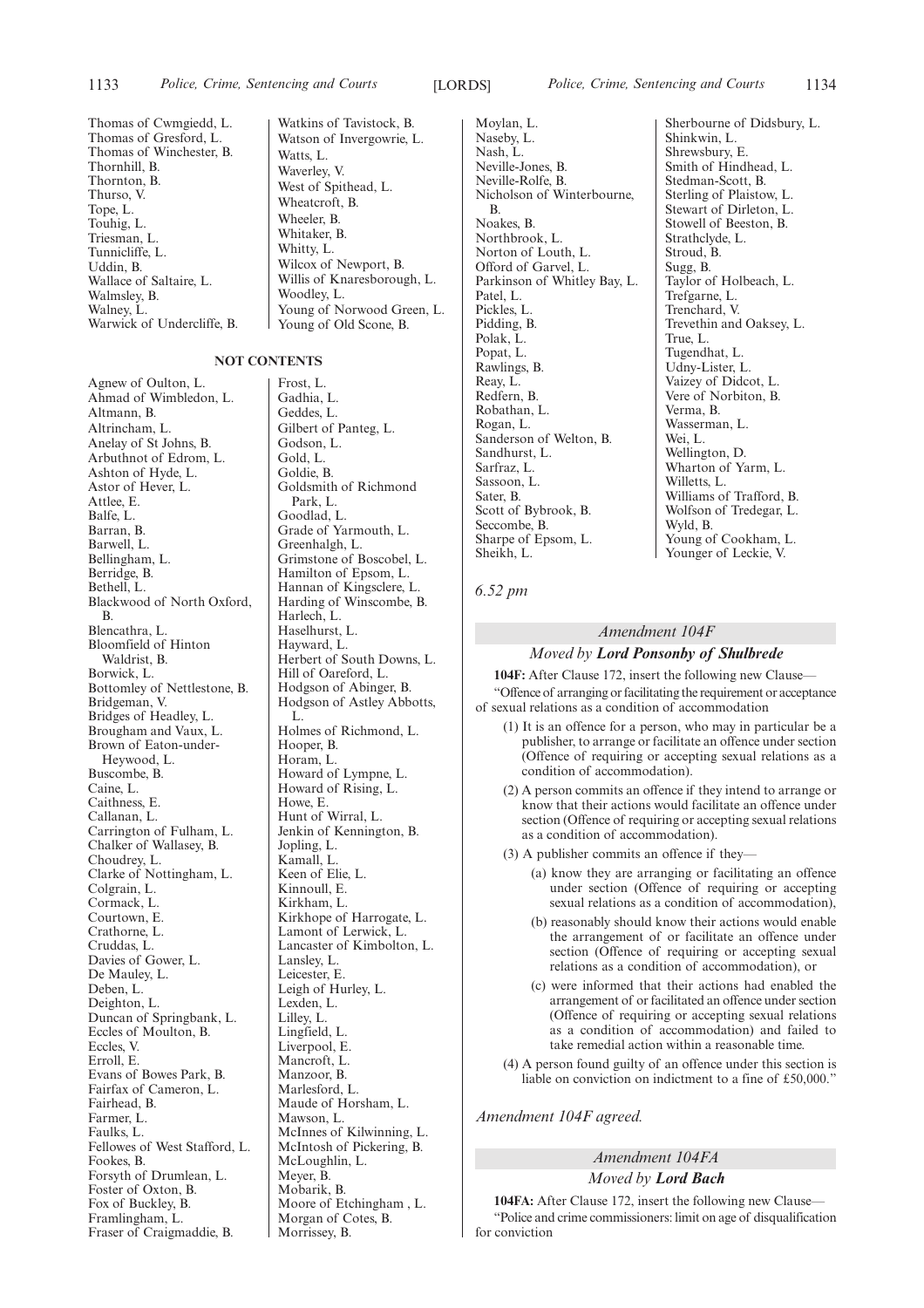Thomas of Cwmgiedd, L.
Thomas of Gresford, L.
Thomas of Winchester, B.
Thornhill, B.
Thornton, B.
Thurso, V.
Tope, L.
Touhig, L.
Triesman, L.
Tunnicliffe, L.
Uddin, B.
Wallace of Saltaire, L.
Walmsley, B.
Walney, L.
Warwick of Undercliffe, B.
Watkins of Tavistock, B.
Watson of Invergowrie, L.
Watts, L.
Waverley, V.
West of Spithead, L.
Wheatcroft, B.
Wheeler, B.
Whitaker, B.
Whitty, L.
Wilcox of Newport, B.
Willis of Knaresborough, L.
Woodley, L.
Young of Norwood Green, L.
Young of Old Scone, B.

**NOT CONTENTS**

Agnew of Oulton, L.
Ahmad of Wimbledon, L.
Altmann, B.
Altrincham, L.
Anelay of St Johns, B.
Arbuthnot of Edrom, L.
Ashton of Hyde, L.
Astor of Hever, L.
Attlee, E.
Balfe, L.
Barran, B.
Barwell, L.
Bellingham, L.
Berridge, B.
Bethell, L.
Blackwood of North Oxford, B.
Blencathra, L.
Bloomfield of Hinton Waldrist, B.
Borwick, L.
Bottomley of Nettlestone, B.
Bridgeman, V.
Bridges of Headley, L.
Brougham and Vaux, L.
Brown of Eaton-under-Heywood, L.
Buscombe, B.
Caine, L.
Caithness, E.
Callanan, L.
Carrington of Fulham, L.
Chalker of Wallasey, B.
Choudrey, L.
Clarke of Nottingham, L.
Colgrain, L.
Cormack, L.
Courtown, E.
Crathorne, L.
Cruddas, L.
Davies of Gower, L.
De Mauley, L.
Deben, L.
Deighton, L.
Duncan of Springbank, L.
Eccles of Moulton, B.
Eccles, V.
Erroll, E.
Evans of Bowes Park, B.
Fairfax of Cameron, L.
Fairhead, B.
Farmer, L.
Faulks, L.
Fellowes of West Stafford, L.
Fookes, B.
Forsyth of Drumlean, L.
Foster of Oxton, B.
Fox of Buckley, B.
Framlingham, L.
Fraser of Craigmaddie, B.
Frost, L.
Gadhia, L.
Geddes, L.
Gilbert of Panteg, L.
Godson, L.
Gold, L.
Goldie, B.
Goldsmith of Richmond Park, L.
Goodlad, L.
Grade of Yarmouth, L.
Greenhalgh, L.
Grimstone of Boscobel, L.
Hamilton of Epsom, L.
Hannan of Kingsclere, L.
Harding of Winscombe, B.
Harlech, L.
Haselhurst, L.
Hayward, L.
Herbert of South Downs, L.
Hill of Oareford, L.
Hodgson of Abinger, B.
Hodgson of Astley Abbotts, L.
Holmes of Richmond, L.
Hooper, B.
Horam, L.
Howard of Lympne, L.
Howard of Rising, L.
Howe, E.
Hunt of Wirral, L.
Jenkin of Kennington, B.
Jopling, L.
Kamall, L.
Keen of Elie, L.
Kinnoull, E.
Kirkham, L.
Kirkhope of Harrogate, L.
Lamont of Lerwick, L.
Lancaster of Kimbolton, L.
Lansley, L.
Leicester, E.
Leigh of Hurley, L.
Lexden, L.
Lilley, L.
Lingfield, L.
Liverpool, E.
Mancroft, L.
Manzoor, B.
Marlesford, L.
Maude of Horsham, L.
Mawson, L.
McInnes of Kilwinning, L.
McIntosh of Pickering, B.
McLoughlin, L.
Meyer, B.
Mobarik, B.
Moore of Etchingham , L.
Morgan of Cotes, B.
Morrissey, B.
Moylan, L.
Naseby, L.
Nash, L.
Neville-Jones, B.
Neville-Rolfe, B.
Nicholson of Winterbourne, B.
Noakes, B.
Northbrook, L.
Norton of Louth, L.
Offord of Garvel, L.
Parkinson of Whitley Bay, L.
Patel, L.
Pickles, L.
Pidding, B.
Polak, L.
Popat, L.
Rawlings, B.
Reay, L.
Redfern, B.
Robathan, L.
Rogan, L.
Sanderson of Welton, B.
Sandhurst, L.
Sarfraz, L.
Sassoon, L.
Sater, B.
Scott of Bybrook, B.
Seccombe, B.
Sharpe of Epsom, L.
Sheikh, L.
Sherbourne of Didsbury, L.
Shinkwin, L.
Shrewsbury, E.
Smith of Hindhead, L.
Stedman-Scott, B.
Sterling of Plaistow, L.
Stewart of Dirleton, L.
Stowell of Beeston, B.
Strathclyde, L.
Stroud, B.
Sugg, B.
Taylor of Holbeach, L.
Trefgarne, L.
Trenchard, V.
Trevethin and Oaksey, L.
True, L.
Tugendhat, L.
Udny-Lister, L.
Vaizey of Didcot, L.
Vere of Norbiton, B.
Verma, B.
Wasserman, L.
Wei, L.
Wellington, D.
Wharton of Yarm, L.
Willetts, L.
Williams of Trafford, B.
Wolfson of Tredegar, L.
Wyld, B.
Young of Cookham, L.
Younger of Leckie, V.

*6.52 pm*

### *Amendment 104F*

#### *Moved by* ***Lord Ponsonby of Shulbrede***

**104F:** After Clause 172, insert the following new Clause—

"Offence of arranging or facilitating the requirement or acceptance of sexual relations as a condition of accommodation

(1) It is an offence for a person, who may in particular be a publisher, to arrange or facilitate an offence under section (Offence of requiring or accepting sexual relations as a condition of accommodation).

(2) A person commits an offence if they intend to arrange or know that their actions would facilitate an offence under section (Offence of requiring or accepting sexual relations as a condition of accommodation).

(3) A publisher commits an offence if they—

(a) know they are arranging or facilitating an offence under section (Offence of requiring or accepting sexual relations as a condition of accommodation),

(b) reasonably should know their actions would enable the arrangement of or facilitate an offence under section (Offence of requiring or accepting sexual relations as a condition of accommodation), or

(c) were informed that their actions had enabled the arrangement of or facilitated an offence under section (Offence of requiring or accepting sexual relations as a condition of accommodation) and failed to take remedial action within a reasonable time.

(4) A person found guilty of an offence under this section is liable on conviction on indictment to a fine of £50,000."

*Amendment 104F agreed.*

### *Amendment 104FA*

#### *Moved by* ***Lord Bach***

**104FA:** After Clause 172, insert the following new Clause—

"Police and crime commissioners: limit on age of disqualification for conviction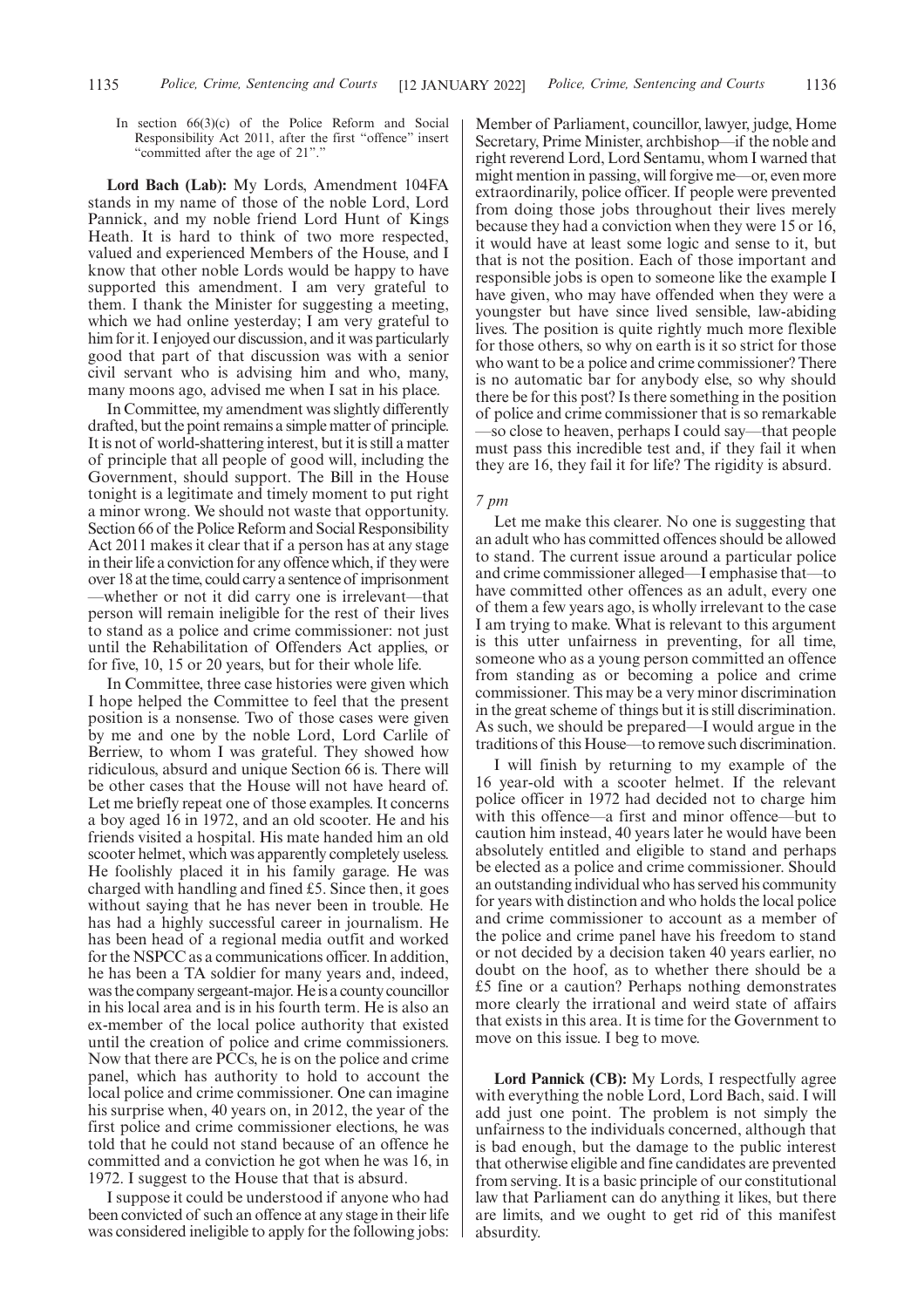In section 66(3)(c) of the Police Reform and Social Responsibility Act 2011, after the first "offence" insert "committed after the age of 21"."

**Lord Bach (Lab):** My Lords, Amendment 104FA stands in my name of those of the noble Lord, Lord Pannick, and my noble friend Lord Hunt of Kings Heath. It is hard to think of two more respected, valued and experienced Members of the House, and I know that other noble Lords would be happy to have supported this amendment. I am very grateful to them. I thank the Minister for suggesting a meeting, which we had online yesterday; I am very grateful to him for it. I enjoyed our discussion, and it was particularly good that part of that discussion was with a senior civil servant who is advising him and who, many, many moons ago, advised me when I sat in his place.

In Committee, my amendment was slightly differently drafted, but the point remains a simple matter of principle. It is not of world-shattering interest, but it is still a matter of principle that all people of good will, including the Government, should support. The Bill in the House tonight is a legitimate and timely moment to put right a minor wrong. We should not waste that opportunity. Section 66 of the Police Reform and Social Responsibility Act 2011 makes it clear that if a person has at any stage in their life a conviction for any offence which, if they were over 18 at the time, could carry a sentence of imprisonment —whether or not it did carry one is irrelevant—that person will remain ineligible for the rest of their lives to stand as a police and crime commissioner: not just until the Rehabilitation of Offenders Act applies, or for five, 10, 15 or 20 years, but for their whole life.

In Committee, three case histories were given which I hope helped the Committee to feel that the present position is a nonsense. Two of those cases were given by me and one by the noble Lord, Lord Carlile of Berriew, to whom I was grateful. They showed how ridiculous, absurd and unique Section 66 is. There will be other cases that the House will not have heard of. Let me briefly repeat one of those examples. It concerns a boy aged 16 in 1972, and an old scooter. He and his friends visited a hospital. His mate handed him an old scooter helmet, which was apparently completely useless. He foolishly placed it in his family garage. He was charged with handling and fined £5. Since then, it goes without saying that he has never been in trouble. He has had a highly successful career in journalism. He has been head of a regional media outfit and worked for the NSPCC as a communications officer. In addition, he has been a TA soldier for many years and, indeed, was the company sergeant-major. He is a county councillor in his local area and is in his fourth term. He is also an ex-member of the local police authority that existed until the creation of police and crime commissioners. Now that there are PCCs, he is on the police and crime panel, which has authority to hold to account the local police and crime commissioner. One can imagine his surprise when, 40 years on, in 2012, the year of the first police and crime commissioner elections, he was told that he could not stand because of an offence he committed and a conviction he got when he was 16, in 1972. I suggest to the House that that is absurd.

I suppose it could be understood if anyone who had been convicted of such an offence at any stage in their life was considered ineligible to apply for the following jobs: Member of Parliament, councillor, lawyer, judge, Home Secretary, Prime Minister, archbishop—if the noble and right reverend Lord, Lord Sentamu, whom I warned that might mention in passing, will forgive me—or, even more extraordinarily, police officer. If people were prevented from doing those jobs throughout their lives merely because they had a conviction when they were 15 or 16, it would have at least some logic and sense to it, but that is not the position. Each of those important and responsible jobs is open to someone like the example I have given, who may have offended when they were a youngster but have since lived sensible, law-abiding lives. The position is quite rightly much more flexible for those others, so why on earth is it so strict for those who want to be a police and crime commissioner? There is no automatic bar for anybody else, so why should there be for this post? Is there something in the position of police and crime commissioner that is so remarkable —so close to heaven, perhaps I could say—that people must pass this incredible test and, if they fail it when they are 16, they fail it for life? The rigidity is absurd.

*7 pm*

Let me make this clearer. No one is suggesting that an adult who has committed offences should be allowed to stand. The current issue around a particular police and crime commissioner alleged—I emphasise that—to have committed other offences as an adult, every one of them a few years ago, is wholly irrelevant to the case I am trying to make. What is relevant to this argument is this utter unfairness in preventing, for all time, someone who as a young person committed an offence from standing as or becoming a police and crime commissioner. This may be a very minor discrimination in the great scheme of things but it is still discrimination. As such, we should be prepared—I would argue in the traditions of this House—to remove such discrimination.

I will finish by returning to my example of the 16 year-old with a scooter helmet. If the relevant police officer in 1972 had decided not to charge him with this offence—a first and minor offence—but to caution him instead, 40 years later he would have been absolutely entitled and eligible to stand and perhaps be elected as a police and crime commissioner. Should an outstanding individual who has served his community for years with distinction and who holds the local police and crime commissioner to account as a member of the police and crime panel have his freedom to stand or not decided by a decision taken 40 years earlier, no doubt on the hoof, as to whether there should be a £5 fine or a caution? Perhaps nothing demonstrates more clearly the irrational and weird state of affairs that exists in this area. It is time for the Government to move on this issue. I beg to move.

**Lord Pannick (CB):** My Lords, I respectfully agree with everything the noble Lord, Lord Bach, said. I will add just one point. The problem is not simply the unfairness to the individuals concerned, although that is bad enough, but the damage to the public interest that otherwise eligible and fine candidates are prevented from serving. It is a basic principle of our constitutional law that Parliament can do anything it likes, but there are limits, and we ought to get rid of this manifest absurdity.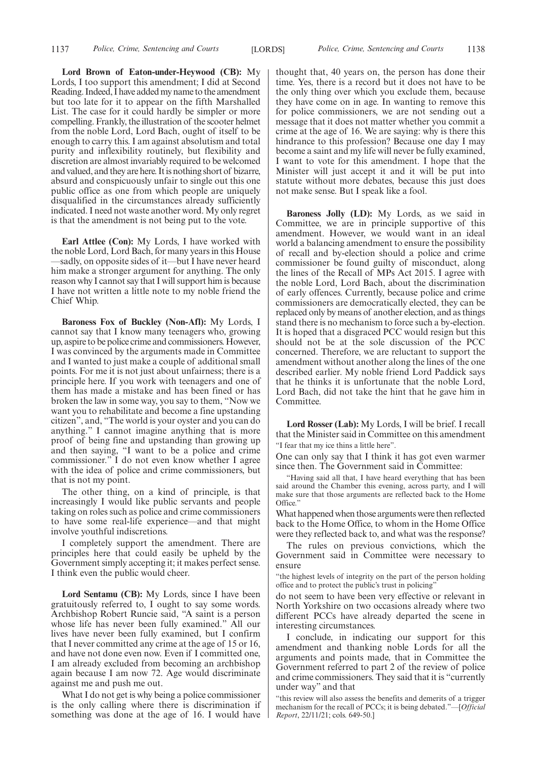**Lord Brown of Eaton-under-Heywood (CB):** My Lords, I too support this amendment; I did at Second Reading. Indeed, I have added my name to the amendment but too late for it to appear on the fifth Marshalled List. The case for it could hardly be simpler or more compelling. Frankly, the illustration of the scooter helmet from the noble Lord, Lord Bach, ought of itself to be enough to carry this. I am against absolutism and total purity and inflexibility routinely, but flexibility and discretion are almost invariably required to be welcomed and valued, and they are here. It is nothing short of bizarre, absurd and conspicuously unfair to single out this one public office as one from which people are uniquely disqualified in the circumstances already sufficiently indicated. I need not waste another word. My only regret is that the amendment is not being put to the vote.

**Earl Attlee (Con):** My Lords, I have worked with the noble Lord, Lord Bach, for many years in this House—sadly, on opposite sides of it—but I have never heard him make a stronger argument for anything. The only reason why I cannot say that I will support him is because I have not written a little note to my noble friend the Chief Whip.

**Baroness Fox of Buckley (Non-Afl):** My Lords, I cannot say that I know many teenagers who, growing up, aspire to be police crime and commissioners. However, I was convinced by the arguments made in Committee and I wanted to just make a couple of additional small points. For me it is not just about unfairness; there is a principle here. If you work with teenagers and one of them has made a mistake and has been fined or has broken the law in some way, you say to them, "Now we want you to rehabilitate and become a fine upstanding citizen", and, "The world is your oyster and you can do anything." I cannot imagine anything that is more proof of being fine and upstanding than growing up and then saying, "I want to be a police and crime commissioner." I do not even know whether I agree with the idea of police and crime commissioners, but that is not my point.

The other thing, on a kind of principle, is that increasingly I would like public servants and people taking on roles such as police and crime commissioners to have some real-life experience—and that might involve youthful indiscretions.

I completely support the amendment. There are principles here that could easily be upheld by the Government simply accepting it; it makes perfect sense. I think even the public would cheer.

**Lord Sentamu (CB):** My Lords, since I have been gratuitously referred to, I ought to say some words. Archbishop Robert Runcie said, "A saint is a person whose life has never been fully examined." All our lives have never been fully examined, but I confirm that I never committed any crime at the age of 15 or 16, and have not done even now. Even if I committed one, I am already excluded from becoming an archbishop again because I am now 72. Age would discriminate against me and push me out.

What I do not get is why being a police commissioner is the only calling where there is discrimination if something was done at the age of 16. I would have thought that, 40 years on, the person has done their time. Yes, there is a record but it does not have to be the only thing over which you exclude them, because they have come on in age. In wanting to remove this for police commissioners, we are not sending out a message that it does not matter whether you commit a crime at the age of 16. We are saying: why is there this hindrance to this profession? Because one day I may become a saint and my life will never be fully examined, I want to vote for this amendment. I hope that the Minister will just accept it and it will be put into statute without more debates, because this just does not make sense. But I speak like a fool.

**Baroness Jolly (LD):** My Lords, as we said in Committee, we are in principle supportive of this amendment. However, we would want in an ideal world a balancing amendment to ensure the possibility of recall and by-election should a police and crime commissioner be found guilty of misconduct, along the lines of the Recall of MPs Act 2015. I agree with the noble Lord, Lord Bach, about the discrimination of early offences. Currently, because police and crime commissioners are democratically elected, they can be replaced only by means of another election, and as things stand there is no mechanism to force such a by-election. It is hoped that a disgraced PCC would resign but this should not be at the sole discussion of the PCC concerned. Therefore, we are reluctant to support the amendment without another along the lines of the one described earlier. My noble friend Lord Paddick says that he thinks it is unfortunate that the noble Lord, Lord Bach, did not take the hint that he gave him in Committee.

**Lord Rosser (Lab):** My Lords, I will be brief. I recall that the Minister said in Committee on this amendment "I fear that my ice thins a little here".

One can only say that I think it has got even warmer since then. The Government said in Committee:

> "Having said all that, I have heard everything that has been said around the Chamber this evening, across party, and I will make sure that those arguments are reflected back to the Home Office."

What happened when those arguments were then reflected back to the Home Office, to whom in the Home Office were they reflected back to, and what was the response?

The rules on previous convictions, which the Government said in Committee were necessary to ensure

> "the highest levels of integrity on the part of the person holding office and to protect the public's trust in policing"

do not seem to have been very effective or relevant in North Yorkshire on two occasions already where two different PCCs have already departed the scene in interesting circumstances.

I conclude, in indicating our support for this amendment and thanking noble Lords for all the arguments and points made, that in Committee the Government referred to part 2 of the review of police and crime commissioners. They said that it is "currently under way" and that

> "this review will also assess the benefits and demerits of a trigger mechanism for the recall of PCCs; it is being debated."—[*Official Report*, 22/11/21; cols. 649-50.]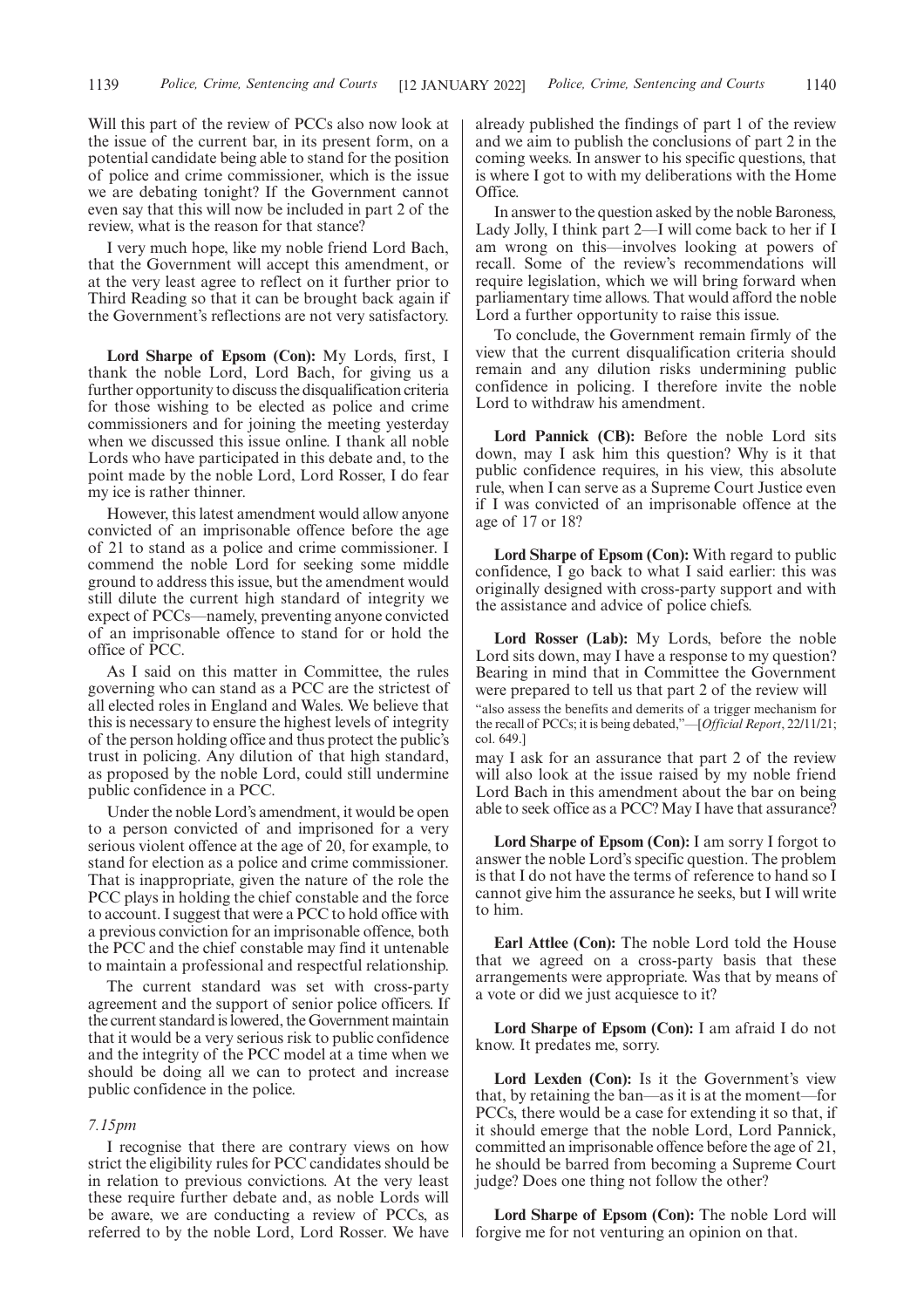Will this part of the review of PCCs also now look at the issue of the current bar, in its present form, on a potential candidate being able to stand for the position of police and crime commissioner, which is the issue we are debating tonight? If the Government cannot even say that this will now be included in part 2 of the review, what is the reason for that stance?

I very much hope, like my noble friend Lord Bach, that the Government will accept this amendment, or at the very least agree to reflect on it further prior to Third Reading so that it can be brought back again if the Government's reflections are not very satisfactory.

**Lord Sharpe of Epsom (Con):** My Lords, first, I thank the noble Lord, Lord Bach, for giving us a further opportunity to discuss the disqualification criteria for those wishing to be elected as police and crime commissioners and for joining the meeting yesterday when we discussed this issue online. I thank all noble Lords who have participated in this debate and, to the point made by the noble Lord, Lord Rosser, I do fear my ice is rather thinner.

However, this latest amendment would allow anyone convicted of an imprisonable offence before the age of 21 to stand as a police and crime commissioner. I commend the noble Lord for seeking some middle ground to address this issue, but the amendment would still dilute the current high standard of integrity we expect of PCCs—namely, preventing anyone convicted of an imprisonable offence to stand for or hold the office of PCC.

As I said on this matter in Committee, the rules governing who can stand as a PCC are the strictest of all elected roles in England and Wales. We believe that this is necessary to ensure the highest levels of integrity of the person holding office and thus protect the public's trust in policing. Any dilution of that high standard, as proposed by the noble Lord, could still undermine public confidence in a PCC.

Under the noble Lord's amendment, it would be open to a person convicted of and imprisoned for a very serious violent offence at the age of 20, for example, to stand for election as a police and crime commissioner. That is inappropriate, given the nature of the role the PCC plays in holding the chief constable and the force to account. I suggest that were a PCC to hold office with a previous conviction for an imprisonable offence, both the PCC and the chief constable may find it untenable to maintain a professional and respectful relationship.

The current standard was set with cross-party agreement and the support of senior police officers. If the current standard is lowered, the Government maintain that it would be a very serious risk to public confidence and the integrity of the PCC model at a time when we should be doing all we can to protect and increase public confidence in the police.

*7.15pm*

I recognise that there are contrary views on how strict the eligibility rules for PCC candidates should be in relation to previous convictions. At the very least these require further debate and, as noble Lords will be aware, we are conducting a review of PCCs, as referred to by the noble Lord, Lord Rosser. We have already published the findings of part 1 of the review and we aim to publish the conclusions of part 2 in the coming weeks. In answer to his specific questions, that is where I got to with my deliberations with the Home Office.

In answer to the question asked by the noble Baroness, Lady Jolly, I think part 2—I will come back to her if I am wrong on this—involves looking at powers of recall. Some of the review's recommendations will require legislation, which we will bring forward when parliamentary time allows. That would afford the noble Lord a further opportunity to raise this issue.

To conclude, the Government remain firmly of the view that the current disqualification criteria should remain and any dilution risks undermining public confidence in policing. I therefore invite the noble Lord to withdraw his amendment.

**Lord Pannick (CB):** Before the noble Lord sits down, may I ask him this question? Why is it that public confidence requires, in his view, this absolute rule, when I can serve as a Supreme Court Justice even if I was convicted of an imprisonable offence at the age of 17 or 18?

**Lord Sharpe of Epsom (Con):** With regard to public confidence, I go back to what I said earlier: this was originally designed with cross-party support and with the assistance and advice of police chiefs.

**Lord Rosser (Lab):** My Lords, before the noble Lord sits down, may I have a response to my question? Bearing in mind that in Committee the Government were prepared to tell us that part 2 of the review will

"also assess the benefits and demerits of a trigger mechanism for the recall of PCCs; it is being debated,"—[*Official Report*, 22/11/21; col. 649.]

may I ask for an assurance that part 2 of the review will also look at the issue raised by my noble friend Lord Bach in this amendment about the bar on being able to seek office as a PCC? May I have that assurance?

**Lord Sharpe of Epsom (Con):** I am sorry I forgot to answer the noble Lord's specific question. The problem is that I do not have the terms of reference to hand so I cannot give him the assurance he seeks, but I will write to him.

**Earl Attlee (Con):** The noble Lord told the House that we agreed on a cross-party basis that these arrangements were appropriate. Was that by means of a vote or did we just acquiesce to it?

**Lord Sharpe of Epsom (Con):** I am afraid I do not know. It predates me, sorry.

**Lord Lexden (Con):** Is it the Government's view that, by retaining the ban—as it is at the moment—for PCCs, there would be a case for extending it so that, if it should emerge that the noble Lord, Lord Pannick, committed an imprisonable offence before the age of 21, he should be barred from becoming a Supreme Court judge? Does one thing not follow the other?

**Lord Sharpe of Epsom (Con):** The noble Lord will forgive me for not venturing an opinion on that.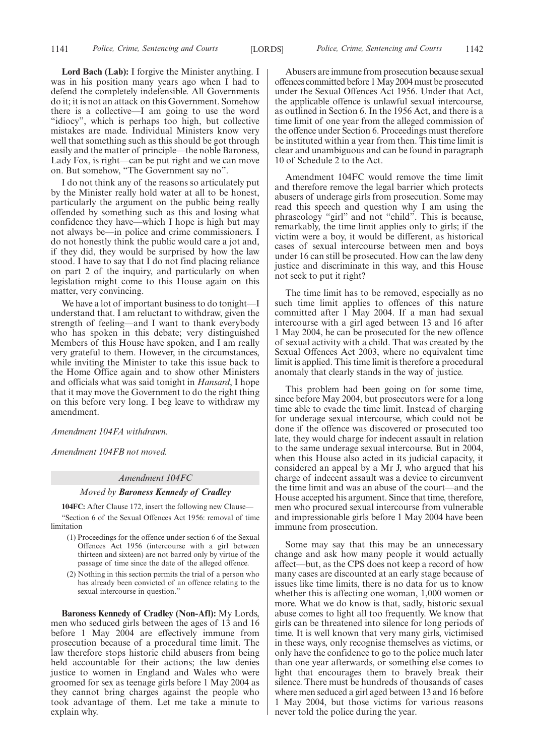**Lord Bach (Lab):** I forgive the Minister anything. I was in his position many years ago when I had to defend the completely indefensible. All Governments do it; it is not an attack on this Government. Somehow there is a collective—I am going to use the word "idiocy", which is perhaps too high, but collective mistakes are made. Individual Ministers know very well that something such as this should be got through easily and the matter of principle—the noble Baroness, Lady Fox, is right—can be put right and we can move on. But somehow, "The Government say no".

I do not think any of the reasons so articulately put by the Minister really hold water at all to be honest, particularly the argument on the public being really offended by something such as this and losing what confidence they have—which I hope is high but may not always be—in police and crime commissioners. I do not honestly think the public would care a jot and, if they did, they would be surprised by how the law stood. I have to say that I do not find placing reliance on part 2 of the inquiry, and particularly on when legislation might come to this House again on this matter, very convincing.

We have a lot of important business to do tonight—I understand that. I am reluctant to withdraw, given the strength of feeling—and I want to thank everybody who has spoken in this debate; very distinguished Members of this House have spoken, and I am really very grateful to them. However, in the circumstances, while inviting the Minister to take this issue back to the Home Office again and to show other Ministers and officials what was said tonight in *Hansard*, I hope that it may move the Government to do the right thing on this before very long. I beg leave to withdraw my amendment.

*Amendment 104FA withdrawn.*

*Amendment 104FB not moved.*

*Amendment 104FC*

*Moved by* ***Baroness Kennedy of Cradley***

**104FC:** After Clause 172, insert the following new Clause—

"Section 6 of the Sexual Offences Act 1956: removal of time limitation

(1) Proceedings for the offence under section 6 of the Sexual Offences Act 1956 (intercourse with a girl between thirteen and sixteen) are not barred only by virtue of the passage of time since the date of the alleged offence.

(2) Nothing in this section permits the trial of a person who has already been convicted of an offence relating to the sexual intercourse in question."

**Baroness Kennedy of Cradley (Non-Afl):** My Lords, men who seduced girls between the ages of 13 and 16 before 1 May 2004 are effectively immune from prosecution because of a procedural time limit. The law therefore stops historic child abusers from being held accountable for their actions; the law denies justice to women in England and Wales who were groomed for sex as teenage girls before 1 May 2004 as they cannot bring charges against the people who took advantage of them. Let me take a minute to explain why.

Abusers are immune from prosecution because sexual offences committed before 1 May 2004 must be prosecuted under the Sexual Offences Act 1956. Under that Act, the applicable offence is unlawful sexual intercourse, as outlined in Section 6. In the 1956 Act, and there is a time limit of one year from the alleged commission of the offence under Section 6. Proceedings must therefore be instituted within a year from then. This time limit is clear and unambiguous and can be found in paragraph 10 of Schedule 2 to the Act.

Amendment 104FC would remove the time limit and therefore remove the legal barrier which protects abusers of underage girls from prosecution. Some may read this speech and question why I am using the phraseology "girl" and not "child". This is because, remarkably, the time limit applies only to girls; if the victim were a boy, it would be different, as historical cases of sexual intercourse between men and boys under 16 can still be prosecuted. How can the law deny justice and discriminate in this way, and this House not seek to put it right?

The time limit has to be removed, especially as no such time limit applies to offences of this nature committed after 1 May 2004. If a man had sexual intercourse with a girl aged between 13 and 16 after 1 May 2004, he can be prosecuted for the new offence of sexual activity with a child. That was created by the Sexual Offences Act 2003, where no equivalent time limit is applied. This time limit is therefore a procedural anomaly that clearly stands in the way of justice.

This problem had been going on for some time, since before May 2004, but prosecutors were for a long time able to evade the time limit. Instead of charging for underage sexual intercourse, which could not be done if the offence was discovered or prosecuted too late, they would charge for indecent assault in relation to the same underage sexual intercourse. But in 2004, when this House also acted in its judicial capacity, it considered an appeal by a Mr J, who argued that his charge of indecent assault was a device to circumvent the time limit and was an abuse of the court—and the House accepted his argument. Since that time, therefore, men who procured sexual intercourse from vulnerable and impressionable girls before 1 May 2004 have been immune from prosecution.

Some may say that this may be an unnecessary change and ask how many people it would actually affect—but, as the CPS does not keep a record of how many cases are discounted at an early stage because of issues like time limits, there is no data for us to know whether this is affecting one woman, 1,000 women or more. What we do know is that, sadly, historic sexual abuse comes to light all too frequently. We know that girls can be threatened into silence for long periods of time. It is well known that very many girls, victimised in these ways, only recognise themselves as victims, or only have the confidence to go to the police much later than one year afterwards, or something else comes to light that encourages them to bravely break their silence. There must be hundreds of thousands of cases where men seduced a girl aged between 13 and 16 before 1 May 2004, but those victims for various reasons never told the police during the year.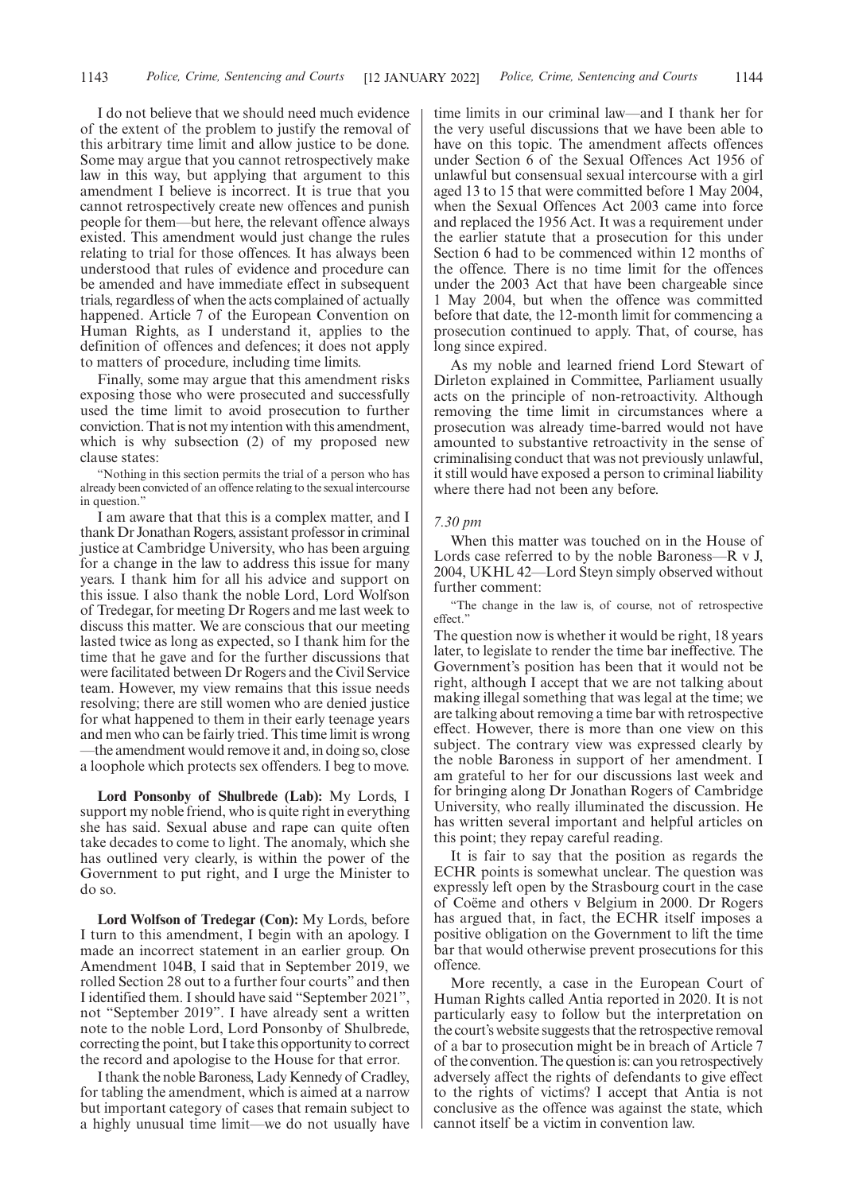I do not believe that we should need much evidence of the extent of the problem to justify the removal of this arbitrary time limit and allow justice to be done. Some may argue that you cannot retrospectively make law in this way, but applying that argument to this amendment I believe is incorrect. It is true that you cannot retrospectively create new offences and punish people for them—but here, the relevant offence always existed. This amendment would just change the rules relating to trial for those offences. It has always been understood that rules of evidence and procedure can be amended and have immediate effect in subsequent trials, regardless of when the acts complained of actually happened. Article 7 of the European Convention on Human Rights, as I understand it, applies to the definition of offences and defences; it does not apply to matters of procedure, including time limits.

Finally, some may argue that this amendment risks exposing those who were prosecuted and successfully used the time limit to avoid prosecution to further conviction. That is not my intention with this amendment, which is why subsection (2) of my proposed new clause states:

"Nothing in this section permits the trial of a person who has already been convicted of an offence relating to the sexual intercourse in question."

I am aware that that this is a complex matter, and I thank Dr Jonathan Rogers, assistant professor in criminal justice at Cambridge University, who has been arguing for a change in the law to address this issue for many years. I thank him for all his advice and support on this issue. I also thank the noble Lord, Lord Wolfson of Tredegar, for meeting Dr Rogers and me last week to discuss this matter. We are conscious that our meeting lasted twice as long as expected, so I thank him for the time that he gave and for the further discussions that were facilitated between Dr Rogers and the Civil Service team. However, my view remains that this issue needs resolving; there are still women who are denied justice for what happened to them in their early teenage years and men who can be fairly tried. This time limit is wrong—the amendment would remove it and, in doing so, close a loophole which protects sex offenders. I beg to move.

**Lord Ponsonby of Shulbrede (Lab):** My Lords, I support my noble friend, who is quite right in everything she has said. Sexual abuse and rape can quite often take decades to come to light. The anomaly, which she has outlined very clearly, is within the power of the Government to put right, and I urge the Minister to do so.

**Lord Wolfson of Tredegar (Con):** My Lords, before I turn to this amendment, I begin with an apology. I made an incorrect statement in an earlier group. On Amendment 104B, I said that in September 2019, we rolled Section 28 out to a further four courts" and then I identified them. I should have said "September 2021", not "September 2019". I have already sent a written note to the noble Lord, Lord Ponsonby of Shulbrede, correcting the point, but I take this opportunity to correct the record and apologise to the House for that error.

I thank the noble Baroness, Lady Kennedy of Cradley, for tabling the amendment, which is aimed at a narrow but important category of cases that remain subject to a highly unusual time limit—we do not usually have time limits in our criminal law—and I thank her for the very useful discussions that we have been able to have on this topic. The amendment affects offences under Section 6 of the Sexual Offences Act 1956 of unlawful but consensual sexual intercourse with a girl aged 13 to 15 that were committed before 1 May 2004, when the Sexual Offences Act 2003 came into force and replaced the 1956 Act. It was a requirement under the earlier statute that a prosecution for this under Section 6 had to be commenced within 12 months of the offence. There is no time limit for the offences under the 2003 Act that have been chargeable since 1 May 2004, but when the offence was committed before that date, the 12-month limit for commencing a prosecution continued to apply. That, of course, has long since expired.

As my noble and learned friend Lord Stewart of Dirleton explained in Committee, Parliament usually acts on the principle of non-retroactivity. Although removing the time limit in circumstances where a prosecution was already time-barred would not have amounted to substantive retroactivity in the sense of criminalising conduct that was not previously unlawful, it still would have exposed a person to criminal liability where there had not been any before.

*7.30 pm*

When this matter was touched on in the House of Lords case referred to by the noble Baroness—R v J, 2004, UKHL 42—Lord Steyn simply observed without further comment:

"The change in the law is, of course, not of retrospective effect."

The question now is whether it would be right, 18 years later, to legislate to render the time bar ineffective. The Government's position has been that it would not be right, although I accept that we are not talking about making illegal something that was legal at the time; we are talking about removing a time bar with retrospective effect. However, there is more than one view on this subject. The contrary view was expressed clearly by the noble Baroness in support of her amendment. I am grateful to her for our discussions last week and for bringing along Dr Jonathan Rogers of Cambridge University, who really illuminated the discussion. He has written several important and helpful articles on this point; they repay careful reading.

It is fair to say that the position as regards the ECHR points is somewhat unclear. The question was expressly left open by the Strasbourg court in the case of Coëme and others v Belgium in 2000. Dr Rogers has argued that, in fact, the ECHR itself imposes a positive obligation on the Government to lift the time bar that would otherwise prevent prosecutions for this offence.

More recently, a case in the European Court of Human Rights called Antia reported in 2020. It is not particularly easy to follow but the interpretation on the court's website suggests that the retrospective removal of a bar to prosecution might be in breach of Article 7 of the convention. The question is: can you retrospectively adversely affect the rights of defendants to give effect to the rights of victims? I accept that Antia is not conclusive as the offence was against the state, which cannot itself be a victim in convention law.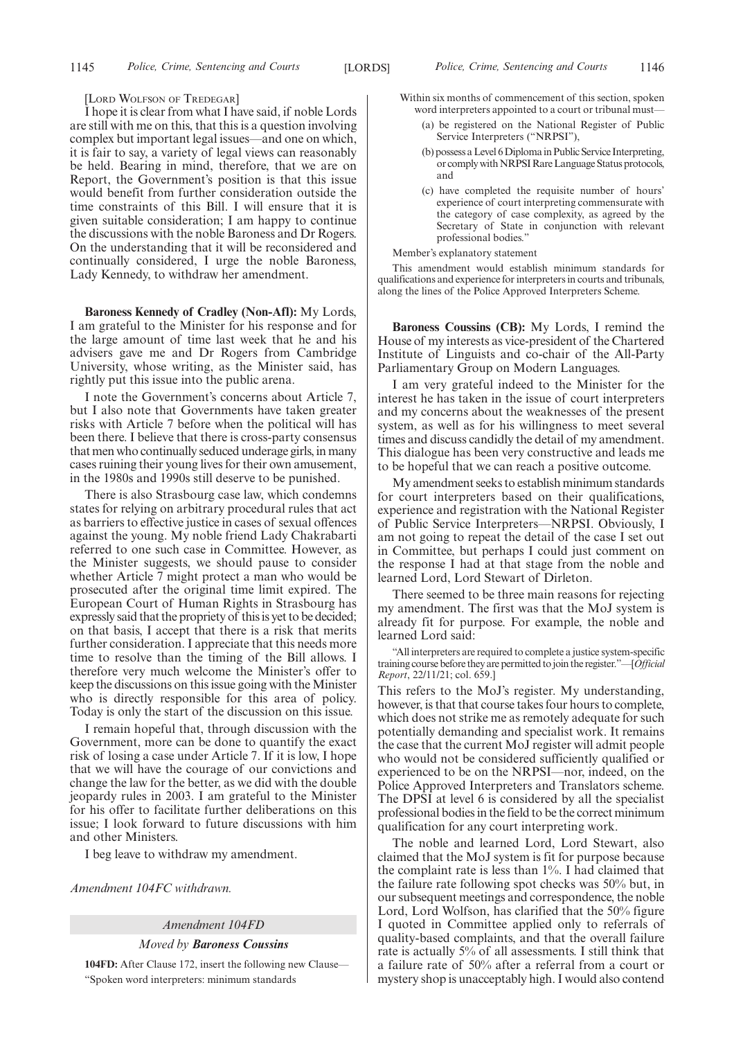[LORD WOLFSON OF TREDEGAR]

I hope it is clear from what I have said, if noble Lords are still with me on this, that this is a question involving complex but important legal issues—and one on which, it is fair to say, a variety of legal views can reasonably be held. Bearing in mind, therefore, that we are on Report, the Government's position is that this issue would benefit from further consideration outside the time constraints of this Bill. I will ensure that it is given suitable consideration; I am happy to continue the discussions with the noble Baroness and Dr Rogers. On the understanding that it will be reconsidered and continually considered, I urge the noble Baroness, Lady Kennedy, to withdraw her amendment.

**Baroness Kennedy of Cradley (Non-Afl):** My Lords, I am grateful to the Minister for his response and for the large amount of time last week that he and his advisers gave me and Dr Rogers from Cambridge University, whose writing, as the Minister said, has rightly put this issue into the public arena.

I note the Government's concerns about Article 7, but I also note that Governments have taken greater risks with Article 7 before when the political will has been there. I believe that there is cross-party consensus that men who continually seduced underage girls, in many cases ruining their young lives for their own amusement, in the 1980s and 1990s still deserve to be punished.

There is also Strasbourg case law, which condemns states for relying on arbitrary procedural rules that act as barriers to effective justice in cases of sexual offences against the young. My noble friend Lady Chakrabarti referred to one such case in Committee. However, as the Minister suggests, we should pause to consider whether Article 7 might protect a man who would be prosecuted after the original time limit expired. The European Court of Human Rights in Strasbourg has expressly said that the propriety of this is yet to be decided; on that basis, I accept that there is a risk that merits further consideration. I appreciate that this needs more time to resolve than the timing of the Bill allows. I therefore very much welcome the Minister's offer to keep the discussions on this issue going with the Minister who is directly responsible for this area of policy. Today is only the start of the discussion on this issue.

I remain hopeful that, through discussion with the Government, more can be done to quantify the exact risk of losing a case under Article 7. If it is low, I hope that we will have the courage of our convictions and change the law for the better, as we did with the double jeopardy rules in 2003. I am grateful to the Minister for his offer to facilitate further deliberations on this issue; I look forward to future discussions with him and other Ministers.

I beg leave to withdraw my amendment.

*Amendment 104FC withdrawn.*

*Amendment 104FD*

*Moved by* ***Baroness Coussins***

**104FD:** After Clause 172, insert the following new Clause—

"Spoken word interpreters: minimum standards

Within six months of commencement of this section, spoken word interpreters appointed to a court or tribunal must—

(a) be registered on the National Register of Public Service Interpreters ("NRPSI"),

(b) possess a Level 6 Diploma in Public Service Interpreting, or comply with NRPSI Rare Language Status protocols, and

(c) have completed the requisite number of hours' experience of court interpreting commensurate with the category of case complexity, as agreed by the Secretary of State in conjunction with relevant professional bodies."

Member's explanatory statement

This amendment would establish minimum standards for qualifications and experience for interpreters in courts and tribunals, along the lines of the Police Approved Interpreters Scheme.

**Baroness Coussins (CB):** My Lords, I remind the House of my interests as vice-president of the Chartered Institute of Linguists and co-chair of the All-Party Parliamentary Group on Modern Languages.

I am very grateful indeed to the Minister for the interest he has taken in the issue of court interpreters and my concerns about the weaknesses of the present system, as well as for his willingness to meet several times and discuss candidly the detail of my amendment. This dialogue has been very constructive and leads me to be hopeful that we can reach a positive outcome.

My amendment seeks to establish minimum standards for court interpreters based on their qualifications, experience and registration with the National Register of Public Service Interpreters—NRPSI. Obviously, I am not going to repeat the detail of the case I set out in Committee, but perhaps I could just comment on the response I had at that stage from the noble and learned Lord, Lord Stewart of Dirleton.

There seemed to be three main reasons for rejecting my amendment. The first was that the MoJ system is already fit for purpose. For example, the noble and learned Lord said:

"All interpreters are required to complete a justice system-specific training course before they are permitted to join the register."—[*Official Report*, 22/11/21; col. 659.]

This refers to the MoJ's register. My understanding, however, is that that course takes four hours to complete, which does not strike me as remotely adequate for such potentially demanding and specialist work. It remains the case that the current MoJ register will admit people who would not be considered sufficiently qualified or experienced to be on the NRPSI—nor, indeed, on the Police Approved Interpreters and Translators scheme. The DPSI at level 6 is considered by all the specialist professional bodies in the field to be the correct minimum qualification for any court interpreting work.

The noble and learned Lord, Lord Stewart, also claimed that the MoJ system is fit for purpose because the complaint rate is less than 1%. I had claimed that the failure rate following spot checks was 50% but, in our subsequent meetings and correspondence, the noble Lord, Lord Wolfson, has clarified that the 50% figure I quoted in Committee applied only to referrals of quality-based complaints, and that the overall failure rate is actually 5% of all assessments. I still think that a failure rate of 50% after a referral from a court or mystery shop is unacceptably high. I would also contend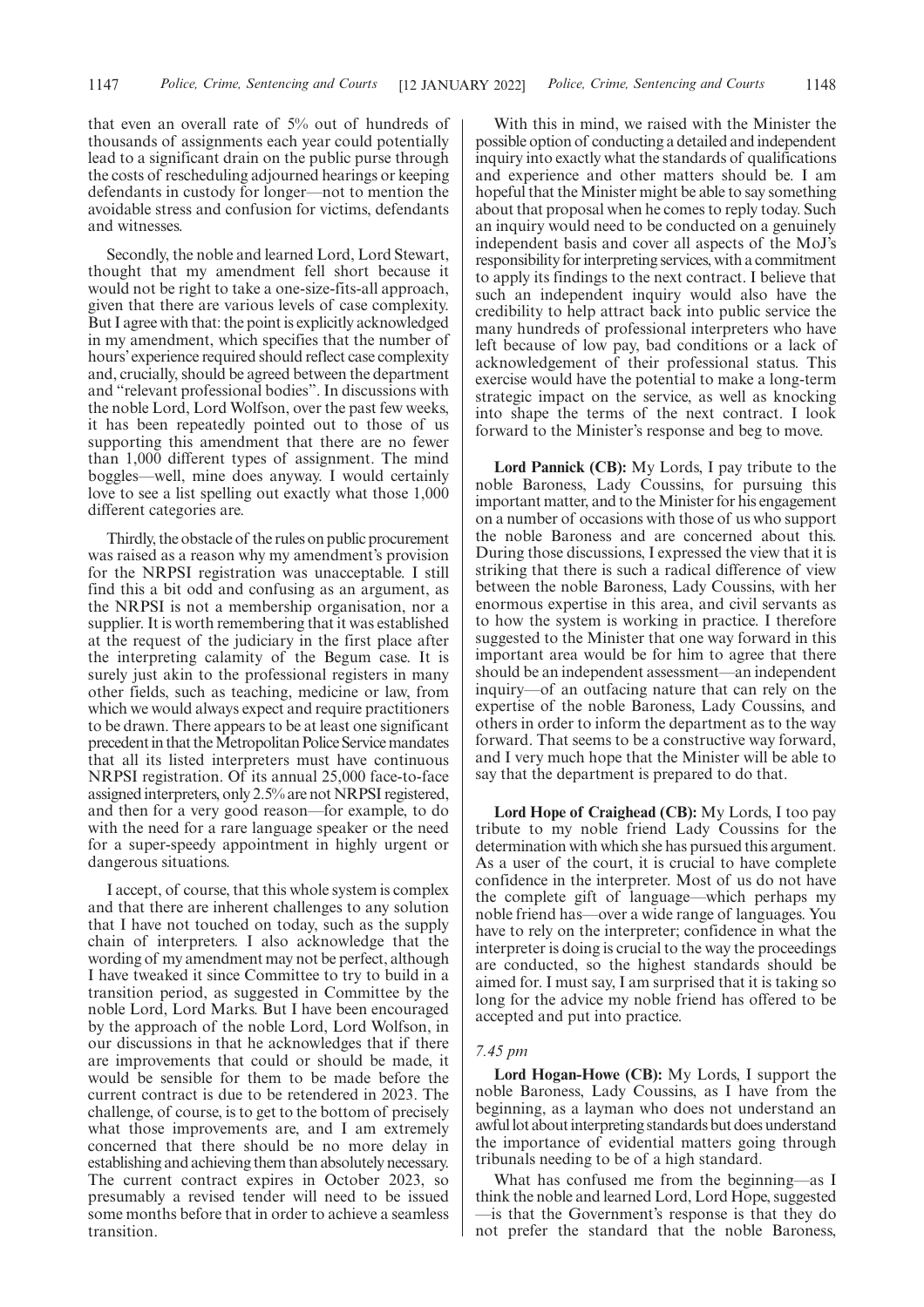that even an overall rate of 5% out of hundreds of thousands of assignments each year could potentially lead to a significant drain on the public purse through the costs of rescheduling adjourned hearings or keeping defendants in custody for longer—not to mention the avoidable stress and confusion for victims, defendants and witnesses.

Secondly, the noble and learned Lord, Lord Stewart, thought that my amendment fell short because it would not be right to take a one-size-fits-all approach, given that there are various levels of case complexity. But I agree with that: the point is explicitly acknowledged in my amendment, which specifies that the number of hours' experience required should reflect case complexity and, crucially, should be agreed between the department and "relevant professional bodies". In discussions with the noble Lord, Lord Wolfson, over the past few weeks, it has been repeatedly pointed out to those of us supporting this amendment that there are no fewer than 1,000 different types of assignment. The mind boggles—well, mine does anyway. I would certainly love to see a list spelling out exactly what those 1,000 different categories are.

Thirdly, the obstacle of the rules on public procurement was raised as a reason why my amendment's provision for the NRPSI registration was unacceptable. I still find this a bit odd and confusing as an argument, as the NRPSI is not a membership organisation, nor a supplier. It is worth remembering that it was established at the request of the judiciary in the first place after the interpreting calamity of the Begum case. It is surely just akin to the professional registers in many other fields, such as teaching, medicine or law, from which we would always expect and require practitioners to be drawn. There appears to be at least one significant precedent in that the Metropolitan Police Service mandates that all its listed interpreters must have continuous NRPSI registration. Of its annual 25,000 face-to-face assigned interpreters, only 2.5% are not NRPSI registered, and then for a very good reason—for example, to do with the need for a rare language speaker or the need for a super-speedy appointment in highly urgent or dangerous situations.

I accept, of course, that this whole system is complex and that there are inherent challenges to any solution that I have not touched on today, such as the supply chain of interpreters. I also acknowledge that the wording of my amendment may not be perfect, although I have tweaked it since Committee to try to build in a transition period, as suggested in Committee by the noble Lord, Lord Marks. But I have been encouraged by the approach of the noble Lord, Lord Wolfson, in our discussions in that he acknowledges that if there are improvements that could or should be made, it would be sensible for them to be made before the current contract is due to be retendered in 2023. The challenge, of course, is to get to the bottom of precisely what those improvements are, and I am extremely concerned that there should be no more delay in establishing and achieving them than absolutely necessary. The current contract expires in October 2023, so presumably a revised tender will need to be issued some months before that in order to achieve a seamless transition.

With this in mind, we raised with the Minister the possible option of conducting a detailed and independent inquiry into exactly what the standards of qualifications and experience and other matters should be. I am hopeful that the Minister might be able to say something about that proposal when he comes to reply today. Such an inquiry would need to be conducted on a genuinely independent basis and cover all aspects of the MoJ's responsibility for interpreting services, with a commitment to apply its findings to the next contract. I believe that such an independent inquiry would also have the credibility to help attract back into public service the many hundreds of professional interpreters who have left because of low pay, bad conditions or a lack of acknowledgement of their professional status. This exercise would have the potential to make a long-term strategic impact on the service, as well as knocking into shape the terms of the next contract. I look forward to the Minister's response and beg to move.

**Lord Pannick (CB):** My Lords, I pay tribute to the noble Baroness, Lady Coussins, for pursuing this important matter, and to the Minister for his engagement on a number of occasions with those of us who support the noble Baroness and are concerned about this. During those discussions, I expressed the view that it is striking that there is such a radical difference of view between the noble Baroness, Lady Coussins, with her enormous expertise in this area, and civil servants as to how the system is working in practice. I therefore suggested to the Minister that one way forward in this important area would be for him to agree that there should be an independent assessment—an independent inquiry—of an outfacing nature that can rely on the expertise of the noble Baroness, Lady Coussins, and others in order to inform the department as to the way forward. That seems to be a constructive way forward, and I very much hope that the Minister will be able to say that the department is prepared to do that.

**Lord Hope of Craighead (CB):** My Lords, I too pay tribute to my noble friend Lady Coussins for the determination with which she has pursued this argument. As a user of the court, it is crucial to have complete confidence in the interpreter. Most of us do not have the complete gift of language—which perhaps my noble friend has—over a wide range of languages. You have to rely on the interpreter; confidence in what the interpreter is doing is crucial to the way the proceedings are conducted, so the highest standards should be aimed for. I must say, I am surprised that it is taking so long for the advice my noble friend has offered to be accepted and put into practice.

*7.45 pm*

**Lord Hogan-Howe (CB):** My Lords, I support the noble Baroness, Lady Coussins, as I have from the beginning, as a layman who does not understand an awful lot about interpreting standards but does understand the importance of evidential matters going through tribunals needing to be of a high standard.

What has confused me from the beginning—as I think the noble and learned Lord, Lord Hope, suggested—is that the Government's response is that they do not prefer the standard that the noble Baroness,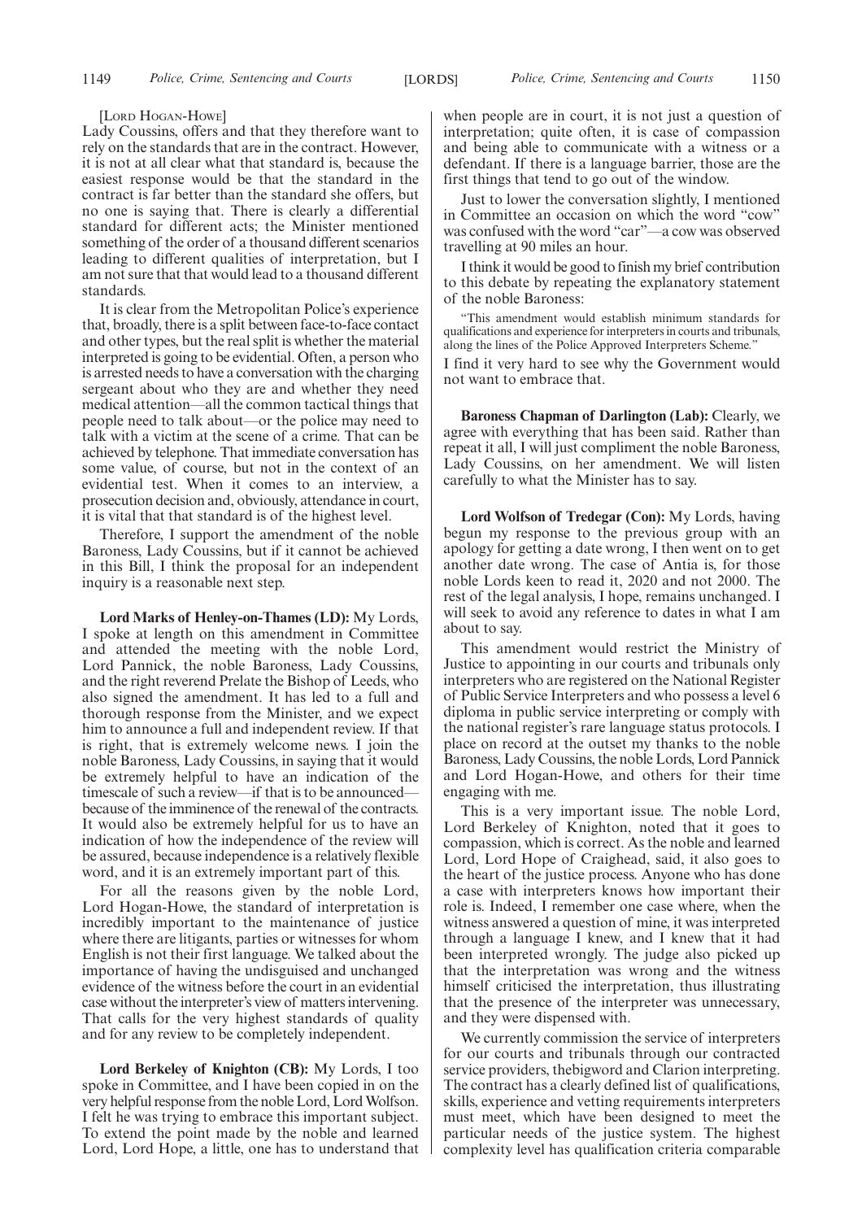[LORD HOGAN-HOWE]

Lady Coussins, offers and that they therefore want to rely on the standards that are in the contract. However, it is not at all clear what that standard is, because the easiest response would be that the standard in the contract is far better than the standard she offers, but no one is saying that. There is clearly a differential standard for different acts; the Minister mentioned something of the order of a thousand different scenarios leading to different qualities of interpretation, but I am not sure that that would lead to a thousand different standards.

It is clear from the Metropolitan Police's experience that, broadly, there is a split between face-to-face contact and other types, but the real split is whether the material interpreted is going to be evidential. Often, a person who is arrested needs to have a conversation with the charging sergeant about who they are and whether they need medical attention—all the common tactical things that people need to talk about—or the police may need to talk with a victim at the scene of a crime. That can be achieved by telephone. That immediate conversation has some value, of course, but not in the context of an evidential test. When it comes to an interview, a prosecution decision and, obviously, attendance in court, it is vital that that standard is of the highest level.

Therefore, I support the amendment of the noble Baroness, Lady Coussins, but if it cannot be achieved in this Bill, I think the proposal for an independent inquiry is a reasonable next step.

**Lord Marks of Henley-on-Thames (LD):** My Lords, I spoke at length on this amendment in Committee and attended the meeting with the noble Lord, Lord Pannick, the noble Baroness, Lady Coussins, and the right reverend Prelate the Bishop of Leeds, who also signed the amendment. It has led to a full and thorough response from the Minister, and we expect him to announce a full and independent review. If that is right, that is extremely welcome news. I join the noble Baroness, Lady Coussins, in saying that it would be extremely helpful to have an indication of the timescale of such a review—if that is to be announced—because of the imminence of the renewal of the contracts. It would also be extremely helpful for us to have an indication of how the independence of the review will be assured, because independence is a relatively flexible word, and it is an extremely important part of this.

For all the reasons given by the noble Lord, Lord Hogan-Howe, the standard of interpretation is incredibly important to the maintenance of justice where there are litigants, parties or witnesses for whom English is not their first language. We talked about the importance of having the undisguised and unchanged evidence of the witness before the court in an evidential case without the interpreter's view of matters intervening. That calls for the very highest standards of quality and for any review to be completely independent.

**Lord Berkeley of Knighton (CB):** My Lords, I too spoke in Committee, and I have been copied in on the very helpful response from the noble Lord, Lord Wolfson. I felt he was trying to embrace this important subject. To extend the point made by the noble and learned Lord, Lord Hope, a little, one has to understand that when people are in court, it is not just a question of interpretation; quite often, it is case of compassion and being able to communicate with a witness or a defendant. If there is a language barrier, those are the first things that tend to go out of the window.

Just to lower the conversation slightly, I mentioned in Committee an occasion on which the word "cow" was confused with the word "car"—a cow was observed travelling at 90 miles an hour.

I think it would be good to finish my brief contribution to this debate by repeating the explanatory statement of the noble Baroness:

"This amendment would establish minimum standards for qualifications and experience for interpreters in courts and tribunals, along the lines of the Police Approved Interpreters Scheme."

I find it very hard to see why the Government would not want to embrace that.

**Baroness Chapman of Darlington (Lab):** Clearly, we agree with everything that has been said. Rather than repeat it all, I will just compliment the noble Baroness, Lady Coussins, on her amendment. We will listen carefully to what the Minister has to say.

**Lord Wolfson of Tredegar (Con):** My Lords, having begun my response to the previous group with an apology for getting a date wrong, I then went on to get another date wrong. The case of Antia is, for those noble Lords keen to read it, 2020 and not 2000. The rest of the legal analysis, I hope, remains unchanged. I will seek to avoid any reference to dates in what I am about to say.

This amendment would restrict the Ministry of Justice to appointing in our courts and tribunals only interpreters who are registered on the National Register of Public Service Interpreters and who possess a level 6 diploma in public service interpreting or comply with the national register's rare language status protocols. I place on record at the outset my thanks to the noble Baroness, Lady Coussins, the noble Lords, Lord Pannick and Lord Hogan-Howe, and others for their time engaging with me.

This is a very important issue. The noble Lord, Lord Berkeley of Knighton, noted that it goes to compassion, which is correct. As the noble and learned Lord, Lord Hope of Craighead, said, it also goes to the heart of the justice process. Anyone who has done a case with interpreters knows how important their role is. Indeed, I remember one case where, when the witness answered a question of mine, it was interpreted through a language I knew, and I knew that it had been interpreted wrongly. The judge also picked up that the interpretation was wrong and the witness himself criticised the interpretation, thus illustrating that the presence of the interpreter was unnecessary, and they were dispensed with.

We currently commission the service of interpreters for our courts and tribunals through our contracted service providers, thebigword and Clarion interpreting. The contract has a clearly defined list of qualifications, skills, experience and vetting requirements interpreters must meet, which have been designed to meet the particular needs of the justice system. The highest complexity level has qualification criteria comparable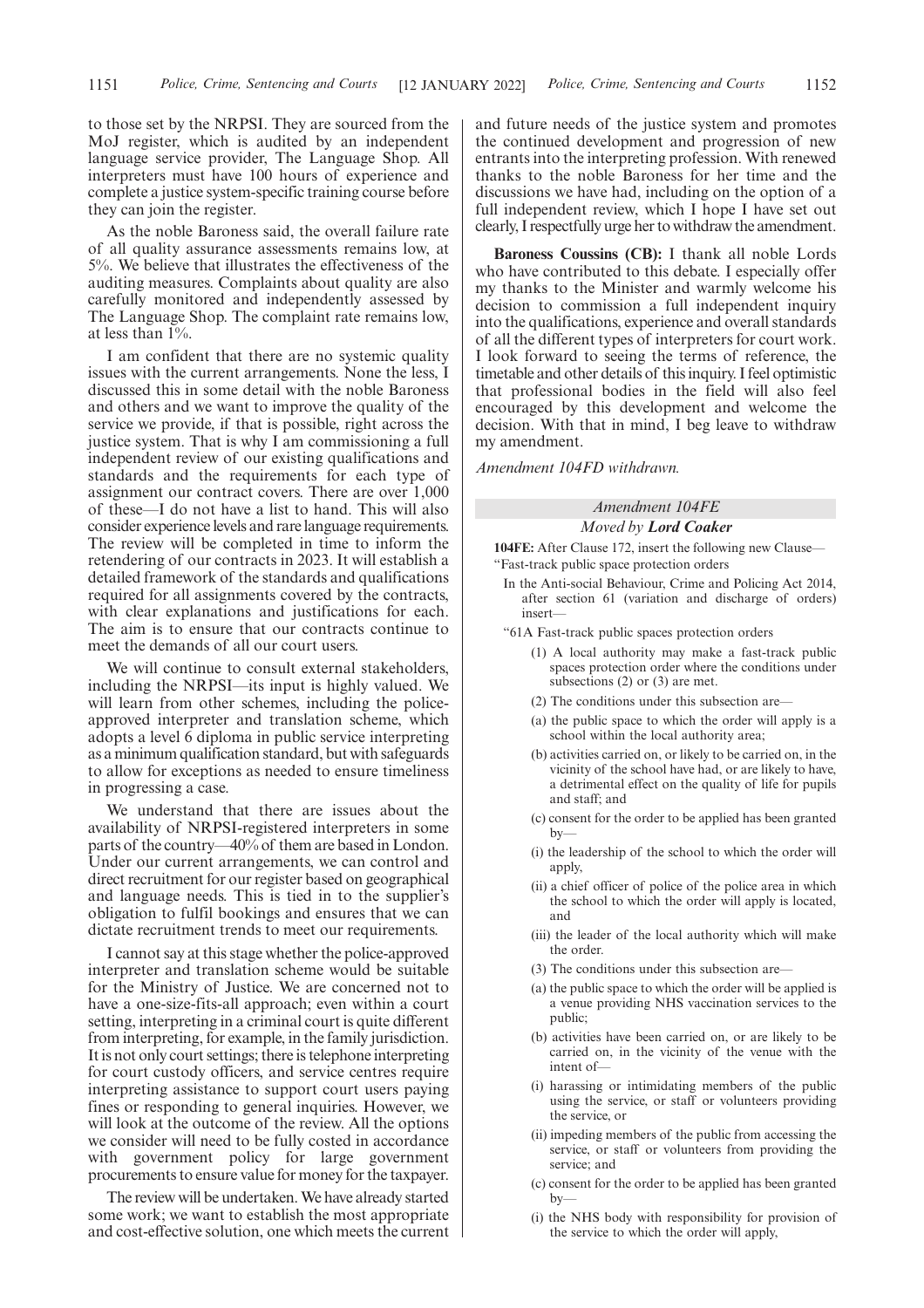to those set by the NRPSI. They are sourced from the MoJ register, which is audited by an independent language service provider, The Language Shop. All interpreters must have 100 hours of experience and complete a justice system-specific training course before they can join the register.

As the noble Baroness said, the overall failure rate of all quality assurance assessments remains low, at 5%. We believe that illustrates the effectiveness of the auditing measures. Complaints about quality are also carefully monitored and independently assessed by The Language Shop. The complaint rate remains low, at less than 1%.

I am confident that there are no systemic quality issues with the current arrangements. None the less, I discussed this in some detail with the noble Baroness and others and we want to improve the quality of the service we provide, if that is possible, right across the justice system. That is why I am commissioning a full independent review of our existing qualifications and standards and the requirements for each type of assignment our contract covers. There are over 1,000 of these—I do not have a list to hand. This will also consider experience levels and rare language requirements. The review will be completed in time to inform the retendering of our contracts in 2023. It will establish a detailed framework of the standards and qualifications required for all assignments covered by the contracts, with clear explanations and justifications for each. The aim is to ensure that our contracts continue to meet the demands of all our court users.

We will continue to consult external stakeholders, including the NRPSI—its input is highly valued. We will learn from other schemes, including the police-approved interpreter and translation scheme, which adopts a level 6 diploma in public service interpreting as a minimum qualification standard, but with safeguards to allow for exceptions as needed to ensure timeliness in progressing a case.

We understand that there are issues about the availability of NRPSI-registered interpreters in some parts of the country—40% of them are based in London. Under our current arrangements, we can control and direct recruitment for our register based on geographical and language needs. This is tied in to the supplier's obligation to fulfil bookings and ensures that we can dictate recruitment trends to meet our requirements.

I cannot say at this stage whether the police-approved interpreter and translation scheme would be suitable for the Ministry of Justice. We are concerned not to have a one-size-fits-all approach; even within a court setting, interpreting in a criminal court is quite different from interpreting, for example, in the family jurisdiction. It is not only court settings; there is telephone interpreting for court custody officers, and service centres require interpreting assistance to support court users paying fines or responding to general inquiries. However, we will look at the outcome of the review. All the options we consider will need to be fully costed in accordance with government policy for large government procurements to ensure value for money for the taxpayer.

The review will be undertaken. We have already started some work; we want to establish the most appropriate and cost-effective solution, one which meets the current and future needs of the justice system and promotes the continued development and progression of new entrants into the interpreting profession. With renewed thanks to the noble Baroness for her time and the discussions we have had, including on the option of a full independent review, which I hope I have set out clearly, I respectfully urge her to withdraw the amendment.

**Baroness Coussins (CB):** I thank all noble Lords who have contributed to this debate. I especially offer my thanks to the Minister and warmly welcome his decision to commission a full independent inquiry into the qualifications, experience and overall standards of all the different types of interpreters for court work. I look forward to seeing the terms of reference, the timetable and other details of this inquiry. I feel optimistic that professional bodies in the field will also feel encouraged by this development and welcome the decision. With that in mind, I beg leave to withdraw my amendment.

*Amendment 104FD withdrawn.*

*Amendment 104FE*

*Moved by* ***Lord Coaker***

**104FE:** After Clause 172, insert the following new Clause—
"Fast-track public space protection orders

In the Anti-social Behaviour, Crime and Policing Act 2014, after section 61 (variation and discharge of orders) insert—

"61A Fast-track public spaces protection orders

(1) A local authority may make a fast-track public spaces protection order where the conditions under subsections (2) or (3) are met.

(2) The conditions under this subsection are—

(a) the public space to which the order will apply is a school within the local authority area;

(b) activities carried on, or likely to be carried on, in the vicinity of the school have had, or are likely to have, a detrimental effect on the quality of life for pupils and staff; and

(c) consent for the order to be applied has been granted by—

(i) the leadership of the school to which the order will apply,

(ii) a chief officer of police of the police area in which the school to which the order will apply is located, and

(iii) the leader of the local authority which will make the order.

(3) The conditions under this subsection are—

(a) the public space to which the order will be applied is a venue providing NHS vaccination services to the public;

(b) activities have been carried on, or are likely to be carried on, in the vicinity of the venue with the intent of—

(i) harassing or intimidating members of the public using the service, or staff or volunteers providing the service, or

(ii) impeding members of the public from accessing the service, or staff or volunteers from providing the service; and

(c) consent for the order to be applied has been granted by—

(i) the NHS body with responsibility for provision of the service to which the order will apply,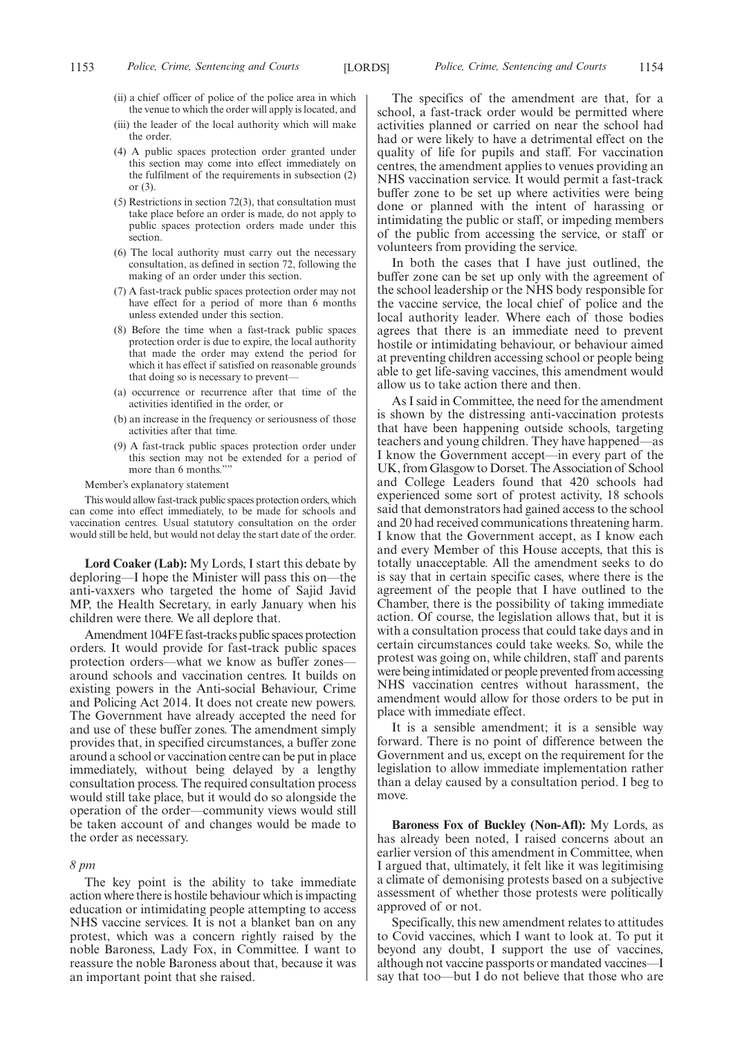(ii) a chief officer of police of the police area in which the venue to which the order will apply is located, and

(iii) the leader of the local authority which will make the order.

(4) A public spaces protection order granted under this section may come into effect immediately on the fulfilment of the requirements in subsection (2) or (3).

(5) Restrictions in section 72(3), that consultation must take place before an order is made, do not apply to public spaces protection orders made under this section.

(6) The local authority must carry out the necessary consultation, as defined in section 72, following the making of an order under this section.

(7) A fast-track public spaces protection order may not have effect for a period of more than 6 months unless extended under this section.

(8) Before the time when a fast-track public spaces protection order is due to expire, the local authority that made the order may extend the period for which it has effect if satisfied on reasonable grounds that doing so is necessary to prevent—

(a) occurrence or recurrence after that time of the activities identified in the order, or

(b) an increase in the frequency or seriousness of those activities after that time.

(9) A fast-track public spaces protection order under this section may not be extended for a period of more than 6 months.""

Member's explanatory statement

This would allow fast-track public spaces protection orders, which can come into effect immediately, to be made for schools and vaccination centres. Usual statutory consultation on the order would still be held, but would not delay the start date of the order.

**Lord Coaker (Lab):** My Lords, I start this debate by deploring—I hope the Minister will pass this on—the anti-vaxxers who targeted the home of Sajid Javid MP, the Health Secretary, in early January when his children were there. We all deplore that.

Amendment 104FE fast-tracks public spaces protection orders. It would provide for fast-track public spaces protection orders—what we know as buffer zones—around schools and vaccination centres. It builds on existing powers in the Anti-social Behaviour, Crime and Policing Act 2014. It does not create new powers. The Government have already accepted the need for and use of these buffer zones. The amendment simply provides that, in specified circumstances, a buffer zone around a school or vaccination centre can be put in place immediately, without being delayed by a lengthy consultation process. The required consultation process would still take place, but it would do so alongside the operation of the order—community views would still be taken account of and changes would be made to the order as necessary.

*8 pm*

The key point is the ability to take immediate action where there is hostile behaviour which is impacting education or intimidating people attempting to access NHS vaccine services. It is not a blanket ban on any protest, which was a concern rightly raised by the noble Baroness, Lady Fox, in Committee. I want to reassure the noble Baroness about that, because it was an important point that she raised.

The specifics of the amendment are that, for a school, a fast-track order would be permitted where activities planned or carried on near the school had had or were likely to have a detrimental effect on the quality of life for pupils and staff. For vaccination centres, the amendment applies to venues providing an NHS vaccination service. It would permit a fast-track buffer zone to be set up where activities were being done or planned with the intent of harassing or intimidating the public or staff, or impeding members of the public from accessing the service, or staff or volunteers from providing the service.

In both the cases that I have just outlined, the buffer zone can be set up only with the agreement of the school leadership or the NHS body responsible for the vaccine service, the local chief of police and the local authority leader. Where each of those bodies agrees that there is an immediate need to prevent hostile or intimidating behaviour, or behaviour aimed at preventing children accessing school or people being able to get life-saving vaccines, this amendment would allow us to take action there and then.

As I said in Committee, the need for the amendment is shown by the distressing anti-vaccination protests that have been happening outside schools, targeting teachers and young children. They have happened—as I know the Government accept—in every part of the UK, from Glasgow to Dorset. The Association of School and College Leaders found that 420 schools had experienced some sort of protest activity, 18 schools said that demonstrators had gained access to the school and 20 had received communications threatening harm. I know that the Government accept, as I know each and every Member of this House accepts, that this is totally unacceptable. All the amendment seeks to do is say that in certain specific cases, where there is the agreement of the people that I have outlined to the Chamber, there is the possibility of taking immediate action. Of course, the legislation allows that, but it is with a consultation process that could take days and in certain circumstances could take weeks. So, while the protest was going on, while children, staff and parents were being intimidated or people prevented from accessing NHS vaccination centres without harassment, the amendment would allow for those orders to be put in place with immediate effect.

It is a sensible amendment; it is a sensible way forward. There is no point of difference between the Government and us, except on the requirement for the legislation to allow immediate implementation rather than a delay caused by a consultation period. I beg to move.

**Baroness Fox of Buckley (Non-Afl):** My Lords, as has already been noted, I raised concerns about an earlier version of this amendment in Committee, when I argued that, ultimately, it felt like it was legitimising a climate of demonising protests based on a subjective assessment of whether those protests were politically approved of or not.

Specifically, this new amendment relates to attitudes to Covid vaccines, which I want to look at. To put it beyond any doubt, I support the use of vaccines, although not vaccine passports or mandated vaccines—I say that too—but I do not believe that those who are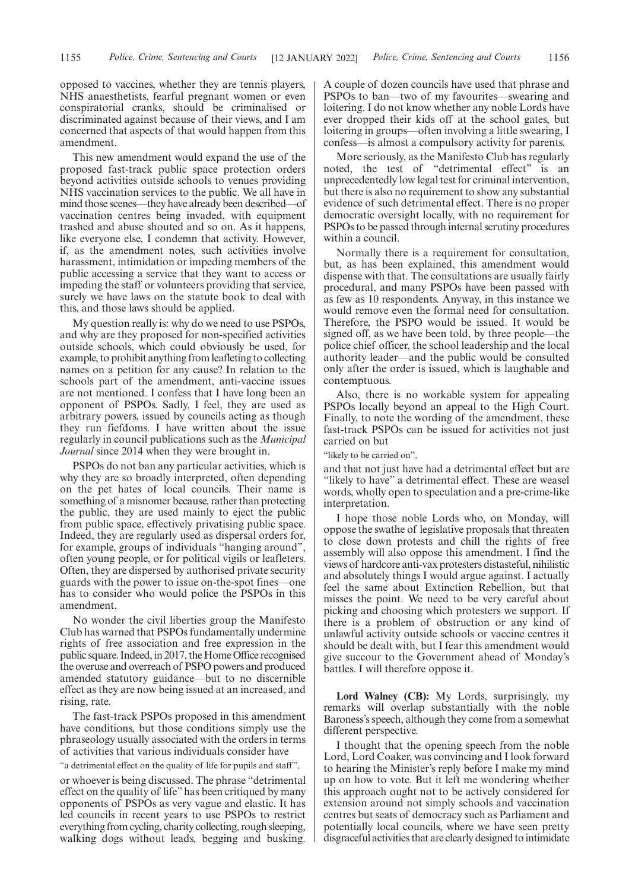opposed to vaccines, whether they are tennis players, NHS anaesthetists, fearful pregnant women or even conspiratorial cranks, should be criminalised or discriminated against because of their views, and I am concerned that aspects of that would happen from this amendment.

This new amendment would expand the use of the proposed fast-track public space protection orders beyond activities outside schools to venues providing NHS vaccination services to the public. We all have in mind those scenes—they have already been described—of vaccination centres being invaded, with equipment trashed and abuse shouted and so on. As it happens, like everyone else, I condemn that activity. However, if, as the amendment notes, such activities involve harassment, intimidation or impeding members of the public accessing a service that they want to access or impeding the staff or volunteers providing that service, surely we have laws on the statute book to deal with this, and those laws should be applied.

My question really is: why do we need to use PSPOs, and why are they proposed for non-specified activities outside schools, which could obviously be used, for example, to prohibit anything from leafleting to collecting names on a petition for any cause? In relation to the schools part of the amendment, anti-vaccine issues are not mentioned. I confess that I have long been an opponent of PSPOs. Sadly, I feel, they are used as arbitrary powers, issued by councils acting as though they run fiefdoms. I have written about the issue regularly in council publications such as the *Municipal Journal* since 2014 when they were brought in.

PSPOs do not ban any particular activities, which is why they are so broadly interpreted, often depending on the pet hates of local councils. Their name is something of a misnomer because, rather than protecting the public, they are used mainly to eject the public from public space, effectively privatising public space. Indeed, they are regularly used as dispersal orders for, for example, groups of individuals "hanging around", often young people, or for political vigils or leafleters. Often, they are dispersed by authorised private security guards with the power to issue on-the-spot fines—one has to consider who would police the PSPOs in this amendment.

No wonder the civil liberties group the Manifesto Club has warned that PSPOs fundamentally undermine rights of free association and free expression in the public square. Indeed, in 2017, the Home Office recognised the overuse and overreach of PSPO powers and produced amended statutory guidance—but to no discernible effect as they are now being issued at an increased, and rising, rate.

The fast-track PSPOs proposed in this amendment have conditions, but those conditions simply use the phraseology usually associated with the orders in terms of activities that various individuals consider have

"a detrimental effect on the quality of life for pupils and staff",

or whoever is being discussed. The phrase "detrimental effect on the quality of life" has been critiqued by many opponents of PSPOs as very vague and elastic. It has led councils in recent years to use PSPOs to restrict everything from cycling, charity collecting, rough sleeping, walking dogs without leads, begging and busking. A couple of dozen councils have used that phrase and PSPOs to ban—two of my favourites—swearing and loitering. I do not know whether any noble Lords have ever dropped their kids off at the school gates, but loitering in groups—often involving a little swearing, I confess—is almost a compulsory activity for parents.

More seriously, as the Manifesto Club has regularly noted, the test of "detrimental effect" is an unprecedentedly low legal test for criminal intervention, but there is also no requirement to show any substantial evidence of such detrimental effect. There is no proper democratic oversight locally, with no requirement for PSPOs to be passed through internal scrutiny procedures within a council.

Normally there is a requirement for consultation, but, as has been explained, this amendment would dispense with that. The consultations are usually fairly procedural, and many PSPOs have been passed with as few as 10 respondents. Anyway, in this instance we would remove even the formal need for consultation. Therefore, the PSPO would be issued. It would be signed off, as we have been told, by three people—the police chief officer, the school leadership and the local authority leader—and the public would be consulted only after the order is issued, which is laughable and contemptuous.

Also, there is no workable system for appealing PSPOs locally beyond an appeal to the High Court. Finally, to note the wording of the amendment, these fast-track PSPOs can be issued for activities not just carried on but

"likely to be carried on",

and that not just have had a detrimental effect but are "likely to have" a detrimental effect. These are weasel words, wholly open to speculation and a pre-crime-like interpretation.

I hope those noble Lords who, on Monday, will oppose the swathe of legislative proposals that threaten to close down protests and chill the rights of free assembly will also oppose this amendment. I find the views of hardcore anti-vax protesters distasteful, nihilistic and absolutely things I would argue against. I actually feel the same about Extinction Rebellion, but that misses the point. We need to be very careful about picking and choosing which protesters we support. If there is a problem of obstruction or any kind of unlawful activity outside schools or vaccine centres it should be dealt with, but I fear this amendment would give succour to the Government ahead of Monday's battles. I will therefore oppose it.

**Lord Walney (CB):** My Lords, surprisingly, my remarks will overlap substantially with the noble Baroness's speech, although they come from a somewhat different perspective.

I thought that the opening speech from the noble Lord, Lord Coaker, was convincing and I look forward to hearing the Minister's reply before I make my mind up on how to vote. But it left me wondering whether this approach ought not to be actively considered for extension around not simply schools and vaccination centres but seats of democracy such as Parliament and potentially local councils, where we have seen pretty disgraceful activities that are clearly designed to intimidate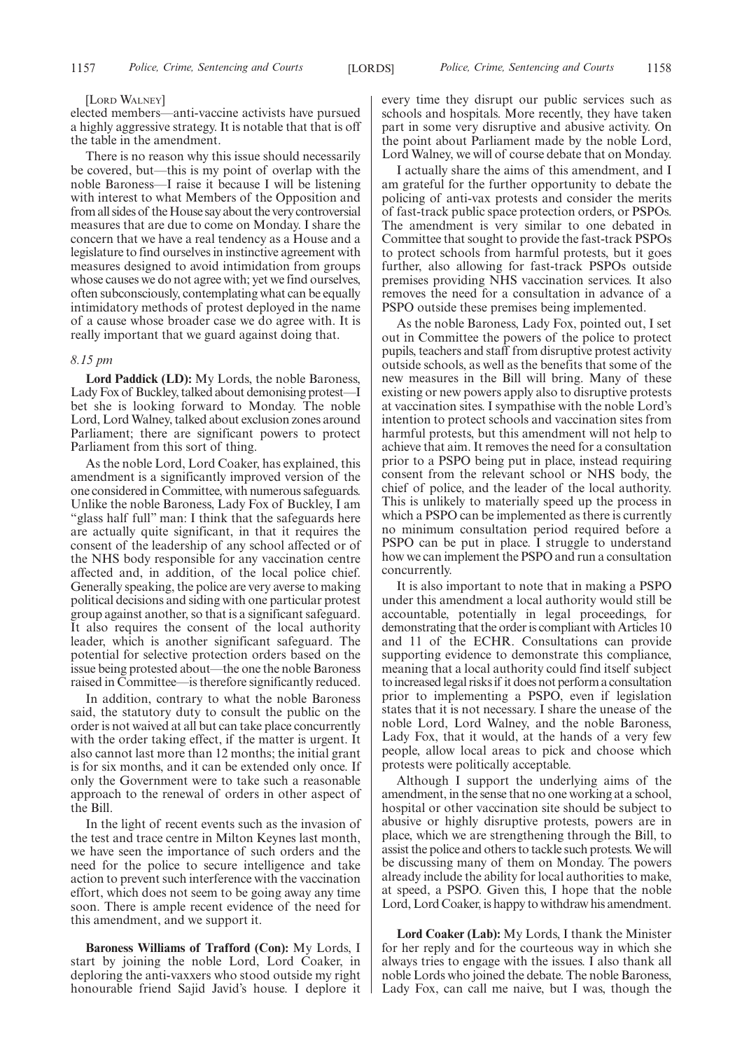[LORD WALNEY]

elected members—anti-vaccine activists have pursued a highly aggressive strategy. It is notable that that is off the table in the amendment.

There is no reason why this issue should necessarily be covered, but—this is my point of overlap with the noble Baroness—I raise it because I will be listening with interest to what Members of the Opposition and from all sides of the House say about the very controversial measures that are due to come on Monday. I share the concern that we have a real tendency as a House and a legislature to find ourselves in instinctive agreement with measures designed to avoid intimidation from groups whose causes we do not agree with; yet we find ourselves, often subconsciously, contemplating what can be equally intimidatory methods of protest deployed in the name of a cause whose broader case we do agree with. It is really important that we guard against doing that.

*8.15 pm*

**Lord Paddick (LD):** My Lords, the noble Baroness, Lady Fox of Buckley, talked about demonising protest—I bet she is looking forward to Monday. The noble Lord, Lord Walney, talked about exclusion zones around Parliament; there are significant powers to protect Parliament from this sort of thing.

As the noble Lord, Lord Coaker, has explained, this amendment is a significantly improved version of the one considered in Committee, with numerous safeguards. Unlike the noble Baroness, Lady Fox of Buckley, I am "glass half full" man: I think that the safeguards here are actually quite significant, in that it requires the consent of the leadership of any school affected or of the NHS body responsible for any vaccination centre affected and, in addition, of the local police chief. Generally speaking, the police are very averse to making political decisions and siding with one particular protest group against another, so that is a significant safeguard. It also requires the consent of the local authority leader, which is another significant safeguard. The potential for selective protection orders based on the issue being protested about—the one the noble Baroness raised in Committee—is therefore significantly reduced.

In addition, contrary to what the noble Baroness said, the statutory duty to consult the public on the order is not waived at all but can take place concurrently with the order taking effect, if the matter is urgent. It also cannot last more than 12 months; the initial grant is for six months, and it can be extended only once. If only the Government were to take such a reasonable approach to the renewal of orders in other aspect of the Bill.

In the light of recent events such as the invasion of the test and trace centre in Milton Keynes last month, we have seen the importance of such orders and the need for the police to secure intelligence and take action to prevent such interference with the vaccination effort, which does not seem to be going away any time soon. There is ample recent evidence of the need for this amendment, and we support it.

**Baroness Williams of Trafford (Con):** My Lords, I start by joining the noble Lord, Lord Coaker, in deploring the anti-vaxxers who stood outside my right honourable friend Sajid Javid's house. I deplore it every time they disrupt our public services such as schools and hospitals. More recently, they have taken part in some very disruptive and abusive activity. On the point about Parliament made by the noble Lord, Lord Walney, we will of course debate that on Monday.

I actually share the aims of this amendment, and I am grateful for the further opportunity to debate the policing of anti-vax protests and consider the merits of fast-track public space protection orders, or PSPOs. The amendment is very similar to one debated in Committee that sought to provide the fast-track PSPOs to protect schools from harmful protests, but it goes further, also allowing for fast-track PSPOs outside premises providing NHS vaccination services. It also removes the need for a consultation in advance of a PSPO outside these premises being implemented.

As the noble Baroness, Lady Fox, pointed out, I set out in Committee the powers of the police to protect pupils, teachers and staff from disruptive protest activity outside schools, as well as the benefits that some of the new measures in the Bill will bring. Many of these existing or new powers apply also to disruptive protests at vaccination sites. I sympathise with the noble Lord's intention to protect schools and vaccination sites from harmful protests, but this amendment will not help to achieve that aim. It removes the need for a consultation prior to a PSPO being put in place, instead requiring consent from the relevant school or NHS body, the chief of police, and the leader of the local authority. This is unlikely to materially speed up the process in which a PSPO can be implemented as there is currently no minimum consultation period required before a PSPO can be put in place. I struggle to understand how we can implement the PSPO and run a consultation concurrently.

It is also important to note that in making a PSPO under this amendment a local authority would still be accountable, potentially in legal proceedings, for demonstrating that the order is compliant with Articles 10 and 11 of the ECHR. Consultations can provide supporting evidence to demonstrate this compliance, meaning that a local authority could find itself subject to increased legal risks if it does not perform a consultation prior to implementing a PSPO, even if legislation states that it is not necessary. I share the unease of the noble Lord, Lord Walney, and the noble Baroness, Lady Fox, that it would, at the hands of a very few people, allow local areas to pick and choose which protests were politically acceptable.

Although I support the underlying aims of the amendment, in the sense that no one working at a school, hospital or other vaccination site should be subject to abusive or highly disruptive protests, powers are in place, which we are strengthening through the Bill, to assist the police and others to tackle such protests. We will be discussing many of them on Monday. The powers already include the ability for local authorities to make, at speed, a PSPO. Given this, I hope that the noble Lord, Lord Coaker, is happy to withdraw his amendment.

**Lord Coaker (Lab):** My Lords, I thank the Minister for her reply and for the courteous way in which she always tries to engage with the issues. I also thank all noble Lords who joined the debate. The noble Baroness, Lady Fox, can call me naive, but I was, though the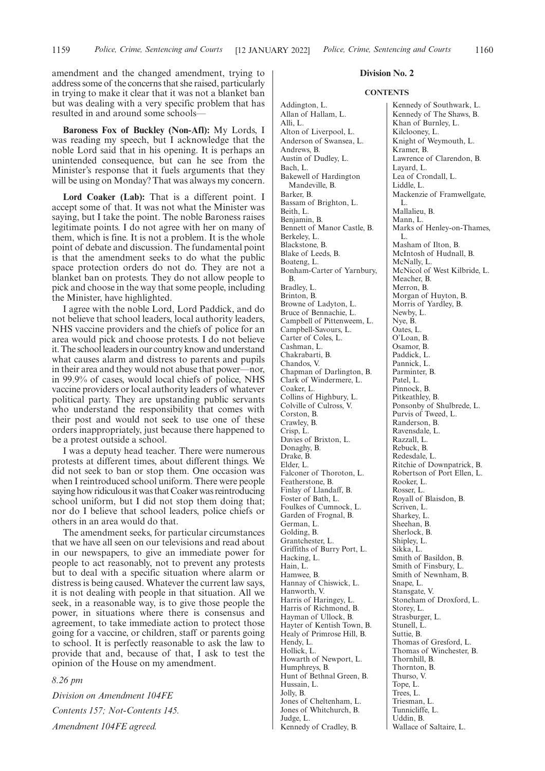amendment and the changed amendment, trying to address some of the concerns that she raised, particularly in trying to make it clear that it was not a blanket ban but was dealing with a very specific problem that has resulted in and around some schools—

**Baroness Fox of Buckley (Non-Afl):** My Lords, I was reading my speech, but I acknowledge that the noble Lord said that in his opening. It is perhaps an unintended consequence, but can he see from the Minister's response that it fuels arguments that they will be using on Monday? That was always my concern.

**Lord Coaker (Lab):** That is a different point. I accept some of that. It was not what the Minister was saying, but I take the point. The noble Baroness raises legitimate points. I do not agree with her on many of them, which is fine. It is not a problem. It is the whole point of debate and discussion. The fundamental point is that the amendment seeks to do what the public space protection orders do not do. They are not a blanket ban on protests. They do not allow people to pick and choose in the way that some people, including the Minister, have highlighted.

I agree with the noble Lord, Lord Paddick, and do not believe that school leaders, local authority leaders, NHS vaccine providers and the chiefs of police for an area would pick and choose protests. I do not believe it. The school leaders in our country know and understand what causes alarm and distress to parents and pupils in their area and they would not abuse that power—nor, in 99.9% of cases, would local chiefs of police, NHS vaccine providers or local authority leaders of whatever political party. They are upstanding public servants who understand the responsibility that comes with their post and would not seek to use one of these orders inappropriately, just because there happened to be a protest outside a school.

I was a deputy head teacher. There were numerous protests at different times, about different things. We did not seek to ban or stop them. One occasion was when I reintroduced school uniform. There were people saying how ridiculous it was that Coaker was reintroducing school uniform, but I did not stop them doing that; nor do I believe that school leaders, police chiefs or others in an area would do that.

The amendment seeks, for particular circumstances that we have all seen on our televisions and read about in our newspapers, to give an immediate power for people to act reasonably, not to prevent any protests but to deal with a specific situation where alarm or distress is being caused. Whatever the current law says, it is not dealing with people in that situation. All we seek, in a reasonable way, is to give those people the power, in situations where there is consensus and agreement, to take immediate action to protect those going for a vaccine, or children, staff or parents going to school. It is perfectly reasonable to ask the law to provide that and, because of that, I ask to test the opinion of the House on my amendment.

*8.26 pm*

*Division on Amendment 104FE*

*Contents 157; Not-Contents 145.*

*Amendment 104FE agreed.*

**Division No. 2**

**CONTENTS**

Addington, L.
Allan of Hallam, L.
Alli, L.
Alton of Liverpool, L.
Anderson of Swansea, L.
Andrews, B.
Austin of Dudley, L.
Bach, L.
Bakewell of Hardington Mandeville, B.
Barker, B.
Bassam of Brighton, L.
Beith, L.
Benjamin, B.
Bennett of Manor Castle, B.
Berkeley, L.
Blackstone, B.
Blake of Leeds, B.
Boateng, L.
Bonham-Carter of Yarnbury, B.
Bradley, L.
Brinton, B.
Browne of Ladyton, L.
Bruce of Bennachie, L.
Campbell of Pittenweem, L.
Campbell-Savours, L.
Carter of Coles, L.
Cashman, L.
Chakrabarti, B.
Chandos, V.
Chapman of Darlington, B.
Clark of Windermere, L.
Coaker, L.
Collins of Highbury, L.
Colville of Culross, V.
Corston, B.
Crawley, B.
Crisp, L.
Davies of Brixton, L.
Donaghy, B.
Drake, B.
Elder, L.
Falconer of Thoroton, L.
Featherstone, B.
Finlay of Llandaff, B.
Foster of Bath, L.
Foulkes of Cumnock, L.
Garden of Frognal, B.
German, L.
Golding, B.
Grantchester, L.
Griffiths of Burry Port, L.
Hacking, L.
Hain, L.
Hamwee, B.
Hannay of Chiswick, L.
Hanworth, V.
Harris of Haringey, L.
Harris of Richmond, B.
Hayman of Ullock, B.
Hayter of Kentish Town, B.
Healy of Primrose Hill, B.
Hendy, L.
Hollick, L.
Howarth of Newport, L.
Humphreys, B.
Hunt of Bethnal Green, B.
Hussain, L.
Jolly, B.
Jones of Cheltenham, L.
Jones of Whitchurch, B.
Judge, L.
Kennedy of Cradley, B.
Kennedy of Southwark, L.
Kennedy of The Shaws, B.
Khan of Burnley, L.
Kilclooney, L.
Knight of Weymouth, L.
Kramer, B.
Lawrence of Clarendon, B.
Layard, L.
Lea of Crondall, L.
Liddle, L.
Mackenzie of Framwellgate, L.
Mallalieu, B.
Mann, L.
Marks of Henley-on-Thames, L.
Masham of Ilton, B.
McIntosh of Hudnall, B.
McNally, L.
McNicol of West Kilbride, L.
Meacher, B.
Merron, B.
Morgan of Huyton, B.
Morris of Yardley, B.
Newby, L.
Nye, B.
Oates, L.
O'Loan, B.
Osamor, B.
Paddick, L.
Pannick, L.
Parminter, B.
Patel, L.
Pinnock, B.
Pitkeathley, B.
Ponsonby of Shulbrede, L.
Purvis of Tweed, L.
Randerson, B.
Ravensdale, L.
Razzall, L.
Rebuck, B.
Redesdale, L.
Ritchie of Downpatrick, B.
Robertson of Port Ellen, L.
Rooker, L.
Rosser, L.
Royall of Blaisdon, B.
Scriven, L.
Sharkey, L.
Sheehan, B.
Sherlock, B.
Shipley, L.
Sikka, L.
Smith of Basildon, B.
Smith of Finsbury, L.
Smith of Newnham, B.
Snape, L.
Stansgate, V.
Stoneham of Droxford, L.
Storey, L.
Strasburger, L.
Stunell, L.
Suttie, B.
Thomas of Gresford, L.
Thomas of Winchester, B.
Thornhill, B.
Thornton, B.
Thurso, V.
Tope, L.
Trees, L.
Triesman, L.
Tunnicliffe, L.
Uddin, B.
Wallace of Saltaire, L.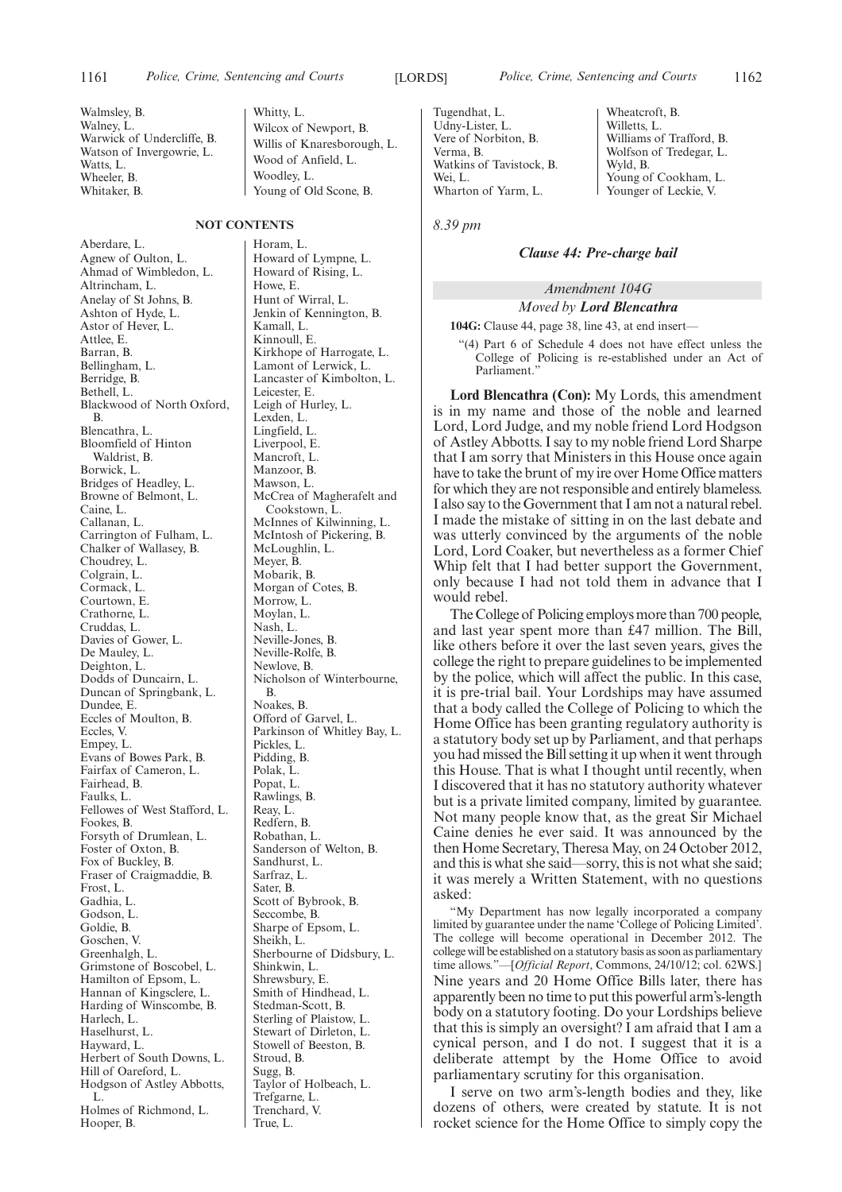Walmsley, B.
Walney, L.
Warwick of Undercliffe, B.
Watson of Invergowrie, L.
Watts, L.
Wheeler, B.
Whitaker, B.
Whitty, L.
Wilcox of Newport, B.
Willis of Knaresborough, L.
Wood of Anfield, L.
Woodley, L.
Young of Old Scone, B.

**NOT CONTENTS**

Aberdare, L.
Agnew of Oulton, L.
Ahmad of Wimbledon, L.
Altrincham, L.
Anelay of St Johns, B.
Ashton of Hyde, L.
Astor of Hever, L.
Attlee, E.
Barran, B.
Bellingham, L.
Berridge, B.
Bethell, L.
Blackwood of North Oxford, B.
Blencathra, L.
Bloomfield of Hinton Waldrist, B.
Borwick, L.
Bridges of Headley, L.
Browne of Belmont, L.
Caine, L.
Callanan, L.
Carrington of Fulham, L.
Chalker of Wallasey, B.
Choudrey, L.
Colgrain, L.
Cormack, L.
Courtown, E.
Crathorne, L.
Cruddas, L.
Davies of Gower, L.
De Mauley, L.
Deighton, L.
Dodds of Duncairn, L.
Duncan of Springbank, L.
Dundee, E.
Eccles of Moulton, B.
Eccles, V.
Empey, L.
Evans of Bowes Park, B.
Fairfax of Cameron, L.
Fairhead, B.
Faulks, L.
Fellowes of West Stafford, L.
Fookes, B.
Forsyth of Drumlean, L.
Foster of Oxton, B.
Fox of Buckley, B.
Fraser of Craigmaddie, B.
Frost, L.
Gadhia, L.
Godson, L.
Goldie, B.
Goschen, V.
Greenhalgh, L.
Grimstone of Boscobel, L.
Hamilton of Epsom, L.
Hannan of Kingsclere, L.
Harding of Winscombe, B.
Harlech, L.
Haselhurst, L.
Hayward, L.
Herbert of South Downs, L.
Hill of Oareford, L.
Hodgson of Astley Abbotts, L.
Holmes of Richmond, L.
Hooper, B.
Horam, L.
Howard of Lympne, L.
Howard of Rising, L.
Howe, E.
Hunt of Wirral, L.
Jenkin of Kennington, B.
Kamall, L.
Kinnoull, E.
Kirkhope of Harrogate, L.
Lamont of Lerwick, L.
Lancaster of Kimbolton, L.
Leicester, E.
Leigh of Hurley, L.
Lexden, L.
Lingfield, L.
Liverpool, E.
Mancroft, L.
Manzoor, B.
Mawson, L.
McCrea of Magherafelt and Cookstown, L.
McInnes of Kilwinning, L.
McIntosh of Pickering, B.
McLoughlin, L.
Meyer, B.
Mobarik, B.
Morgan of Cotes, B.
Morrow, L.
Moylan, L.
Nash, L.
Neville-Jones, B.
Neville-Rolfe, B.
Newlove, B.
Nicholson of Winterbourne, B.
Noakes, B.
Offord of Garvel, L.
Parkinson of Whitley Bay, L.
Pickles, L.
Pidding, B.
Polak, L.
Popat, L.
Rawlings, B.
Reay, L.
Redfern, B.
Robathan, L.
Sanderson of Welton, B.
Sandhurst, L.
Sarfraz, L.
Sater, B.
Scott of Bybrook, B.
Seccombe, B.
Sharpe of Epsom, L.
Sheikh, L.
Sherbourne of Didsbury, L.
Shinkwin, L.
Shrewsbury, E.
Smith of Hindhead, L.
Stedman-Scott, B.
Sterling of Plaistow, L.
Stewart of Dirleton, L.
Stowell of Beeston, B.
Stroud, B.
Sugg, B.
Taylor of Holbeach, L.
Trefgarne, L.
Trenchard, V.
True, L.
Tugendhat, L.
Udny-Lister, L.
Vere of Norbiton, B.
Verma, B.
Watkins of Tavistock, B.
Wei, L.
Wharton of Yarm, L.
Wheatcroft, B.
Willetts, L.
Williams of Trafford, B.
Wolfson of Tredegar, L.
Wyld, B.
Young of Cookham, L.
Younger of Leckie, V.

*8.39 pm*

### *Clause 44: Pre-charge bail*

*Amendment 104G*

*Moved by* ***Lord Blencathra***

**104G:** Clause 44, page 38, line 43, at end insert—

> "(4) Part 6 of Schedule 4 does not have effect unless the College of Policing is re-established under an Act of Parliament."

**Lord Blencathra (Con):** My Lords, this amendment is in my name and those of the noble and learned Lord, Lord Judge, and my noble friend Lord Hodgson of Astley Abbotts. I say to my noble friend Lord Sharpe that I am sorry that Ministers in this House once again have to take the brunt of my ire over Home Office matters for which they are not responsible and entirely blameless. I also say to the Government that I am not a natural rebel. I made the mistake of sitting in on the last debate and was utterly convinced by the arguments of the noble Lord, Lord Coaker, but nevertheless as a former Chief Whip felt that I had better support the Government, only because I had not told them in advance that I would rebel.

The College of Policing employs more than 700 people, and last year spent more than £47 million. The Bill, like others before it over the last seven years, gives the college the right to prepare guidelines to be implemented by the police, which will affect the public. In this case, it is pre-trial bail. Your Lordships may have assumed that a body called the College of Policing to which the Home Office has been granting regulatory authority is a statutory body set up by Parliament, and that perhaps you had missed the Bill setting it up when it went through this House. That is what I thought until recently, when I discovered that it has no statutory authority whatever but is a private limited company, limited by guarantee. Not many people know that, as the great Sir Michael Caine denies he ever said. It was announced by the then Home Secretary, Theresa May, on 24 October 2012, and this is what she said—sorry, this is not what she said; it was merely a Written Statement, with no questions asked:

> "My Department has now legally incorporated a company limited by guarantee under the name 'College of Policing Limited'. The college will become operational in December 2012. The college will be established on a statutory basis as soon as parliamentary time allows."—[*Official Report*, Commons, 24/10/12; col. 62WS.]

Nine years and 20 Home Office Bills later, there has apparently been no time to put this powerful arm's-length body on a statutory footing. Do your Lordships believe that this is simply an oversight? I am afraid that I am a cynical person, and I do not. I suggest that it is a deliberate attempt by the Home Office to avoid parliamentary scrutiny for this organisation.

I serve on two arm's-length bodies and they, like dozens of others, were created by statute. It is not rocket science for the Home Office to simply copy the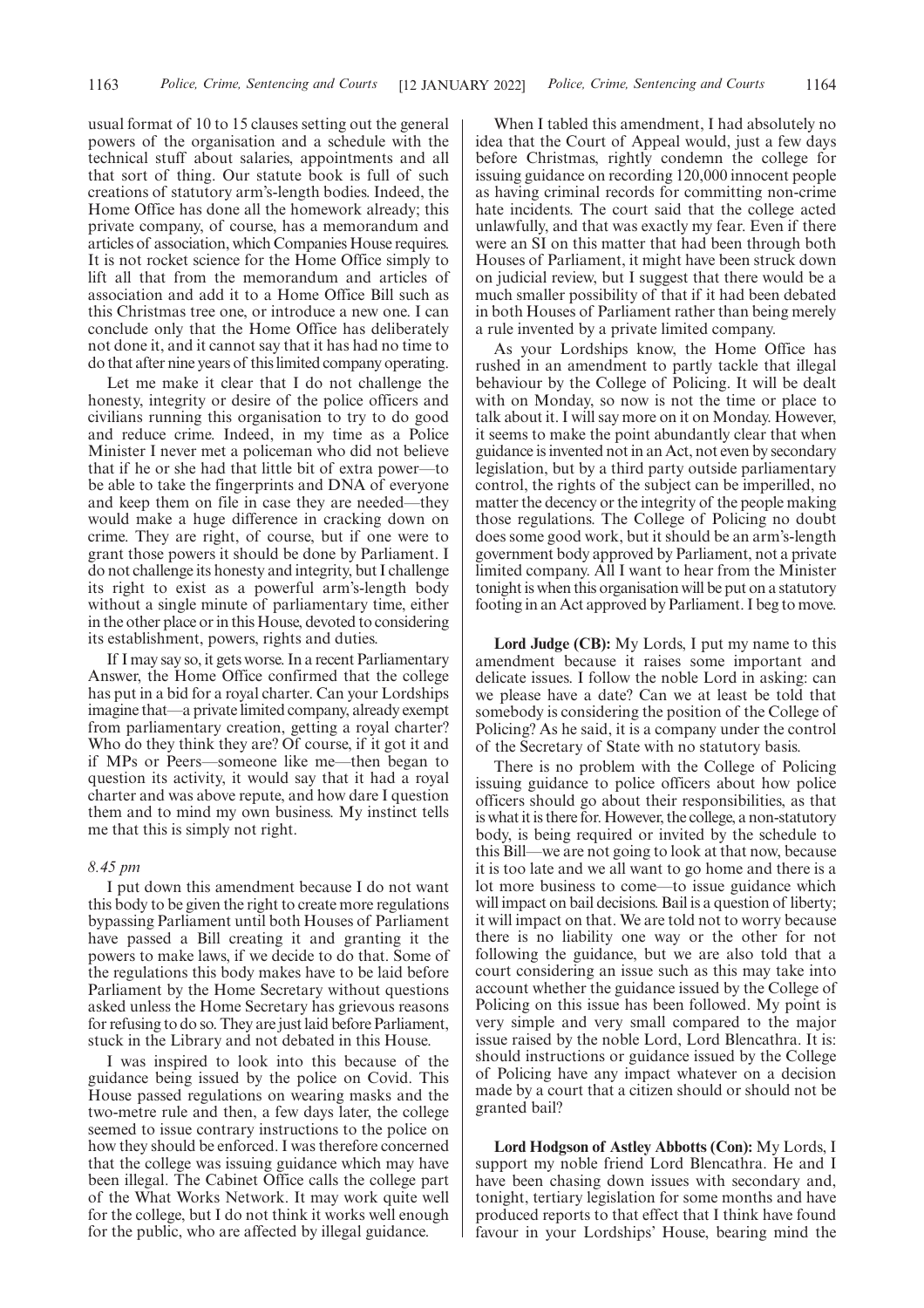usual format of 10 to 15 clauses setting out the general powers of the organisation and a schedule with the technical stuff about salaries, appointments and all that sort of thing. Our statute book is full of such creations of statutory arm's-length bodies. Indeed, the Home Office has done all the homework already; this private company, of course, has a memorandum and articles of association, which Companies House requires. It is not rocket science for the Home Office simply to lift all that from the memorandum and articles of association and add it to a Home Office Bill such as this Christmas tree one, or introduce a new one. I can conclude only that the Home Office has deliberately not done it, and it cannot say that it has had no time to do that after nine years of this limited company operating.

Let me make it clear that I do not challenge the honesty, integrity or desire of the police officers and civilians running this organisation to try to do good and reduce crime. Indeed, in my time as a Police Minister I never met a policeman who did not believe that if he or she had that little bit of extra power—to be able to take the fingerprints and DNA of everyone and keep them on file in case they are needed—they would make a huge difference in cracking down on crime. They are right, of course, but if one were to grant those powers it should be done by Parliament. I do not challenge its honesty and integrity, but I challenge its right to exist as a powerful arm's-length body without a single minute of parliamentary time, either in the other place or in this House, devoted to considering its establishment, powers, rights and duties.

If I may say so, it gets worse. In a recent Parliamentary Answer, the Home Office confirmed that the college has put in a bid for a royal charter. Can your Lordships imagine that—a private limited company, already exempt from parliamentary creation, getting a royal charter? Who do they think they are? Of course, if it got it and if MPs or Peers—someone like me—then began to question its activity, it would say that it had a royal charter and was above repute, and how dare I question them and to mind my own business. My instinct tells me that this is simply not right.

*8.45 pm*

I put down this amendment because I do not want this body to be given the right to create more regulations bypassing Parliament until both Houses of Parliament have passed a Bill creating it and granting it the powers to make laws, if we decide to do that. Some of the regulations this body makes have to be laid before Parliament by the Home Secretary without questions asked unless the Home Secretary has grievous reasons for refusing to do so. They are just laid before Parliament, stuck in the Library and not debated in this House.

I was inspired to look into this because of the guidance being issued by the police on Covid. This House passed regulations on wearing masks and the two-metre rule and then, a few days later, the college seemed to issue contrary instructions to the police on how they should be enforced. I was therefore concerned that the college was issuing guidance which may have been illegal. The Cabinet Office calls the college part of the What Works Network. It may work quite well for the college, but I do not think it works well enough for the public, who are affected by illegal guidance.

When I tabled this amendment, I had absolutely no idea that the Court of Appeal would, just a few days before Christmas, rightly condemn the college for issuing guidance on recording 120,000 innocent people as having criminal records for committing non-crime hate incidents. The court said that the college acted unlawfully, and that was exactly my fear. Even if there were an SI on this matter that had been through both Houses of Parliament, it might have been struck down on judicial review, but I suggest that there would be a much smaller possibility of that if it had been debated in both Houses of Parliament rather than being merely a rule invented by a private limited company.

As your Lordships know, the Home Office has rushed in an amendment to partly tackle that illegal behaviour by the College of Policing. It will be dealt with on Monday, so now is not the time or place to talk about it. I will say more on it on Monday. However, it seems to make the point abundantly clear that when guidance is invented not in an Act, not even by secondary legislation, but by a third party outside parliamentary control, the rights of the subject can be imperilled, no matter the decency or the integrity of the people making those regulations. The College of Policing no doubt does some good work, but it should be an arm's-length government body approved by Parliament, not a private limited company. All I want to hear from the Minister tonight is when this organisation will be put on a statutory footing in an Act approved by Parliament. I beg to move.

**Lord Judge (CB):** My Lords, I put my name to this amendment because it raises some important and delicate issues. I follow the noble Lord in asking: can we please have a date? Can we at least be told that somebody is considering the position of the College of Policing? As he said, it is a company under the control of the Secretary of State with no statutory basis.

There is no problem with the College of Policing issuing guidance to police officers about how police officers should go about their responsibilities, as that is what it is there for. However, the college, a non-statutory body, is being required or invited by the schedule to this Bill—we are not going to look at that now, because it is too late and we all want to go home and there is a lot more business to come—to issue guidance which will impact on bail decisions. Bail is a question of liberty; it will impact on that. We are told not to worry because there is no liability one way or the other for not following the guidance, but we are also told that a court considering an issue such as this may take into account whether the guidance issued by the College of Policing on this issue has been followed. My point is very simple and very small compared to the major issue raised by the noble Lord, Lord Blencathra. It is: should instructions or guidance issued by the College of Policing have any impact whatever on a decision made by a court that a citizen should or should not be granted bail?

**Lord Hodgson of Astley Abbotts (Con):** My Lords, I support my noble friend Lord Blencathra. He and I have been chasing down issues with secondary and, tonight, tertiary legislation for some months and have produced reports to that effect that I think have found favour in your Lordships' House, bearing mind the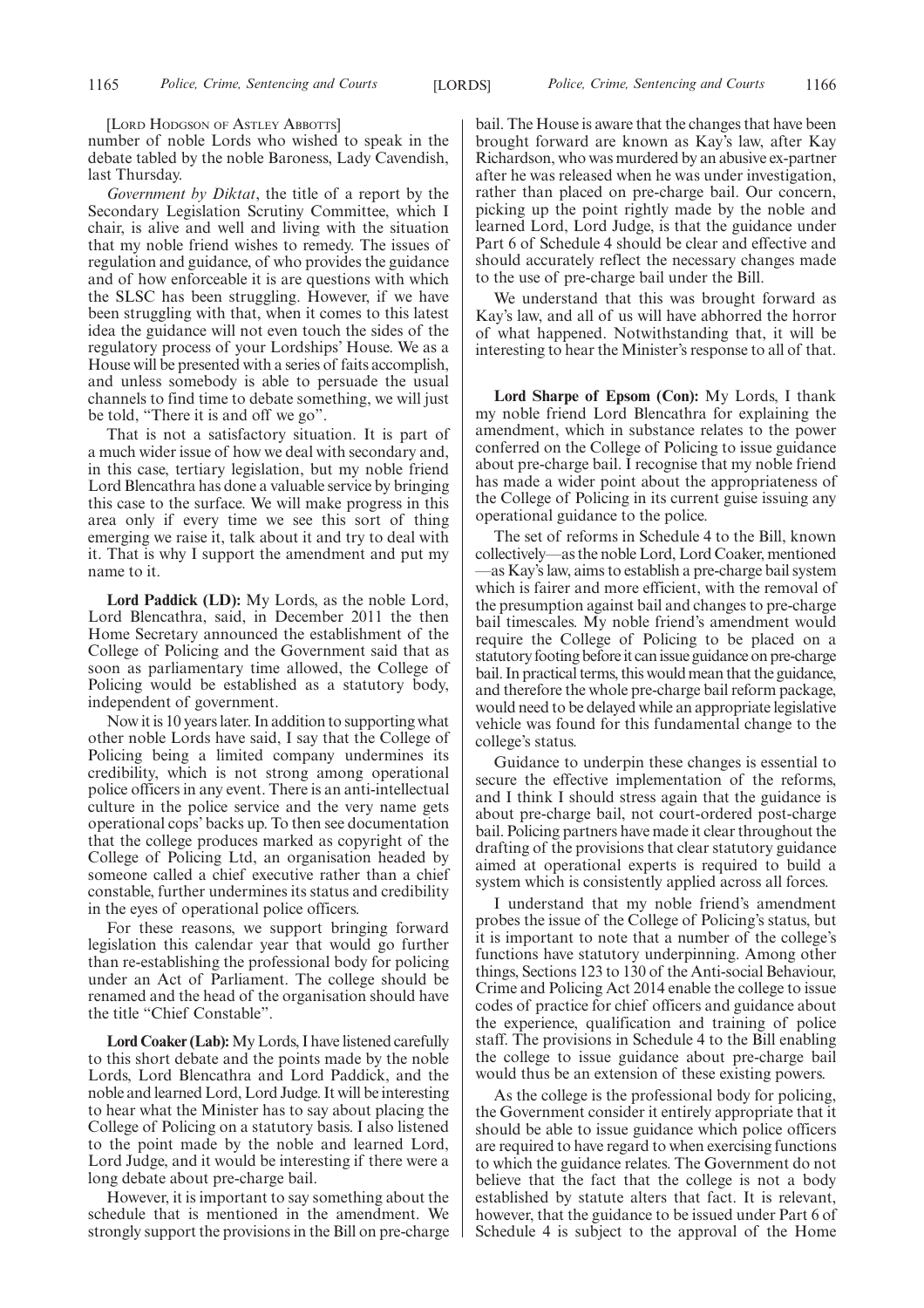[Lord Hodgson of Astley Abbotts]

number of noble Lords who wished to speak in the debate tabled by the noble Baroness, Lady Cavendish, last Thursday.

*Government by Diktat*, the title of a report by the Secondary Legislation Scrutiny Committee, which I chair, is alive and well and living with the situation that my noble friend wishes to remedy. The issues of regulation and guidance, of who provides the guidance and of how enforceable it is are questions with which the SLSC has been struggling. However, if we have been struggling with that, when it comes to this latest idea the guidance will not even touch the sides of the regulatory process of your Lordships' House. We as a House will be presented with a series of faits accomplish, and unless somebody is able to persuade the usual channels to find time to debate something, we will just be told, "There it is and off we go".

That is not a satisfactory situation. It is part of a much wider issue of how we deal with secondary and, in this case, tertiary legislation, but my noble friend Lord Blencathra has done a valuable service by bringing this case to the surface. We will make progress in this area only if every time we see this sort of thing emerging we raise it, talk about it and try to deal with it. That is why I support the amendment and put my name to it.

**Lord Paddick (LD):** My Lords, as the noble Lord, Lord Blencathra, said, in December 2011 the then Home Secretary announced the establishment of the College of Policing and the Government said that as soon as parliamentary time allowed, the College of Policing would be established as a statutory body, independent of government.

Now it is 10 years later. In addition to supporting what other noble Lords have said, I say that the College of Policing being a limited company undermines its credibility, which is not strong among operational police officers in any event. There is an anti-intellectual culture in the police service and the very name gets operational cops' backs up. To then see documentation that the college produces marked as copyright of the College of Policing Ltd, an organisation headed by someone called a chief executive rather than a chief constable, further undermines its status and credibility in the eyes of operational police officers.

For these reasons, we support bringing forward legislation this calendar year that would go further than re-establishing the professional body for policing under an Act of Parliament. The college should be renamed and the head of the organisation should have the title "Chief Constable".

**Lord Coaker (Lab):** My Lords, I have listened carefully to this short debate and the points made by the noble Lords, Lord Blencathra and Lord Paddick, and the noble and learned Lord, Lord Judge. It will be interesting to hear what the Minister has to say about placing the College of Policing on a statutory basis. I also listened to the point made by the noble and learned Lord, Lord Judge, and it would be interesting if there were a long debate about pre-charge bail.

However, it is important to say something about the schedule that is mentioned in the amendment. We strongly support the provisions in the Bill on pre-charge bail. The House is aware that the changes that have been brought forward are known as Kay's law, after Kay Richardson, who was murdered by an abusive ex-partner after he was released when he was under investigation, rather than placed on pre-charge bail. Our concern, picking up the point rightly made by the noble and learned Lord, Lord Judge, is that the guidance under Part 6 of Schedule 4 should be clear and effective and should accurately reflect the necessary changes made to the use of pre-charge bail under the Bill.

We understand that this was brought forward as Kay's law, and all of us will have abhorred the horror of what happened. Notwithstanding that, it will be interesting to hear the Minister's response to all of that.

**Lord Sharpe of Epsom (Con):** My Lords, I thank my noble friend Lord Blencathra for explaining the amendment, which in substance relates to the power conferred on the College of Policing to issue guidance about pre-charge bail. I recognise that my noble friend has made a wider point about the appropriateness of the College of Policing in its current guise issuing any operational guidance to the police.

The set of reforms in Schedule 4 to the Bill, known collectively—as the noble Lord, Lord Coaker, mentioned—as Kay's law, aims to establish a pre-charge bail system which is fairer and more efficient, with the removal of the presumption against bail and changes to pre-charge bail timescales. My noble friend's amendment would require the College of Policing to be placed on a statutory footing before it can issue guidance on pre-charge bail. In practical terms, this would mean that the guidance, and therefore the whole pre-charge bail reform package, would need to be delayed while an appropriate legislative vehicle was found for this fundamental change to the college's status.

Guidance to underpin these changes is essential to secure the effective implementation of the reforms, and I think I should stress again that the guidance is about pre-charge bail, not court-ordered post-charge bail. Policing partners have made it clear throughout the drafting of the provisions that clear statutory guidance aimed at operational experts is required to build a system which is consistently applied across all forces.

I understand that my noble friend's amendment probes the issue of the College of Policing's status, but it is important to note that a number of the college's functions have statutory underpinning. Among other things, Sections 123 to 130 of the Anti-social Behaviour, Crime and Policing Act 2014 enable the college to issue codes of practice for chief officers and guidance about the experience, qualification and training of police staff. The provisions in Schedule 4 to the Bill enabling the college to issue guidance about pre-charge bail would thus be an extension of these existing powers.

As the college is the professional body for policing, the Government consider it entirely appropriate that it should be able to issue guidance which police officers are required to have regard to when exercising functions to which the guidance relates. The Government do not believe that the fact that the college is not a body established by statute alters that fact. It is relevant, however, that the guidance to be issued under Part 6 of Schedule 4 is subject to the approval of the Home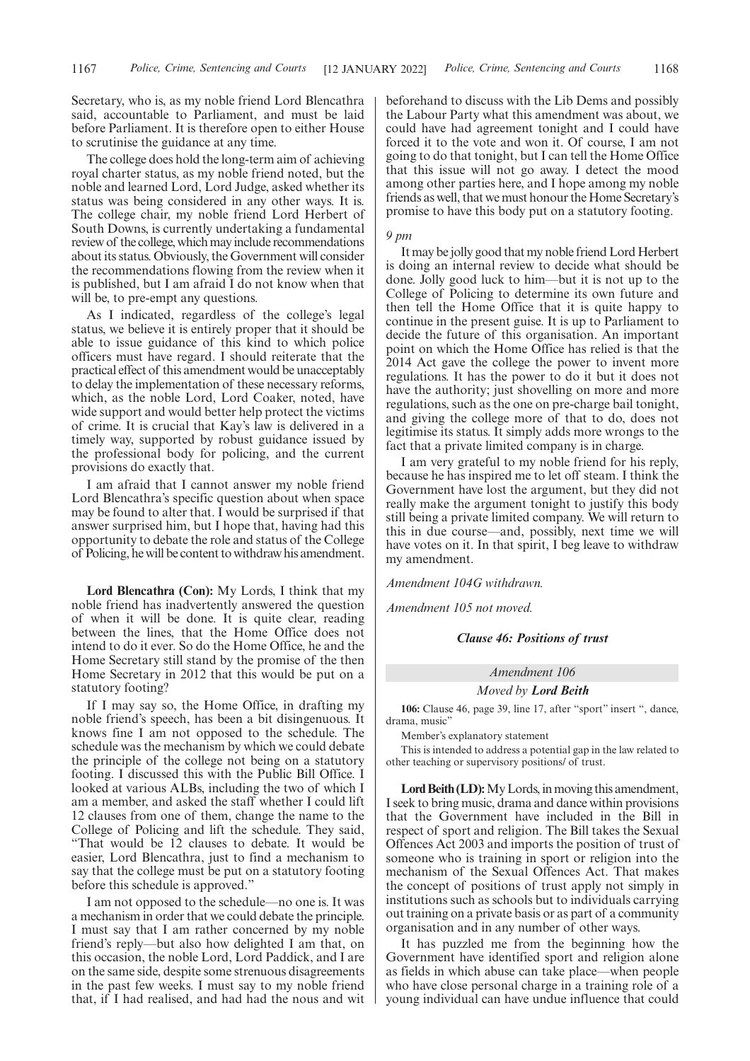Secretary, who is, as my noble friend Lord Blencathra said, accountable to Parliament, and must be laid before Parliament. It is therefore open to either House to scrutinise the guidance at any time.

The college does hold the long-term aim of achieving royal charter status, as my noble friend noted, but the noble and learned Lord, Lord Judge, asked whether its status was being considered in any other ways. It is. The college chair, my noble friend Lord Herbert of South Downs, is currently undertaking a fundamental review of the college, which may include recommendations about its status. Obviously, the Government will consider the recommendations flowing from the review when it is published, but I am afraid I do not know when that will be, to pre-empt any questions.

As I indicated, regardless of the college's legal status, we believe it is entirely proper that it should be able to issue guidance of this kind to which police officers must have regard. I should reiterate that the practical effect of this amendment would be unacceptably to delay the implementation of these necessary reforms, which, as the noble Lord, Lord Coaker, noted, have wide support and would better help protect the victims of crime. It is crucial that Kay's law is delivered in a timely way, supported by robust guidance issued by the professional body for policing, and the current provisions do exactly that.

I am afraid that I cannot answer my noble friend Lord Blencathra's specific question about when space may be found to alter that. I would be surprised if that answer surprised him, but I hope that, having had this opportunity to debate the role and status of the College of Policing, he will be content to withdraw his amendment.

**Lord Blencathra (Con):** My Lords, I think that my noble friend has inadvertently answered the question of when it will be done. It is quite clear, reading between the lines, that the Home Office does not intend to do it ever. So do the Home Office, he and the Home Secretary still stand by the promise of the then Home Secretary in 2012 that this would be put on a statutory footing?

If I may say so, the Home Office, in drafting my noble friend's speech, has been a bit disingenuous. It knows fine I am not opposed to the schedule. The schedule was the mechanism by which we could debate the principle of the college not being on a statutory footing. I discussed this with the Public Bill Office. I looked at various ALBs, including the two of which I am a member, and asked the staff whether I could lift 12 clauses from one of them, change the name to the College of Policing and lift the schedule. They said, "That would be 12 clauses to debate. It would be easier, Lord Blencathra, just to find a mechanism to say that the college must be put on a statutory footing before this schedule is approved."

I am not opposed to the schedule—no one is. It was a mechanism in order that we could debate the principle. I must say that I am rather concerned by my noble friend's reply—but also how delighted I am that, on this occasion, the noble Lord, Lord Paddick, and I are on the same side, despite some strenuous disagreements in the past few weeks. I must say to my noble friend that, if I had realised, and had had the nous and wit beforehand to discuss with the Lib Dems and possibly the Labour Party what this amendment was about, we could have had agreement tonight and I could have forced it to the vote and won it. Of course, I am not going to do that tonight, but I can tell the Home Office that this issue will not go away. I detect the mood among other parties here, and I hope among my noble friends as well, that we must honour the Home Secretary's promise to have this body put on a statutory footing.

*9 pm*

It may be jolly good that my noble friend Lord Herbert is doing an internal review to decide what should be done. Jolly good luck to him—but it is not up to the College of Policing to determine its own future and then tell the Home Office that it is quite happy to continue in the present guise. It is up to Parliament to decide the future of this organisation. An important point on which the Home Office has relied is that the 2014 Act gave the college the power to invent more regulations. It has the power to do it but it does not have the authority; just shovelling on more and more regulations, such as the one on pre-charge bail tonight, and giving the college more of that to do, does not legitimise its status. It simply adds more wrongs to the fact that a private limited company is in charge.

I am very grateful to my noble friend for his reply, because he has inspired me to let off steam. I think the Government have lost the argument, but they did not really make the argument tonight to justify this body still being a private limited company. We will return to this in due course—and, possibly, next time we will have votes on it. In that spirit, I beg leave to withdraw my amendment.

*Amendment 104G withdrawn.*

*Amendment 105 not moved.*

### *Clause 46: Positions of trust*

#### *Amendment 106*

#### *Moved by **Lord Beith***

**106:** Clause 46, page 39, line 17, after "sport" insert ", dance, drama, music"

Member's explanatory statement

This is intended to address a potential gap in the law related to other teaching or supervisory positions/ of trust.

**Lord Beith (LD):** My Lords, in moving this amendment, I seek to bring music, drama and dance within provisions that the Government have included in the Bill in respect of sport and religion. The Bill takes the Sexual Offences Act 2003 and imports the position of trust of someone who is training in sport or religion into the mechanism of the Sexual Offences Act. That makes the concept of positions of trust apply not simply in institutions such as schools but to individuals carrying out training on a private basis or as part of a community organisation and in any number of other ways.

It has puzzled me from the beginning how the Government have identified sport and religion alone as fields in which abuse can take place—when people who have close personal charge in a training role of a young individual can have undue influence that could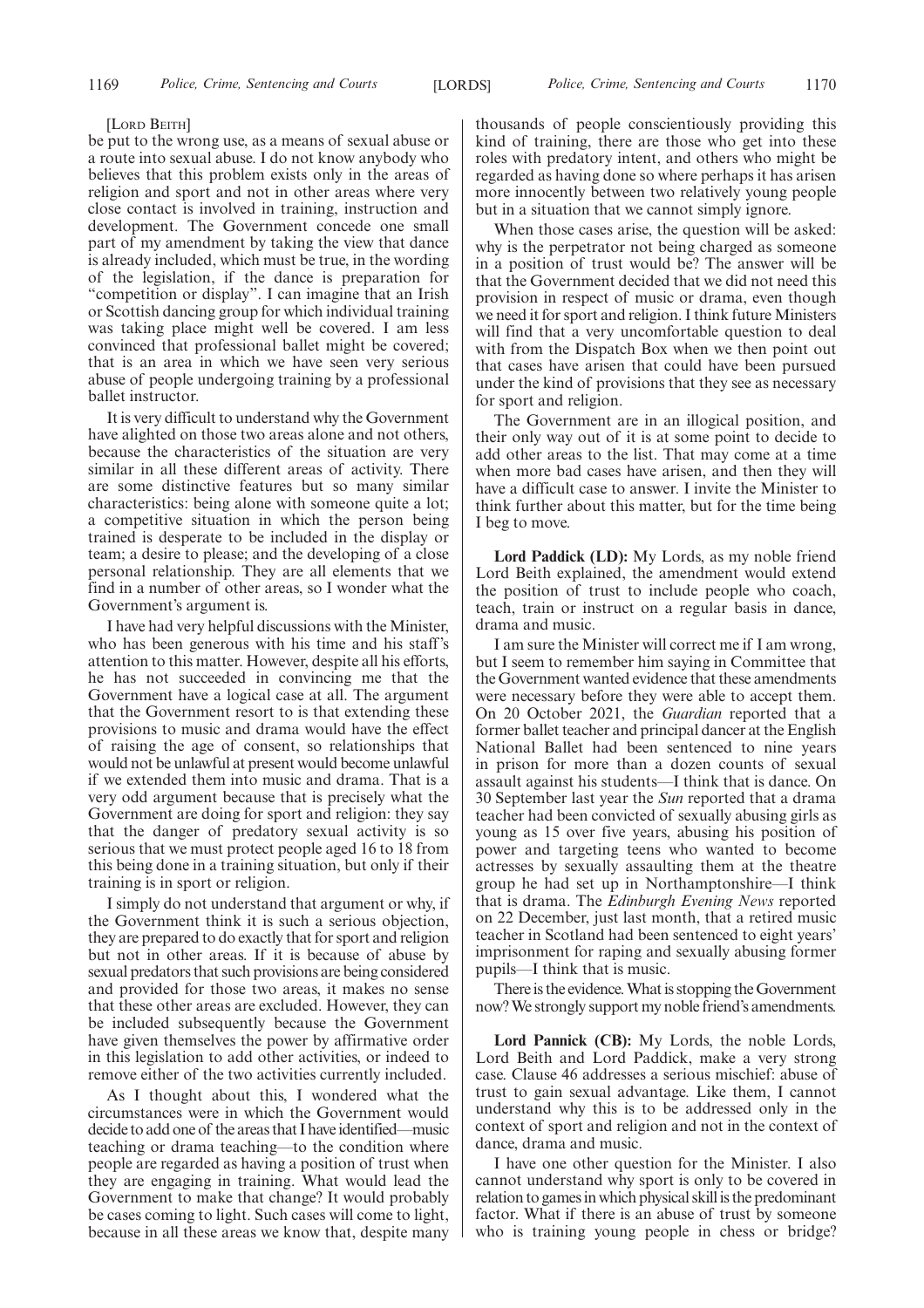[LORD BEITH]

be put to the wrong use, as a means of sexual abuse or a route into sexual abuse. I do not know anybody who believes that this problem exists only in the areas of religion and sport and not in other areas where very close contact is involved in training, instruction and development. The Government concede one small part of my amendment by taking the view that dance is already included, which must be true, in the wording of the legislation, if the dance is preparation for "competition or display". I can imagine that an Irish or Scottish dancing group for which individual training was taking place might well be covered. I am less convinced that professional ballet might be covered; that is an area in which we have seen very serious abuse of people undergoing training by a professional ballet instructor.

It is very difficult to understand why the Government have alighted on those two areas alone and not others, because the characteristics of the situation are very similar in all these different areas of activity. There are some distinctive features but so many similar characteristics: being alone with someone quite a lot; a competitive situation in which the person being trained is desperate to be included in the display or team; a desire to please; and the developing of a close personal relationship. They are all elements that we find in a number of other areas, so I wonder what the Government's argument is.

I have had very helpful discussions with the Minister, who has been generous with his time and his staff's attention to this matter. However, despite all his efforts, he has not succeeded in convincing me that the Government have a logical case at all. The argument that the Government resort to is that extending these provisions to music and drama would have the effect of raising the age of consent, so relationships that would not be unlawful at present would become unlawful if we extended them into music and drama. That is a very odd argument because that is precisely what the Government are doing for sport and religion: they say that the danger of predatory sexual activity is so serious that we must protect people aged 16 to 18 from this being done in a training situation, but only if their training is in sport or religion.

I simply do not understand that argument or why, if the Government think it is such a serious objection, they are prepared to do exactly that for sport and religion but not in other areas. If it is because of abuse by sexual predators that such provisions are being considered and provided for those two areas, it makes no sense that these other areas are excluded. However, they can be included subsequently because the Government have given themselves the power by affirmative order in this legislation to add other activities, or indeed to remove either of the two activities currently included.

As I thought about this, I wondered what the circumstances were in which the Government would decide to add one of the areas that I have identified—music teaching or drama teaching—to the condition where people are regarded as having a position of trust when they are engaging in training. What would lead the Government to make that change? It would probably be cases coming to light. Such cases will come to light, because in all these areas we know that, despite many thousands of people conscientiously providing this kind of training, there are those who get into these roles with predatory intent, and others who might be regarded as having done so where perhaps it has arisen more innocently between two relatively young people but in a situation that we cannot simply ignore.

When those cases arise, the question will be asked: why is the perpetrator not being charged as someone in a position of trust would be? The answer will be that the Government decided that we did not need this provision in respect of music or drama, even though we need it for sport and religion. I think future Ministers will find that a very uncomfortable question to deal with from the Dispatch Box when we then point out that cases have arisen that could have been pursued under the kind of provisions that they see as necessary for sport and religion.

The Government are in an illogical position, and their only way out of it is at some point to decide to add other areas to the list. That may come at a time when more bad cases have arisen, and then they will have a difficult case to answer. I invite the Minister to think further about this matter, but for the time being I beg to move.

**Lord Paddick (LD):** My Lords, as my noble friend Lord Beith explained, the amendment would extend the position of trust to include people who coach, teach, train or instruct on a regular basis in dance, drama and music.

I am sure the Minister will correct me if I am wrong, but I seem to remember him saying in Committee that the Government wanted evidence that these amendments were necessary before they were able to accept them. On 20 October 2021, the *Guardian* reported that a former ballet teacher and principal dancer at the English National Ballet had been sentenced to nine years in prison for more than a dozen counts of sexual assault against his students—I think that is dance. On 30 September last year the *Sun* reported that a drama teacher had been convicted of sexually abusing girls as young as 15 over five years, abusing his position of power and targeting teens who wanted to become actresses by sexually assaulting them at the theatre group he had set up in Northamptonshire—I think that is drama. The *Edinburgh Evening News* reported on 22 December, just last month, that a retired music teacher in Scotland had been sentenced to eight years' imprisonment for raping and sexually abusing former pupils—I think that is music.

There is the evidence. What is stopping the Government now? We strongly support my noble friend's amendments.

**Lord Pannick (CB):** My Lords, the noble Lords, Lord Beith and Lord Paddick, make a very strong case. Clause 46 addresses a serious mischief: abuse of trust to gain sexual advantage. Like them, I cannot understand why this is to be addressed only in the context of sport and religion and not in the context of dance, drama and music.

I have one other question for the Minister. I also cannot understand why sport is only to be covered in relation to games in which physical skill is the predominant factor. What if there is an abuse of trust by someone who is training young people in chess or bridge?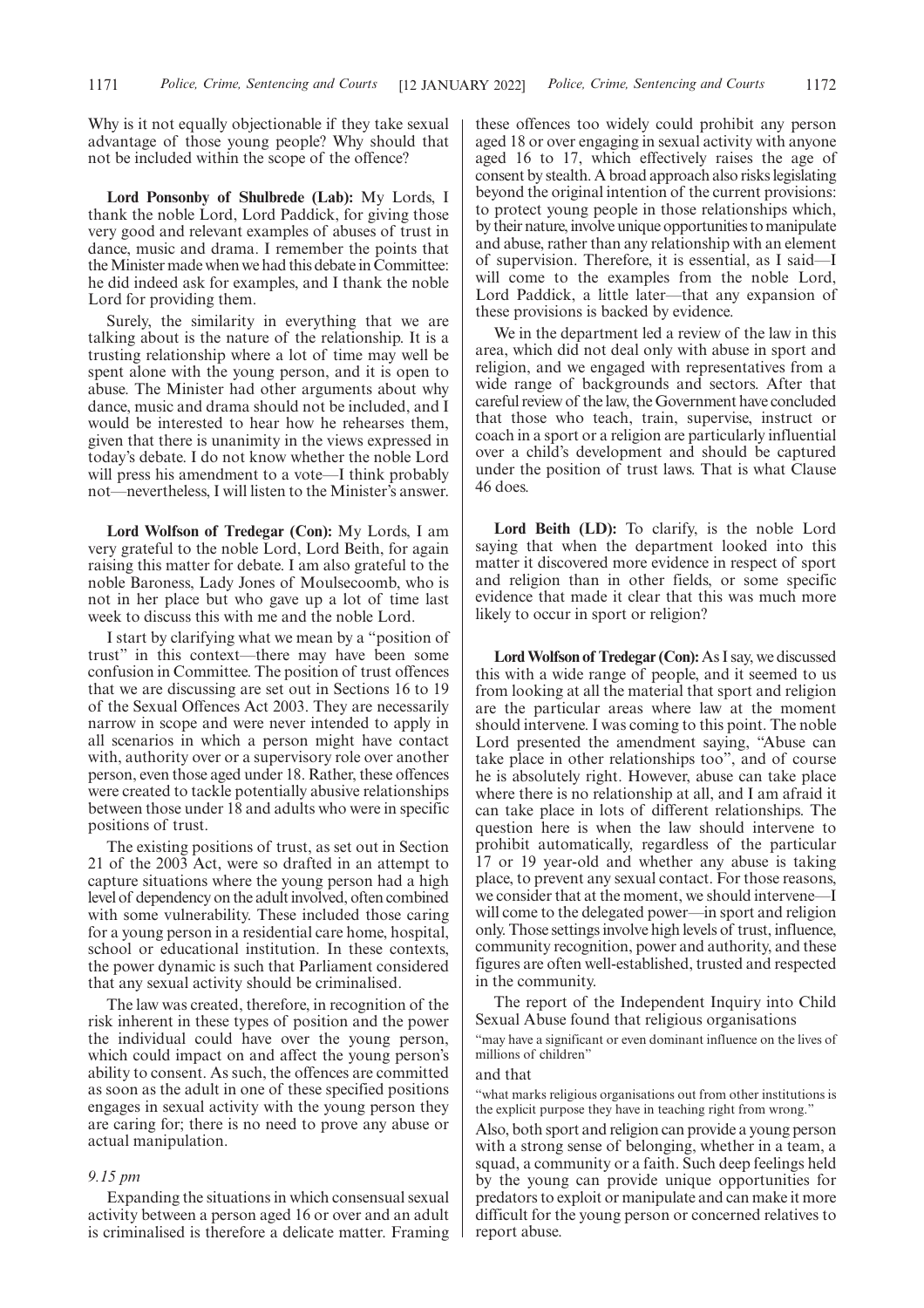Why is it not equally objectionable if they take sexual advantage of those young people? Why should that not be included within the scope of the offence?

**Lord Ponsonby of Shulbrede (Lab):** My Lords, I thank the noble Lord, Lord Paddick, for giving those very good and relevant examples of abuses of trust in dance, music and drama. I remember the points that the Minister made when we had this debate in Committee: he did indeed ask for examples, and I thank the noble Lord for providing them.

Surely, the similarity in everything that we are talking about is the nature of the relationship. It is a trusting relationship where a lot of time may well be spent alone with the young person, and it is open to abuse. The Minister had other arguments about why dance, music and drama should not be included, and I would be interested to hear how he rehearses them, given that there is unanimity in the views expressed in today's debate. I do not know whether the noble Lord will press his amendment to a vote—I think probably not—nevertheless, I will listen to the Minister's answer.

**Lord Wolfson of Tredegar (Con):** My Lords, I am very grateful to the noble Lord, Lord Beith, for again raising this matter for debate. I am also grateful to the noble Baroness, Lady Jones of Moulsecoomb, who is not in her place but who gave up a lot of time last week to discuss this with me and the noble Lord.

I start by clarifying what we mean by a "position of trust" in this context—there may have been some confusion in Committee. The position of trust offences that we are discussing are set out in Sections 16 to 19 of the Sexual Offences Act 2003. They are necessarily narrow in scope and were never intended to apply in all scenarios in which a person might have contact with, authority over or a supervisory role over another person, even those aged under 18. Rather, these offences were created to tackle potentially abusive relationships between those under 18 and adults who were in specific positions of trust.

The existing positions of trust, as set out in Section 21 of the 2003 Act, were so drafted in an attempt to capture situations where the young person had a high level of dependency on the adult involved, often combined with some vulnerability. These included those caring for a young person in a residential care home, hospital, school or educational institution. In these contexts, the power dynamic is such that Parliament considered that any sexual activity should be criminalised.

The law was created, therefore, in recognition of the risk inherent in these types of position and the power the individual could have over the young person, which could impact on and affect the young person's ability to consent. As such, the offences are committed as soon as the adult in one of these specified positions engages in sexual activity with the young person they are caring for; there is no need to prove any abuse or actual manipulation.

*9.15 pm*

Expanding the situations in which consensual sexual activity between a person aged 16 or over and an adult is criminalised is therefore a delicate matter. Framing these offences too widely could prohibit any person aged 18 or over engaging in sexual activity with anyone aged 16 to 17, which effectively raises the age of consent by stealth. A broad approach also risks legislating beyond the original intention of the current provisions: to protect young people in those relationships which, by their nature, involve unique opportunities to manipulate and abuse, rather than any relationship with an element of supervision. Therefore, it is essential, as I said—I will come to the examples from the noble Lord, Lord Paddick, a little later—that any expansion of these provisions is backed by evidence.

We in the department led a review of the law in this area, which did not deal only with abuse in sport and religion, and we engaged with representatives from a wide range of backgrounds and sectors. After that careful review of the law, the Government have concluded that those who teach, train, supervise, instruct or coach in a sport or a religion are particularly influential over a child's development and should be captured under the position of trust laws. That is what Clause 46 does.

**Lord Beith (LD):** To clarify, is the noble Lord saying that when the department looked into this matter it discovered more evidence in respect of sport and religion than in other fields, or some specific evidence that made it clear that this was much more likely to occur in sport or religion?

**Lord Wolfson of Tredegar (Con):** As I say, we discussed this with a wide range of people, and it seemed to us from looking at all the material that sport and religion are the particular areas where law at the moment should intervene. I was coming to this point. The noble Lord presented the amendment saying, "Abuse can take place in other relationships too", and of course he is absolutely right. However, abuse can take place where there is no relationship at all, and I am afraid it can take place in lots of different relationships. The question here is when the law should intervene to prohibit automatically, regardless of the particular 17 or 19 year-old and whether any abuse is taking place, to prevent any sexual contact. For those reasons, we consider that at the moment, we should intervene—I will come to the delegated power—in sport and religion only. Those settings involve high levels of trust, influence, community recognition, power and authority, and these figures are often well-established, trusted and respected in the community.

The report of the Independent Inquiry into Child Sexual Abuse found that religious organisations

"may have a significant or even dominant influence on the lives of millions of children"

and that

"what marks religious organisations out from other institutions is the explicit purpose they have in teaching right from wrong."

Also, both sport and religion can provide a young person with a strong sense of belonging, whether in a team, a squad, a community or a faith. Such deep feelings held by the young can provide unique opportunities for predators to exploit or manipulate and can make it more difficult for the young person or concerned relatives to report abuse.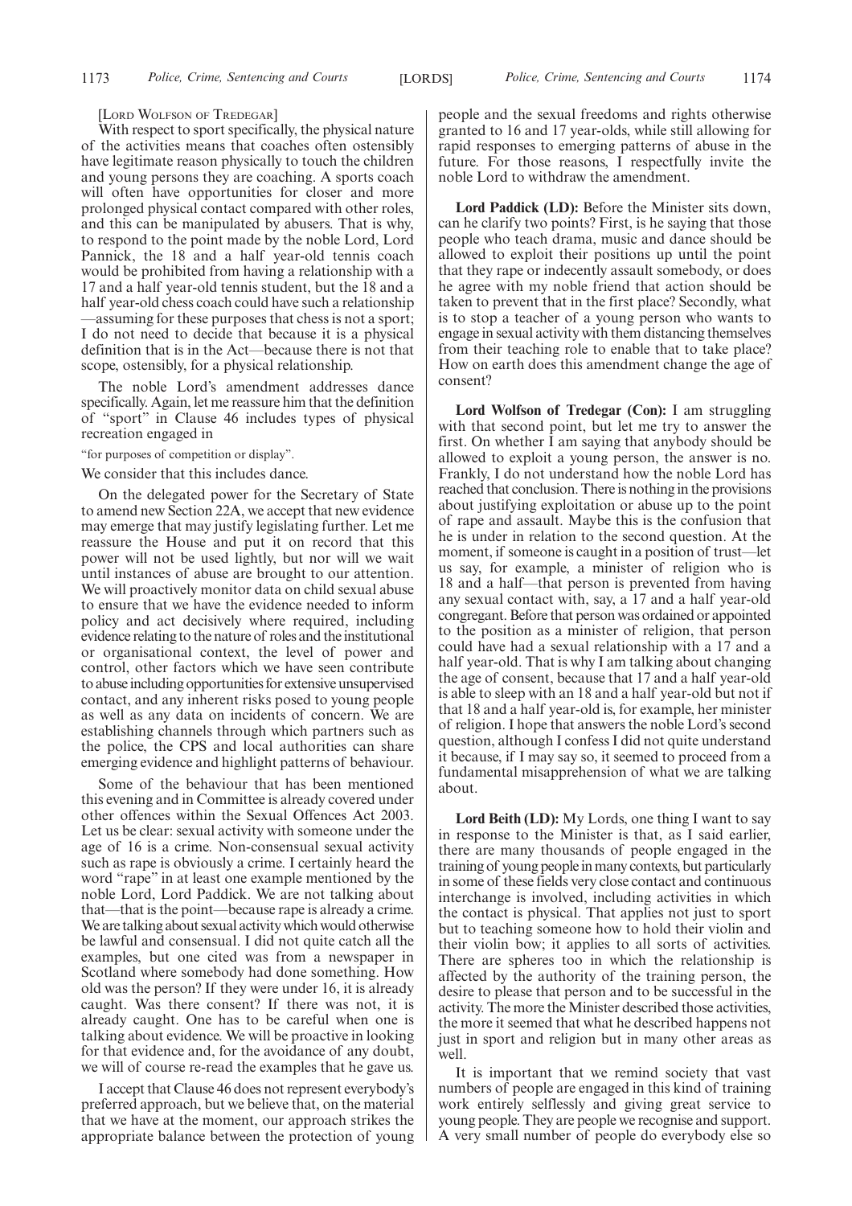[LORD WOLFSON OF TREDEGAR]

With respect to sport specifically, the physical nature of the activities means that coaches often ostensibly have legitimate reason physically to touch the children and young persons they are coaching. A sports coach will often have opportunities for closer and more prolonged physical contact compared with other roles, and this can be manipulated by abusers. That is why, to respond to the point made by the noble Lord, Lord Pannick, the 18 and a half year-old tennis coach would be prohibited from having a relationship with a 17 and a half year-old tennis student, but the 18 and a half year-old chess coach could have such a relationship —assuming for these purposes that chess is not a sport; I do not need to decide that because it is a physical definition that is in the Act—because there is not that scope, ostensibly, for a physical relationship.

The noble Lord's amendment addresses dance specifically. Again, let me reassure him that the definition of "sport" in Clause 46 includes types of physical recreation engaged in

"for purposes of competition or display".

We consider that this includes dance.

On the delegated power for the Secretary of State to amend new Section 22A, we accept that new evidence may emerge that may justify legislating further. Let me reassure the House and put it on record that this power will not be used lightly, but nor will we wait until instances of abuse are brought to our attention. We will proactively monitor data on child sexual abuse to ensure that we have the evidence needed to inform policy and act decisively where required, including evidence relating to the nature of roles and the institutional or organisational context, the level of power and control, other factors which we have seen contribute to abuse including opportunities for extensive unsupervised contact, and any inherent risks posed to young people as well as any data on incidents of concern. We are establishing channels through which partners such as the police, the CPS and local authorities can share emerging evidence and highlight patterns of behaviour.

Some of the behaviour that has been mentioned this evening and in Committee is already covered under other offences within the Sexual Offences Act 2003. Let us be clear: sexual activity with someone under the age of 16 is a crime. Non-consensual sexual activity such as rape is obviously a crime. I certainly heard the word "rape" in at least one example mentioned by the noble Lord, Lord Paddick. We are not talking about that—that is the point—because rape is already a crime. We are talking about sexual activity which would otherwise be lawful and consensual. I did not quite catch all the examples, but one cited was from a newspaper in Scotland where somebody had done something. How old was the person? If they were under 16, it is already caught. Was there consent? If there was not, it is already caught. One has to be careful when one is talking about evidence. We will be proactive in looking for that evidence and, for the avoidance of any doubt, we will of course re-read the examples that he gave us.

I accept that Clause 46 does not represent everybody's preferred approach, but we believe that, on the material that we have at the moment, our approach strikes the appropriate balance between the protection of young people and the sexual freedoms and rights otherwise granted to 16 and 17 year-olds, while still allowing for rapid responses to emerging patterns of abuse in the future. For those reasons, I respectfully invite the noble Lord to withdraw the amendment.

**Lord Paddick (LD):** Before the Minister sits down, can he clarify two points? First, is he saying that those people who teach drama, music and dance should be allowed to exploit their positions up until the point that they rape or indecently assault somebody, or does he agree with my noble friend that action should be taken to prevent that in the first place? Secondly, what is to stop a teacher of a young person who wants to engage in sexual activity with them distancing themselves from their teaching role to enable that to take place? How on earth does this amendment change the age of consent?

**Lord Wolfson of Tredegar (Con):** I am struggling with that second point, but let me try to answer the first. On whether I am saying that anybody should be allowed to exploit a young person, the answer is no. Frankly, I do not understand how the noble Lord has reached that conclusion. There is nothing in the provisions about justifying exploitation or abuse up to the point of rape and assault. Maybe this is the confusion that he is under in relation to the second question. At the moment, if someone is caught in a position of trust—let us say, for example, a minister of religion who is 18 and a half—that person is prevented from having any sexual contact with, say, a 17 and a half year-old congregant. Before that person was ordained or appointed to the position as a minister of religion, that person could have had a sexual relationship with a 17 and a half year-old. That is why I am talking about changing the age of consent, because that 17 and a half year-old is able to sleep with an 18 and a half year-old but not if that 18 and a half year-old is, for example, her minister of religion. I hope that answers the noble Lord's second question, although I confess I did not quite understand it because, if I may say so, it seemed to proceed from a fundamental misapprehension of what we are talking about.

**Lord Beith (LD):** My Lords, one thing I want to say in response to the Minister is that, as I said earlier, there are many thousands of people engaged in the training of young people in many contexts, but particularly in some of these fields very close contact and continuous interchange is involved, including activities in which the contact is physical. That applies not just to sport but to teaching someone how to hold their violin and their violin bow; it applies to all sorts of activities. There are spheres too in which the relationship is affected by the authority of the training person, the desire to please that person and to be successful in the activity. The more the Minister described those activities, the more it seemed that what he described happens not just in sport and religion but in many other areas as well.

It is important that we remind society that vast numbers of people are engaged in this kind of training work entirely selflessly and giving great service to young people. They are people we recognise and support. A very small number of people do everybody else so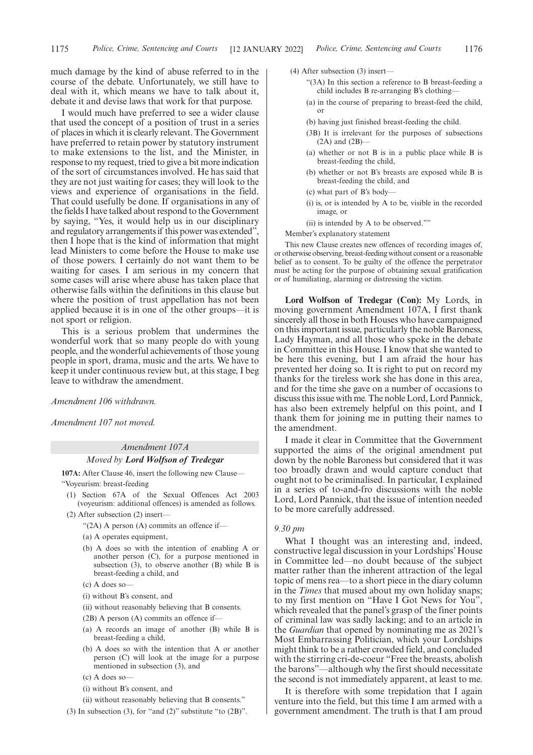much damage by the kind of abuse referred to in the course of the debate. Unfortunately, we still have to deal with it, which means we have to talk about it, debate it and devise laws that work for that purpose.

I would much have preferred to see a wider clause that used the concept of a position of trust in a series of places in which it is clearly relevant. The Government have preferred to retain power by statutory instrument to make extensions to the list, and the Minister, in response to my request, tried to give a bit more indication of the sort of circumstances involved. He has said that they are not just waiting for cases; they will look to the views and experience of organisations in the field. That could usefully be done. If organisations in any of the fields I have talked about respond to the Government by saying, "Yes, it would help us in our disciplinary and regulatory arrangements if this power was extended", then I hope that is the kind of information that might lead Ministers to come before the House to make use of those powers. I certainly do not want them to be waiting for cases. I am serious in my concern that some cases will arise where abuse has taken place that otherwise falls within the definitions in this clause but where the position of trust appellation has not been applied because it is in one of the other groups—it is not sport or religion.

This is a serious problem that undermines the wonderful work that so many people do with young people, and the wonderful achievements of those young people in sport, drama, music and the arts. We have to keep it under continuous review but, at this stage, I beg leave to withdraw the amendment.

*Amendment 106 withdrawn.*

*Amendment 107 not moved.*

## *Amendment 107A*

### *Moved by* ***Lord Wolfson of Tredegar***

**107A:** After Clause 46, insert the following new Clause—

"Voyeurism: breast-feeding

(1) Section 67A of the Sexual Offences Act 2003 (voyeurism: additional offences) is amended as follows.

(2) After subsection (2) insert—

"(2A) A person (A) commits an offence if—

(a) A operates equipment,

(b) A does so with the intention of enabling A or another person (C), for a purpose mentioned in subsection (3), to observe another (B) while B is breast-feeding a child, and

(c) A does so—

(i) without B's consent, and

(ii) without reasonably believing that B consents.

(2B) A person (A) commits an offence if—

(a) A records an image of another (B) while B is breast-feeding a child,

(b) A does so with the intention that A or another person (C) will look at the image for a purpose mentioned in subsection (3), and

(c) A does so—

(i) without B's consent, and

(ii) without reasonably believing that B consents."

(3) In subsection (3), for "and (2)" substitute "to (2B)".

(4) After subsection (3) insert—

"(3A) In this section a reference to B breast-feeding a child includes B re-arranging B's clothing—

(a) in the course of preparing to breast-feed the child, or

(b) having just finished breast-feeding the child.

(3B) It is irrelevant for the purposes of subsections (2A) and (2B)—

(a) whether or not B is in a public place while B is breast-feeding the child,

(b) whether or not B's breasts are exposed while B is breast-feeding the child, and

(c) what part of B's body—

(i) is, or is intended by A to be, visible in the recorded image, or

(ii) is intended by A to be observed.""

Member's explanatory statement

This new Clause creates new offences of recording images of, or otherwise observing, breast-feeding without consent or a reasonable belief as to consent. To be guilty of the offence the perpetrator must be acting for the purpose of obtaining sexual gratification or of humiliating, alarming or distressing the victim.

**Lord Wolfson of Tredegar (Con):** My Lords, in moving government Amendment 107A, I first thank sincerely all those in both Houses who have campaigned on this important issue, particularly the noble Baroness, Lady Hayman, and all those who spoke in the debate in Committee in this House. I know that she wanted to be here this evening, but I am afraid the hour has prevented her doing so. It is right to put on record my thanks for the tireless work she has done in this area, and for the time she gave on a number of occasions to discuss this issue with me. The noble Lord, Lord Pannick, has also been extremely helpful on this point, and I thank them for joining me in putting their names to the amendment.

I made it clear in Committee that the Government supported the aims of the original amendment put down by the noble Baroness but considered that it was too broadly drawn and would capture conduct that ought not to be criminalised. In particular, I explained in a series of to-and-fro discussions with the noble Lord, Lord Pannick, that the issue of intention needed to be more carefully addressed.

*9.30 pm*

What I thought was an interesting and, indeed, constructive legal discussion in your Lordships' House in Committee led—no doubt because of the subject matter rather than the inherent attraction of the legal topic of mens rea—to a short piece in the diary column in the *Times* that mused about my own holiday snaps; to my first mention on "Have I Got News for You", which revealed that the panel's grasp of the finer points of criminal law was sadly lacking; and to an article in the *Guardian* that opened by nominating me as 2021's Most Embarrassing Politician, which your Lordships might think to be a rather crowded field, and concluded with the stirring cri-de-coeur "Free the breasts, abolish the barons"—although why the first should necessitate the second is not immediately apparent, at least to me.

It is therefore with some trepidation that I again venture into the field, but this time I am armed with a government amendment. The truth is that I am proud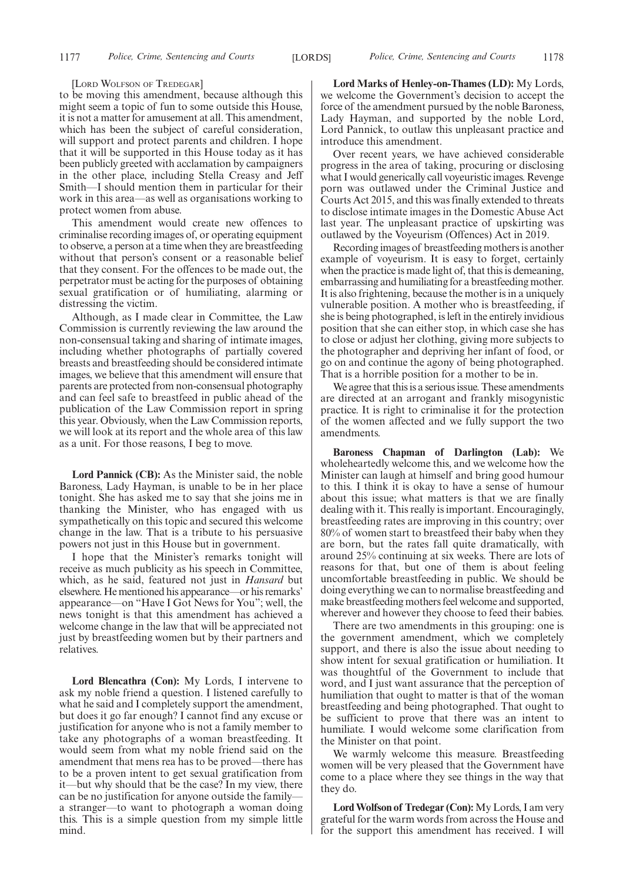[Lord Wolfson of Tredegar]

to be moving this amendment, because although this might seem a topic of fun to some outside this House, it is not a matter for amusement at all. This amendment, which has been the subject of careful consideration, will support and protect parents and children. I hope that it will be supported in this House today as it has been publicly greeted with acclamation by campaigners in the other place, including Stella Creasy and Jeff Smith—I should mention them in particular for their work in this area—as well as organisations working to protect women from abuse.

This amendment would create new offences to criminalise recording images of, or operating equipment to observe, a person at a time when they are breastfeeding without that person's consent or a reasonable belief that they consent. For the offences to be made out, the perpetrator must be acting for the purposes of obtaining sexual gratification or of humiliating, alarming or distressing the victim.

Although, as I made clear in Committee, the Law Commission is currently reviewing the law around the non-consensual taking and sharing of intimate images, including whether photographs of partially covered breasts and breastfeeding should be considered intimate images, we believe that this amendment will ensure that parents are protected from non-consensual photography and can feel safe to breastfeed in public ahead of the publication of the Law Commission report in spring this year. Obviously, when the Law Commission reports, we will look at its report and the whole area of this law as a unit. For those reasons, I beg to move.

**Lord Pannick (CB):** As the Minister said, the noble Baroness, Lady Hayman, is unable to be in her place tonight. She has asked me to say that she joins me in thanking the Minister, who has engaged with us sympathetically on this topic and secured this welcome change in the law. That is a tribute to his persuasive powers not just in this House but in government.

I hope that the Minister's remarks tonight will receive as much publicity as his speech in Committee, which, as he said, featured not just in *Hansard* but elsewhere. He mentioned his appearance—or his remarks' appearance—on "Have I Got News for You"; well, the news tonight is that this amendment has achieved a welcome change in the law that will be appreciated not just by breastfeeding women but by their partners and relatives.

**Lord Blencathra (Con):** My Lords, I intervene to ask my noble friend a question. I listened carefully to what he said and I completely support the amendment, but does it go far enough? I cannot find any excuse or justification for anyone who is not a family member to take any photographs of a woman breastfeeding. It would seem from what my noble friend said on the amendment that mens rea has to be proved—there has to be a proven intent to get sexual gratification from it—but why should that be the case? In my view, there can be no justification for anyone outside the family—a stranger—to want to photograph a woman doing this. This is a simple question from my simple little mind.

**Lord Marks of Henley-on-Thames (LD):** My Lords, we welcome the Government's decision to accept the force of the amendment pursued by the noble Baroness, Lady Hayman, and supported by the noble Lord, Lord Pannick, to outlaw this unpleasant practice and introduce this amendment.

Over recent years, we have achieved considerable progress in the area of taking, procuring or disclosing what I would generically call voyeuristic images. Revenge porn was outlawed under the Criminal Justice and Courts Act 2015, and this was finally extended to threats to disclose intimate images in the Domestic Abuse Act last year. The unpleasant practice of upskirting was outlawed by the Voyeurism (Offences) Act in 2019.

Recording images of breastfeeding mothers is another example of voyeurism. It is easy to forget, certainly when the practice is made light of, that this is demeaning, embarrassing and humiliating for a breastfeeding mother. It is also frightening, because the mother is in a uniquely vulnerable position. A mother who is breastfeeding, if she is being photographed, is left in the entirely invidious position that she can either stop, in which case she has to close or adjust her clothing, giving more subjects to the photographer and depriving her infant of food, or go on and continue the agony of being photographed. That is a horrible position for a mother to be in.

We agree that this is a serious issue. These amendments are directed at an arrogant and frankly misogynistic practice. It is right to criminalise it for the protection of the women affected and we fully support the two amendments.

**Baroness Chapman of Darlington (Lab):** We wholeheartedly welcome this, and we welcome how the Minister can laugh at himself and bring good humour to this. I think it is okay to have a sense of humour about this issue; what matters is that we are finally dealing with it. This really is important. Encouragingly, breastfeeding rates are improving in this country; over 80% of women start to breastfeed their baby when they are born, but the rates fall quite dramatically, with around 25% continuing at six weeks. There are lots of reasons for that, but one of them is about feeling uncomfortable breastfeeding in public. We should be doing everything we can to normalise breastfeeding and make breastfeeding mothers feel welcome and supported, wherever and however they choose to feed their babies.

There are two amendments in this grouping: one is the government amendment, which we completely support, and there is also the issue about needing to show intent for sexual gratification or humiliation. It was thoughtful of the Government to include that word, and I just want assurance that the perception of humiliation that ought to matter is that of the woman breastfeeding and being photographed. That ought to be sufficient to prove that there was an intent to humiliate. I would welcome some clarification from the Minister on that point.

We warmly welcome this measure. Breastfeeding women will be very pleased that the Government have come to a place where they see things in the way that they do.

**Lord Wolfson of Tredegar (Con):** My Lords, I am very grateful for the warm words from across the House and for the support this amendment has received. I will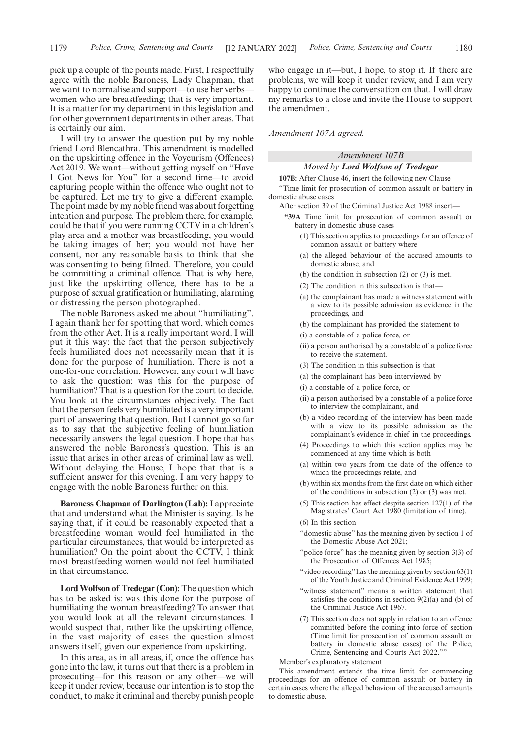pick up a couple of the points made. First, I respectfully agree with the noble Baroness, Lady Chapman, that we want to normalise and support—to use her verbs—women who are breastfeeding; that is very important. It is a matter for my department in this legislation and for other government departments in other areas. That is certainly our aim.

I will try to answer the question put by my noble friend Lord Blencathra. This amendment is modelled on the upskirting offence in the Voyeurism (Offences) Act 2019. We want—without getting myself on "Have I Got News for You" for a second time—to avoid capturing people within the offence who ought not to be captured. Let me try to give a different example. The point made by my noble friend was about forgetting intention and purpose. The problem there, for example, could be that if you were running CCTV in a children's play area and a mother was breastfeeding, you would be taking images of her; you would not have her consent, nor any reasonable basis to think that she was consenting to being filmed. Therefore, you could be committing a criminal offence. That is why here, just like the upskirting offence, there has to be a purpose of sexual gratification or humiliating, alarming or distressing the person photographed.

The noble Baroness asked me about "humiliating". I again thank her for spotting that word, which comes from the other Act. It is a really important word. I will put it this way: the fact that the person subjectively feels humiliated does not necessarily mean that it is done for the purpose of humiliation. There is not a one-for-one correlation. However, any court will have to ask the question: was this for the purpose of humiliation? That is a question for the court to decide. You look at the circumstances objectively. The fact that the person feels very humiliated is a very important part of answering that question. But I cannot go so far as to say that the subjective feeling of humiliation necessarily answers the legal question. I hope that has answered the noble Baroness's question. This is an issue that arises in other areas of criminal law as well. Without delaying the House, I hope that that is a sufficient answer for this evening. I am very happy to engage with the noble Baroness further on this.

**Baroness Chapman of Darlington (Lab):** I appreciate that and understand what the Minister is saying. Is he saying that, if it could be reasonably expected that a breastfeeding woman would feel humiliated in the particular circumstances, that would be interpreted as humiliation? On the point about the CCTV, I think most breastfeeding women would not feel humiliated in that circumstance.

**Lord Wolfson of Tredegar (Con):** The question which has to be asked is: was this done for the purpose of humiliating the woman breastfeeding? To answer that you would look at all the relevant circumstances. I would suspect that, rather like the upskirting offence, in the vast majority of cases the question almost answers itself, given our experience from upskirting.

In this area, as in all areas, if, once the offence has gone into the law, it turns out that there is a problem in prosecuting—for this reason or any other—we will keep it under review, because our intention is to stop the conduct, to make it criminal and thereby punish people who engage in it—but, I hope, to stop it. If there are problems, we will keep it under review, and I am very happy to continue the conversation on that. I will draw my remarks to a close and invite the House to support the amendment.

*Amendment 107A agreed.*

### *Amendment 107B*

### *Moved by* ***Lord Wolfson of Tredegar***

**107B:** After Clause 46, insert the following new Clause—

"Time limit for prosecution of common assault or battery in domestic abuse cases

After section 39 of the Criminal Justice Act 1988 insert—

**"39A** Time limit for prosecution of common assault or battery in domestic abuse cases

(1) This section applies to proceedings for an offence of common assault or battery where—

(a) the alleged behaviour of the accused amounts to domestic abuse, and

(b) the condition in subsection (2) or (3) is met.

(2) The condition in this subsection is that—

(a) the complainant has made a witness statement with a view to its possible admission as evidence in the proceedings, and

(b) the complainant has provided the statement to—

(i) a constable of a police force, or

(ii) a person authorised by a constable of a police force to receive the statement.

(3) The condition in this subsection is that—

(a) the complainant has been interviewed by—

(i) a constable of a police force, or

(ii) a person authorised by a constable of a police force to interview the complainant, and

(b) a video recording of the interview has been made with a view to its possible admission as the complainant's evidence in chief in the proceedings.

(4) Proceedings to which this section applies may be commenced at any time which is both—

(a) within two years from the date of the offence to which the proceedings relate, and

(b) within six months from the first date on which either of the conditions in subsection (2) or (3) was met.

(5) This section has effect despite section 127(1) of the Magistrates' Court Act 1980 (limitation of time).

(6) In this section—

"domestic abuse" has the meaning given by section 1 of the Domestic Abuse Act 2021;

"police force" has the meaning given by section 3(3) of the Prosecution of Offences Act 1985;

"video recording" has the meaning given by section 63(1) of the Youth Justice and Criminal Evidence Act 1999;

"witness statement" means a written statement that satisfies the conditions in section 9(2)(a) and (b) of the Criminal Justice Act 1967.

(7) This section does not apply in relation to an offence committed before the coming into force of section (Time limit for prosecution of common assault or battery in domestic abuse cases) of the Police, Crime, Sentencing and Courts Act 2022.""

Member's explanatory statement

This amendment extends the time limit for commencing proceedings for an offence of common assault or battery in certain cases where the alleged behaviour of the accused amounts to domestic abuse.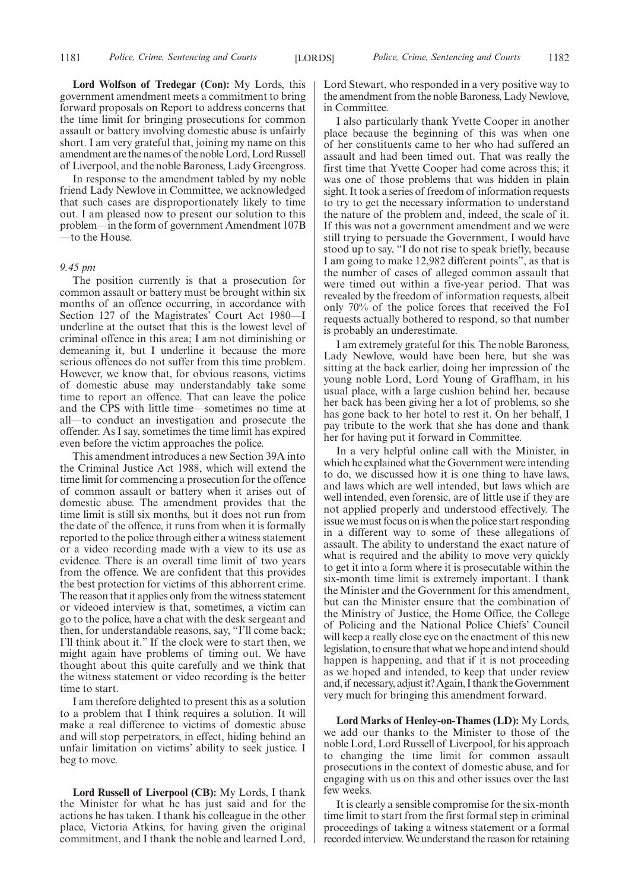**Lord Wolfson of Tredegar (Con):** My Lords, this government amendment meets a commitment to bring forward proposals on Report to address concerns that the time limit for bringing prosecutions for common assault or battery involving domestic abuse is unfairly short. I am very grateful that, joining my name on this amendment are the names of the noble Lord, Lord Russell of Liverpool, and the noble Baroness, Lady Greengross.

In response to the amendment tabled by my noble friend Lady Newlove in Committee, we acknowledged that such cases are disproportionately likely to time out. I am pleased now to present our solution to this problem—in the form of government Amendment 107B—to the House.

*9.45 pm*

The position currently is that a prosecution for common assault or battery must be brought within six months of an offence occurring, in accordance with Section 127 of the Magistrates' Court Act 1980—I underline at the outset that this is the lowest level of criminal offence in this area; I am not diminishing or demeaning it, but I underline it because the more serious offences do not suffer from this time problem. However, we know that, for obvious reasons, victims of domestic abuse may understandably take some time to report an offence. That can leave the police and the CPS with little time—sometimes no time at all—to conduct an investigation and prosecute the offender. As I say, sometimes the time limit has expired even before the victim approaches the police.

This amendment introduces a new Section 39A into the Criminal Justice Act 1988, which will extend the time limit for commencing a prosecution for the offence of common assault or battery when it arises out of domestic abuse. The amendment provides that the time limit is still six months, but it does not run from the date of the offence, it runs from when it is formally reported to the police through either a witness statement or a video recording made with a view to its use as evidence. There is an overall time limit of two years from the offence. We are confident that this provides the best protection for victims of this abhorrent crime. The reason that it applies only from the witness statement or videoed interview is that, sometimes, a victim can go to the police, have a chat with the desk sergeant and then, for understandable reasons, say, "I'll come back; I'll think about it." If the clock were to start then, we might again have problems of timing out. We have thought about this quite carefully and we think that the witness statement or video recording is the better time to start.

I am therefore delighted to present this as a solution to a problem that I think requires a solution. It will make a real difference to victims of domestic abuse and will stop perpetrators, in effect, hiding behind an unfair limitation on victims' ability to seek justice. I beg to move.

**Lord Russell of Liverpool (CB):** My Lords, I thank the Minister for what he has just said and for the actions he has taken. I thank his colleague in the other place, Victoria Atkins, for having given the original commitment, and I thank the noble and learned Lord, Lord Stewart, who responded in a very positive way to the amendment from the noble Baroness, Lady Newlove, in Committee.

I also particularly thank Yvette Cooper in another place because the beginning of this was when one of her constituents came to her who had suffered an assault and had been timed out. That was really the first time that Yvette Cooper had come across this; it was one of those problems that was hidden in plain sight. It took a series of freedom of information requests to try to get the necessary information to understand the nature of the problem and, indeed, the scale of it. If this was not a government amendment and we were still trying to persuade the Government, I would have stood up to say, "I do not rise to speak briefly, because I am going to make 12,982 different points", as that is the number of cases of alleged common assault that were timed out within a five-year period. That was revealed by the freedom of information requests, albeit only 70% of the police forces that received the FoI requests actually bothered to respond, so that number is probably an underestimate.

I am extremely grateful for this. The noble Baroness, Lady Newlove, would have been here, but she was sitting at the back earlier, doing her impression of the young noble Lord, Lord Young of Graffham, in his usual place, with a large cushion behind her, because her back has been giving her a lot of problems, so she has gone back to her hotel to rest it. On her behalf, I pay tribute to the work that she has done and thank her for having put it forward in Committee.

In a very helpful online call with the Minister, in which he explained what the Government were intending to do, we discussed how it is one thing to have laws, and laws which are well intended, but laws which are well intended, even forensic, are of little use if they are not applied properly and understood effectively. The issue we must focus on is when the police start responding in a different way to some of these allegations of assault. The ability to understand the exact nature of what is required and the ability to move very quickly to get it into a form where it is prosecutable within the six-month time limit is extremely important. I thank the Minister and the Government for this amendment, but can the Minister ensure that the combination of the Ministry of Justice, the Home Office, the College of Policing and the National Police Chiefs' Council will keep a really close eye on the enactment of this new legislation, to ensure that what we hope and intend should happen is happening, and that if it is not proceeding as we hoped and intended, to keep that under review and, if necessary, adjust it? Again, I thank the Government very much for bringing this amendment forward.

**Lord Marks of Henley-on-Thames (LD):** My Lords, we add our thanks to the Minister to those of the noble Lord, Lord Russell of Liverpool, for his approach to changing the time limit for common assault prosecutions in the context of domestic abuse, and for engaging with us on this and other issues over the last few weeks.

It is clearly a sensible compromise for the six-month time limit to start from the first formal step in criminal proceedings of taking a witness statement or a formal recorded interview. We understand the reason for retaining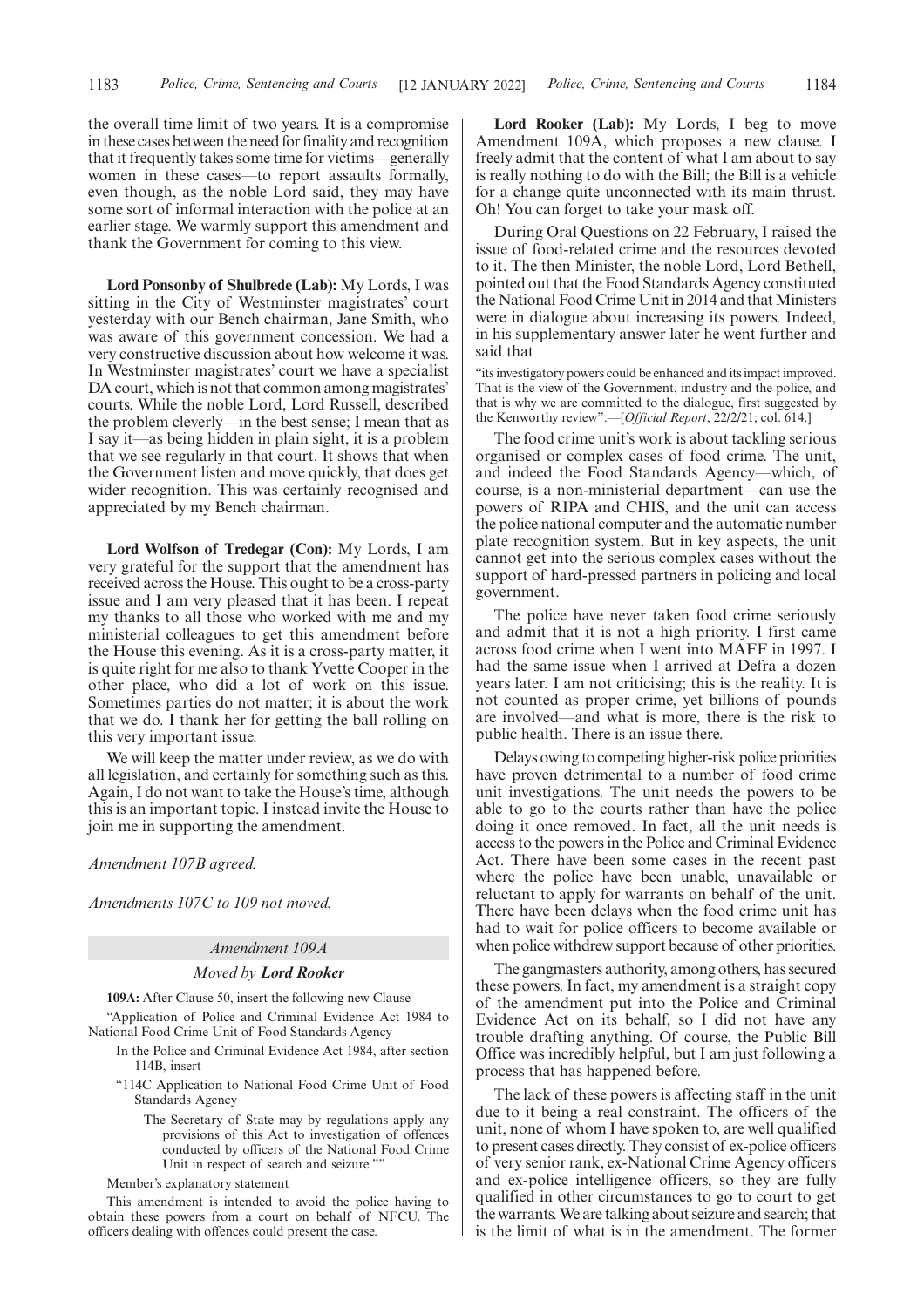the overall time limit of two years. It is a compromise in these cases between the need for finality and recognition that it frequently takes some time for victims—generally women in these cases—to report assaults formally, even though, as the noble Lord said, they may have some sort of informal interaction with the police at an earlier stage. We warmly support this amendment and thank the Government for coming to this view.

**Lord Ponsonby of Shulbrede (Lab):** My Lords, I was sitting in the City of Westminster magistrates' court yesterday with our Bench chairman, Jane Smith, who was aware of this government concession. We had a very constructive discussion about how welcome it was. In Westminster magistrates' court we have a specialist DA court, which is not that common among magistrates' courts. While the noble Lord, Lord Russell, described the problem cleverly—in the best sense; I mean that as I say it—as being hidden in plain sight, it is a problem that we see regularly in that court. It shows that when the Government listen and move quickly, that does get wider recognition. This was certainly recognised and appreciated by my Bench chairman.

**Lord Wolfson of Tredegar (Con):** My Lords, I am very grateful for the support that the amendment has received across the House. This ought to be a cross-party issue and I am very pleased that it has been. I repeat my thanks to all those who worked with me and my ministerial colleagues to get this amendment before the House this evening. As it is a cross-party matter, it is quite right for me also to thank Yvette Cooper in the other place, who did a lot of work on this issue. Sometimes parties do not matter; it is about the work that we do. I thank her for getting the ball rolling on this very important issue.

We will keep the matter under review, as we do with all legislation, and certainly for something such as this. Again, I do not want to take the House's time, although this is an important topic. I instead invite the House to join me in supporting the amendment.

*Amendment 107B agreed.*

*Amendments 107C to 109 not moved.*

## *Amendment 109A*

### *Moved by* ***Lord Rooker***

**109A:** After Clause 50, insert the following new Clause—

"Application of Police and Criminal Evidence Act 1984 to National Food Crime Unit of Food Standards Agency

In the Police and Criminal Evidence Act 1984, after section 114B, insert—

"114C Application to National Food Crime Unit of Food Standards Agency

The Secretary of State may by regulations apply any provisions of this Act to investigation of offences conducted by officers of the National Food Crime Unit in respect of search and seizure.""

Member's explanatory statement

This amendment is intended to avoid the police having to obtain these powers from a court on behalf of NFCU. The officers dealing with offences could present the case.

**Lord Rooker (Lab):** My Lords, I beg to move Amendment 109A, which proposes a new clause. I freely admit that the content of what I am about to say is really nothing to do with the Bill; the Bill is a vehicle for a change quite unconnected with its main thrust. Oh! You can forget to take your mask off.

During Oral Questions on 22 February, I raised the issue of food-related crime and the resources devoted to it. The then Minister, the noble Lord, Lord Bethell, pointed out that the Food Standards Agency constituted the National Food Crime Unit in 2014 and that Ministers were in dialogue about increasing its powers. Indeed, in his supplementary answer later he went further and said that

"its investigatory powers could be enhanced and its impact improved. That is the view of the Government, industry and the police, and that is why we are committed to the dialogue, first suggested by the Kenworthy review".—[*Official Report*, 22/2/21; col. 614.]

The food crime unit's work is about tackling serious organised or complex cases of food crime. The unit, and indeed the Food Standards Agency—which, of course, is a non-ministerial department—can use the powers of RIPA and CHIS, and the unit can access the police national computer and the automatic number plate recognition system. But in key aspects, the unit cannot get into the serious complex cases without the support of hard-pressed partners in policing and local government.

The police have never taken food crime seriously and admit that it is not a high priority. I first came across food crime when I went into MAFF in 1997. I had the same issue when I arrived at Defra a dozen years later. I am not criticising; this is the reality. It is not counted as proper crime, yet billions of pounds are involved—and what is more, there is the risk to public health. There is an issue there.

Delays owing to competing higher-risk police priorities have proven detrimental to a number of food crime unit investigations. The unit needs the powers to be able to go to the courts rather than have the police doing it once removed. In fact, all the unit needs is access to the powers in the Police and Criminal Evidence Act. There have been some cases in the recent past where the police have been unable, unavailable or reluctant to apply for warrants on behalf of the unit. There have been delays when the food crime unit has had to wait for police officers to become available or when police withdrew support because of other priorities.

The gangmasters authority, among others, has secured these powers. In fact, my amendment is a straight copy of the amendment put into the Police and Criminal Evidence Act on its behalf, so I did not have any trouble drafting anything. Of course, the Public Bill Office was incredibly helpful, but I am just following a process that has happened before.

The lack of these powers is affecting staff in the unit due to it being a real constraint. The officers of the unit, none of whom I have spoken to, are well qualified to present cases directly. They consist of ex-police officers of very senior rank, ex-National Crime Agency officers and ex-police intelligence officers, so they are fully qualified in other circumstances to go to court to get the warrants. We are talking about seizure and search; that is the limit of what is in the amendment. The former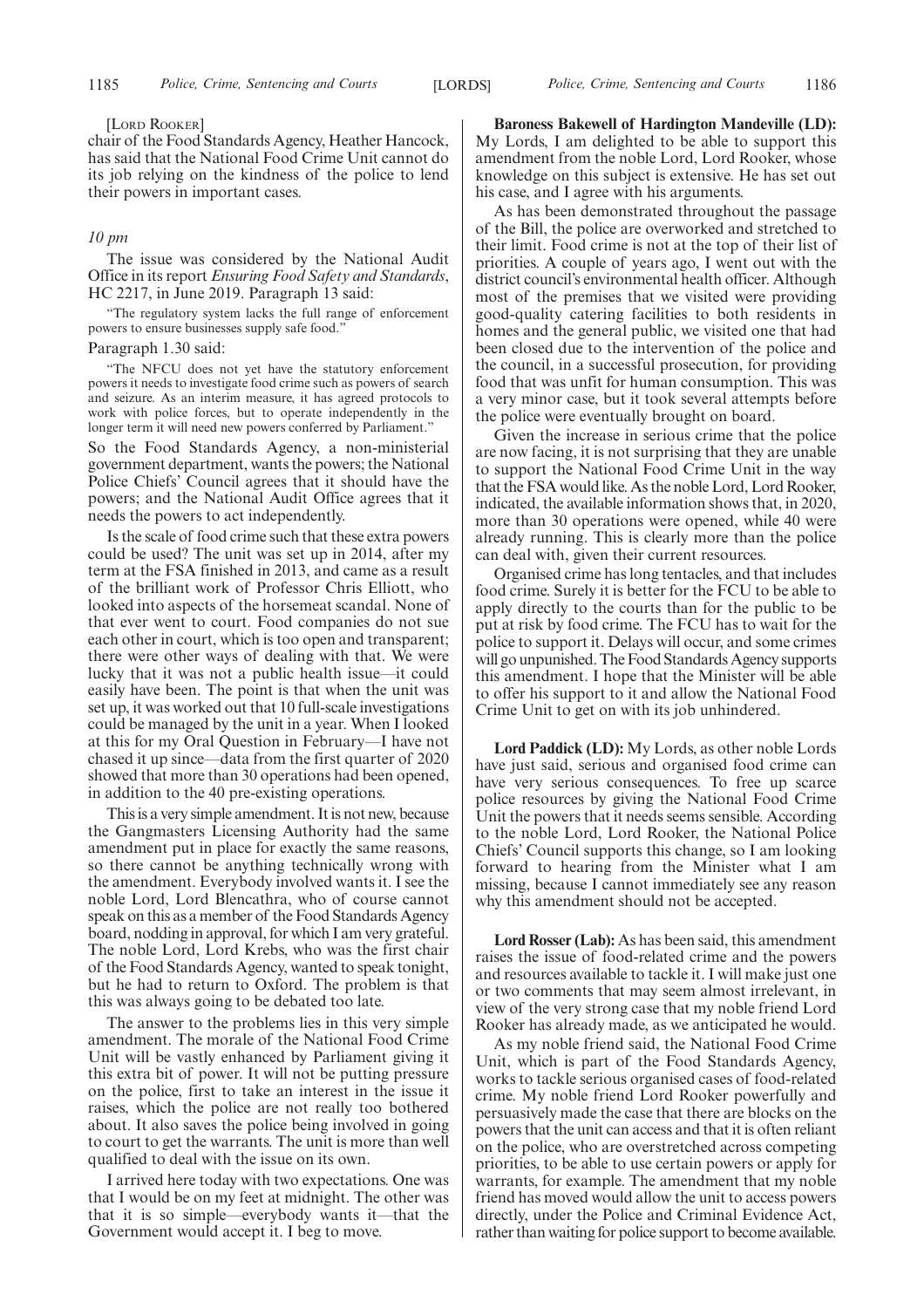[LORD ROOKER]

chair of the Food Standards Agency, Heather Hancock, has said that the National Food Crime Unit cannot do its job relying on the kindness of the police to lend their powers in important cases.

*10 pm*

The issue was considered by the National Audit Office in its report *Ensuring Food Safety and Standards*, HC 2217, in June 2019. Paragraph 13 said:

"The regulatory system lacks the full range of enforcement powers to ensure businesses supply safe food."

Paragraph 1.30 said:

"The NFCU does not yet have the statutory enforcement powers it needs to investigate food crime such as powers of search and seizure. As an interim measure, it has agreed protocols to work with police forces, but to operate independently in the longer term it will need new powers conferred by Parliament."

So the Food Standards Agency, a non-ministerial government department, wants the powers; the National Police Chiefs' Council agrees that it should have the powers; and the National Audit Office agrees that it needs the powers to act independently.

Is the scale of food crime such that these extra powers could be used? The unit was set up in 2014, after my term at the FSA finished in 2013, and came as a result of the brilliant work of Professor Chris Elliott, who looked into aspects of the horsemeat scandal. None of that ever went to court. Food companies do not sue each other in court, which is too open and transparent; there were other ways of dealing with that. We were lucky that it was not a public health issue—it could easily have been. The point is that when the unit was set up, it was worked out that 10 full-scale investigations could be managed by the unit in a year. When I looked at this for my Oral Question in February—I have not chased it up since—data from the first quarter of 2020 showed that more than 30 operations had been opened, in addition to the 40 pre-existing operations.

This is a very simple amendment. It is not new, because the Gangmasters Licensing Authority had the same amendment put in place for exactly the same reasons, so there cannot be anything technically wrong with the amendment. Everybody involved wants it. I see the noble Lord, Lord Blencathra, who of course cannot speak on this as a member of the Food Standards Agency board, nodding in approval, for which I am very grateful. The noble Lord, Lord Krebs, who was the first chair of the Food Standards Agency, wanted to speak tonight, but he had to return to Oxford. The problem is that this was always going to be debated too late.

The answer to the problems lies in this very simple amendment. The morale of the National Food Crime Unit will be vastly enhanced by Parliament giving it this extra bit of power. It will not be putting pressure on the police, first to take an interest in the issue it raises, which the police are not really too bothered about. It also saves the police being involved in going to court to get the warrants. The unit is more than well qualified to deal with the issue on its own.

I arrived here today with two expectations. One was that I would be on my feet at midnight. The other was that it is so simple—everybody wants it—that the Government would accept it. I beg to move.

**Baroness Bakewell of Hardington Mandeville (LD):** My Lords, I am delighted to be able to support this amendment from the noble Lord, Lord Rooker, whose knowledge on this subject is extensive. He has set out his case, and I agree with his arguments.

As has been demonstrated throughout the passage of the Bill, the police are overworked and stretched to their limit. Food crime is not at the top of their list of priorities. A couple of years ago, I went out with the district council's environmental health officer. Although most of the premises that we visited were providing good-quality catering facilities to both residents in homes and the general public, we visited one that had been closed due to the intervention of the police and the council, in a successful prosecution, for providing food that was unfit for human consumption. This was a very minor case, but it took several attempts before the police were eventually brought on board.

Given the increase in serious crime that the police are now facing, it is not surprising that they are unable to support the National Food Crime Unit in the way that the FSA would like. As the noble Lord, Lord Rooker, indicated, the available information shows that, in 2020, more than 30 operations were opened, while 40 were already running. This is clearly more than the police can deal with, given their current resources.

Organised crime has long tentacles, and that includes food crime. Surely it is better for the FCU to be able to apply directly to the courts than for the public to be put at risk by food crime. The FCU has to wait for the police to support it. Delays will occur, and some crimes will go unpunished. The Food Standards Agency supports this amendment. I hope that the Minister will be able to offer his support to it and allow the National Food Crime Unit to get on with its job unhindered.

**Lord Paddick (LD):** My Lords, as other noble Lords have just said, serious and organised food crime can have very serious consequences. To free up scarce police resources by giving the National Food Crime Unit the powers that it needs seems sensible. According to the noble Lord, Lord Rooker, the National Police Chiefs' Council supports this change, so I am looking forward to hearing from the Minister what I am missing, because I cannot immediately see any reason why this amendment should not be accepted.

**Lord Rosser (Lab):** As has been said, this amendment raises the issue of food-related crime and the powers and resources available to tackle it. I will make just one or two comments that may seem almost irrelevant, in view of the very strong case that my noble friend Lord Rooker has already made, as we anticipated he would.

As my noble friend said, the National Food Crime Unit, which is part of the Food Standards Agency, works to tackle serious organised cases of food-related crime. My noble friend Lord Rooker powerfully and persuasively made the case that there are blocks on the powers that the unit can access and that it is often reliant on the police, who are overstretched across competing priorities, to be able to use certain powers or apply for warrants, for example. The amendment that my noble friend has moved would allow the unit to access powers directly, under the Police and Criminal Evidence Act, rather than waiting for police support to become available.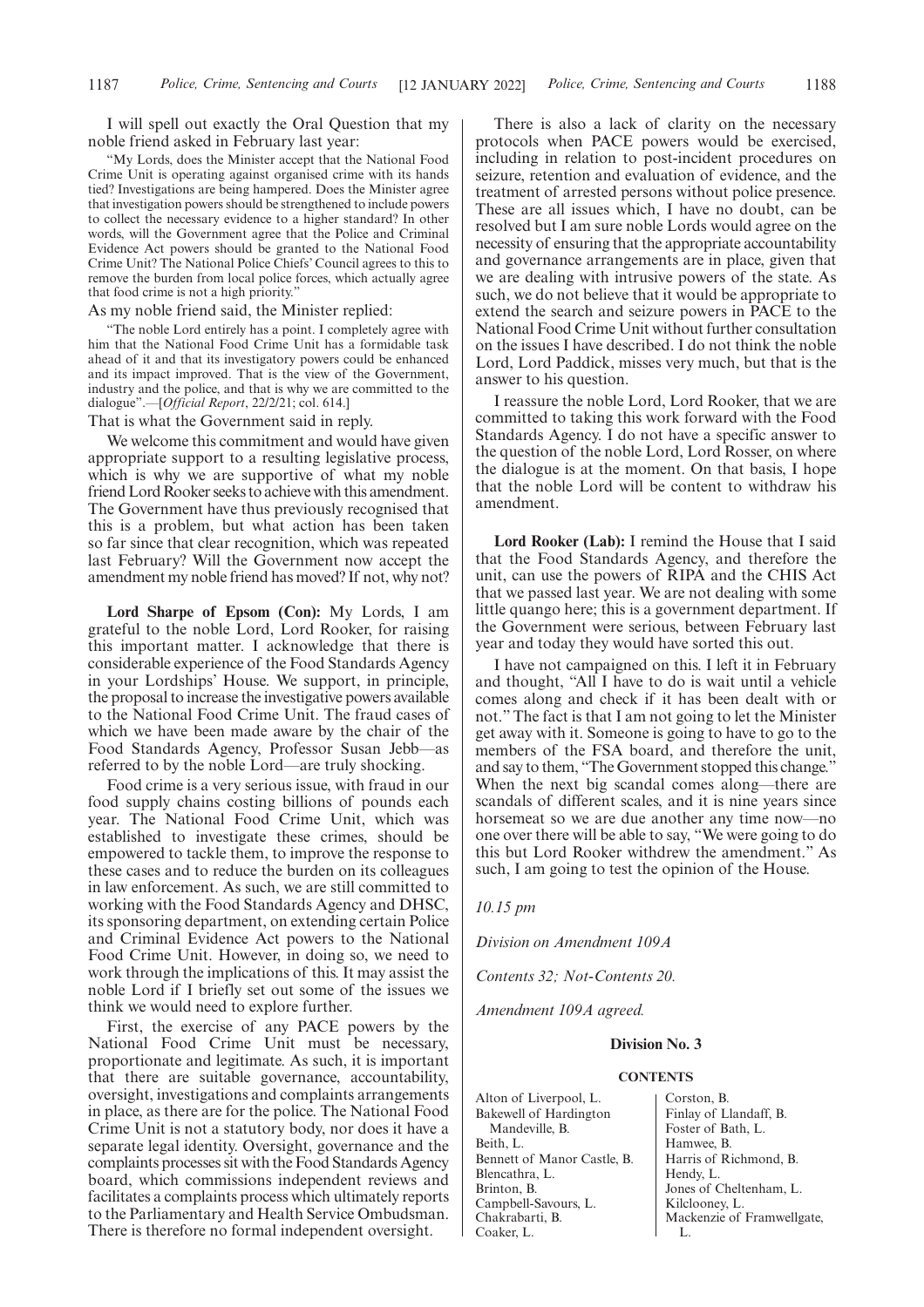I will spell out exactly the Oral Question that my noble friend asked in February last year:

"My Lords, does the Minister accept that the National Food Crime Unit is operating against organised crime with its hands tied? Investigations are being hampered. Does the Minister agree that investigation powers should be strengthened to include powers to collect the necessary evidence to a higher standard? In other words, will the Government agree that the Police and Criminal Evidence Act powers should be granted to the National Food Crime Unit? The National Police Chiefs' Council agrees to this to remove the burden from local police forces, which actually agree that food crime is not a high priority."

As my noble friend said, the Minister replied:

"The noble Lord entirely has a point. I completely agree with him that the National Food Crime Unit has a formidable task ahead of it and that its investigatory powers could be enhanced and its impact improved. That is the view of the Government, industry and the police, and that is why we are committed to the dialogue".—[*Official Report*, 22/2/21; col. 614.]

That is what the Government said in reply.

We welcome this commitment and would have given appropriate support to a resulting legislative process, which is why we are supportive of what my noble friend Lord Rooker seeks to achieve with this amendment. The Government have thus previously recognised that this is a problem, but what action has been taken so far since that clear recognition, which was repeated last February? Will the Government now accept the amendment my noble friend has moved? If not, why not?

**Lord Sharpe of Epsom (Con):** My Lords, I am grateful to the noble Lord, Lord Rooker, for raising this important matter. I acknowledge that there is considerable experience of the Food Standards Agency in your Lordships' House. We support, in principle, the proposal to increase the investigative powers available to the National Food Crime Unit. The fraud cases of which we have been made aware by the chair of the Food Standards Agency, Professor Susan Jebb—as referred to by the noble Lord—are truly shocking.

Food crime is a very serious issue, with fraud in our food supply chains costing billions of pounds each year. The National Food Crime Unit, which was established to investigate these crimes, should be empowered to tackle them, to improve the response to these cases and to reduce the burden on its colleagues in law enforcement. As such, we are still committed to working with the Food Standards Agency and DHSC, its sponsoring department, on extending certain Police and Criminal Evidence Act powers to the National Food Crime Unit. However, in doing so, we need to work through the implications of this. It may assist the noble Lord if I briefly set out some of the issues we think we would need to explore further.

First, the exercise of any PACE powers by the National Food Crime Unit must be necessary, proportionate and legitimate. As such, it is important that there are suitable governance, accountability, oversight, investigations and complaints arrangements in place, as there are for the police. The National Food Crime Unit is not a statutory body, nor does it have a separate legal identity. Oversight, governance and the complaints processes sit with the Food Standards Agency board, which commissions independent reviews and facilitates a complaints process which ultimately reports to the Parliamentary and Health Service Ombudsman. There is therefore no formal independent oversight.

There is also a lack of clarity on the necessary protocols when PACE powers would be exercised, including in relation to post-incident procedures on seizure, retention and evaluation of evidence, and the treatment of arrested persons without police presence. These are all issues which, I have no doubt, can be resolved but I am sure noble Lords would agree on the necessity of ensuring that the appropriate accountability and governance arrangements are in place, given that we are dealing with intrusive powers of the state. As such, we do not believe that it would be appropriate to extend the search and seizure powers in PACE to the National Food Crime Unit without further consultation on the issues I have described. I do not think the noble Lord, Lord Paddick, misses very much, but that is the answer to his question.

I reassure the noble Lord, Lord Rooker, that we are committed to taking this work forward with the Food Standards Agency. I do not have a specific answer to the question of the noble Lord, Lord Rosser, on where the dialogue is at the moment. On that basis, I hope that the noble Lord will be content to withdraw his amendment.

**Lord Rooker (Lab):** I remind the House that I said that the Food Standards Agency, and therefore the unit, can use the powers of RIPA and the CHIS Act that we passed last year. We are not dealing with some little quango here; this is a government department. If the Government were serious, between February last year and today they would have sorted this out.

I have not campaigned on this. I left it in February and thought, "All I have to do is wait until a vehicle comes along and check if it has been dealt with or not." The fact is that I am not going to let the Minister get away with it. Someone is going to have to go to the members of the FSA board, and therefore the unit, and say to them, "The Government stopped this change." When the next big scandal comes along—there are scandals of different scales, and it is nine years since horsemeat so we are due another any time now—no one over there will be able to say, "We were going to do this but Lord Rooker withdrew the amendment." As such, I am going to test the opinion of the House.

*10.15 pm*

*Division on Amendment 109A*

*Contents 32; Not-Contents 20.*

*Amendment 109A agreed.*

**Division No. 3**

**CONTENTS**

Alton of Liverpool, L.
Bakewell of Hardington Mandeville, B.
Beith, L.
Bennett of Manor Castle, B.
Blencathra, L.
Brinton, B.
Campbell-Savours, L.
Chakrabarti, B.
Coaker, L.
Corston, B.
Finlay of Llandaff, B.
Foster of Bath, L.
Hamwee, B.
Harris of Richmond, B.
Hendy, L.
Jones of Cheltenham, L.
Kilclooney, L.
Mackenzie of Framwellgate, L.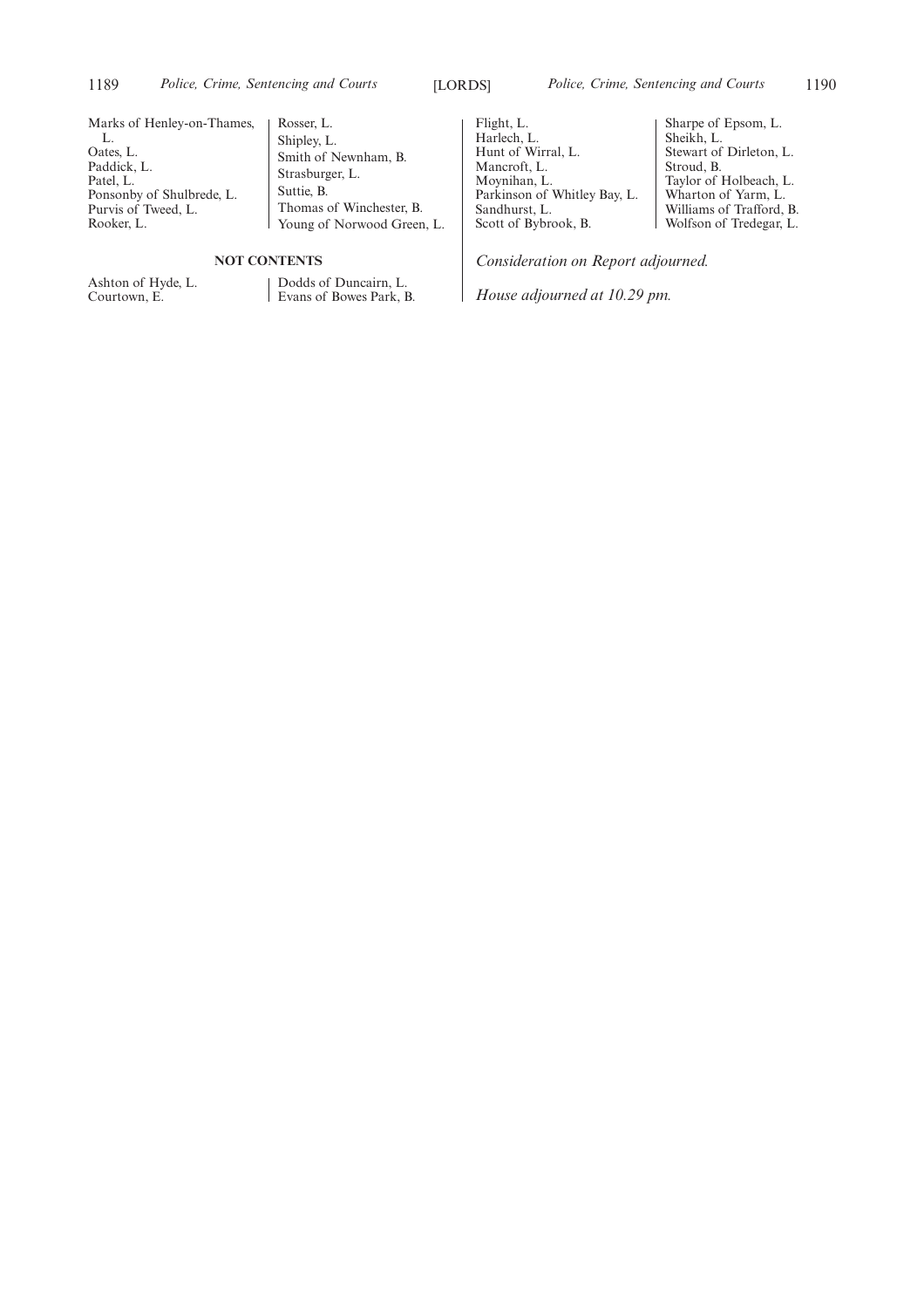Marks of Henley-on-Thames, L.
Oates, L.
Paddick, L.
Patel, L.
Ponsonby of Shulbrede, L.
Purvis of Tweed, L.
Rooker, L.
Rosser, L.
Shipley, L.
Smith of Newnham, B.
Strasburger, L.
Suttie, B.
Thomas of Winchester, B.
Young of Norwood Green, L.

**NOT CONTENTS**

Ashton of Hyde, L.
Courtown, E.
Dodds of Duncairn, L.
Evans of Bowes Park, B.
Flight, L.
Harlech, L.
Hunt of Wirral, L.
Mancroft, L.
Moynihan, L.
Parkinson of Whitley Bay, L.
Sandhurst, L.
Scott of Bybrook, B.
Sharpe of Epsom, L.
Sheikh, L.
Stewart of Dirleton, L.
Stroud, B.
Taylor of Holbeach, L.
Wharton of Yarm, L.
Williams of Trafford, B.
Wolfson of Tredegar, L.

*Consideration on Report adjourned.*

*House adjourned at 10.29 pm.*